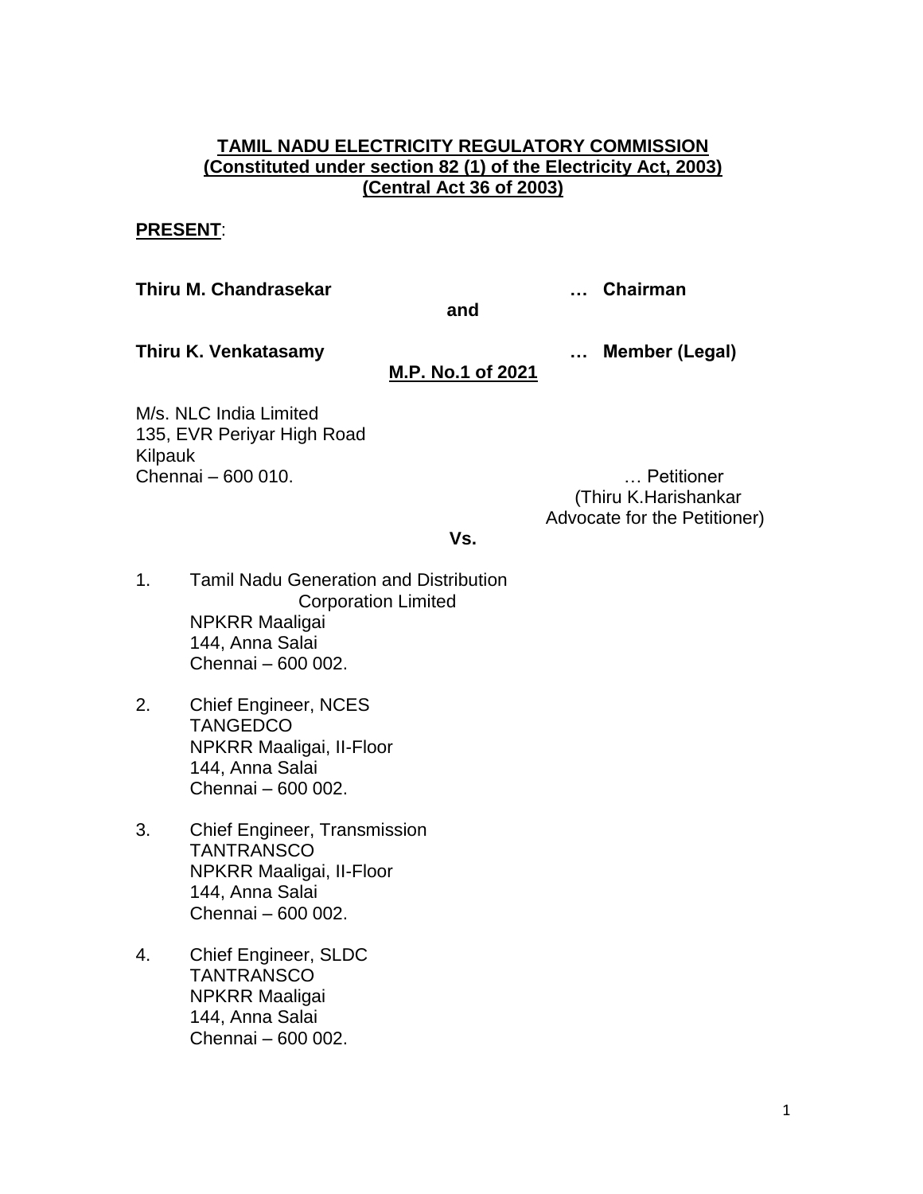**TAMIL NADU ELECTRICITY REGULATORY COMMISSION**
**(Constituted under section 82 (1) of the Electricity Act, 2003)**
**(Central Act 36 of 2003)**

**PRESENT**:

**Thiru M. Chandrasekar** … **Chairman**

**and**

**Thiru K. Venkatasamy** … **Member (Legal)**

**M.P. No.1 of 2021**

M/s. NLC India Limited
135, EVR Periyar High Road
Kilpauk
Chennai – 600 010.

… Petitioner
(Thiru K.Harishankar
Advocate for the Petitioner)

**Vs.**

1. Tamil Nadu Generation and Distribution Corporation Limited
   NPKRR Maaligai
   144, Anna Salai
   Chennai – 600 002.

2. Chief Engineer, NCES
   TANGEDCO
   NPKRR Maaligai, II-Floor
   144, Anna Salai
   Chennai – 600 002.

3. Chief Engineer, Transmission
   TANTRANSCO
   NPKRR Maaligai, II-Floor
   144, Anna Salai
   Chennai – 600 002.

4. Chief Engineer, SLDC
   TANTRANSCO
   NPKRR Maaligai
   144, Anna Salai
   Chennai – 600 002.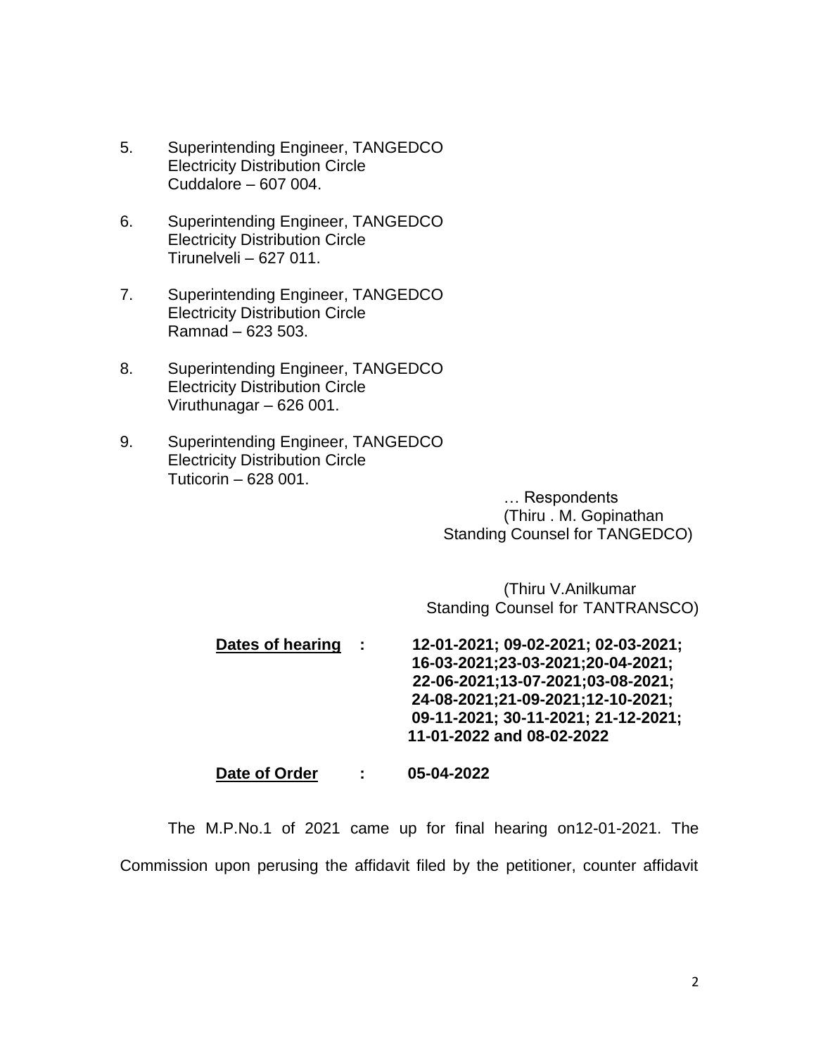5. Superintending Engineer, TANGEDCO
   Electricity Distribution Circle
   Cuddalore – 607 004.

6. Superintending Engineer, TANGEDCO
   Electricity Distribution Circle
   Tirunelveli – 627 011.

7. Superintending Engineer, TANGEDCO
   Electricity Distribution Circle
   Ramnad – 623 503.

8. Superintending Engineer, TANGEDCO
   Electricity Distribution Circle
   Viruthunagar – 626 001.

9. Superintending Engineer, TANGEDCO
   Electricity Distribution Circle
   Tuticorin – 628 001.

… Respondents
(Thiru . M. Gopinathan
Standing Counsel for TANGEDCO)

(Thiru V.Anilkumar
Standing Counsel for TANTRANSCO)

**Dates of hearing : 12-01-2021; 09-02-2021; 02-03-2021; 16-03-2021;23-03-2021;20-04-2021; 22-06-2021;13-07-2021;03-08-2021; 24-08-2021;21-09-2021;12-10-2021; 09-11-2021; 30-11-2021; 21-12-2021; 11-01-2022 and 08-02-2022**

**Date of Order : 05-04-2022**

The M.P.No.1 of 2021 came up for final hearing on12-01-2021. The Commission upon perusing the affidavit filed by the petitioner, counter affidavit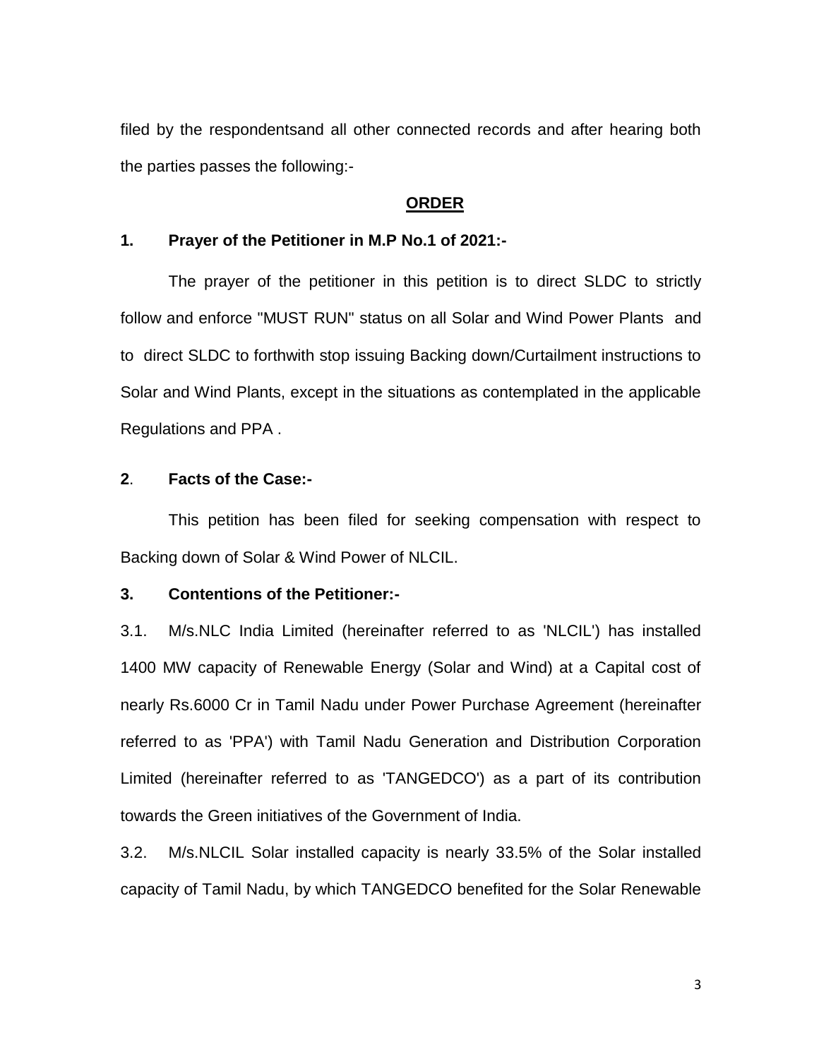filed by the respondentsand all other connected records and after hearing both the parties passes the following:-

## ORDER

### 1. Prayer of the Petitioner in M.P No.1 of 2021:-

The prayer of the petitioner in this petition is to direct SLDC to strictly follow and enforce "MUST RUN" status on all Solar and Wind Power Plants and to direct SLDC to forthwith stop issuing Backing down/Curtailment instructions to Solar and Wind Plants, except in the situations as contemplated in the applicable Regulations and PPA .

### 2. Facts of the Case:-

This petition has been filed for seeking compensation with respect to Backing down of Solar & Wind Power of NLCIL.

### 3. Contentions of the Petitioner:-

3.1. M/s.NLC India Limited (hereinafter referred to as 'NLCIL') has installed 1400 MW capacity of Renewable Energy (Solar and Wind) at a Capital cost of nearly Rs.6000 Cr in Tamil Nadu under Power Purchase Agreement (hereinafter referred to as 'PPA') with Tamil Nadu Generation and Distribution Corporation Limited (hereinafter referred to as 'TANGEDCO') as a part of its contribution towards the Green initiatives of the Government of India.

3.2. M/s.NLCIL Solar installed capacity is nearly 33.5% of the Solar installed capacity of Tamil Nadu, by which TANGEDCO benefited for the Solar Renewable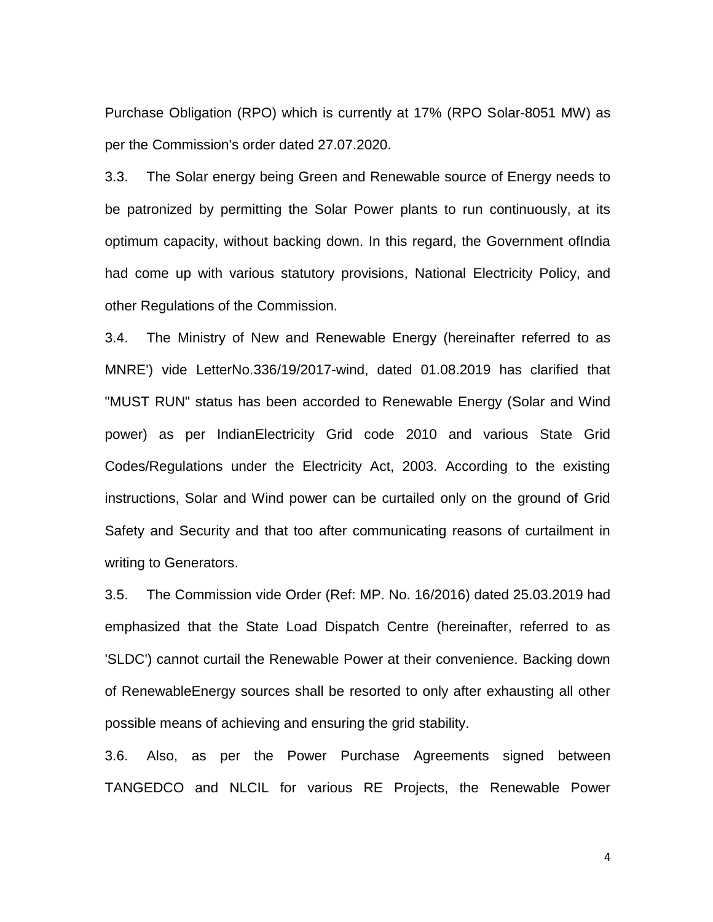Purchase Obligation (RPO) which is currently at 17% (RPO Solar-8051 MW) as per the Commission's order dated 27.07.2020.

3.3. The Solar energy being Green and Renewable source of Energy needs to be patronized by permitting the Solar Power plants to run continuously, at its optimum capacity, without backing down. In this regard, the Government ofIndia had come up with various statutory provisions, National Electricity Policy, and other Regulations of the Commission.

3.4. The Ministry of New and Renewable Energy (hereinafter referred to as MNRE') vide LetterNo.336/19/2017-wind, dated 01.08.2019 has clarified that "MUST RUN" status has been accorded to Renewable Energy (Solar and Wind power) as per IndianElectricity Grid code 2010 and various State Grid Codes/Regulations under the Electricity Act, 2003. According to the existing instructions, Solar and Wind power can be curtailed only on the ground of Grid Safety and Security and that too after communicating reasons of curtailment in writing to Generators.

3.5. The Commission vide Order (Ref: MP. No. 16/2016) dated 25.03.2019 had emphasized that the State Load Dispatch Centre (hereinafter, referred to as 'SLDC') cannot curtail the Renewable Power at their convenience. Backing down of RenewableEnergy sources shall be resorted to only after exhausting all other possible means of achieving and ensuring the grid stability.

3.6. Also, as per the Power Purchase Agreements signed between TANGEDCO and NLCIL for various RE Projects, the Renewable Power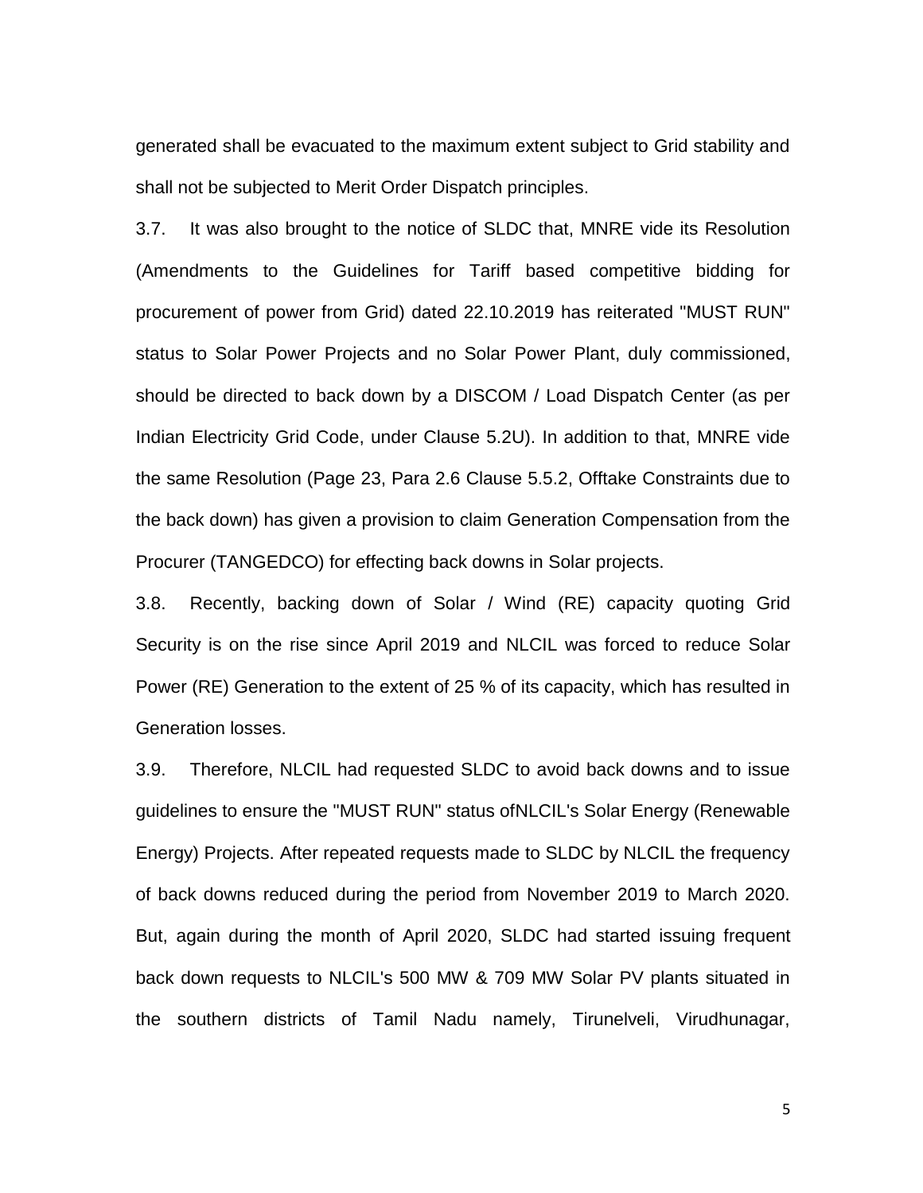generated shall be evacuated to the maximum extent subject to Grid stability and shall not be subjected to Merit Order Dispatch principles.

3.7. It was also brought to the notice of SLDC that, MNRE vide its Resolution (Amendments to the Guidelines for Tariff based competitive bidding for procurement of power from Grid) dated 22.10.2019 has reiterated "MUST RUN" status to Solar Power Projects and no Solar Power Plant, duly commissioned, should be directed to back down by a DISCOM / Load Dispatch Center (as per Indian Electricity Grid Code, under Clause 5.2U). In addition to that, MNRE vide the same Resolution (Page 23, Para 2.6 Clause 5.5.2, Offtake Constraints due to the back down) has given a provision to claim Generation Compensation from the Procurer (TANGEDCO) for effecting back downs in Solar projects.

3.8. Recently, backing down of Solar / Wind (RE) capacity quoting Grid Security is on the rise since April 2019 and NLCIL was forced to reduce Solar Power (RE) Generation to the extent of 25 % of its capacity, which has resulted in Generation losses.

3.9. Therefore, NLCIL had requested SLDC to avoid back downs and to issue guidelines to ensure the "MUST RUN" status ofNLCIL's Solar Energy (Renewable Energy) Projects. After repeated requests made to SLDC by NLCIL the frequency of back downs reduced during the period from November 2019 to March 2020. But, again during the month of April 2020, SLDC had started issuing frequent back down requests to NLCIL's 500 MW & 709 MW Solar PV plants situated in the southern districts of Tamil Nadu namely, Tirunelveli, Virudhunagar,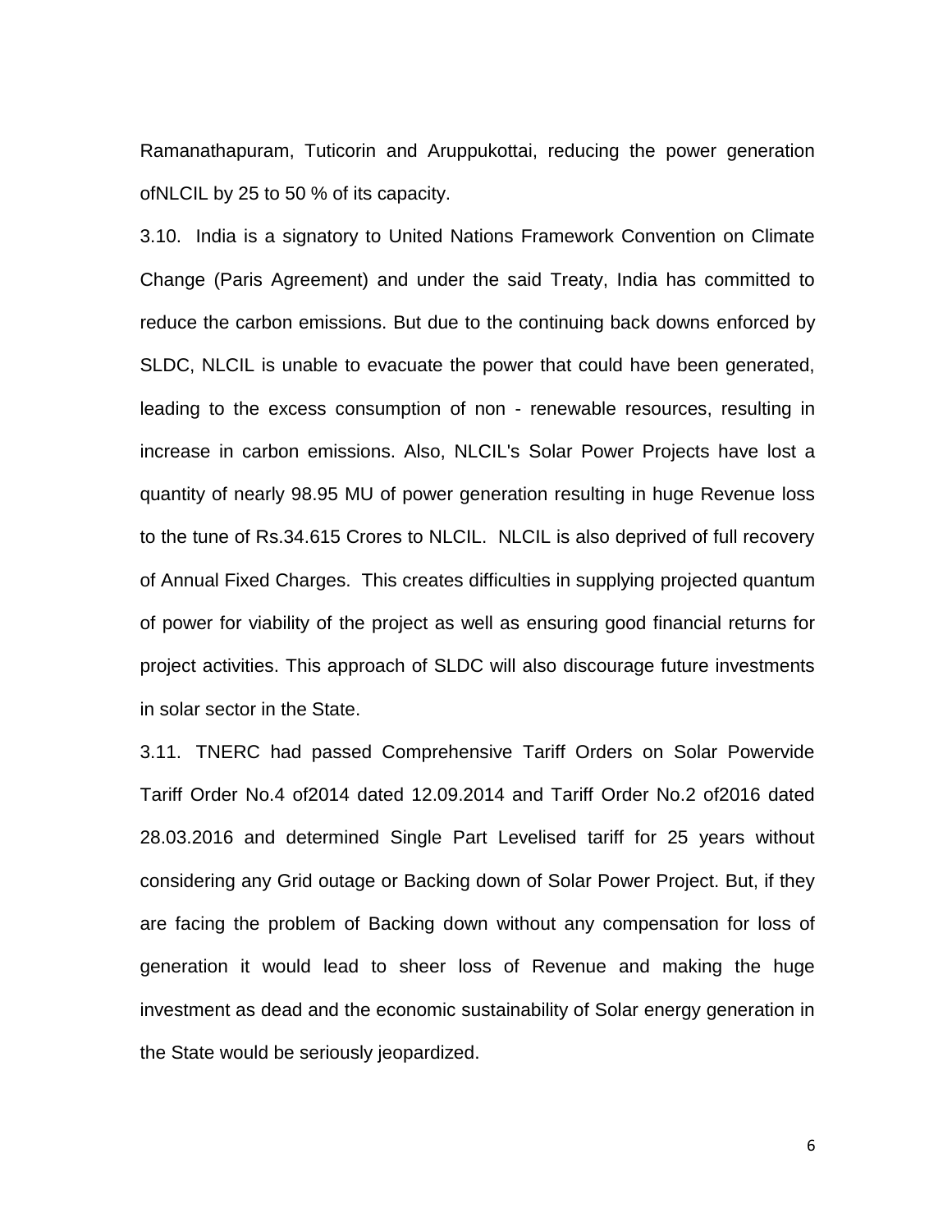Ramanathapuram, Tuticorin and Aruppukottai, reducing the power generation ofNLCIL by 25 to 50 % of its capacity.

3.10. India is a signatory to United Nations Framework Convention on Climate Change (Paris Agreement) and under the said Treaty, India has committed to reduce the carbon emissions. But due to the continuing back downs enforced by SLDC, NLCIL is unable to evacuate the power that could have been generated, leading to the excess consumption of non - renewable resources, resulting in increase in carbon emissions. Also, NLCIL's Solar Power Projects have lost a quantity of nearly 98.95 MU of power generation resulting in huge Revenue loss to the tune of Rs.34.615 Crores to NLCIL. NLCIL is also deprived of full recovery of Annual Fixed Charges. This creates difficulties in supplying projected quantum of power for viability of the project as well as ensuring good financial returns for project activities. This approach of SLDC will also discourage future investments in solar sector in the State.

3.11. TNERC had passed Comprehensive Tariff Orders on Solar Powervide Tariff Order No.4 of2014 dated 12.09.2014 and Tariff Order No.2 of2016 dated 28.03.2016 and determined Single Part Levelised tariff for 25 years without considering any Grid outage or Backing down of Solar Power Project. But, if they are facing the problem of Backing down without any compensation for loss of generation it would lead to sheer loss of Revenue and making the huge investment as dead and the economic sustainability of Solar energy generation in the State would be seriously jeopardized.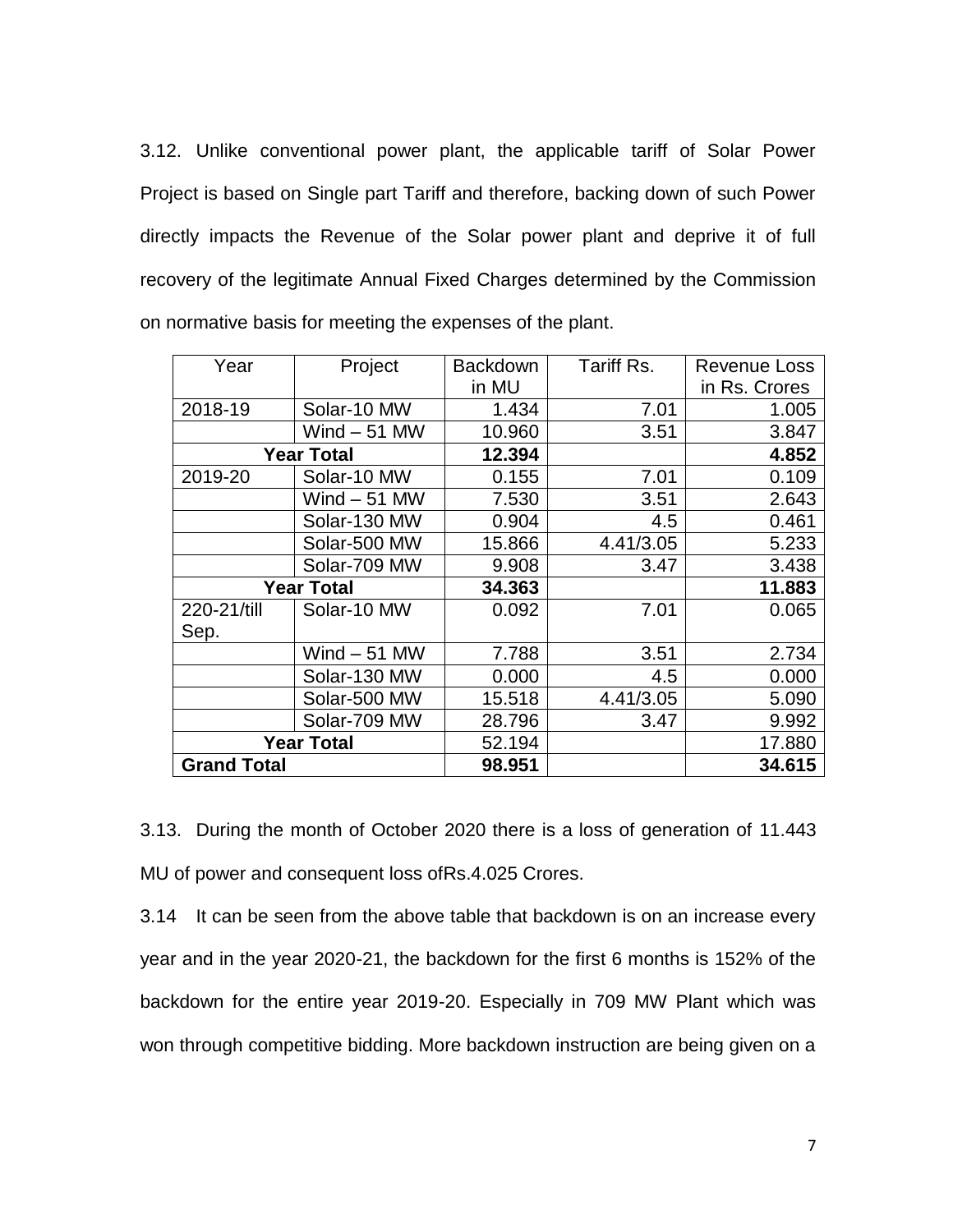3.12. Unlike conventional power plant, the applicable tariff of Solar Power Project is based on Single part Tariff and therefore, backing down of such Power directly impacts the Revenue of the Solar power plant and deprive it of full recovery of the legitimate Annual Fixed Charges determined by the Commission on normative basis for meeting the expenses of the plant.

| Year | Project | Backdown in MU | Tariff Rs. | Revenue Loss in Rs. Crores |
|---|---|---|---|---|
| 2018-19 | Solar-10 MW | 1.434 | 7.01 | 1.005 |
| | Wind – 51 MW | 10.960 | 3.51 | 3.847 |
| **Year Total** | | **12.394** | | **4.852** |
| 2019-20 | Solar-10 MW | 0.155 | 7.01 | 0.109 |
| | Wind – 51 MW | 7.530 | 3.51 | 2.643 |
| | Solar-130 MW | 0.904 | 4.5 | 0.461 |
| | Solar-500 MW | 15.866 | 4.41/3.05 | 5.233 |
| | Solar-709 MW | 9.908 | 3.47 | 3.438 |
| **Year Total** | | **34.363** | | **11.883** |
| 220-21/till Sep. | Solar-10 MW | 0.092 | 7.01 | 0.065 |
| | Wind – 51 MW | 7.788 | 3.51 | 2.734 |
| | Solar-130 MW | 0.000 | 4.5 | 0.000 |
| | Solar-500 MW | 15.518 | 4.41/3.05 | 5.090 |
| | Solar-709 MW | 28.796 | 3.47 | 9.992 |
| **Year Total** | | 52.194 | | 17.880 |
| **Grand Total** | | **98.951** | | **34.615** |

3.13. During the month of October 2020 there is a loss of generation of 11.443 MU of power and consequent loss ofRs.4.025 Crores.

3.14 It can be seen from the above table that backdown is on an increase every year and in the year 2020-21, the backdown for the first 6 months is 152% of the backdown for the entire year 2019-20. Especially in 709 MW Plant which was won through competitive bidding. More backdown instruction are being given on a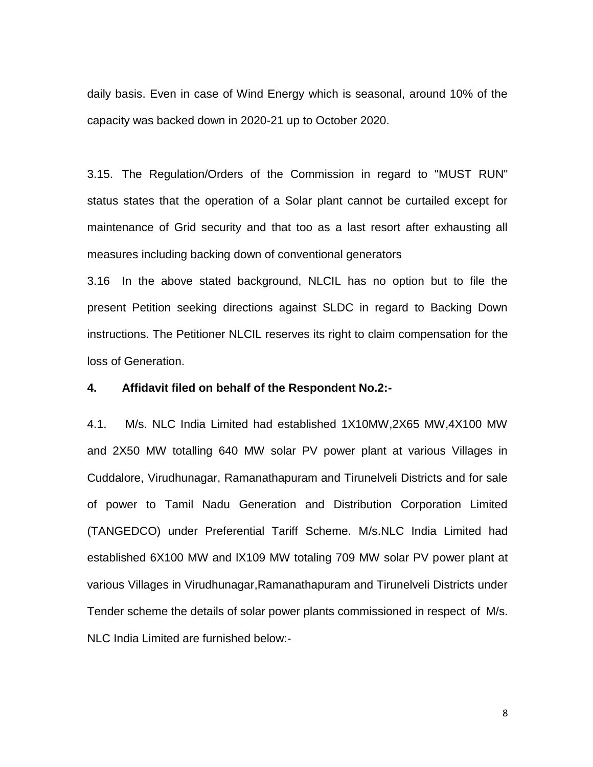daily basis. Even in case of Wind Energy which is seasonal, around 10% of the capacity was backed down in 2020-21 up to October 2020.

3.15. The Regulation/Orders of the Commission in regard to "MUST RUN" status states that the operation of a Solar plant cannot be curtailed except for maintenance of Grid security and that too as a last resort after exhausting all measures including backing down of conventional generators

3.16 In the above stated background, NLCIL has no option but to file the present Petition seeking directions against SLDC in regard to Backing Down instructions. The Petitioner NLCIL reserves its right to claim compensation for the loss of Generation.

**4. Affidavit filed on behalf of the Respondent No.2:-**

4.1. M/s. NLC India Limited had established 1X10MW,2X65 MW,4X100 MW and 2X50 MW totalling 640 MW solar PV power plant at various Villages in Cuddalore, Virudhunagar, Ramanathapuram and Tirunelveli Districts and for sale of power to Tamil Nadu Generation and Distribution Corporation Limited (TANGEDCO) under Preferential Tariff Scheme. M/s.NLC India Limited had established 6X100 MW and lX109 MW totaling 709 MW solar PV power plant at various Villages in Virudhunagar,Ramanathapuram and Tirunelveli Districts under Tender scheme the details of solar power plants commissioned in respect of M/s. NLC India Limited are furnished below:-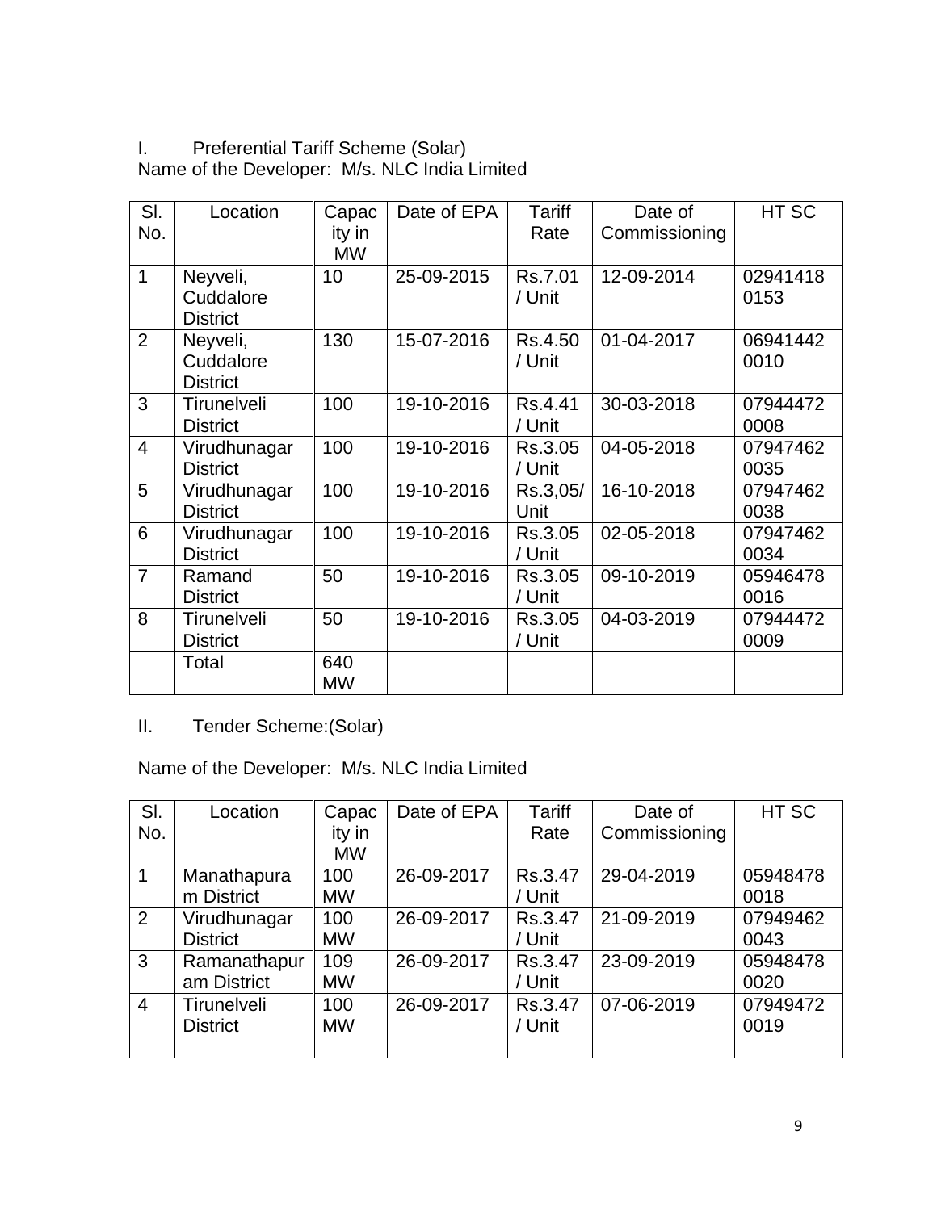I. Preferential Tariff Scheme (Solar)

Name of the Developer: M/s. NLC India Limited

| Sl. No. | Location | Capacity in MW | Date of EPA | Tariff Rate | Date of Commissioning | HT SC |
|---|---|---|---|---|---|---|
| 1 | Neyveli, Cuddalore District | 10 | 25-09-2015 | Rs.7.01 / Unit | 12-09-2014 | 029414180153 |
| 2 | Neyveli, Cuddalore District | 130 | 15-07-2016 | Rs.4.50 / Unit | 01-04-2017 | 069414420010 |
| 3 | Tirunelveli District | 100 | 19-10-2016 | Rs.4.41 / Unit | 30-03-2018 | 079444720008 |
| 4 | Virudhunagar District | 100 | 19-10-2016 | Rs.3.05 / Unit | 04-05-2018 | 079474620035 |
| 5 | Virudhunagar District | 100 | 19-10-2016 | Rs.3,05/ Unit | 16-10-2018 | 079474620038 |
| 6 | Virudhunagar District | 100 | 19-10-2016 | Rs.3.05 / Unit | 02-05-2018 | 079474620034 |
| 7 | Ramand District | 50 | 19-10-2016 | Rs.3.05 / Unit | 09-10-2019 | 059464780016 |
| 8 | Tirunelveli District | 50 | 19-10-2016 | Rs.3.05 / Unit | 04-03-2019 | 079444720009 |
| | Total | 640 MW | | | | |

II. Tender Scheme:(Solar)

Name of the Developer: M/s. NLC India Limited

| Sl. No. | Location | Capacity in MW | Date of EPA | Tariff Rate | Date of Commissioning | HT SC |
|---|---|---|---|---|---|---|
| 1 | Manathapuram District | 100 MW | 26-09-2017 | Rs.3.47 / Unit | 29-04-2019 | 059484780018 |
| 2 | Virudhunagar District | 100 MW | 26-09-2017 | Rs.3.47 / Unit | 21-09-2019 | 079494620043 |
| 3 | Ramanathapuram District | 109 MW | 26-09-2017 | Rs.3.47 / Unit | 23-09-2019 | 059484780020 |
| 4 | Tirunelveli District | 100 MW | 26-09-2017 | Rs.3.47 / Unit | 07-06-2019 | 079494720019 |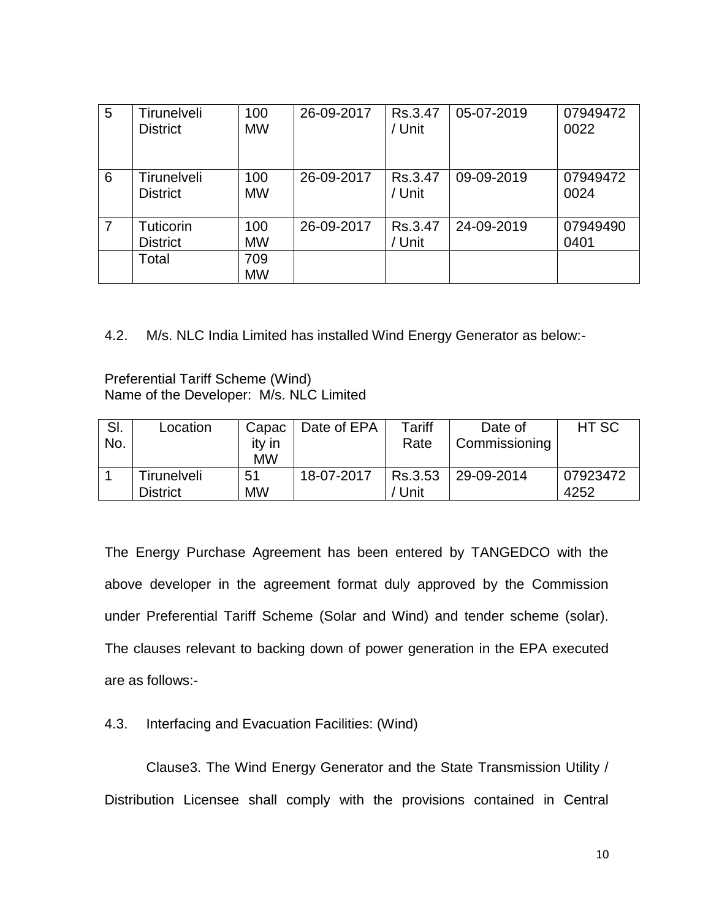| 5 | Tirunelveli District | 100 MW | 26-09-2017 | Rs.3.47 / Unit | 05-07-2019 | 079494720022 |
|---|---|---|---|---|---|---|
| 6 | Tirunelveli District | 100 MW | 26-09-2017 | Rs.3.47 / Unit | 09-09-2019 | 079494720024 |
| 7 | Tuticorin District | 100 MW | 26-09-2017 | Rs.3.47 / Unit | 24-09-2019 | 079494900401 |
| | Total | 709 MW | | | | |

4.2. M/s. NLC India Limited has installed Wind Energy Generator as below:-

Preferential Tariff Scheme (Wind)
Name of the Developer: M/s. NLC Limited

| Sl. No. | Location | Capacity in MW | Date of EPA | Tariff Rate | Date of Commissioning | HT SC |
|---|---|---|---|---|---|---|
| 1 | Tirunelveli District | 51 MW | 18-07-2017 | Rs.3.53 / Unit | 29-09-2014 | 079234724252 |

The Energy Purchase Agreement has been entered by TANGEDCO with the above developer in the agreement format duly approved by the Commission under Preferential Tariff Scheme (Solar and Wind) and tender scheme (solar). The clauses relevant to backing down of power generation in the EPA executed are as follows:-

4.3. Interfacing and Evacuation Facilities: (Wind)

Clause3. The Wind Energy Generator and the State Transmission Utility / Distribution Licensee shall comply with the provisions contained in Central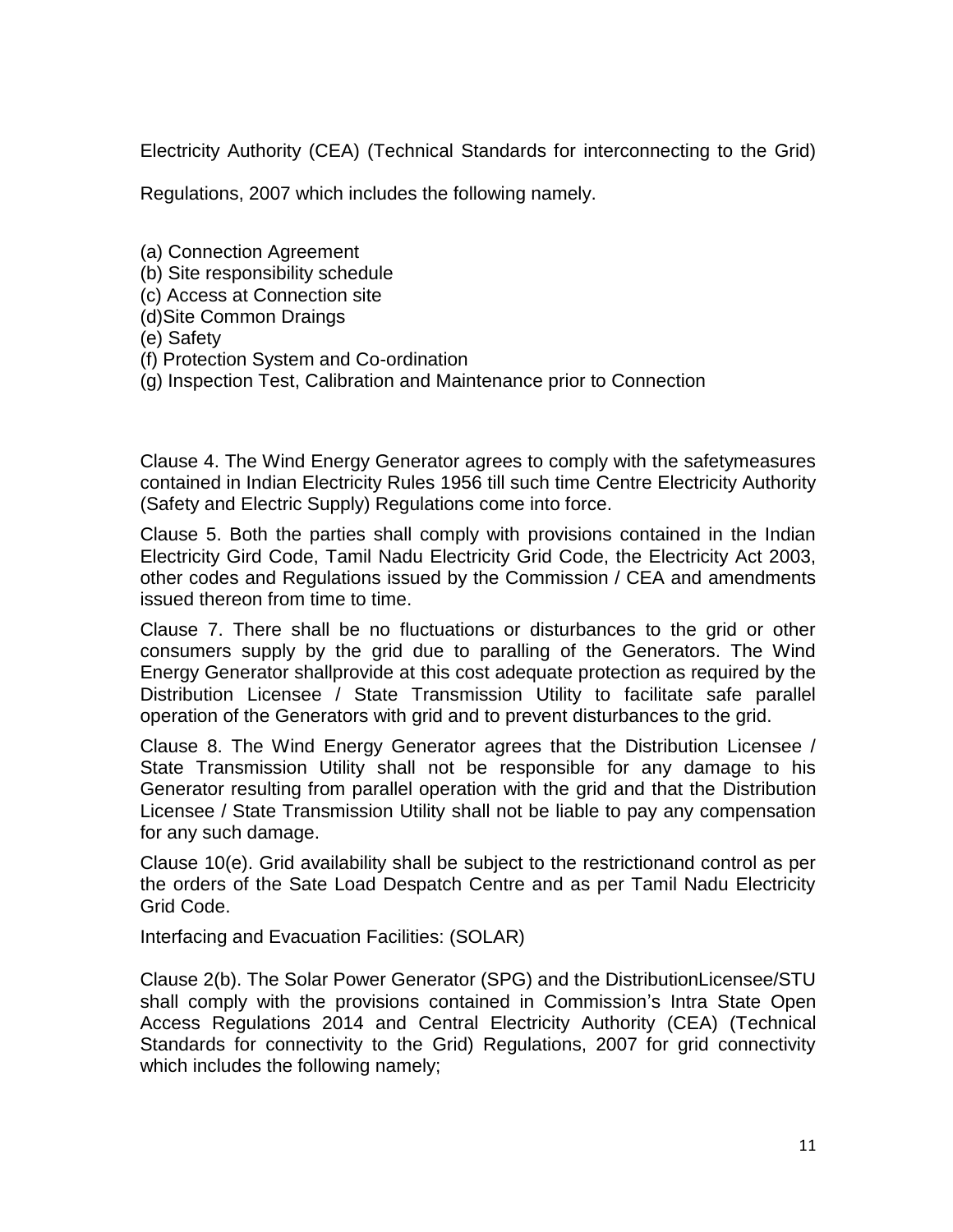Electricity Authority (CEA) (Technical Standards for interconnecting to the Grid)

Regulations, 2007 which includes the following namely.

(a) Connection Agreement
(b) Site responsibility schedule
(c) Access at Connection site
(d)Site Common Draings
(e) Safety
(f) Protection System and Co-ordination
(g) Inspection Test, Calibration and Maintenance prior to Connection

Clause 4. The Wind Energy Generator agrees to comply with the safetymeasures contained in Indian Electricity Rules 1956 till such time Centre Electricity Authority (Safety and Electric Supply) Regulations come into force.

Clause 5. Both the parties shall comply with provisions contained in the Indian Electricity Gird Code, Tamil Nadu Electricity Grid Code, the Electricity Act 2003, other codes and Regulations issued by the Commission / CEA and amendments issued thereon from time to time.

Clause 7. There shall be no fluctuations or disturbances to the grid or other consumers supply by the grid due to paralling of the Generators. The Wind Energy Generator shallprovide at this cost adequate protection as required by the Distribution Licensee / State Transmission Utility to facilitate safe parallel operation of the Generators with grid and to prevent disturbances to the grid.

Clause 8. The Wind Energy Generator agrees that the Distribution Licensee / State Transmission Utility shall not be responsible for any damage to his Generator resulting from parallel operation with the grid and that the Distribution Licensee / State Transmission Utility shall not be liable to pay any compensation for any such damage.

Clause 10(e). Grid availability shall be subject to the restrictionand control as per the orders of the Sate Load Despatch Centre and as per Tamil Nadu Electricity Grid Code.

Interfacing and Evacuation Facilities: (SOLAR)

Clause 2(b). The Solar Power Generator (SPG) and the DistributionLicensee/STU shall comply with the provisions contained in Commission's Intra State Open Access Regulations 2014 and Central Electricity Authority (CEA) (Technical Standards for connectivity to the Grid) Regulations, 2007 for grid connectivity which includes the following namely;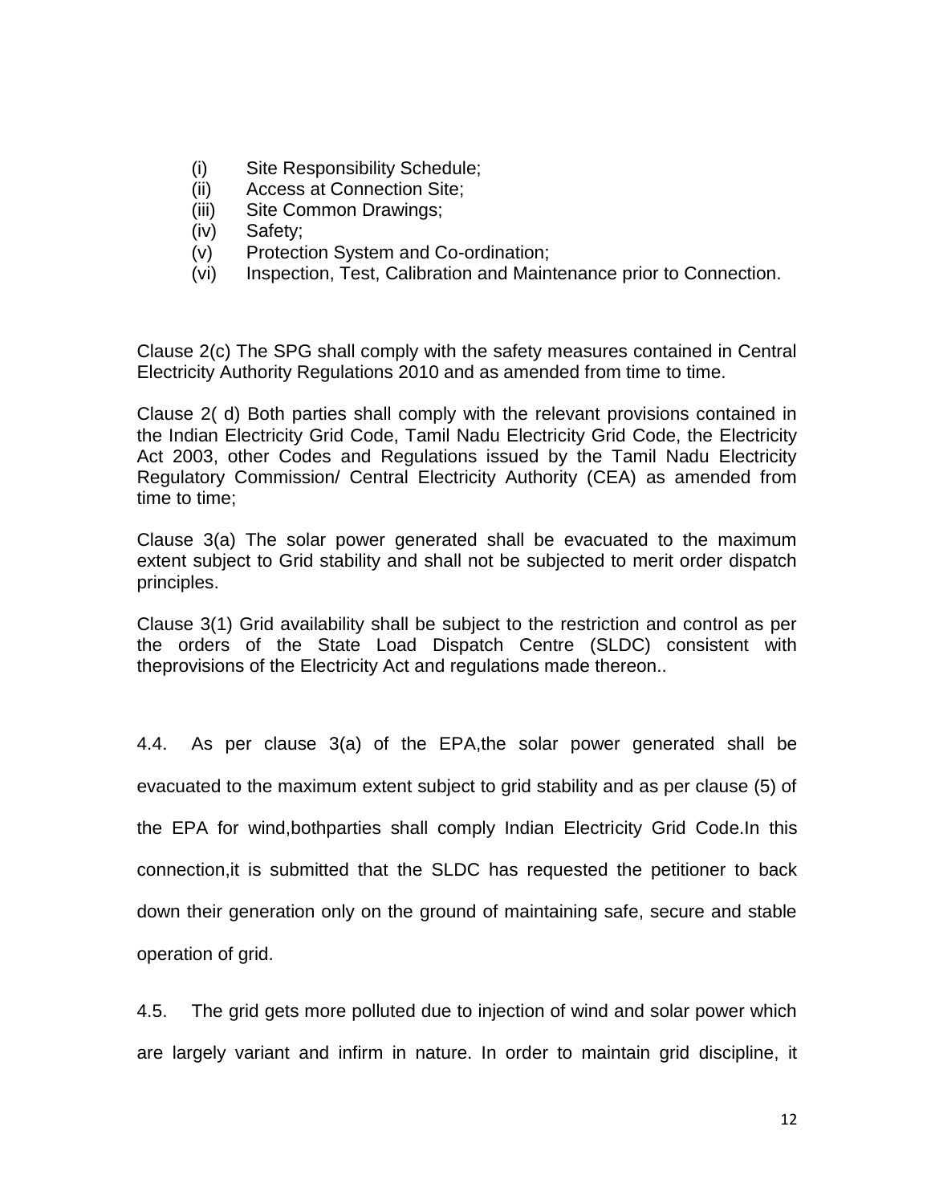(i) Site Responsibility Schedule;
(ii) Access at Connection Site;
(iii) Site Common Drawings;
(iv) Safety;
(v) Protection System and Co-ordination;
(vi) Inspection, Test, Calibration and Maintenance prior to Connection.

Clause 2(c) The SPG shall comply with the safety measures contained in Central Electricity Authority Regulations 2010 and as amended from time to time.

Clause 2( d) Both parties shall comply with the relevant provisions contained in the Indian Electricity Grid Code, Tamil Nadu Electricity Grid Code, the Electricity Act 2003, other Codes and Regulations issued by the Tamil Nadu Electricity Regulatory Commission/ Central Electricity Authority (CEA) as amended from time to time;

Clause 3(a) The solar power generated shall be evacuated to the maximum extent subject to Grid stability and shall not be subjected to merit order dispatch principles.

Clause 3(1) Grid availability shall be subject to the restriction and control as per the orders of the State Load Dispatch Centre (SLDC) consistent with theprovisions of the Electricity Act and regulations made thereon..

4.4. As per clause 3(a) of the EPA,the solar power generated shall be evacuated to the maximum extent subject to grid stability and as per clause (5) of the EPA for wind,bothparties shall comply Indian Electricity Grid Code.In this connection,it is submitted that the SLDC has requested the petitioner to back down their generation only on the ground of maintaining safe, secure and stable operation of grid.

4.5. The grid gets more polluted due to injection of wind and solar power which are largely variant and infirm in nature. In order to maintain grid discipline, it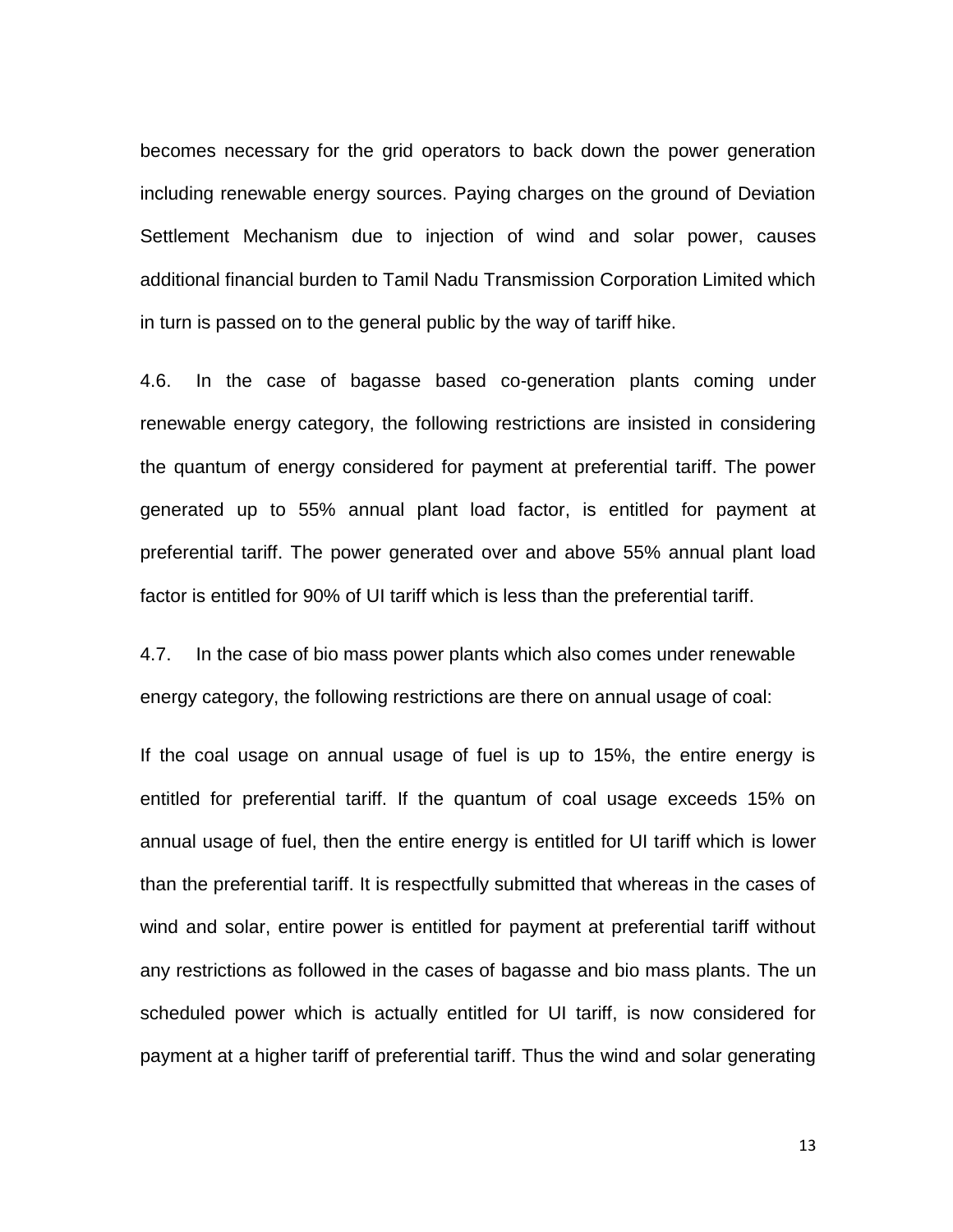becomes necessary for the grid operators to back down the power generation including renewable energy sources. Paying charges on the ground of Deviation Settlement Mechanism due to injection of wind and solar power, causes additional financial burden to Tamil Nadu Transmission Corporation Limited which in turn is passed on to the general public by the way of tariff hike.

4.6. In the case of bagasse based co-generation plants coming under renewable energy category, the following restrictions are insisted in considering the quantum of energy considered for payment at preferential tariff. The power generated up to 55% annual plant load factor, is entitled for payment at preferential tariff. The power generated over and above 55% annual plant load factor is entitled for 90% of UI tariff which is less than the preferential tariff.

4.7. In the case of bio mass power plants which also comes under renewable energy category, the following restrictions are there on annual usage of coal:

If the coal usage on annual usage of fuel is up to 15%, the entire energy is entitled for preferential tariff. If the quantum of coal usage exceeds 15% on annual usage of fuel, then the entire energy is entitled for UI tariff which is lower than the preferential tariff. It is respectfully submitted that whereas in the cases of wind and solar, entire power is entitled for payment at preferential tariff without any restrictions as followed in the cases of bagasse and bio mass plants. The un scheduled power which is actually entitled for UI tariff, is now considered for payment at a higher tariff of preferential tariff. Thus the wind and solar generating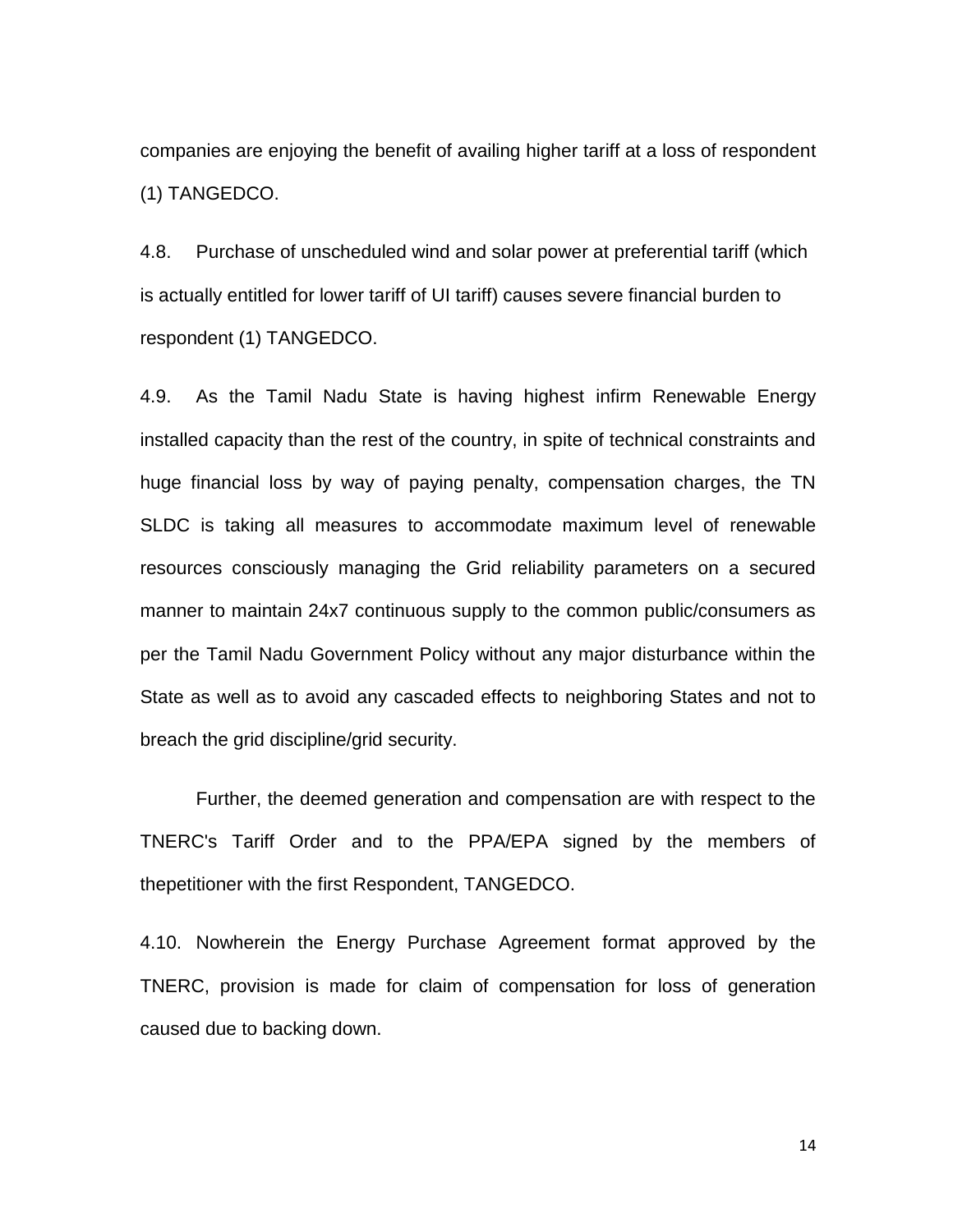companies are enjoying the benefit of availing higher tariff at a loss of respondent (1) TANGEDCO.

4.8. Purchase of unscheduled wind and solar power at preferential tariff (which is actually entitled for lower tariff of UI tariff) causes severe financial burden to respondent (1) TANGEDCO.

4.9. As the Tamil Nadu State is having highest infirm Renewable Energy installed capacity than the rest of the country, in spite of technical constraints and huge financial loss by way of paying penalty, compensation charges, the TN SLDC is taking all measures to accommodate maximum level of renewable resources consciously managing the Grid reliability parameters on a secured manner to maintain 24x7 continuous supply to the common public/consumers as per the Tamil Nadu Government Policy without any major disturbance within the State as well as to avoid any cascaded effects to neighboring States and not to breach the grid discipline/grid security.

Further, the deemed generation and compensation are with respect to the TNERC's Tariff Order and to the PPA/EPA signed by the members of thepetitioner with the first Respondent, TANGEDCO.

4.10. Nowherein the Energy Purchase Agreement format approved by the TNERC, provision is made for claim of compensation for loss of generation caused due to backing down.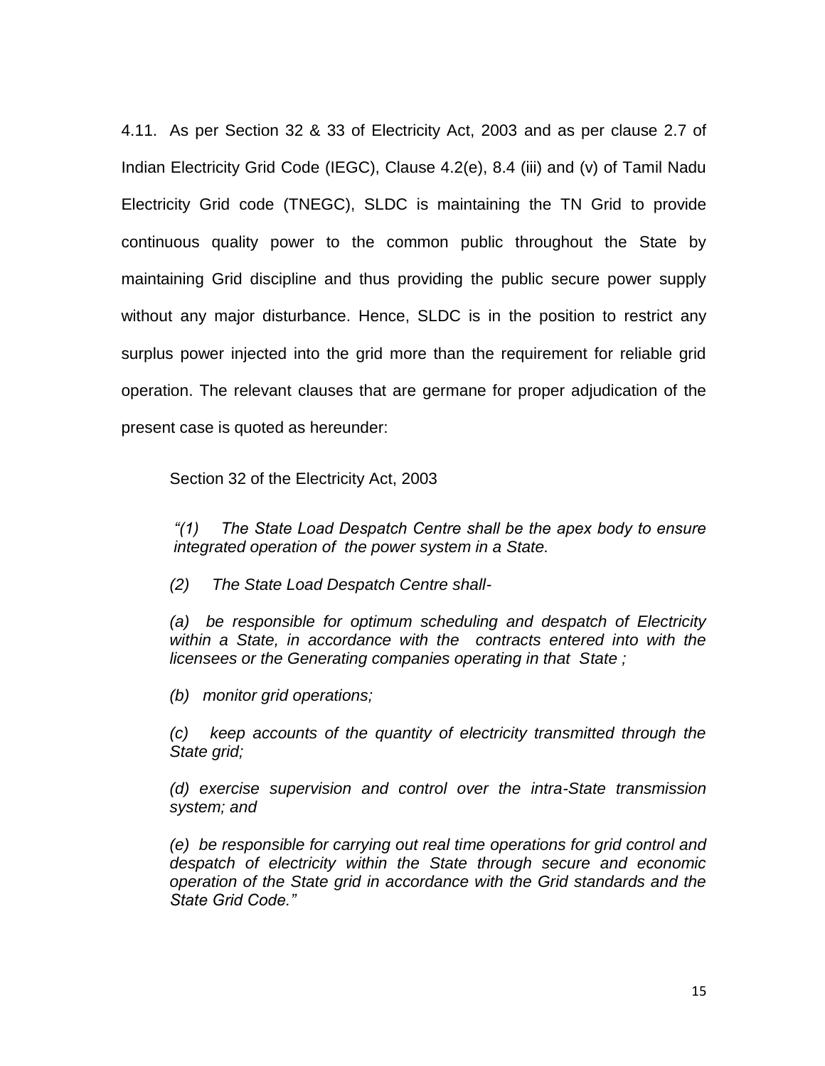4.11. As per Section 32 & 33 of Electricity Act, 2003 and as per clause 2.7 of Indian Electricity Grid Code (IEGC), Clause 4.2(e), 8.4 (iii) and (v) of Tamil Nadu Electricity Grid code (TNEGC), SLDC is maintaining the TN Grid to provide continuous quality power to the common public throughout the State by maintaining Grid discipline and thus providing the public secure power supply without any major disturbance. Hence, SLDC is in the position to restrict any surplus power injected into the grid more than the requirement for reliable grid operation. The relevant clauses that are germane for proper adjudication of the present case is quoted as hereunder:

Section 32 of the Electricity Act, 2003

*"(1) The State Load Despatch Centre shall be the apex body to ensure integrated operation of the power system in a State.*

*(2) The State Load Despatch Centre shall-*

*(a) be responsible for optimum scheduling and despatch of Electricity within a State, in accordance with the contracts entered into with the licensees or the Generating companies operating in that State ;*

*(b) monitor grid operations;*

*(c) keep accounts of the quantity of electricity transmitted through the State grid;*

*(d) exercise supervision and control over the intra-State transmission system; and*

*(e) be responsible for carrying out real time operations for grid control and despatch of electricity within the State through secure and economic operation of the State grid in accordance with the Grid standards and the State Grid Code."*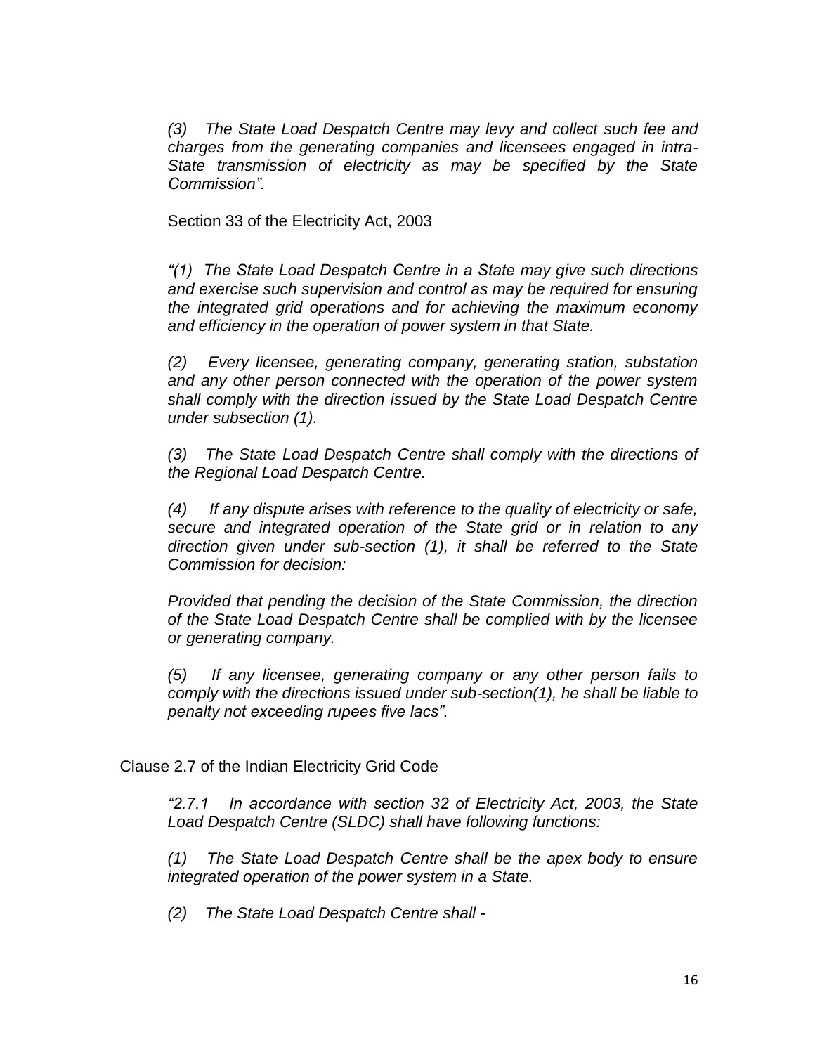*(3) The State Load Despatch Centre may levy and collect such fee and charges from the generating companies and licensees engaged in intra-State transmission of electricity as may be specified by the State Commission".*

Section 33 of the Electricity Act, 2003

*"(1) The State Load Despatch Centre in a State may give such directions and exercise such supervision and control as may be required for ensuring the integrated grid operations and for achieving the maximum economy and efficiency in the operation of power system in that State.*

*(2) Every licensee, generating company, generating station, substation and any other person connected with the operation of the power system shall comply with the direction issued by the State Load Despatch Centre under subsection (1).*

*(3) The State Load Despatch Centre shall comply with the directions of the Regional Load Despatch Centre.*

*(4) If any dispute arises with reference to the quality of electricity or safe, secure and integrated operation of the State grid or in relation to any direction given under sub-section (1), it shall be referred to the State Commission for decision:*

*Provided that pending the decision of the State Commission, the direction of the State Load Despatch Centre shall be complied with by the licensee or generating company.*

*(5) If any licensee, generating company or any other person fails to comply with the directions issued under sub-section(1), he shall be liable to penalty not exceeding rupees five lacs".*

Clause 2.7 of the Indian Electricity Grid Code

*"2.7.1 In accordance with section 32 of Electricity Act, 2003, the State Load Despatch Centre (SLDC) shall have following functions:*

*(1) The State Load Despatch Centre shall be the apex body to ensure integrated operation of the power system in a State.*

*(2) The State Load Despatch Centre shall -*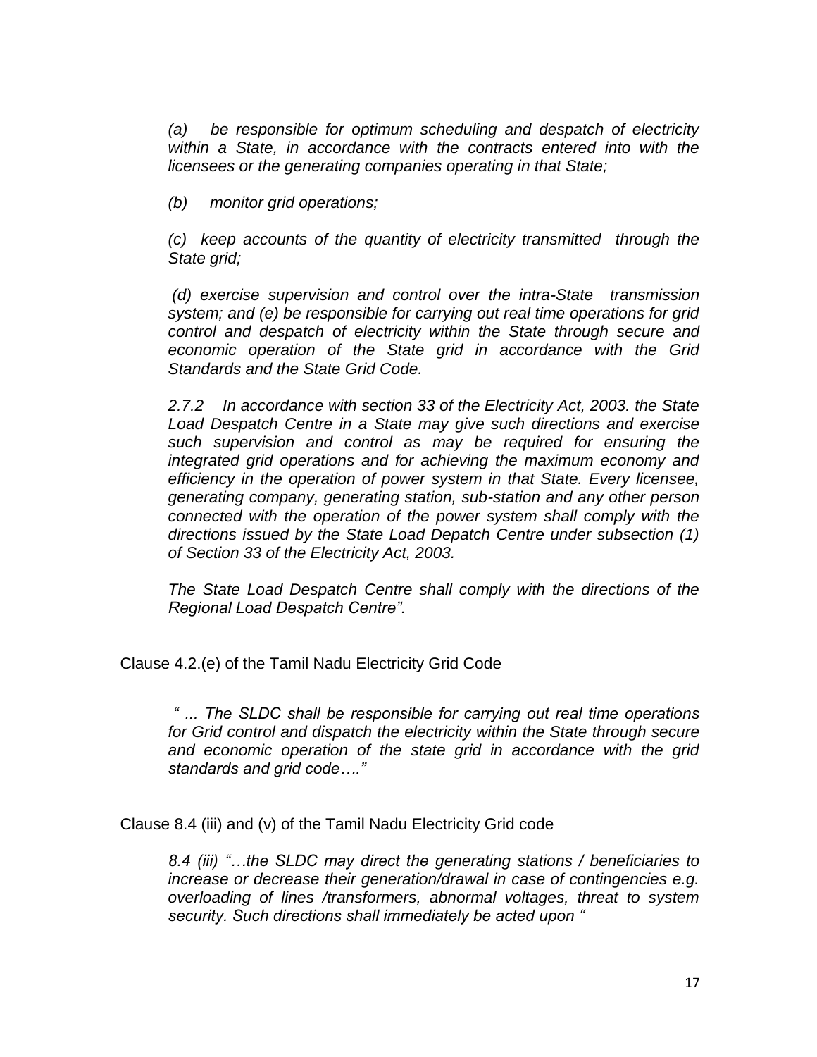*(a) be responsible for optimum scheduling and despatch of electricity within a State, in accordance with the contracts entered into with the licensees or the generating companies operating in that State;*

*(b) monitor grid operations;*

*(c) keep accounts of the quantity of electricity transmitted through the State grid;*

*(d) exercise supervision and control over the intra-State transmission system; and (e) be responsible for carrying out real time operations for grid control and despatch of electricity within the State through secure and economic operation of the State grid in accordance with the Grid Standards and the State Grid Code.*

*2.7.2 In accordance with section 33 of the Electricity Act, 2003. the State Load Despatch Centre in a State may give such directions and exercise such supervision and control as may be required for ensuring the integrated grid operations and for achieving the maximum economy and efficiency in the operation of power system in that State. Every licensee, generating company, generating station, sub-station and any other person connected with the operation of the power system shall comply with the directions issued by the State Load Depatch Centre under subsection (1) of Section 33 of the Electricity Act, 2003.*

*The State Load Despatch Centre shall comply with the directions of the Regional Load Despatch Centre".*

Clause 4.2.(e) of the Tamil Nadu Electricity Grid Code

*" ... The SLDC shall be responsible for carrying out real time operations for Grid control and dispatch the electricity within the State through secure and economic operation of the state grid in accordance with the grid standards and grid code…."*

Clause 8.4 (iii) and (v) of the Tamil Nadu Electricity Grid code

*8.4 (iii) "…the SLDC may direct the generating stations / beneficiaries to increase or decrease their generation/drawal in case of contingencies e.g. overloading of lines /transformers, abnormal voltages, threat to system security. Such directions shall immediately be acted upon "*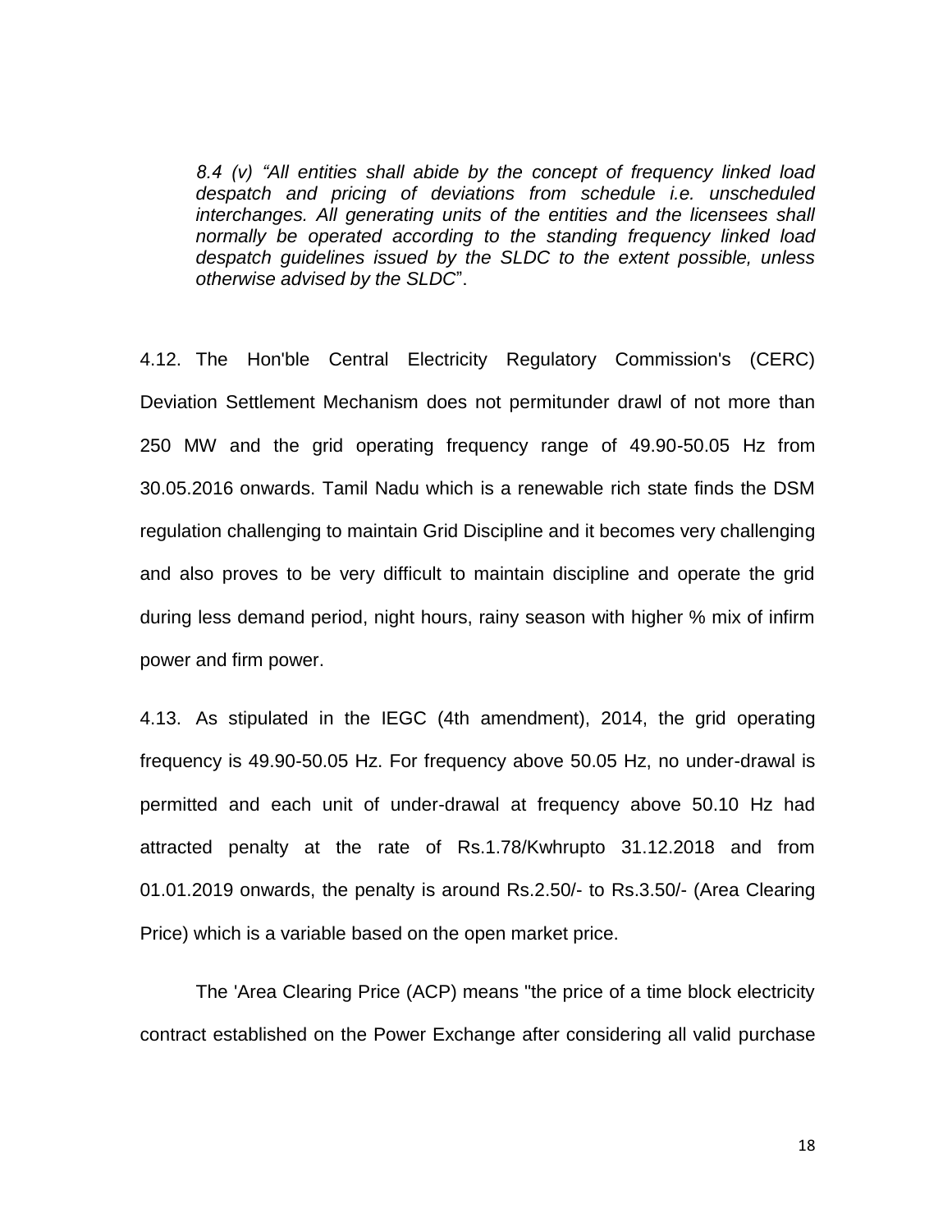*8.4 (v) "All entities shall abide by the concept of frequency linked load despatch and pricing of deviations from schedule i.e. unscheduled interchanges. All generating units of the entities and the licensees shall normally be operated according to the standing frequency linked load despatch guidelines issued by the SLDC to the extent possible, unless otherwise advised by the SLDC*".

4.12. The Hon'ble Central Electricity Regulatory Commission's (CERC) Deviation Settlement Mechanism does not permitunder drawl of not more than 250 MW and the grid operating frequency range of 49.90-50.05 Hz from 30.05.2016 onwards. Tamil Nadu which is a renewable rich state finds the DSM regulation challenging to maintain Grid Discipline and it becomes very challenging and also proves to be very difficult to maintain discipline and operate the grid during less demand period, night hours, rainy season with higher % mix of infirm power and firm power.

4.13. As stipulated in the IEGC (4th amendment), 2014, the grid operating frequency is 49.90-50.05 Hz. For frequency above 50.05 Hz, no under-drawal is permitted and each unit of under-drawal at frequency above 50.10 Hz had attracted penalty at the rate of Rs.1.78/Kwhrupto 31.12.2018 and from 01.01.2019 onwards, the penalty is around Rs.2.50/- to Rs.3.50/- (Area Clearing Price) which is a variable based on the open market price.

The 'Area Clearing Price (ACP) means "the price of a time block electricity contract established on the Power Exchange after considering all valid purchase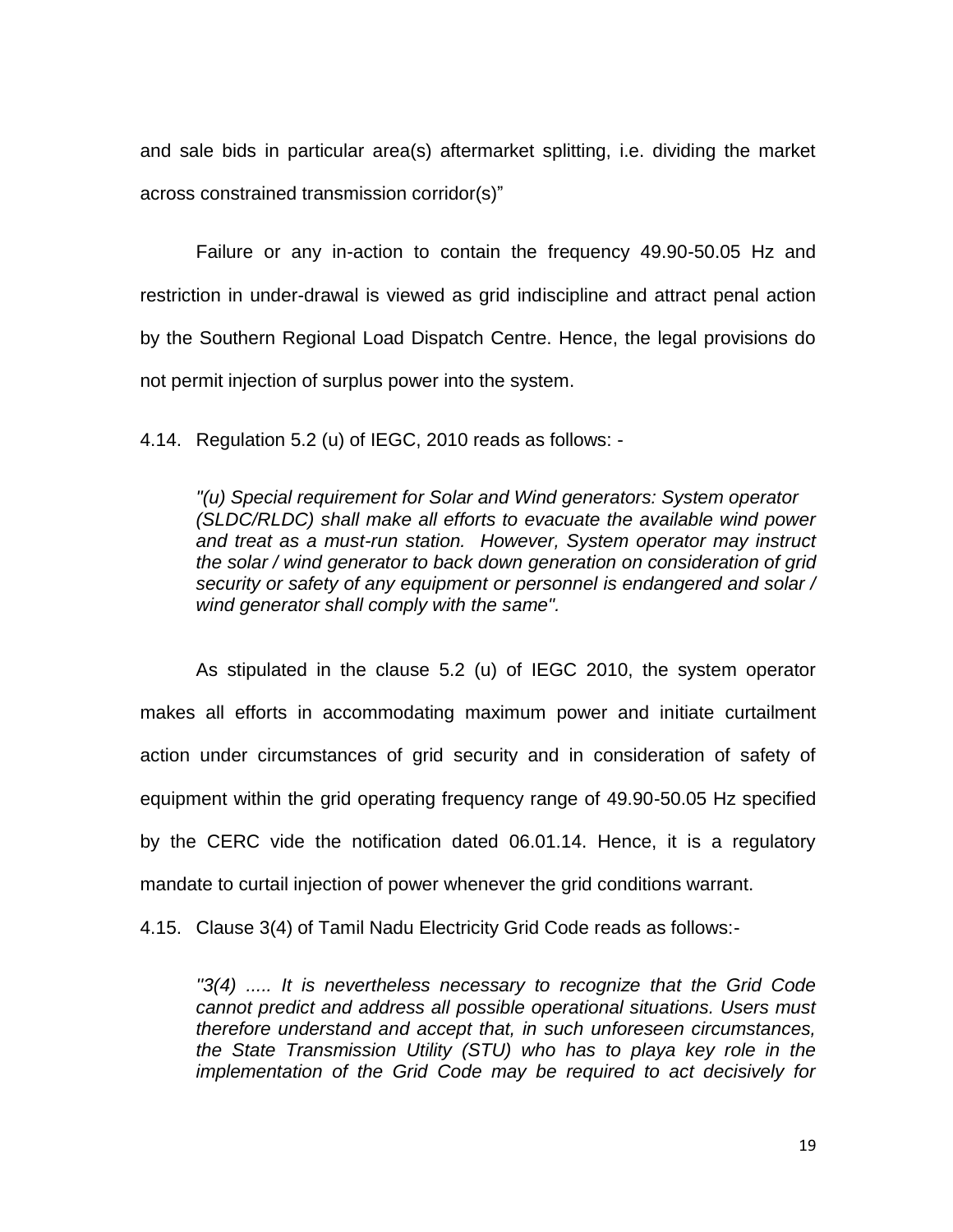and sale bids in particular area(s) aftermarket splitting, i.e. dividing the market across constrained transmission corridor(s)"

Failure or any in-action to contain the frequency 49.90-50.05 Hz and restriction in under-drawal is viewed as grid indiscipline and attract penal action by the Southern Regional Load Dispatch Centre. Hence, the legal provisions do not permit injection of surplus power into the system.

4.14. Regulation 5.2 (u) of IEGC, 2010 reads as follows: -

> *"(u) Special requirement for Solar and Wind generators: System operator (SLDC/RLDC) shall make all efforts to evacuate the available wind power and treat as a must-run station. However, System operator may instruct the solar / wind generator to back down generation on consideration of grid security or safety of any equipment or personnel is endangered and solar / wind generator shall comply with the same".*

As stipulated in the clause 5.2 (u) of IEGC 2010, the system operator makes all efforts in accommodating maximum power and initiate curtailment action under circumstances of grid security and in consideration of safety of equipment within the grid operating frequency range of 49.90-50.05 Hz specified by the CERC vide the notification dated 06.01.14. Hence, it is a regulatory mandate to curtail injection of power whenever the grid conditions warrant.

4.15. Clause 3(4) of Tamil Nadu Electricity Grid Code reads as follows:-

> *"3(4) ..... It is nevertheless necessary to recognize that the Grid Code cannot predict and address all possible operational situations. Users must therefore understand and accept that, in such unforeseen circumstances, the State Transmission Utility (STU) who has to playa key role in the implementation of the Grid Code may be required to act decisively for*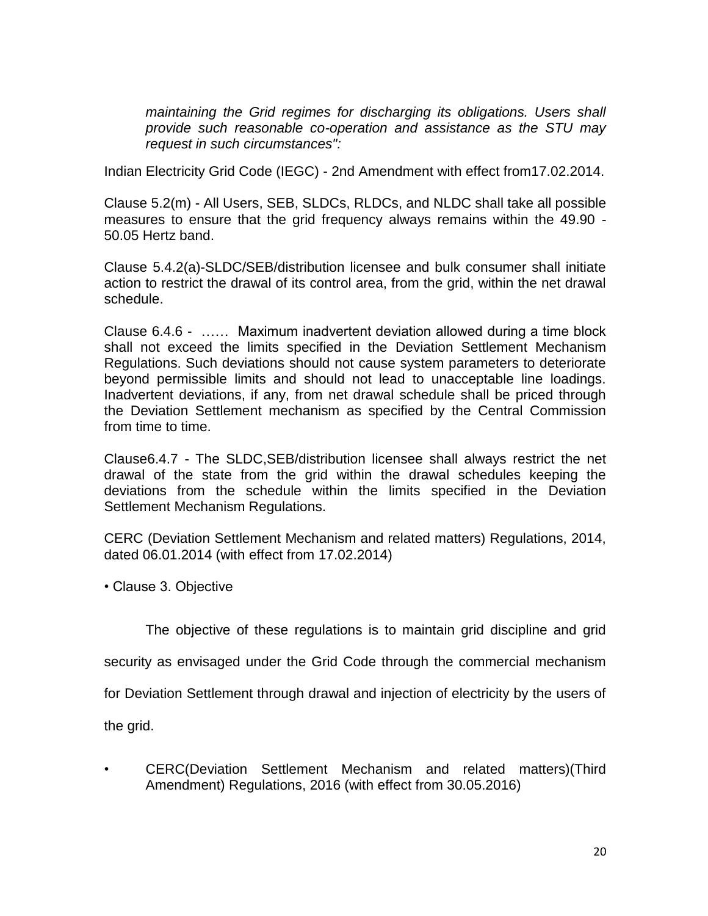*maintaining the Grid regimes for discharging its obligations. Users shall provide such reasonable co-operation and assistance as the STU may request in such circumstances":*

Indian Electricity Grid Code (IEGC) - 2nd Amendment with effect from17.02.2014.

Clause 5.2(m) - All Users, SEB, SLDCs, RLDCs, and NLDC shall take all possible measures to ensure that the grid frequency always remains within the 49.90 - 50.05 Hertz band.

Clause 5.4.2(a)-SLDC/SEB/distribution licensee and bulk consumer shall initiate action to restrict the drawal of its control area, from the grid, within the net drawal schedule.

Clause 6.4.6 - …… Maximum inadvertent deviation allowed during a time block shall not exceed the limits specified in the Deviation Settlement Mechanism Regulations. Such deviations should not cause system parameters to deteriorate beyond permissible limits and should not lead to unacceptable line loadings. Inadvertent deviations, if any, from net drawal schedule shall be priced through the Deviation Settlement mechanism as specified by the Central Commission from time to time.

Clause6.4.7 - The SLDC,SEB/distribution licensee shall always restrict the net drawal of the state from the grid within the drawal schedules keeping the deviations from the schedule within the limits specified in the Deviation Settlement Mechanism Regulations.

CERC (Deviation Settlement Mechanism and related matters) Regulations, 2014, dated 06.01.2014 (with effect from 17.02.2014)

• Clause 3. Objective

The objective of these regulations is to maintain grid discipline and grid security as envisaged under the Grid Code through the commercial mechanism for Deviation Settlement through drawal and injection of electricity by the users of the grid.

- CERC(Deviation Settlement Mechanism and related matters)(Third Amendment) Regulations, 2016 (with effect from 30.05.2016)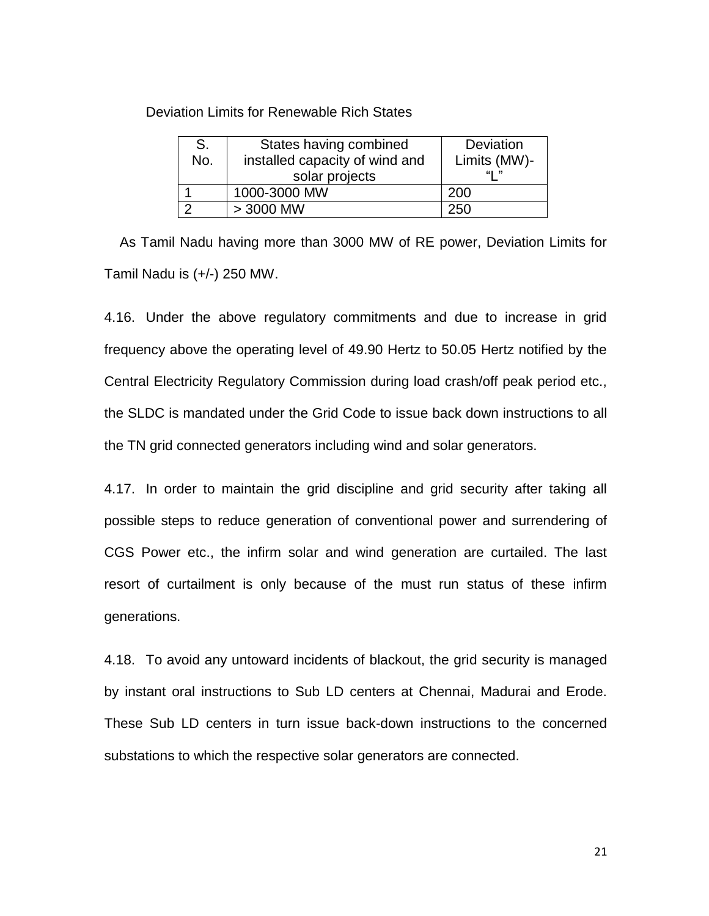Deviation Limits for Renewable Rich States

| S. No. | States having combined installed capacity of wind and solar projects | Deviation Limits (MW)- "L" |
|---|---|---|
| 1 | 1000-3000 MW | 200 |
| 2 | > 3000 MW | 250 |

As Tamil Nadu having more than 3000 MW of RE power, Deviation Limits for Tamil Nadu is (+/-) 250 MW.

4.16. Under the above regulatory commitments and due to increase in grid frequency above the operating level of 49.90 Hertz to 50.05 Hertz notified by the Central Electricity Regulatory Commission during load crash/off peak period etc., the SLDC is mandated under the Grid Code to issue back down instructions to all the TN grid connected generators including wind and solar generators.

4.17. In order to maintain the grid discipline and grid security after taking all possible steps to reduce generation of conventional power and surrendering of CGS Power etc., the infirm solar and wind generation are curtailed. The last resort of curtailment is only because of the must run status of these infirm generations.

4.18. To avoid any untoward incidents of blackout, the grid security is managed by instant oral instructions to Sub LD centers at Chennai, Madurai and Erode. These Sub LD centers in turn issue back-down instructions to the concerned substations to which the respective solar generators are connected.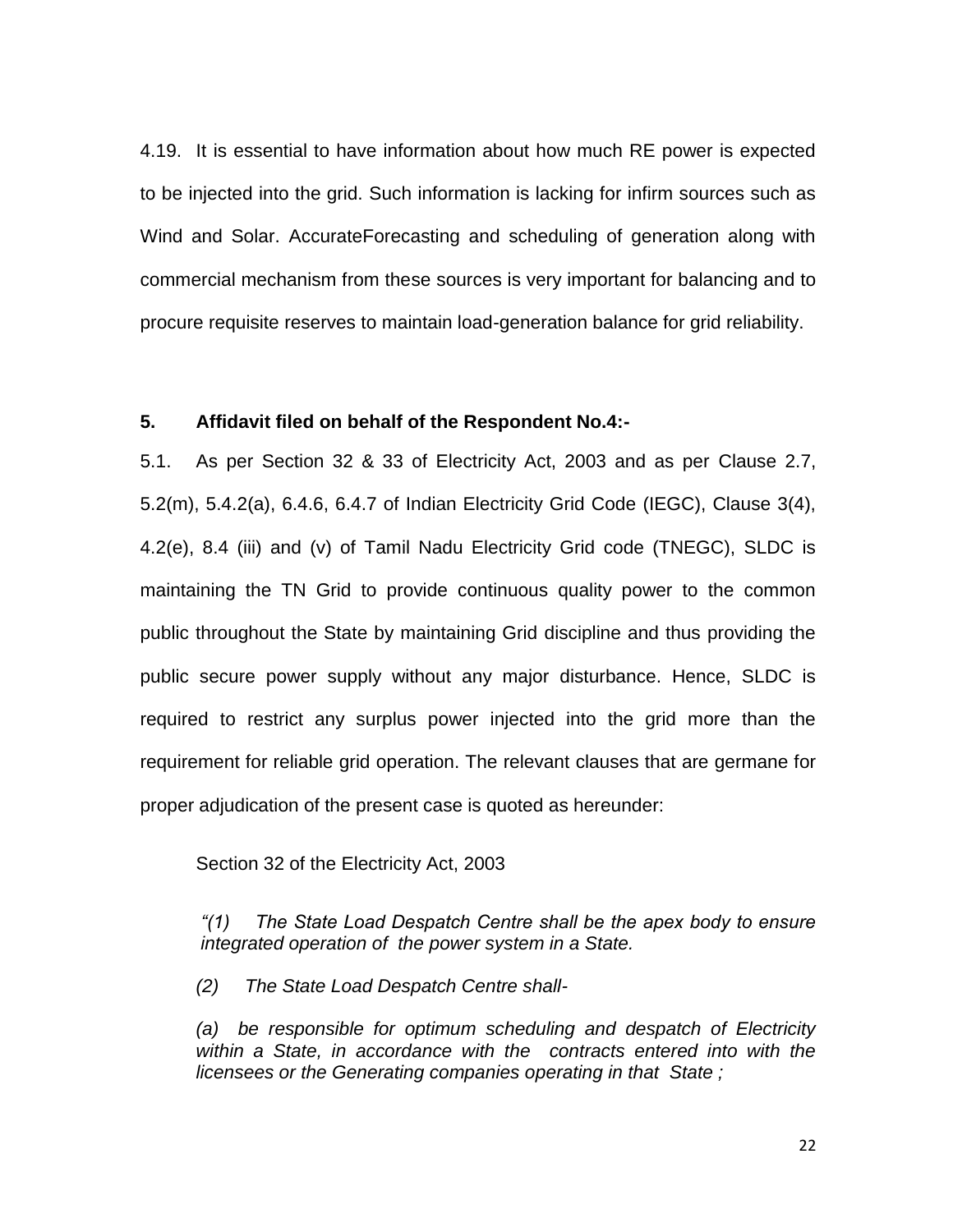4.19. It is essential to have information about how much RE power is expected to be injected into the grid. Such information is lacking for infirm sources such as Wind and Solar. AccurateForecasting and scheduling of generation along with commercial mechanism from these sources is very important for balancing and to procure requisite reserves to maintain load-generation balance for grid reliability.

**5. Affidavit filed on behalf of the Respondent No.4:-**

5.1. As per Section 32 & 33 of Electricity Act, 2003 and as per Clause 2.7, 5.2(m), 5.4.2(a), 6.4.6, 6.4.7 of Indian Electricity Grid Code (IEGC), Clause 3(4), 4.2(e), 8.4 (iii) and (v) of Tamil Nadu Electricity Grid code (TNEGC), SLDC is maintaining the TN Grid to provide continuous quality power to the common public throughout the State by maintaining Grid discipline and thus providing the public secure power supply without any major disturbance. Hence, SLDC is required to restrict any surplus power injected into the grid more than the requirement for reliable grid operation. The relevant clauses that are germane for proper adjudication of the present case is quoted as hereunder:

Section 32 of the Electricity Act, 2003

*"(1) The State Load Despatch Centre shall be the apex body to ensure integrated operation of the power system in a State.*

*(2) The State Load Despatch Centre shall-*

*(a) be responsible for optimum scheduling and despatch of Electricity within a State, in accordance with the contracts entered into with the licensees or the Generating companies operating in that State ;*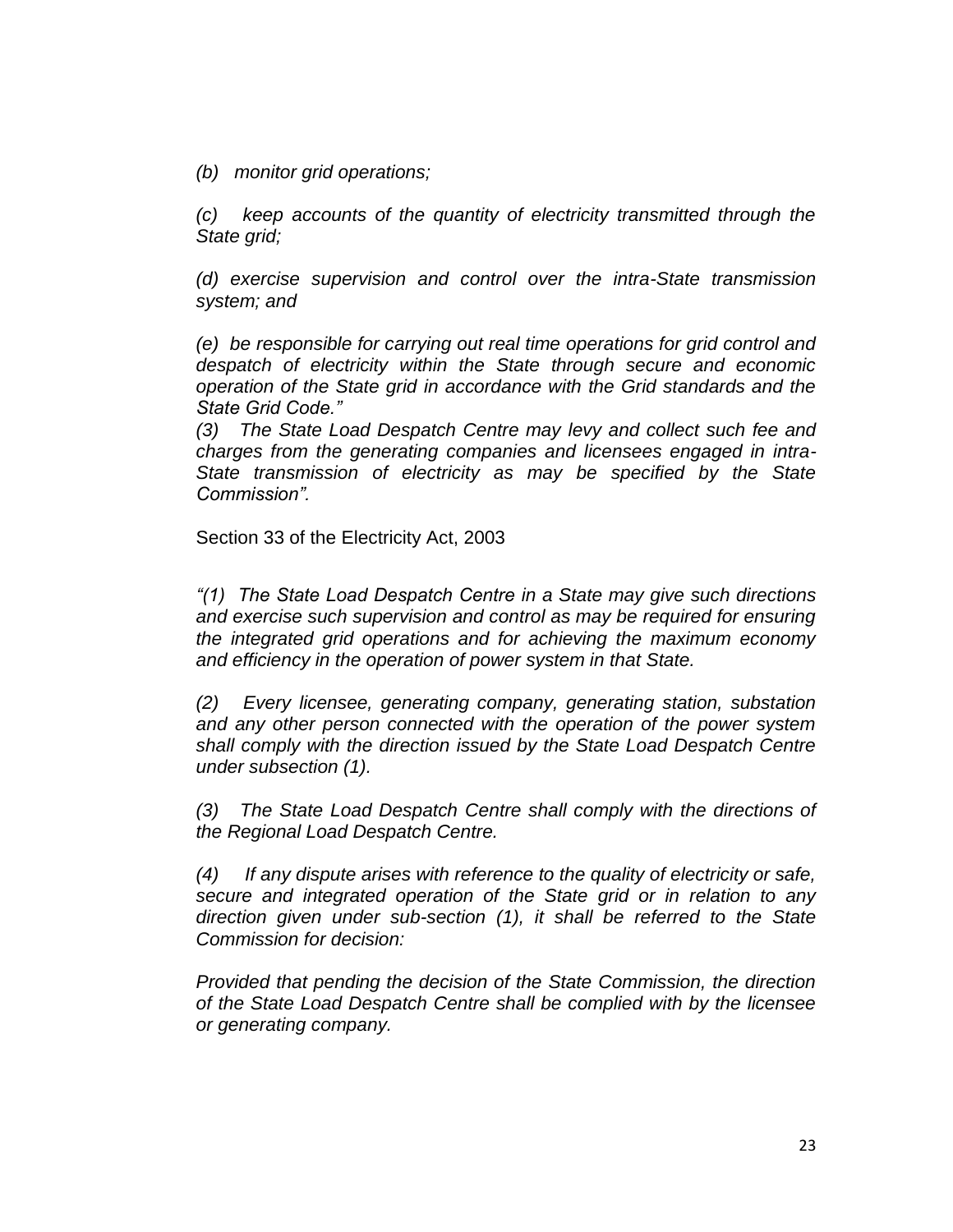*(b) monitor grid operations;*

*(c) keep accounts of the quantity of electricity transmitted through the State grid;*

*(d) exercise supervision and control over the intra-State transmission system; and*

*(e) be responsible for carrying out real time operations for grid control and despatch of electricity within the State through secure and economic operation of the State grid in accordance with the Grid standards and the State Grid Code."*

*(3) The State Load Despatch Centre may levy and collect such fee and charges from the generating companies and licensees engaged in intra-State transmission of electricity as may be specified by the State Commission".*

Section 33 of the Electricity Act, 2003

*"(1) The State Load Despatch Centre in a State may give such directions and exercise such supervision and control as may be required for ensuring the integrated grid operations and for achieving the maximum economy and efficiency in the operation of power system in that State.*

*(2) Every licensee, generating company, generating station, substation and any other person connected with the operation of the power system shall comply with the direction issued by the State Load Despatch Centre under subsection (1).*

*(3) The State Load Despatch Centre shall comply with the directions of the Regional Load Despatch Centre.*

*(4) If any dispute arises with reference to the quality of electricity or safe, secure and integrated operation of the State grid or in relation to any direction given under sub-section (1), it shall be referred to the State Commission for decision:*

*Provided that pending the decision of the State Commission, the direction of the State Load Despatch Centre shall be complied with by the licensee or generating company.*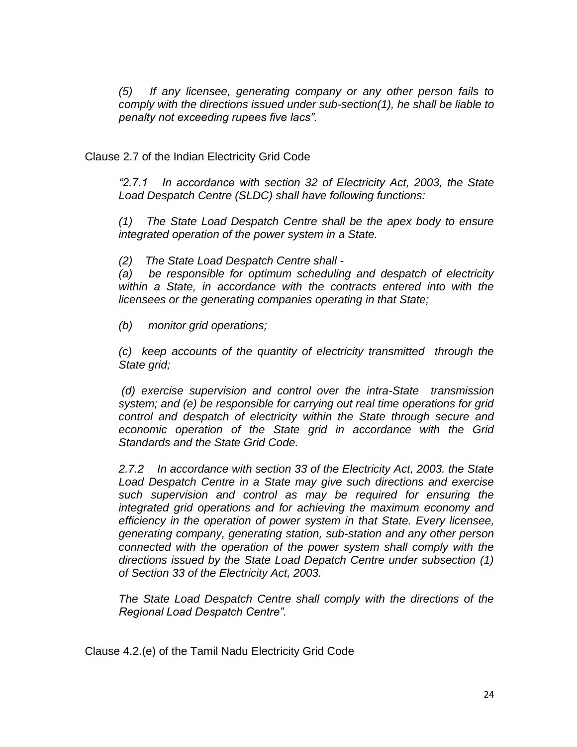*(5) If any licensee, generating company or any other person fails to comply with the directions issued under sub-section(1), he shall be liable to penalty not exceeding rupees five lacs".*

Clause 2.7 of the Indian Electricity Grid Code

*"2.7.1 In accordance with section 32 of Electricity Act, 2003, the State Load Despatch Centre (SLDC) shall have following functions:*

*(1) The State Load Despatch Centre shall be the apex body to ensure integrated operation of the power system in a State.*

*(2) The State Load Despatch Centre shall -*
*(a) be responsible for optimum scheduling and despatch of electricity within a State, in accordance with the contracts entered into with the licensees or the generating companies operating in that State;*

*(b) monitor grid operations;*

*(c) keep accounts of the quantity of electricity transmitted through the State grid;*

*(d) exercise supervision and control over the intra-State transmission system; and (e) be responsible for carrying out real time operations for grid control and despatch of electricity within the State through secure and economic operation of the State grid in accordance with the Grid Standards and the State Grid Code.*

*2.7.2 In accordance with section 33 of the Electricity Act, 2003. the State Load Despatch Centre in a State may give such directions and exercise such supervision and control as may be required for ensuring the integrated grid operations and for achieving the maximum economy and efficiency in the operation of power system in that State. Every licensee, generating company, generating station, sub-station and any other person connected with the operation of the power system shall comply with the directions issued by the State Load Depatch Centre under subsection (1) of Section 33 of the Electricity Act, 2003.*

*The State Load Despatch Centre shall comply with the directions of the Regional Load Despatch Centre".*

Clause 4.2.(e) of the Tamil Nadu Electricity Grid Code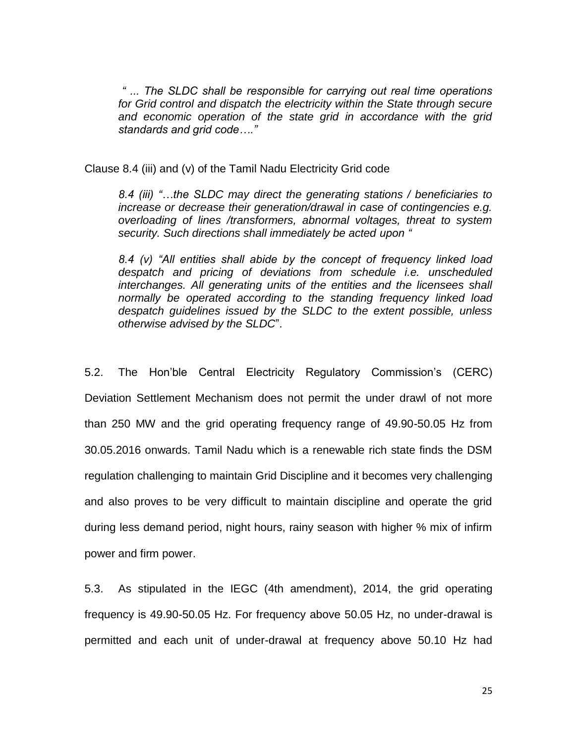*" ... The SLDC shall be responsible for carrying out real time operations for Grid control and dispatch the electricity within the State through secure and economic operation of the state grid in accordance with the grid standards and grid code…."*

Clause 8.4 (iii) and (v) of the Tamil Nadu Electricity Grid code

> *8.4 (iii) "…the SLDC may direct the generating stations / beneficiaries to increase or decrease their generation/drawal in case of contingencies e.g. overloading of lines /transformers, abnormal voltages, threat to system security. Such directions shall immediately be acted upon "*
>
> *8.4 (v) "All entities shall abide by the concept of frequency linked load despatch and pricing of deviations from schedule i.e. unscheduled interchanges. All generating units of the entities and the licensees shall normally be operated according to the standing frequency linked load despatch guidelines issued by the SLDC to the extent possible, unless otherwise advised by the SLDC*".

5.2. The Hon'ble Central Electricity Regulatory Commission's (CERC) Deviation Settlement Mechanism does not permit the under drawl of not more than 250 MW and the grid operating frequency range of 49.90-50.05 Hz from 30.05.2016 onwards. Tamil Nadu which is a renewable rich state finds the DSM regulation challenging to maintain Grid Discipline and it becomes very challenging and also proves to be very difficult to maintain discipline and operate the grid during less demand period, night hours, rainy season with higher % mix of infirm power and firm power.

5.3. As stipulated in the IEGC (4th amendment), 2014, the grid operating frequency is 49.90-50.05 Hz. For frequency above 50.05 Hz, no under-drawal is permitted and each unit of under-drawal at frequency above 50.10 Hz had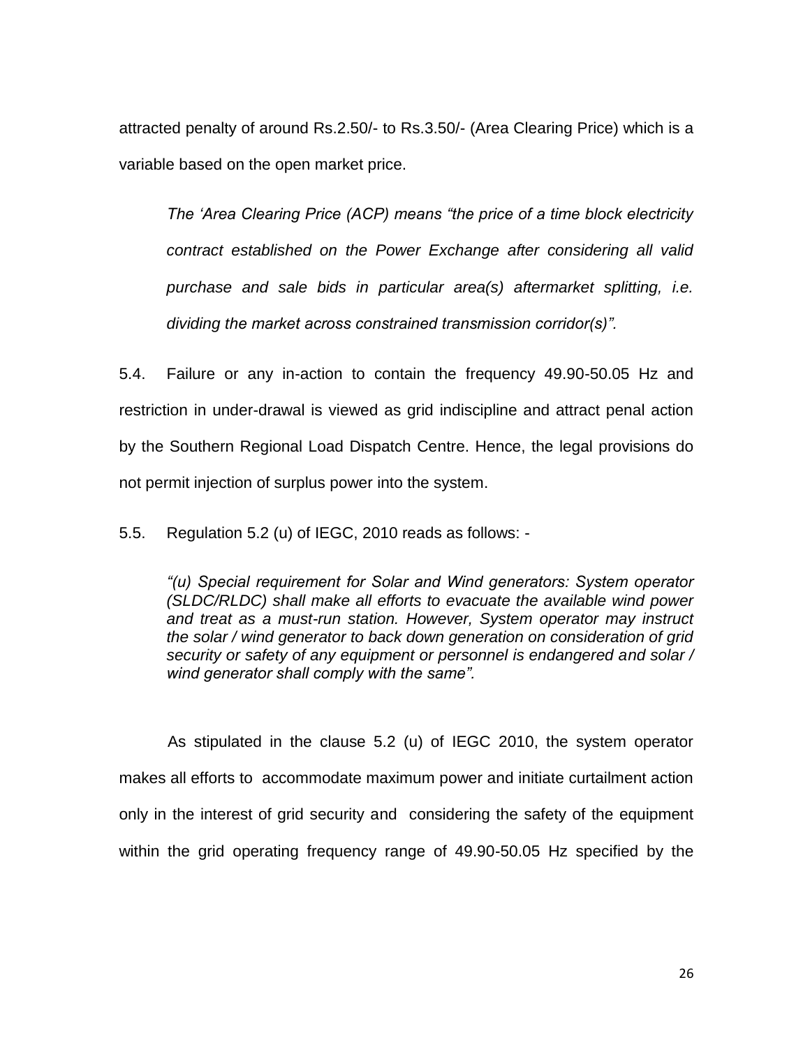attracted penalty of around Rs.2.50/- to Rs.3.50/- (Area Clearing Price) which is a variable based on the open market price.

> *The 'Area Clearing Price (ACP) means "the price of a time block electricity contract established on the Power Exchange after considering all valid purchase and sale bids in particular area(s) aftermarket splitting, i.e. dividing the market across constrained transmission corridor(s)".*

5.4. Failure or any in-action to contain the frequency 49.90-50.05 Hz and restriction in under-drawal is viewed as grid indiscipline and attract penal action by the Southern Regional Load Dispatch Centre. Hence, the legal provisions do not permit injection of surplus power into the system.

5.5. Regulation 5.2 (u) of IEGC, 2010 reads as follows: -

> *"(u) Special requirement for Solar and Wind generators: System operator (SLDC/RLDC) shall make all efforts to evacuate the available wind power and treat as a must-run station. However, System operator may instruct the solar / wind generator to back down generation on consideration of grid security or safety of any equipment or personnel is endangered and solar / wind generator shall comply with the same".*

As stipulated in the clause 5.2 (u) of IEGC 2010, the system operator makes all efforts to accommodate maximum power and initiate curtailment action only in the interest of grid security and considering the safety of the equipment within the grid operating frequency range of 49.90-50.05 Hz specified by the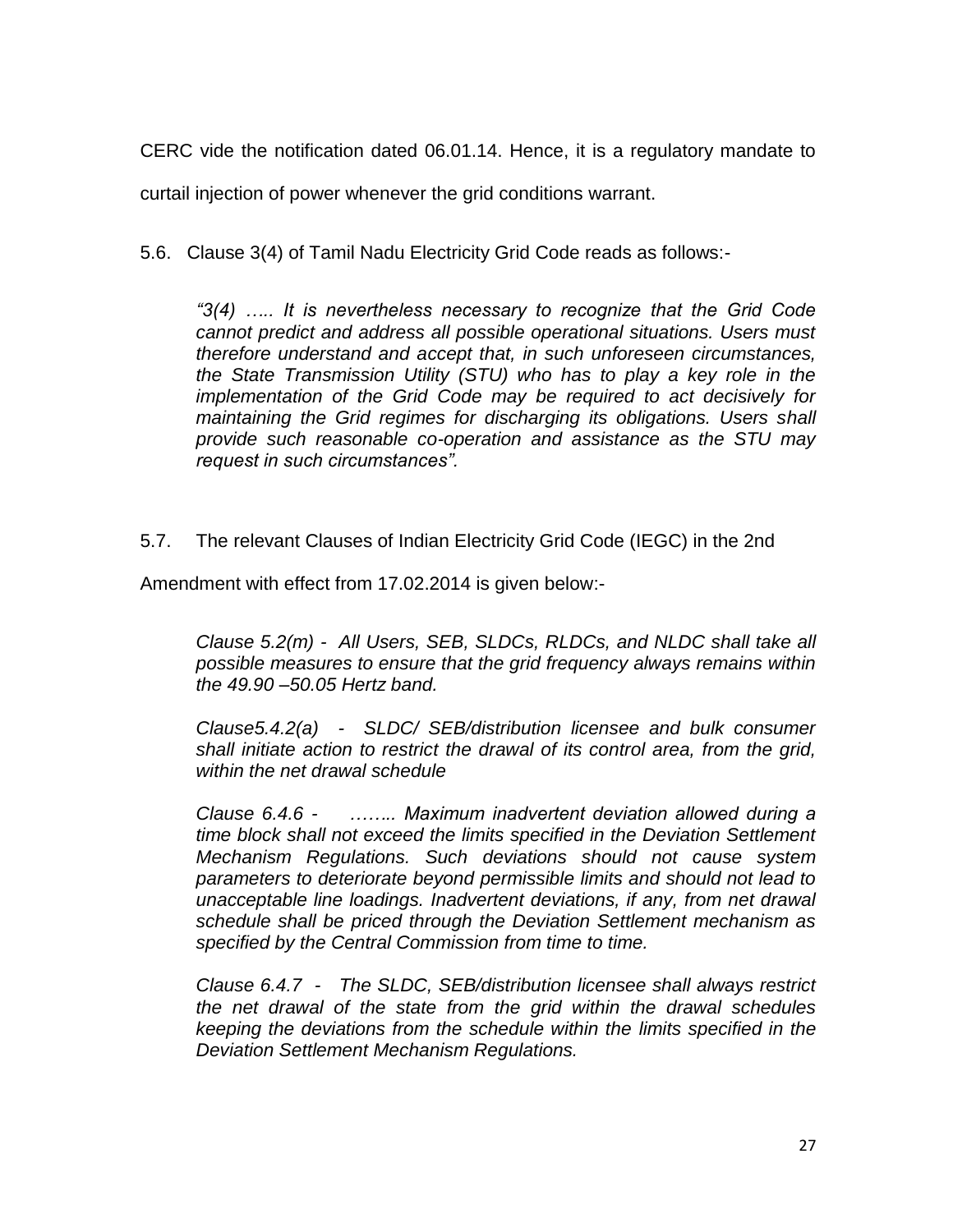CERC vide the notification dated 06.01.14. Hence, it is a regulatory mandate to curtail injection of power whenever the grid conditions warrant.

5.6. Clause 3(4) of Tamil Nadu Electricity Grid Code reads as follows:-

> *"3(4) ….. It is nevertheless necessary to recognize that the Grid Code cannot predict and address all possible operational situations. Users must therefore understand and accept that, in such unforeseen circumstances, the State Transmission Utility (STU) who has to play a key role in the implementation of the Grid Code may be required to act decisively for maintaining the Grid regimes for discharging its obligations. Users shall provide such reasonable co-operation and assistance as the STU may request in such circumstances".*

5.7. The relevant Clauses of Indian Electricity Grid Code (IEGC) in the 2nd Amendment with effect from 17.02.2014 is given below:-

> *Clause 5.2(m) - All Users, SEB, SLDCs, RLDCs, and NLDC shall take all possible measures to ensure that the grid frequency always remains within the 49.90 –50.05 Hertz band.*
>
> *Clause5.4.2(a) - SLDC/ SEB/distribution licensee and bulk consumer shall initiate action to restrict the drawal of its control area, from the grid, within the net drawal schedule*
>
> *Clause 6.4.6 - …….. Maximum inadvertent deviation allowed during a time block shall not exceed the limits specified in the Deviation Settlement Mechanism Regulations. Such deviations should not cause system parameters to deteriorate beyond permissible limits and should not lead to unacceptable line loadings. Inadvertent deviations, if any, from net drawal schedule shall be priced through the Deviation Settlement mechanism as specified by the Central Commission from time to time.*
>
> *Clause 6.4.7 - The SLDC, SEB/distribution licensee shall always restrict the net drawal of the state from the grid within the drawal schedules keeping the deviations from the schedule within the limits specified in the Deviation Settlement Mechanism Regulations.*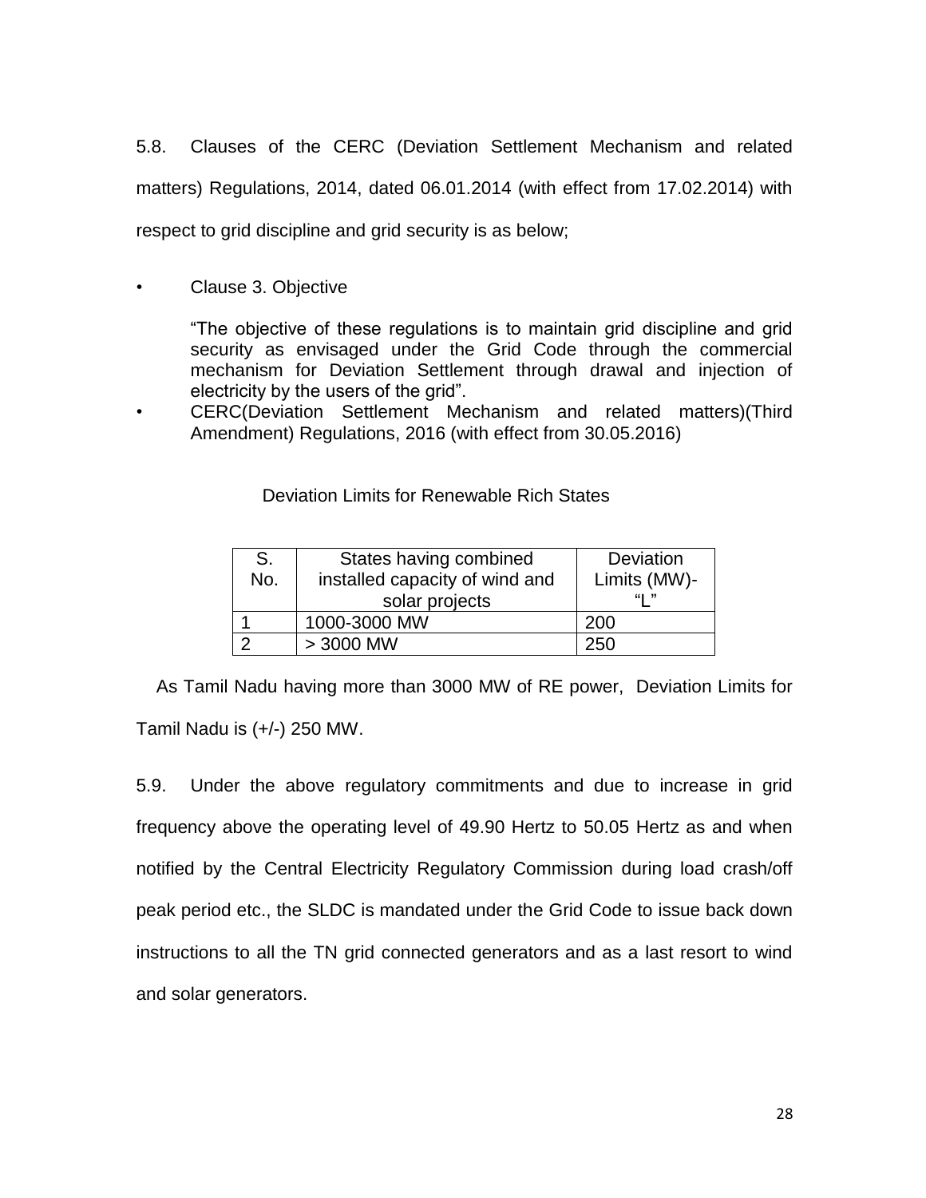5.8. Clauses of the CERC (Deviation Settlement Mechanism and related matters) Regulations, 2014, dated 06.01.2014 (with effect from 17.02.2014) with respect to grid discipline and grid security is as below;

- Clause 3. Objective

  "The objective of these regulations is to maintain grid discipline and grid security as envisaged under the Grid Code through the commercial mechanism for Deviation Settlement through drawal and injection of electricity by the users of the grid".

- CERC(Deviation Settlement Mechanism and related matters)(Third Amendment) Regulations, 2016 (with effect from 30.05.2016)

Deviation Limits for Renewable Rich States

| S. No. | States having combined installed capacity of wind and solar projects | Deviation Limits (MW)- "L" |
|---|---|---|
| 1 | 1000-3000 MW | 200 |
| 2 | > 3000 MW | 250 |

As Tamil Nadu having more than 3000 MW of RE power, Deviation Limits for Tamil Nadu is (+/-) 250 MW.

5.9. Under the above regulatory commitments and due to increase in grid frequency above the operating level of 49.90 Hertz to 50.05 Hertz as and when notified by the Central Electricity Regulatory Commission during load crash/off peak period etc., the SLDC is mandated under the Grid Code to issue back down instructions to all the TN grid connected generators and as a last resort to wind and solar generators.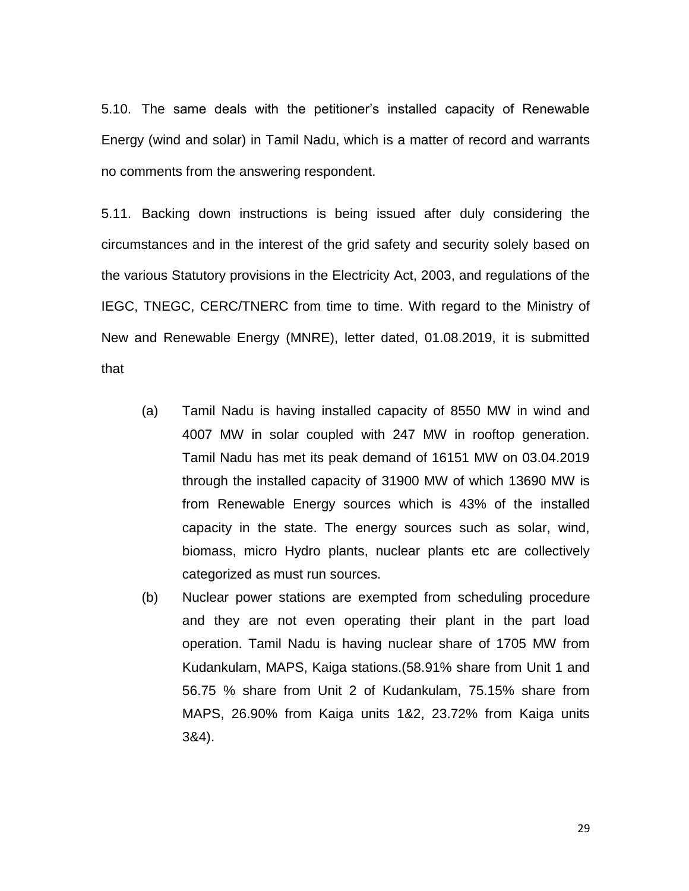5.10. The same deals with the petitioner's installed capacity of Renewable Energy (wind and solar) in Tamil Nadu, which is a matter of record and warrants no comments from the answering respondent.

5.11. Backing down instructions is being issued after duly considering the circumstances and in the interest of the grid safety and security solely based on the various Statutory provisions in the Electricity Act, 2003, and regulations of the IEGC, TNEGC, CERC/TNERC from time to time. With regard to the Ministry of New and Renewable Energy (MNRE), letter dated, 01.08.2019, it is submitted that

(a) Tamil Nadu is having installed capacity of 8550 MW in wind and 4007 MW in solar coupled with 247 MW in rooftop generation. Tamil Nadu has met its peak demand of 16151 MW on 03.04.2019 through the installed capacity of 31900 MW of which 13690 MW is from Renewable Energy sources which is 43% of the installed capacity in the state. The energy sources such as solar, wind, biomass, micro Hydro plants, nuclear plants etc are collectively categorized as must run sources.

(b) Nuclear power stations are exempted from scheduling procedure and they are not even operating their plant in the part load operation. Tamil Nadu is having nuclear share of 1705 MW from Kudankulam, MAPS, Kaiga stations.(58.91% share from Unit 1 and 56.75 % share from Unit 2 of Kudankulam, 75.15% share from MAPS, 26.90% from Kaiga units 1&2, 23.72% from Kaiga units 3&4).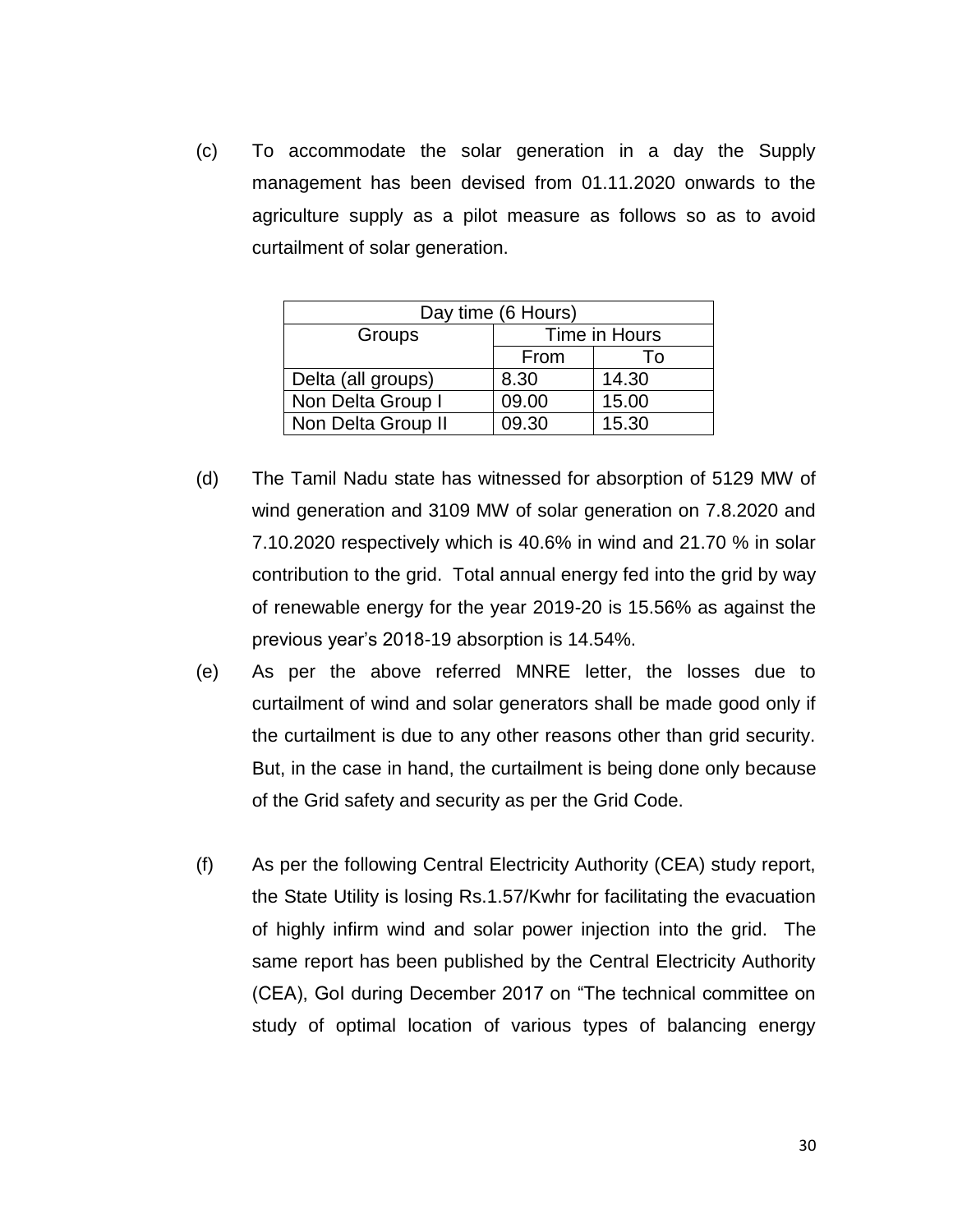(c) To accommodate the solar generation in a day the Supply management has been devised from 01.11.2020 onwards to the agriculture supply as a pilot measure as follows so as to avoid curtailment of solar generation.

| Day time (6 Hours) | | |
|---|---|---|
| Groups | Time in Hours | |
| | From | To |
| Delta (all groups) | 8.30 | 14.30 |
| Non Delta Group I | 09.00 | 15.00 |
| Non Delta Group II | 09.30 | 15.30 |

(d) The Tamil Nadu state has witnessed for absorption of 5129 MW of wind generation and 3109 MW of solar generation on 7.8.2020 and 7.10.2020 respectively which is 40.6% in wind and 21.70 % in solar contribution to the grid. Total annual energy fed into the grid by way of renewable energy for the year 2019-20 is 15.56% as against the previous year's 2018-19 absorption is 14.54%.

(e) As per the above referred MNRE letter, the losses due to curtailment of wind and solar generators shall be made good only if the curtailment is due to any other reasons other than grid security. But, in the case in hand, the curtailment is being done only because of the Grid safety and security as per the Grid Code.

(f) As per the following Central Electricity Authority (CEA) study report, the State Utility is losing Rs.1.57/Kwhr for facilitating the evacuation of highly infirm wind and solar power injection into the grid. The same report has been published by the Central Electricity Authority (CEA), GoI during December 2017 on "The technical committee on study of optimal location of various types of balancing energy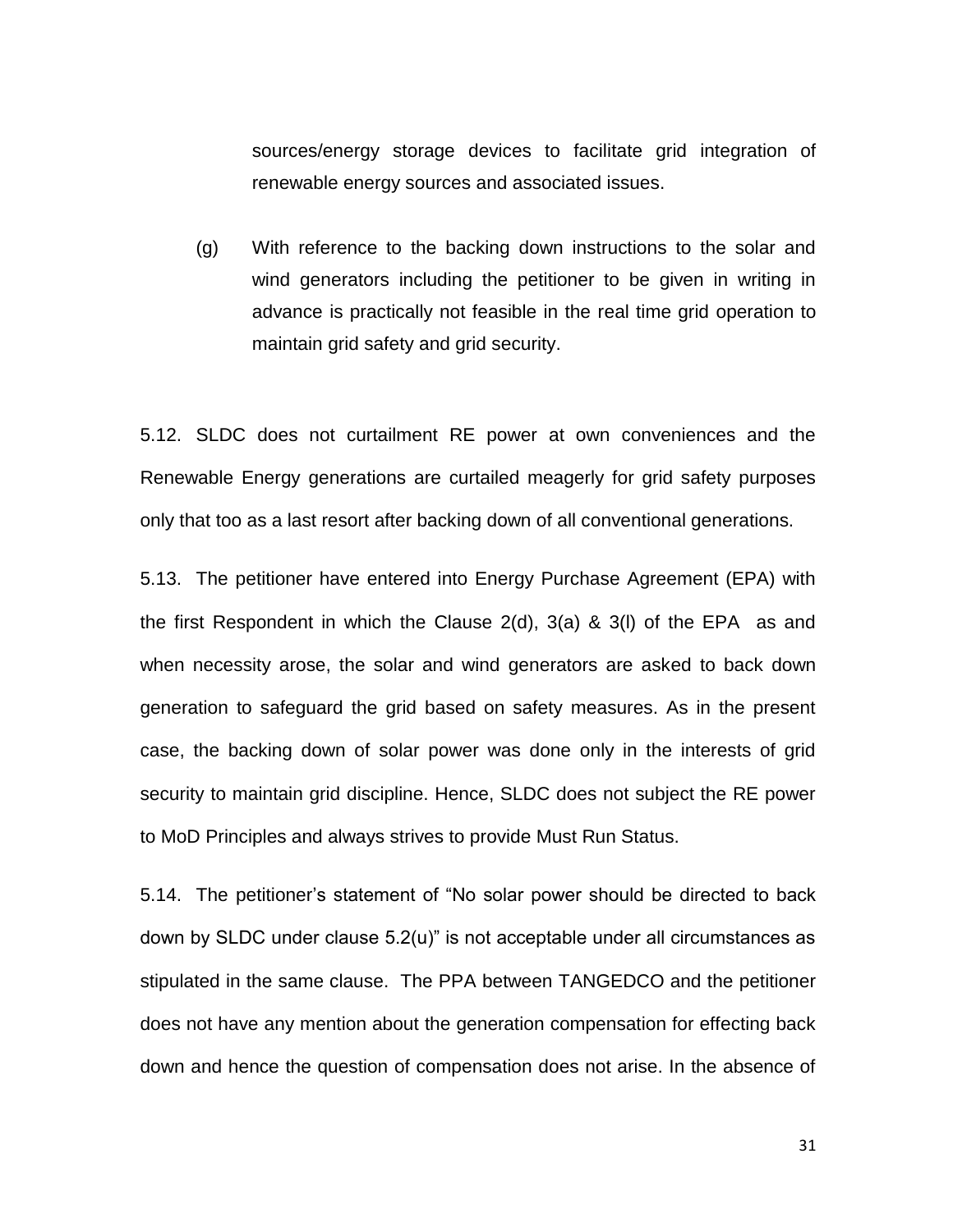sources/energy storage devices to facilitate grid integration of renewable energy sources and associated issues.

(g) With reference to the backing down instructions to the solar and wind generators including the petitioner to be given in writing in advance is practically not feasible in the real time grid operation to maintain grid safety and grid security.

5.12. SLDC does not curtailment RE power at own conveniences and the Renewable Energy generations are curtailed meagerly for grid safety purposes only that too as a last resort after backing down of all conventional generations.

5.13. The petitioner have entered into Energy Purchase Agreement (EPA) with the first Respondent in which the Clause 2(d), 3(a) & 3(l) of the EPA as and when necessity arose, the solar and wind generators are asked to back down generation to safeguard the grid based on safety measures. As in the present case, the backing down of solar power was done only in the interests of grid security to maintain grid discipline. Hence, SLDC does not subject the RE power to MoD Principles and always strives to provide Must Run Status.

5.14. The petitioner's statement of "No solar power should be directed to back down by SLDC under clause 5.2(u)" is not acceptable under all circumstances as stipulated in the same clause. The PPA between TANGEDCO and the petitioner does not have any mention about the generation compensation for effecting back down and hence the question of compensation does not arise. In the absence of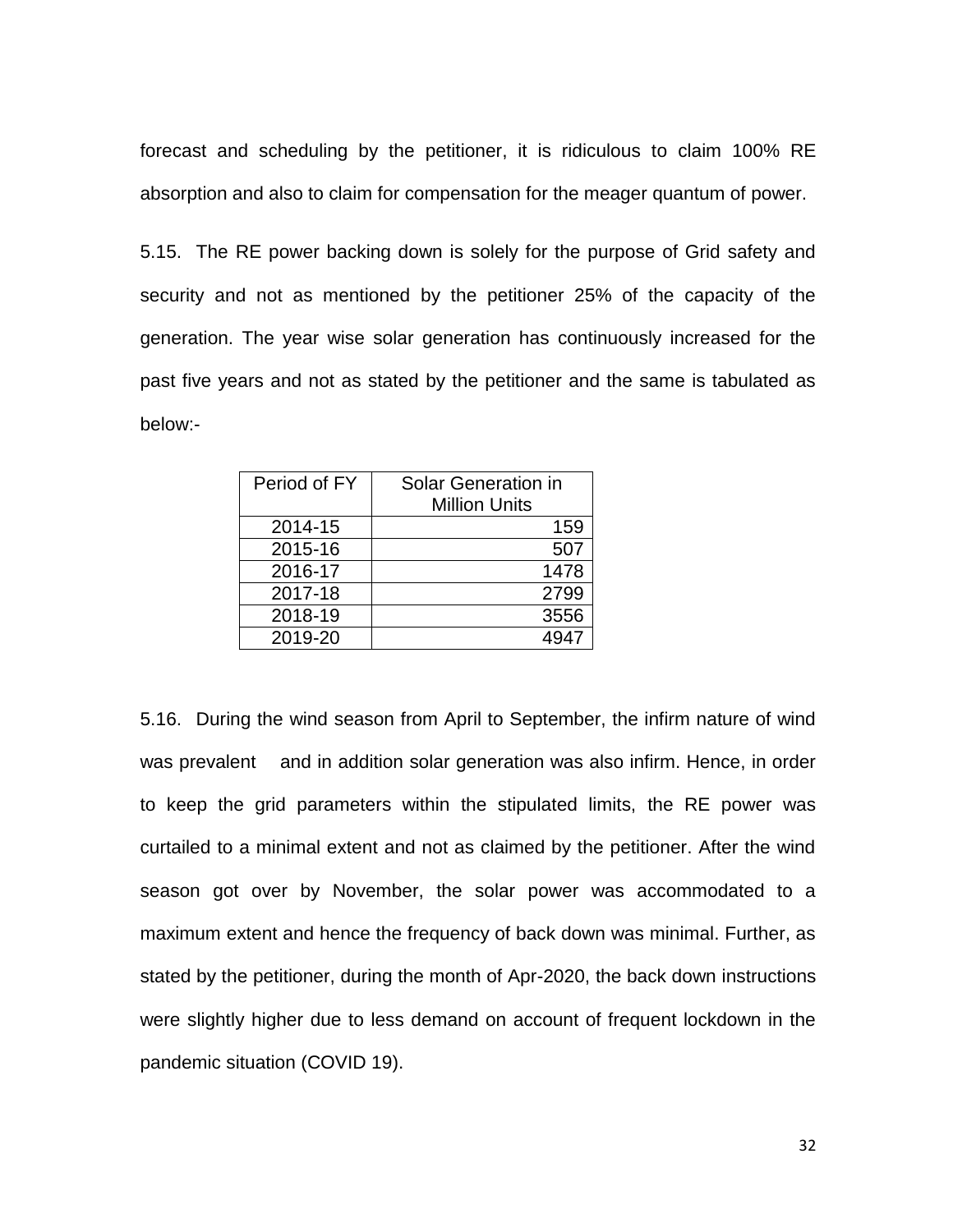forecast and scheduling by the petitioner, it is ridiculous to claim 100% RE absorption and also to claim for compensation for the meager quantum of power.

5.15. The RE power backing down is solely for the purpose of Grid safety and security and not as mentioned by the petitioner 25% of the capacity of the generation. The year wise solar generation has continuously increased for the past five years and not as stated by the petitioner and the same is tabulated as below:-

| Period of FY | Solar Generation in Million Units |
|---|---|
| 2014-15 | 159 |
| 2015-16 | 507 |
| 2016-17 | 1478 |
| 2017-18 | 2799 |
| 2018-19 | 3556 |
| 2019-20 | 4947 |

5.16. During the wind season from April to September, the infirm nature of wind was prevalent and in addition solar generation was also infirm. Hence, in order to keep the grid parameters within the stipulated limits, the RE power was curtailed to a minimal extent and not as claimed by the petitioner. After the wind season got over by November, the solar power was accommodated to a maximum extent and hence the frequency of back down was minimal. Further, as stated by the petitioner, during the month of Apr-2020, the back down instructions were slightly higher due to less demand on account of frequent lockdown in the pandemic situation (COVID 19).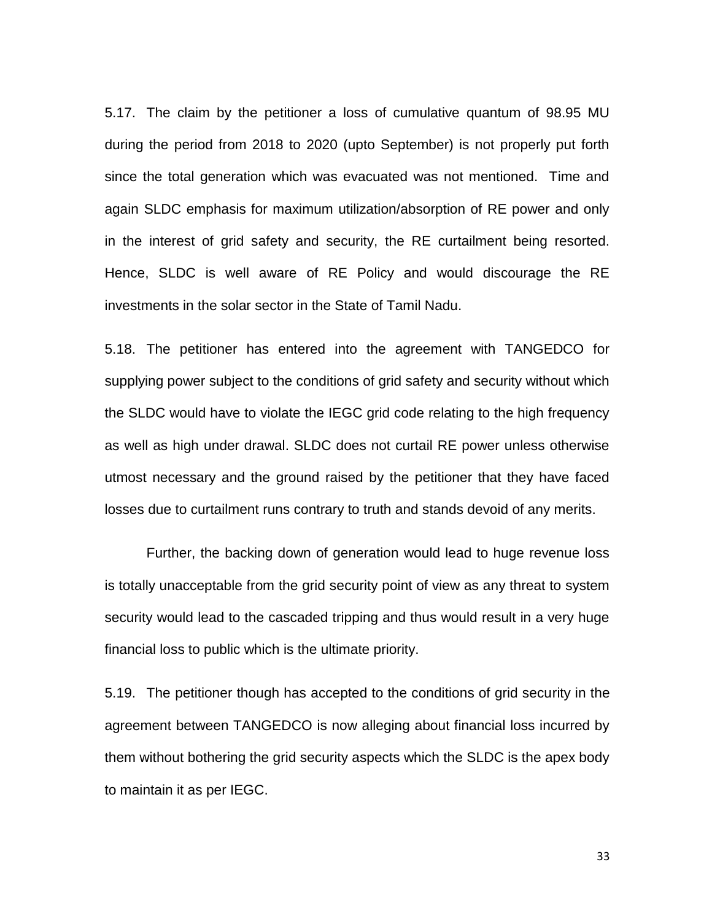5.17. The claim by the petitioner a loss of cumulative quantum of 98.95 MU during the period from 2018 to 2020 (upto September) is not properly put forth since the total generation which was evacuated was not mentioned. Time and again SLDC emphasis for maximum utilization/absorption of RE power and only in the interest of grid safety and security, the RE curtailment being resorted. Hence, SLDC is well aware of RE Policy and would discourage the RE investments in the solar sector in the State of Tamil Nadu.

5.18. The petitioner has entered into the agreement with TANGEDCO for supplying power subject to the conditions of grid safety and security without which the SLDC would have to violate the IEGC grid code relating to the high frequency as well as high under drawal. SLDC does not curtail RE power unless otherwise utmost necessary and the ground raised by the petitioner that they have faced losses due to curtailment runs contrary to truth and stands devoid of any merits.

Further, the backing down of generation would lead to huge revenue loss is totally unacceptable from the grid security point of view as any threat to system security would lead to the cascaded tripping and thus would result in a very huge financial loss to public which is the ultimate priority.

5.19. The petitioner though has accepted to the conditions of grid security in the agreement between TANGEDCO is now alleging about financial loss incurred by them without bothering the grid security aspects which the SLDC is the apex body to maintain it as per IEGC.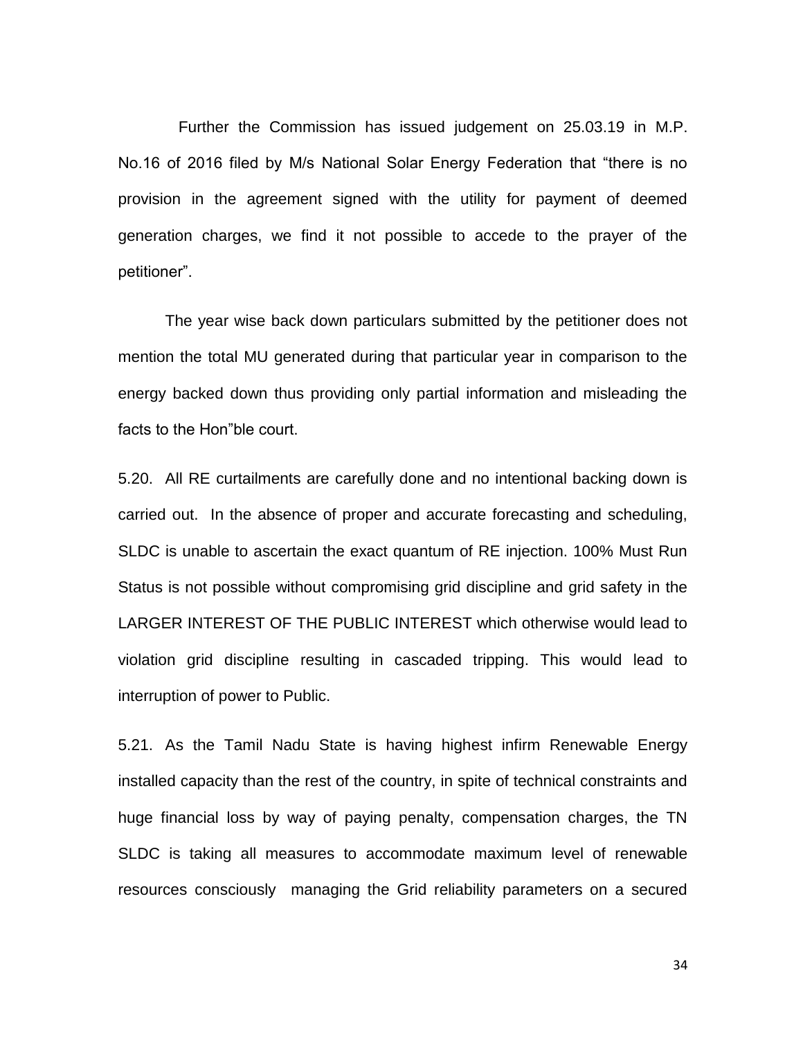Further the Commission has issued judgement on 25.03.19 in M.P. No.16 of 2016 filed by M/s National Solar Energy Federation that "there is no provision in the agreement signed with the utility for payment of deemed generation charges, we find it not possible to accede to the prayer of the petitioner".

The year wise back down particulars submitted by the petitioner does not mention the total MU generated during that particular year in comparison to the energy backed down thus providing only partial information and misleading the facts to the Hon"ble court.

5.20. All RE curtailments are carefully done and no intentional backing down is carried out. In the absence of proper and accurate forecasting and scheduling, SLDC is unable to ascertain the exact quantum of RE injection. 100% Must Run Status is not possible without compromising grid discipline and grid safety in the LARGER INTEREST OF THE PUBLIC INTEREST which otherwise would lead to violation grid discipline resulting in cascaded tripping. This would lead to interruption of power to Public.

5.21. As the Tamil Nadu State is having highest infirm Renewable Energy installed capacity than the rest of the country, in spite of technical constraints and huge financial loss by way of paying penalty, compensation charges, the TN SLDC is taking all measures to accommodate maximum level of renewable resources consciously managing the Grid reliability parameters on a secured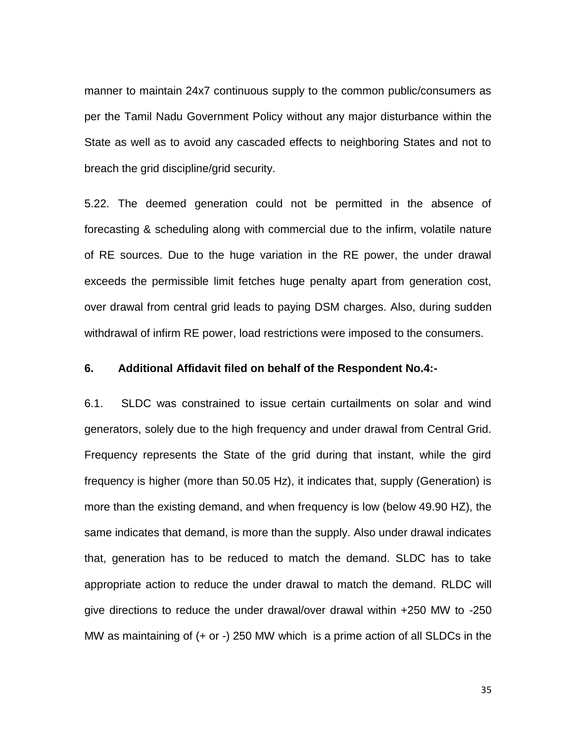manner to maintain 24x7 continuous supply to the common public/consumers as per the Tamil Nadu Government Policy without any major disturbance within the State as well as to avoid any cascaded effects to neighboring States and not to breach the grid discipline/grid security.

5.22. The deemed generation could not be permitted in the absence of forecasting & scheduling along with commercial due to the infirm, volatile nature of RE sources. Due to the huge variation in the RE power, the under drawal exceeds the permissible limit fetches huge penalty apart from generation cost, over drawal from central grid leads to paying DSM charges. Also, during sudden withdrawal of infirm RE power, load restrictions were imposed to the consumers.

**6. Additional Affidavit filed on behalf of the Respondent No.4:-**

6.1. SLDC was constrained to issue certain curtailments on solar and wind generators, solely due to the high frequency and under drawal from Central Grid. Frequency represents the State of the grid during that instant, while the gird frequency is higher (more than 50.05 Hz), it indicates that, supply (Generation) is more than the existing demand, and when frequency is low (below 49.90 HZ), the same indicates that demand, is more than the supply. Also under drawal indicates that, generation has to be reduced to match the demand. SLDC has to take appropriate action to reduce the under drawal to match the demand. RLDC will give directions to reduce the under drawal/over drawal within +250 MW to -250 MW as maintaining of (+ or -) 250 MW which is a prime action of all SLDCs in the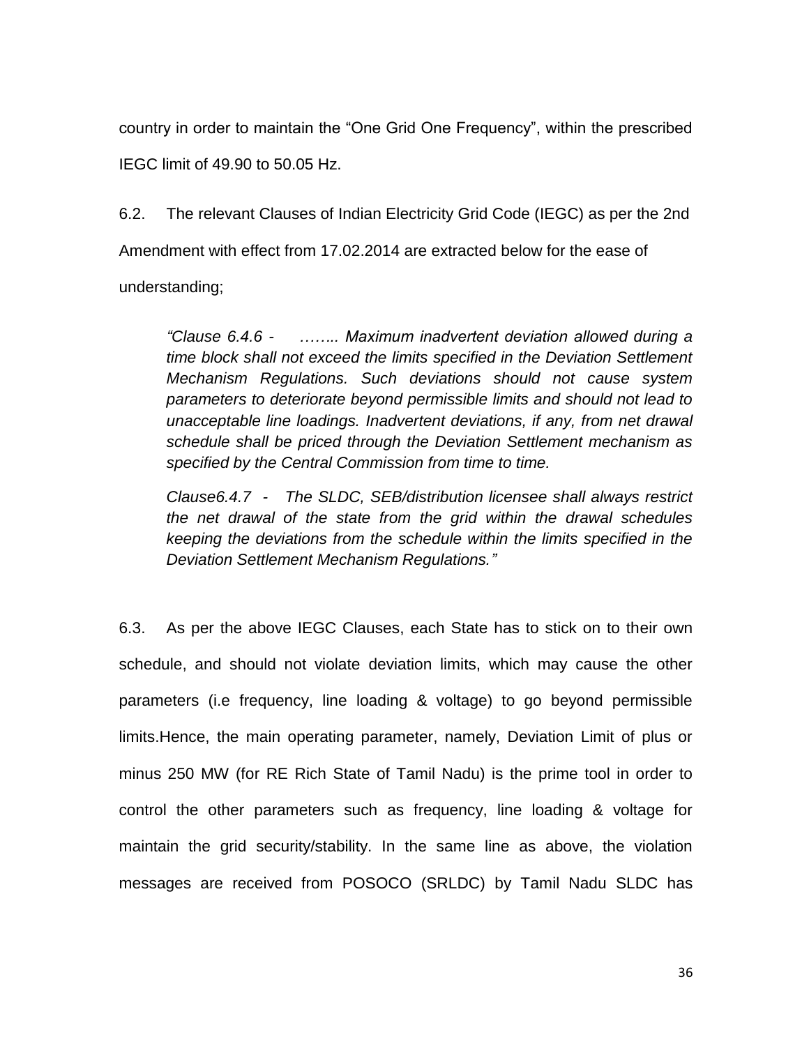country in order to maintain the "One Grid One Frequency", within the prescribed IEGC limit of 49.90 to 50.05 Hz.

6.2. The relevant Clauses of Indian Electricity Grid Code (IEGC) as per the 2nd Amendment with effect from 17.02.2014 are extracted below for the ease of understanding;

> *"Clause 6.4.6 - …….. Maximum inadvertent deviation allowed during a time block shall not exceed the limits specified in the Deviation Settlement Mechanism Regulations. Such deviations should not cause system parameters to deteriorate beyond permissible limits and should not lead to unacceptable line loadings. Inadvertent deviations, if any, from net drawal schedule shall be priced through the Deviation Settlement mechanism as specified by the Central Commission from time to time.*
>
> *Clause6.4.7 - The SLDC, SEB/distribution licensee shall always restrict the net drawal of the state from the grid within the drawal schedules keeping the deviations from the schedule within the limits specified in the Deviation Settlement Mechanism Regulations."*

6.3. As per the above IEGC Clauses, each State has to stick on to their own schedule, and should not violate deviation limits, which may cause the other parameters (i.e frequency, line loading & voltage) to go beyond permissible limits.Hence, the main operating parameter, namely, Deviation Limit of plus or minus 250 MW (for RE Rich State of Tamil Nadu) is the prime tool in order to control the other parameters such as frequency, line loading & voltage for maintain the grid security/stability. In the same line as above, the violation messages are received from POSOCO (SRLDC) by Tamil Nadu SLDC has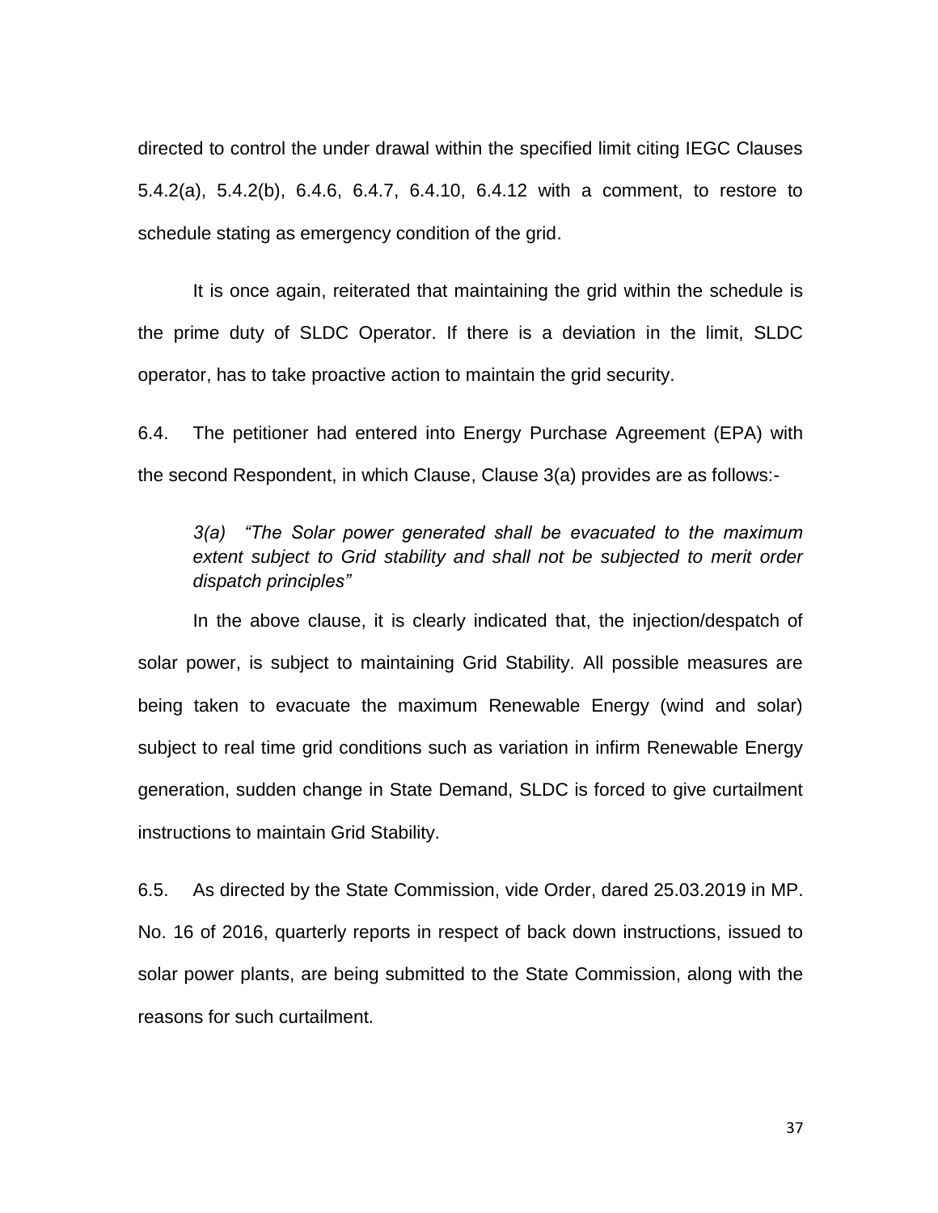directed to control the under drawal within the specified limit citing IEGC Clauses 5.4.2(a), 5.4.2(b), 6.4.6, 6.4.7, 6.4.10, 6.4.12 with a comment, to restore to schedule stating as emergency condition of the grid.

It is once again, reiterated that maintaining the grid within the schedule is the prime duty of SLDC Operator. If there is a deviation in the limit, SLDC operator, has to take proactive action to maintain the grid security.

6.4. The petitioner had entered into Energy Purchase Agreement (EPA) with the second Respondent, in which Clause, Clause 3(a) provides are as follows:-

> *3(a) "The Solar power generated shall be evacuated to the maximum extent subject to Grid stability and shall not be subjected to merit order dispatch principles"*

In the above clause, it is clearly indicated that, the injection/despatch of solar power, is subject to maintaining Grid Stability. All possible measures are being taken to evacuate the maximum Renewable Energy (wind and solar) subject to real time grid conditions such as variation in infirm Renewable Energy generation, sudden change in State Demand, SLDC is forced to give curtailment instructions to maintain Grid Stability.

6.5. As directed by the State Commission, vide Order, dared 25.03.2019 in MP. No. 16 of 2016, quarterly reports in respect of back down instructions, issued to solar power plants, are being submitted to the State Commission, along with the reasons for such curtailment.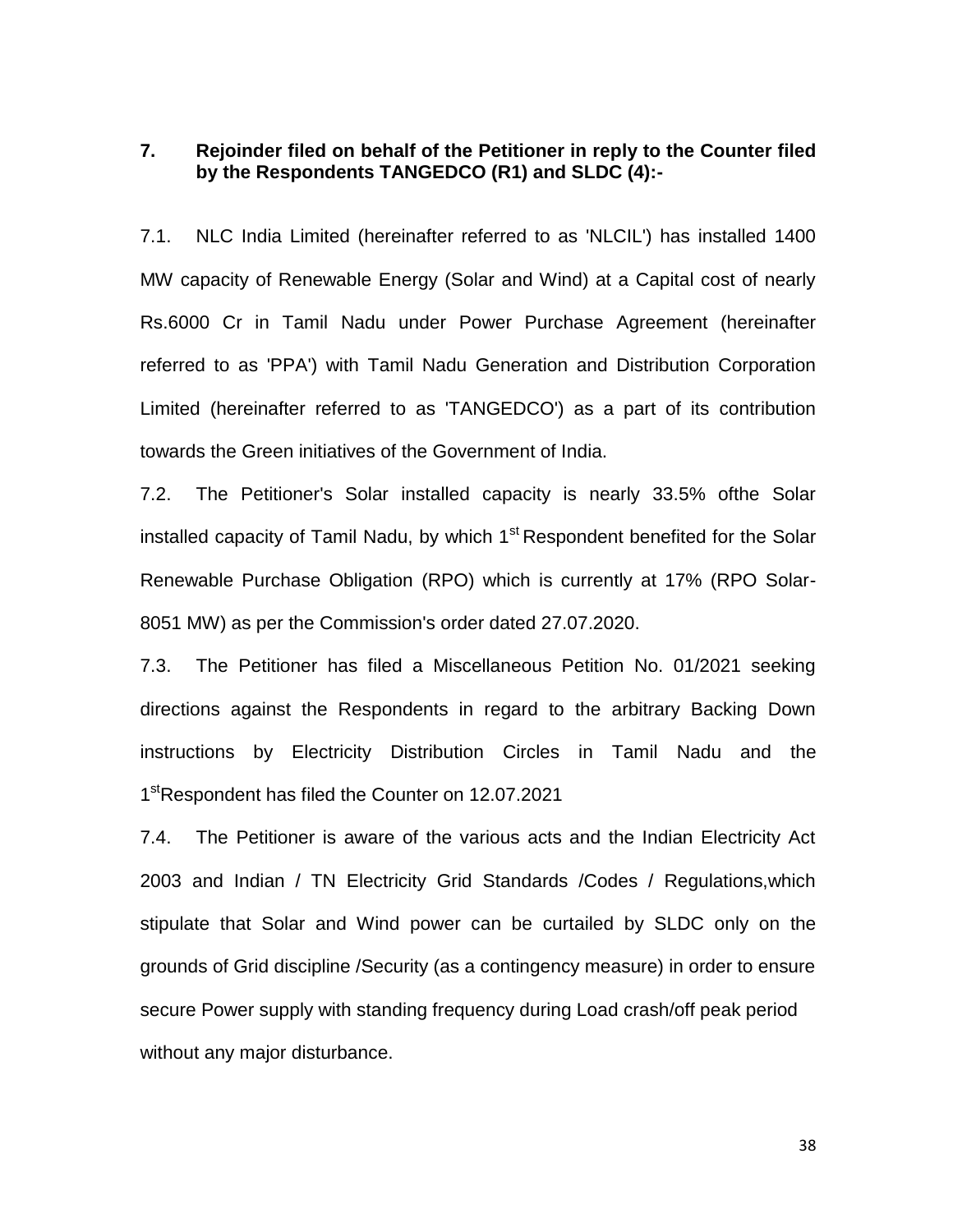**7. Rejoinder filed on behalf of the Petitioner in reply to the Counter filed by the Respondents TANGEDCO (R1) and SLDC (4):-**

7.1. NLC India Limited (hereinafter referred to as 'NLCIL') has installed 1400 MW capacity of Renewable Energy (Solar and Wind) at a Capital cost of nearly Rs.6000 Cr in Tamil Nadu under Power Purchase Agreement (hereinafter referred to as 'PPA') with Tamil Nadu Generation and Distribution Corporation Limited (hereinafter referred to as 'TANGEDCO') as a part of its contribution towards the Green initiatives of the Government of India.

7.2. The Petitioner's Solar installed capacity is nearly 33.5% ofthe Solar installed capacity of Tamil Nadu, by which 1st Respondent benefited for the Solar Renewable Purchase Obligation (RPO) which is currently at 17% (RPO Solar-8051 MW) as per the Commission's order dated 27.07.2020.

7.3. The Petitioner has filed a Miscellaneous Petition No. 01/2021 seeking directions against the Respondents in regard to the arbitrary Backing Down instructions by Electricity Distribution Circles in Tamil Nadu and the 1stRespondent has filed the Counter on 12.07.2021

7.4. The Petitioner is aware of the various acts and the Indian Electricity Act 2003 and Indian / TN Electricity Grid Standards /Codes / Regulations,which stipulate that Solar and Wind power can be curtailed by SLDC only on the grounds of Grid discipline /Security (as a contingency measure) in order to ensure secure Power supply with standing frequency during Load crash/off peak period without any major disturbance.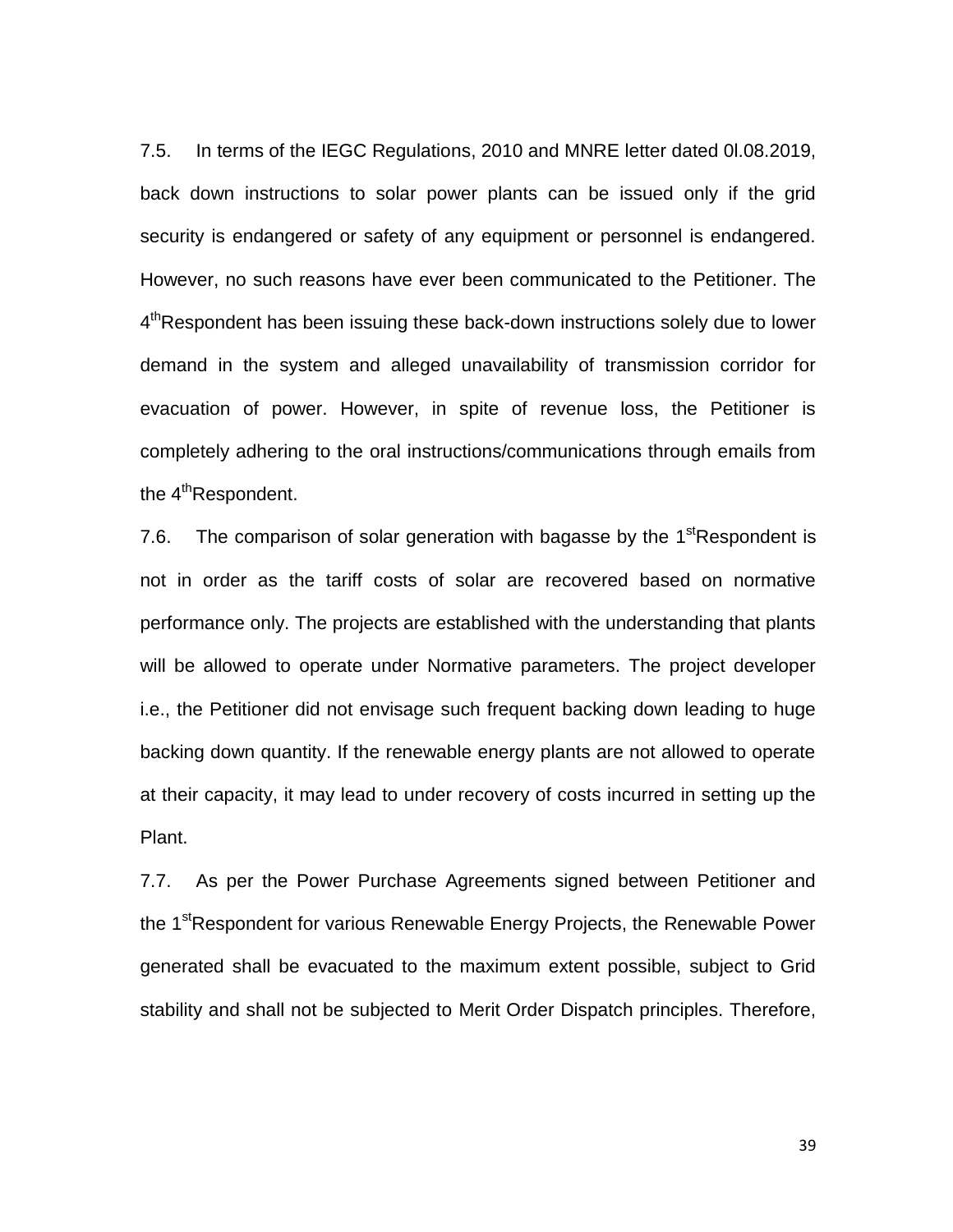7.5. In terms of the IEGC Regulations, 2010 and MNRE letter dated 0l.08.2019, back down instructions to solar power plants can be issued only if the grid security is endangered or safety of any equipment or personnel is endangered. However, no such reasons have ever been communicated to the Petitioner. The 4[th]Respondent has been issuing these back-down instructions solely due to lower demand in the system and alleged unavailability of transmission corridor for evacuation of power. However, in spite of revenue loss, the Petitioner is completely adhering to the oral instructions/communications through emails from the 4[th]Respondent.

7.6. The comparison of solar generation with bagasse by the 1[st]Respondent is not in order as the tariff costs of solar are recovered based on normative performance only. The projects are established with the understanding that plants will be allowed to operate under Normative parameters. The project developer i.e., the Petitioner did not envisage such frequent backing down leading to huge backing down quantity. If the renewable energy plants are not allowed to operate at their capacity, it may lead to under recovery of costs incurred in setting up the Plant.

7.7. As per the Power Purchase Agreements signed between Petitioner and the 1[st]Respondent for various Renewable Energy Projects, the Renewable Power generated shall be evacuated to the maximum extent possible, subject to Grid stability and shall not be subjected to Merit Order Dispatch principles. Therefore,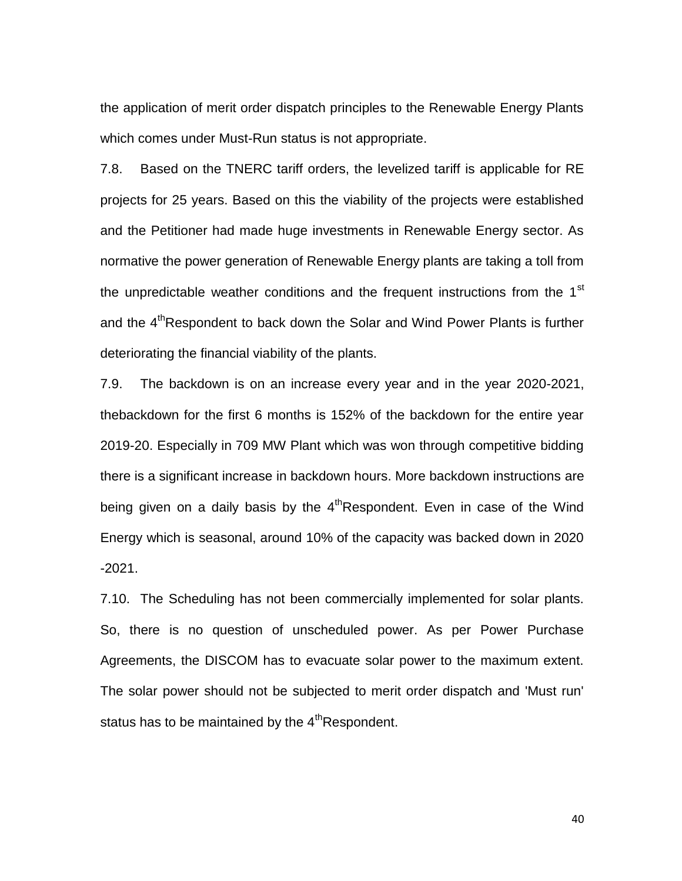the application of merit order dispatch principles to the Renewable Energy Plants which comes under Must-Run status is not appropriate.

7.8. Based on the TNERC tariff orders, the levelized tariff is applicable for RE projects for 25 years. Based on this the viability of the projects were established and the Petitioner had made huge investments in Renewable Energy sector. As normative the power generation of Renewable Energy plants are taking a toll from the unpredictable weather conditions and the frequent instructions from the 1st and the 4thRespondent to back down the Solar and Wind Power Plants is further deteriorating the financial viability of the plants.

7.9. The backdown is on an increase every year and in the year 2020-2021, thebackdown for the first 6 months is 152% of the backdown for the entire year 2019-20. Especially in 709 MW Plant which was won through competitive bidding there is a significant increase in backdown hours. More backdown instructions are being given on a daily basis by the 4thRespondent. Even in case of the Wind Energy which is seasonal, around 10% of the capacity was backed down in 2020 -2021.

7.10. The Scheduling has not been commercially implemented for solar plants. So, there is no question of unscheduled power. As per Power Purchase Agreements, the DISCOM has to evacuate solar power to the maximum extent. The solar power should not be subjected to merit order dispatch and 'Must run' status has to be maintained by the 4thRespondent.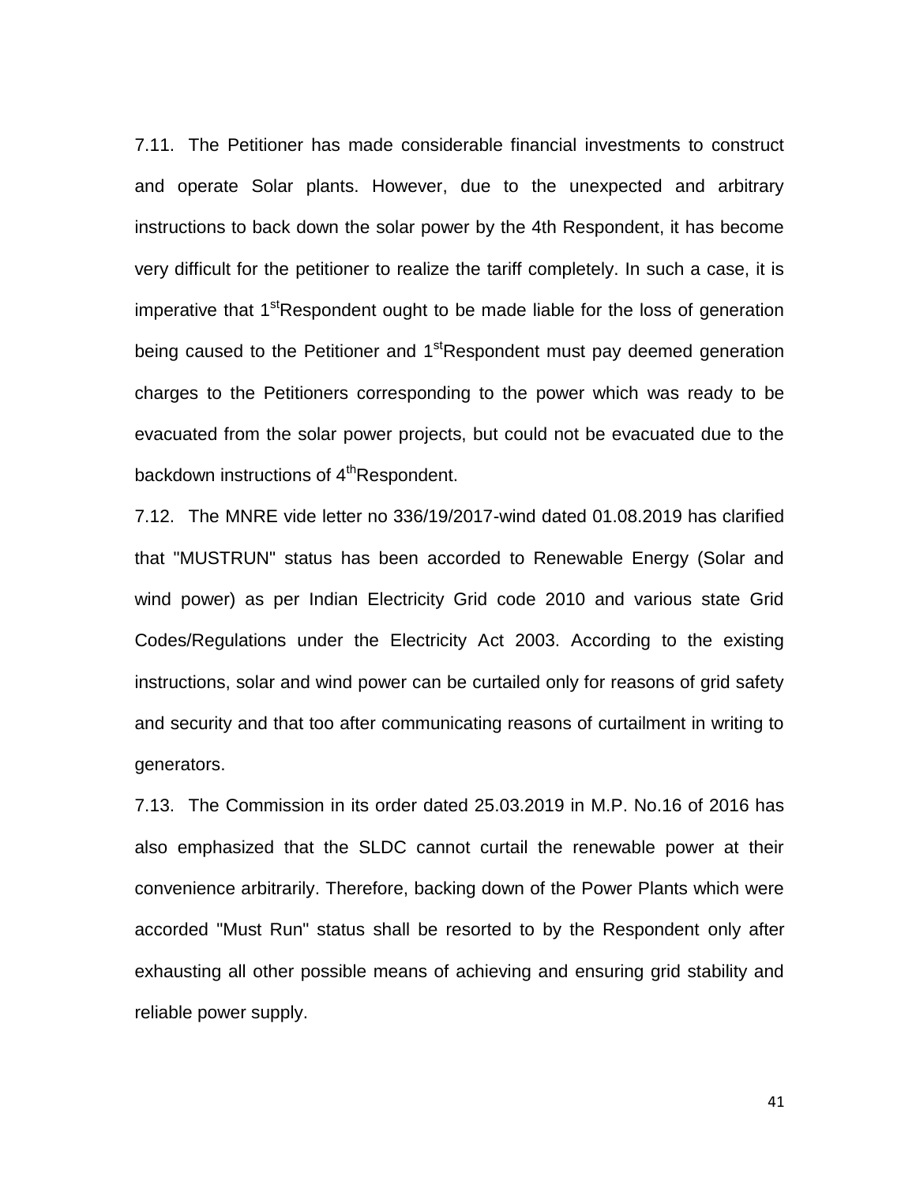7.11. The Petitioner has made considerable financial investments to construct and operate Solar plants. However, due to the unexpected and arbitrary instructions to back down the solar power by the 4th Respondent, it has become very difficult for the petitioner to realize the tariff completely. In such a case, it is imperative that 1stRespondent ought to be made liable for the loss of generation being caused to the Petitioner and 1stRespondent must pay deemed generation charges to the Petitioners corresponding to the power which was ready to be evacuated from the solar power projects, but could not be evacuated due to the backdown instructions of 4thRespondent.

7.12. The MNRE vide letter no 336/19/2017-wind dated 01.08.2019 has clarified that "MUSTRUN" status has been accorded to Renewable Energy (Solar and wind power) as per Indian Electricity Grid code 2010 and various state Grid Codes/Regulations under the Electricity Act 2003. According to the existing instructions, solar and wind power can be curtailed only for reasons of grid safety and security and that too after communicating reasons of curtailment in writing to generators.

7.13. The Commission in its order dated 25.03.2019 in M.P. No.16 of 2016 has also emphasized that the SLDC cannot curtail the renewable power at their convenience arbitrarily. Therefore, backing down of the Power Plants which were accorded "Must Run" status shall be resorted to by the Respondent only after exhausting all other possible means of achieving and ensuring grid stability and reliable power supply.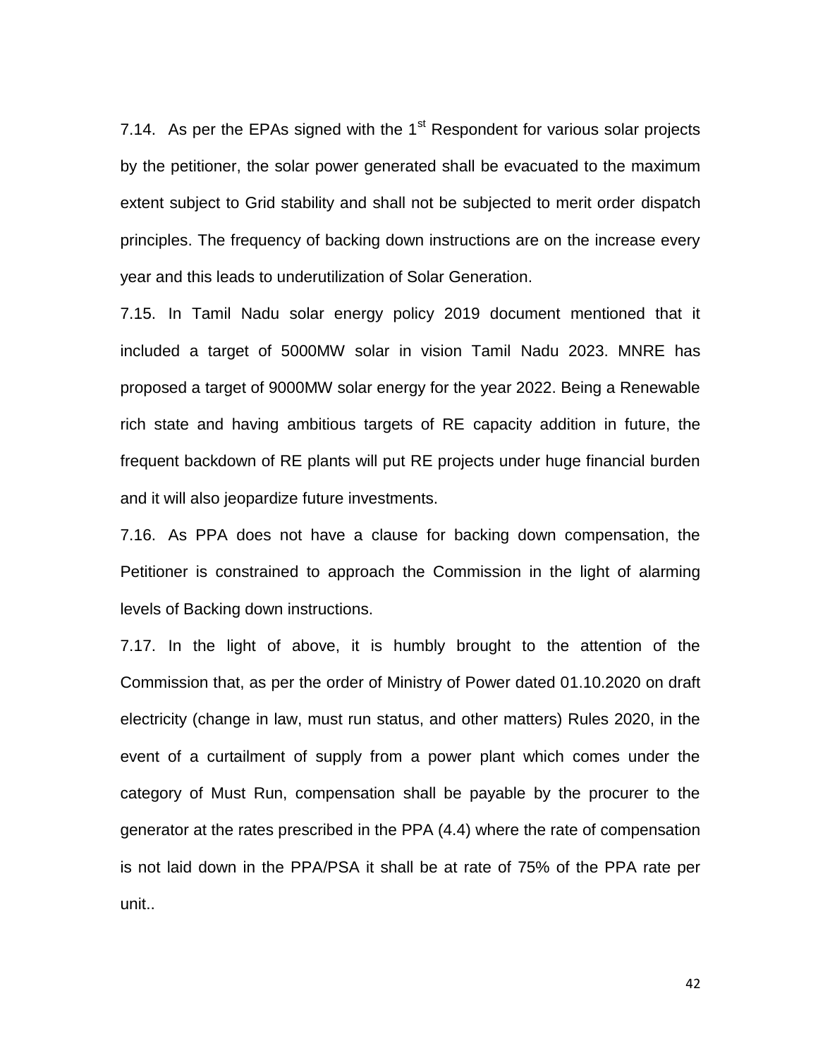7.14. As per the EPAs signed with the 1st Respondent for various solar projects by the petitioner, the solar power generated shall be evacuated to the maximum extent subject to Grid stability and shall not be subjected to merit order dispatch principles. The frequency of backing down instructions are on the increase every year and this leads to underutilization of Solar Generation.

7.15. In Tamil Nadu solar energy policy 2019 document mentioned that it included a target of 5000MW solar in vision Tamil Nadu 2023. MNRE has proposed a target of 9000MW solar energy for the year 2022. Being a Renewable rich state and having ambitious targets of RE capacity addition in future, the frequent backdown of RE plants will put RE projects under huge financial burden and it will also jeopardize future investments.

7.16. As PPA does not have a clause for backing down compensation, the Petitioner is constrained to approach the Commission in the light of alarming levels of Backing down instructions.

7.17. In the light of above, it is humbly brought to the attention of the Commission that, as per the order of Ministry of Power dated 01.10.2020 on draft electricity (change in law, must run status, and other matters) Rules 2020, in the event of a curtailment of supply from a power plant which comes under the category of Must Run, compensation shall be payable by the procurer to the generator at the rates prescribed in the PPA (4.4) where the rate of compensation is not laid down in the PPA/PSA it shall be at rate of 75% of the PPA rate per unit..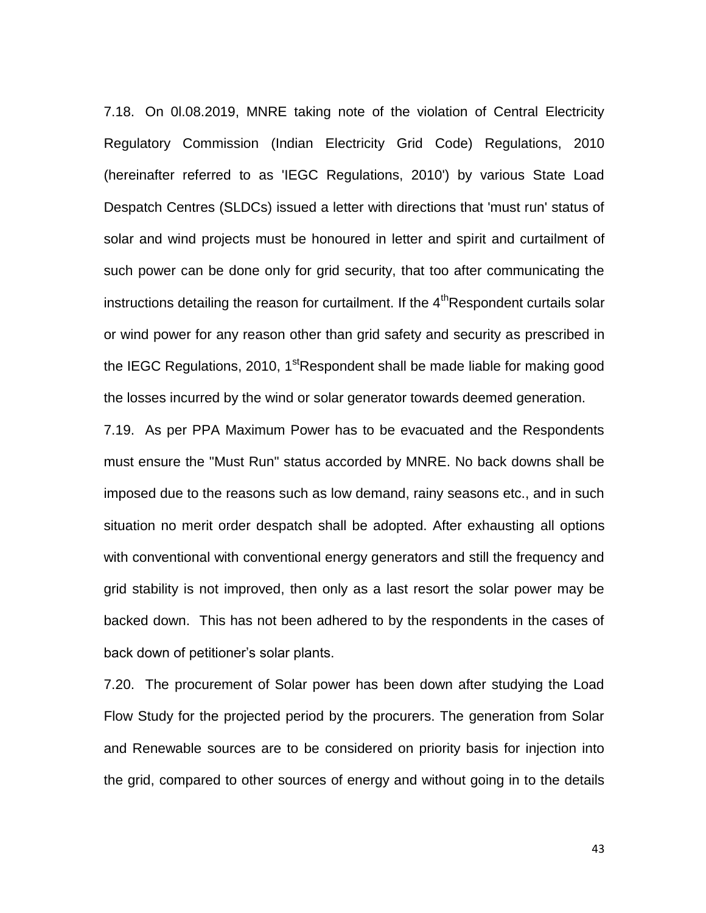7.18. On 0l.08.2019, MNRE taking note of the violation of Central Electricity Regulatory Commission (Indian Electricity Grid Code) Regulations, 2010 (hereinafter referred to as 'IEGC Regulations, 2010') by various State Load Despatch Centres (SLDCs) issued a letter with directions that 'must run' status of solar and wind projects must be honoured in letter and spirit and curtailment of such power can be done only for grid security, that too after communicating the instructions detailing the reason for curtailment. If the 4th Respondent curtails solar or wind power for any reason other than grid safety and security as prescribed in the IEGC Regulations, 2010, 1st Respondent shall be made liable for making good the losses incurred by the wind or solar generator towards deemed generation.

7.19. As per PPA Maximum Power has to be evacuated and the Respondents must ensure the "Must Run" status accorded by MNRE. No back downs shall be imposed due to the reasons such as low demand, rainy seasons etc., and in such situation no merit order despatch shall be adopted. After exhausting all options with conventional with conventional energy generators and still the frequency and grid stability is not improved, then only as a last resort the solar power may be backed down. This has not been adhered to by the respondents in the cases of back down of petitioner's solar plants.

7.20. The procurement of Solar power has been down after studying the Load Flow Study for the projected period by the procurers. The generation from Solar and Renewable sources are to be considered on priority basis for injection into the grid, compared to other sources of energy and without going in to the details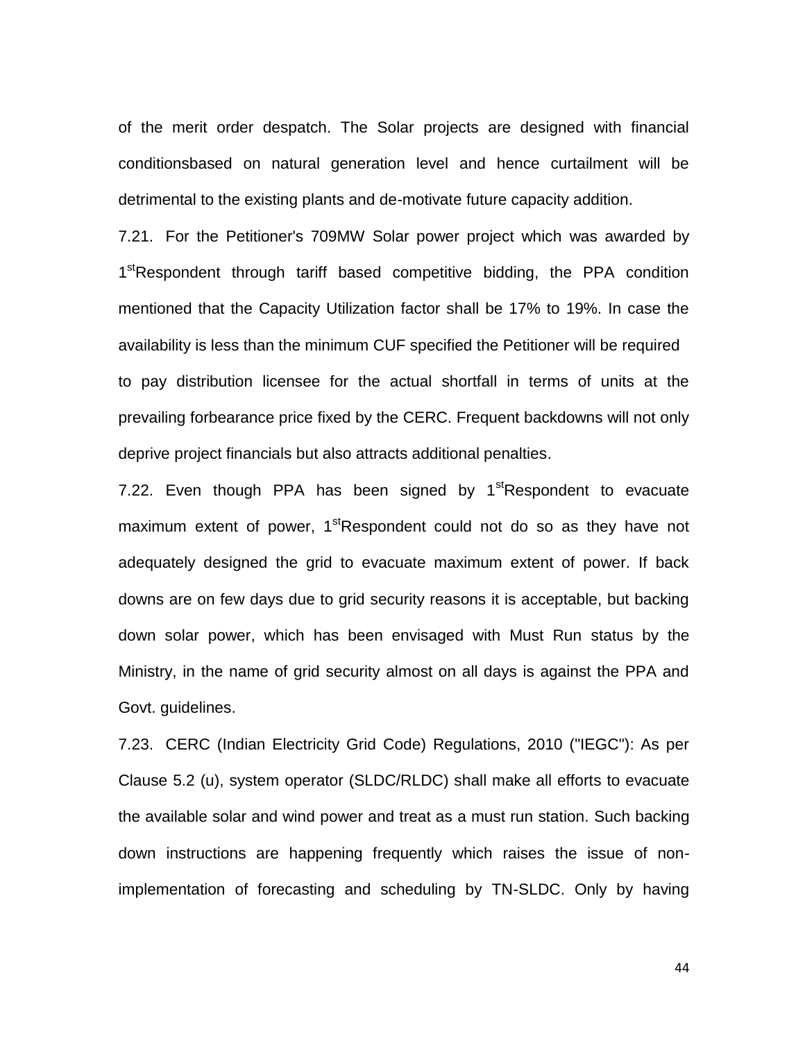of the merit order despatch. The Solar projects are designed with financial conditionsbased on natural generation level and hence curtailment will be detrimental to the existing plants and de-motivate future capacity addition.

7.21. For the Petitioner's 709MW Solar power project which was awarded by 1st Respondent through tariff based competitive bidding, the PPA condition mentioned that the Capacity Utilization factor shall be 17% to 19%. In case the availability is less than the minimum CUF specified the Petitioner will be required to pay distribution licensee for the actual shortfall in terms of units at the prevailing forbearance price fixed by the CERC. Frequent backdowns will not only deprive project financials but also attracts additional penalties.

7.22. Even though PPA has been signed by 1st Respondent to evacuate maximum extent of power, 1st Respondent could not do so as they have not adequately designed the grid to evacuate maximum extent of power. If back downs are on few days due to grid security reasons it is acceptable, but backing down solar power, which has been envisaged with Must Run status by the Ministry, in the name of grid security almost on all days is against the PPA and Govt. guidelines.

7.23. CERC (Indian Electricity Grid Code) Regulations, 2010 ("IEGC"): As per Clause 5.2 (u), system operator (SLDC/RLDC) shall make all efforts to evacuate the available solar and wind power and treat as a must run station. Such backing down instructions are happening frequently which raises the issue of non-implementation of forecasting and scheduling by TN-SLDC. Only by having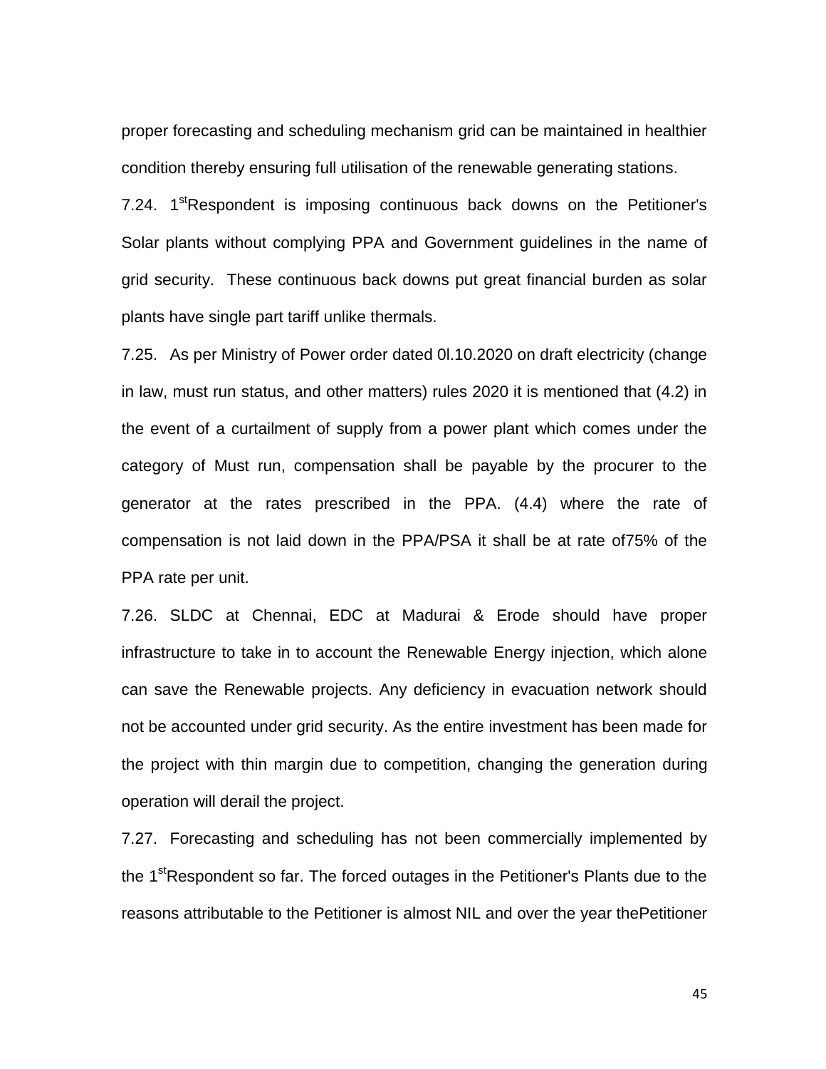proper forecasting and scheduling mechanism grid can be maintained in healthier condition thereby ensuring full utilisation of the renewable generating stations.

7.24. 1st Respondent is imposing continuous back downs on the Petitioner's Solar plants without complying PPA and Government guidelines in the name of grid security. These continuous back downs put great financial burden as solar plants have single part tariff unlike thermals.

7.25. As per Ministry of Power order dated 0l.10.2020 on draft electricity (change in law, must run status, and other matters) rules 2020 it is mentioned that (4.2) in the event of a curtailment of supply from a power plant which comes under the category of Must run, compensation shall be payable by the procurer to the generator at the rates prescribed in the PPA. (4.4) where the rate of compensation is not laid down in the PPA/PSA it shall be at rate of75% of the PPA rate per unit.

7.26. SLDC at Chennai, EDC at Madurai & Erode should have proper infrastructure to take in to account the Renewable Energy injection, which alone can save the Renewable projects. Any deficiency in evacuation network should not be accounted under grid security. As the entire investment has been made for the project with thin margin due to competition, changing the generation during operation will derail the project.

7.27. Forecasting and scheduling has not been commercially implemented by the 1st Respondent so far. The forced outages in the Petitioner's Plants due to the reasons attributable to the Petitioner is almost NIL and over the year thePetitioner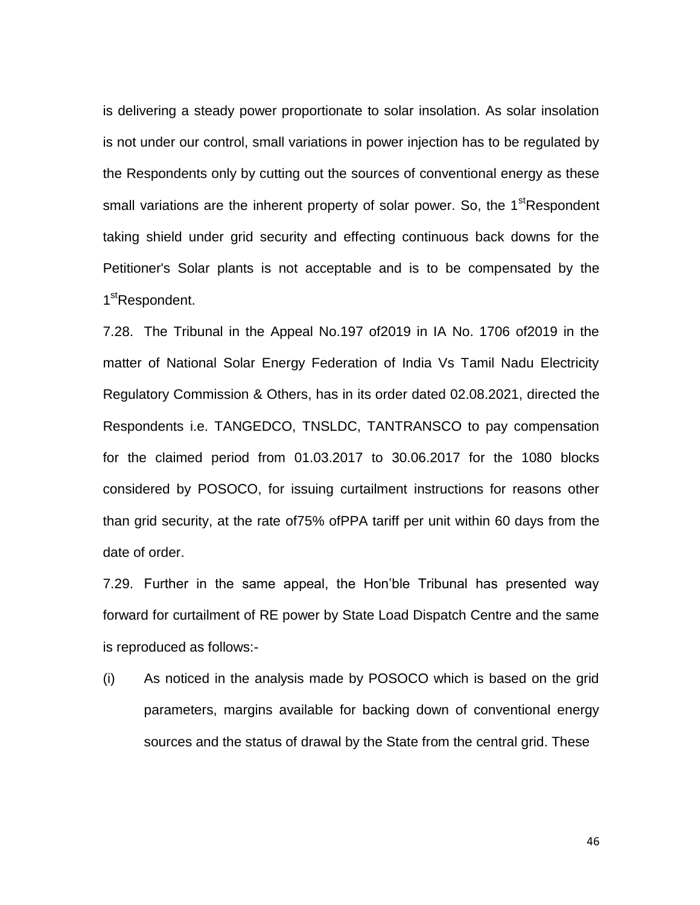is delivering a steady power proportionate to solar insolation. As solar insolation is not under our control, small variations in power injection has to be regulated by the Respondents only by cutting out the sources of conventional energy as these small variations are the inherent property of solar power. So, the 1stRespondent taking shield under grid security and effecting continuous back downs for the Petitioner's Solar plants is not acceptable and is to be compensated by the 1stRespondent.

7.28. The Tribunal in the Appeal No.197 of2019 in IA No. 1706 of2019 in the matter of National Solar Energy Federation of India Vs Tamil Nadu Electricity Regulatory Commission & Others, has in its order dated 02.08.2021, directed the Respondents i.e. TANGEDCO, TNSLDC, TANTRANSCO to pay compensation for the claimed period from 01.03.2017 to 30.06.2017 for the 1080 blocks considered by POSOCO, for issuing curtailment instructions for reasons other than grid security, at the rate of75% ofPPA tariff per unit within 60 days from the date of order.

7.29. Further in the same appeal, the Hon'ble Tribunal has presented way forward for curtailment of RE power by State Load Dispatch Centre and the same is reproduced as follows:-

(i) As noticed in the analysis made by POSOCO which is based on the grid parameters, margins available for backing down of conventional energy sources and the status of drawal by the State from the central grid. These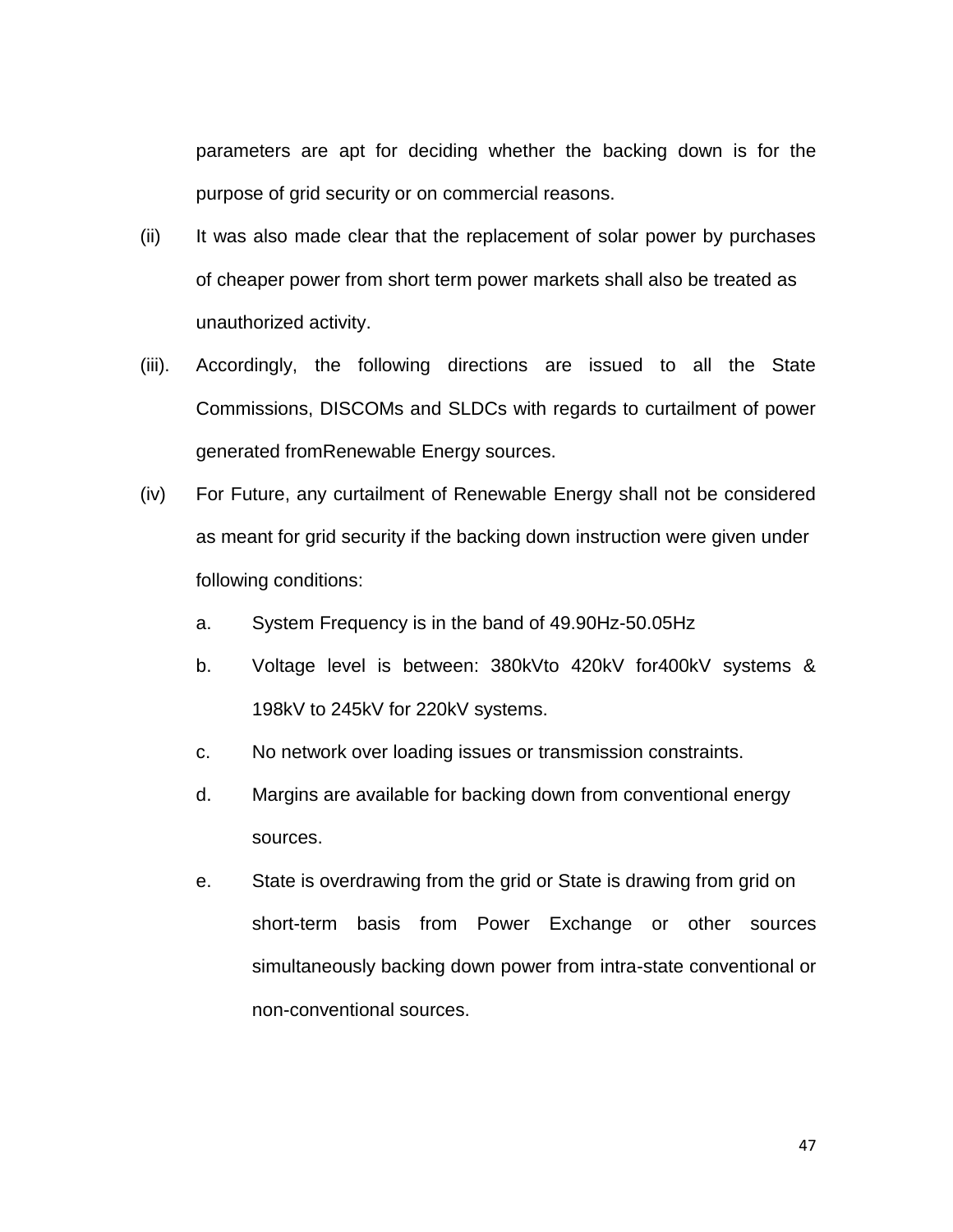parameters are apt for deciding whether the backing down is for the purpose of grid security or on commercial reasons.

(ii) It was also made clear that the replacement of solar power by purchases of cheaper power from short term power markets shall also be treated as unauthorized activity.

(iii). Accordingly, the following directions are issued to all the State Commissions, DISCOMs and SLDCs with regards to curtailment of power generated fromRenewable Energy sources.

(iv) For Future, any curtailment of Renewable Energy shall not be considered as meant for grid security if the backing down instruction were given under following conditions:

   a. System Frequency is in the band of 49.90Hz-50.05Hz

   b. Voltage level is between: 380kVto 420kV for400kV systems & 198kV to 245kV for 220kV systems.

   c. No network over loading issues or transmission constraints.

   d. Margins are available for backing down from conventional energy sources.

   e. State is overdrawing from the grid or State is drawing from grid on short-term basis from Power Exchange or other sources simultaneously backing down power from intra-state conventional or non-conventional sources.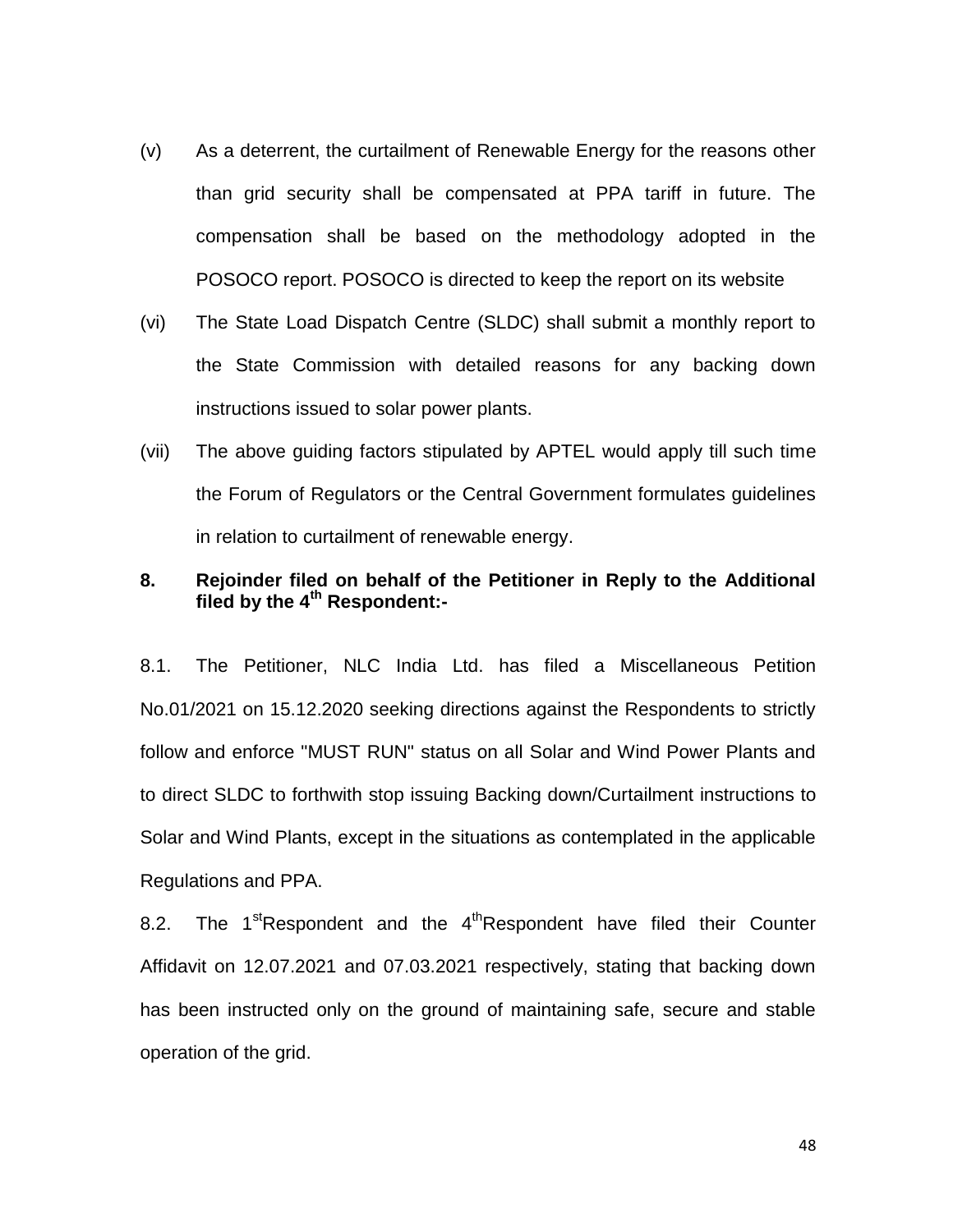(v) As a deterrent, the curtailment of Renewable Energy for the reasons other than grid security shall be compensated at PPA tariff in future. The compensation shall be based on the methodology adopted in the POSOCO report. POSOCO is directed to keep the report on its website

(vi) The State Load Dispatch Centre (SLDC) shall submit a monthly report to the State Commission with detailed reasons for any backing down instructions issued to solar power plants.

(vii) The above guiding factors stipulated by APTEL would apply till such time the Forum of Regulators or the Central Government formulates guidelines in relation to curtailment of renewable energy.

**8. Rejoinder filed on behalf of the Petitioner in Reply to the Additional filed by the 4th Respondent:-**

8.1. The Petitioner, NLC India Ltd. has filed a Miscellaneous Petition No.01/2021 on 15.12.2020 seeking directions against the Respondents to strictly follow and enforce "MUST RUN" status on all Solar and Wind Power Plants and to direct SLDC to forthwith stop issuing Backing down/Curtailment instructions to Solar and Wind Plants, except in the situations as contemplated in the applicable Regulations and PPA.

8.2. The 1st Respondent and the 4th Respondent have filed their Counter Affidavit on 12.07.2021 and 07.03.2021 respectively, stating that backing down has been instructed only on the ground of maintaining safe, secure and stable operation of the grid.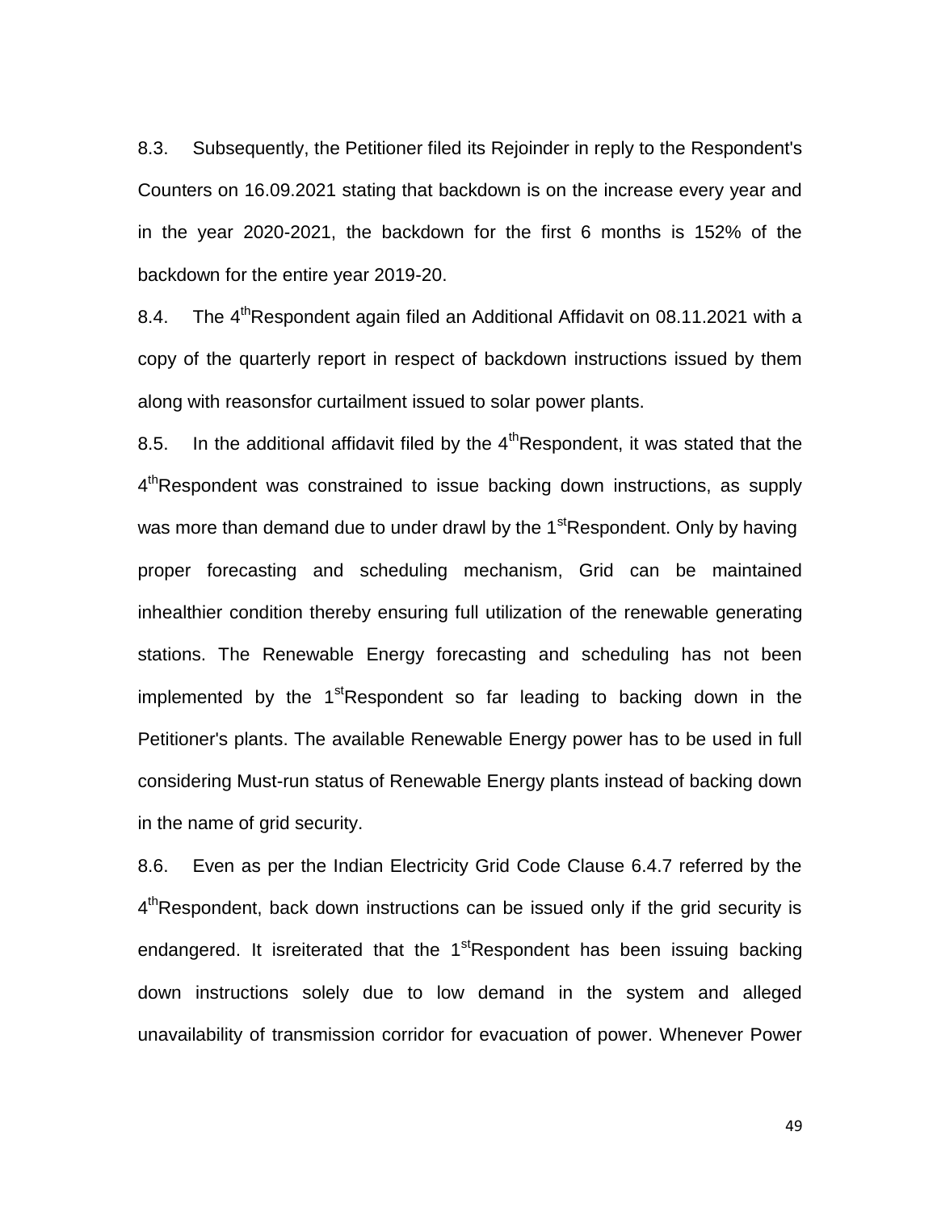8.3. Subsequently, the Petitioner filed its Rejoinder in reply to the Respondent's Counters on 16.09.2021 stating that backdown is on the increase every year and in the year 2020-2021, the backdown for the first 6 months is 152% of the backdown for the entire year 2019-20.

8.4. The 4thRespondent again filed an Additional Affidavit on 08.11.2021 with a copy of the quarterly report in respect of backdown instructions issued by them along with reasonsfor curtailment issued to solar power plants.

8.5. In the additional affidavit filed by the 4thRespondent, it was stated that the 4thRespondent was constrained to issue backing down instructions, as supply was more than demand due to under drawl by the 1stRespondent. Only by having proper forecasting and scheduling mechanism, Grid can be maintained inhealthier condition thereby ensuring full utilization of the renewable generating stations. The Renewable Energy forecasting and scheduling has not been implemented by the 1stRespondent so far leading to backing down in the Petitioner's plants. The available Renewable Energy power has to be used in full considering Must-run status of Renewable Energy plants instead of backing down in the name of grid security.

8.6. Even as per the Indian Electricity Grid Code Clause 6.4.7 referred by the 4thRespondent, back down instructions can be issued only if the grid security is endangered. It isreiterated that the 1stRespondent has been issuing backing down instructions solely due to low demand in the system and alleged unavailability of transmission corridor for evacuation of power. Whenever Power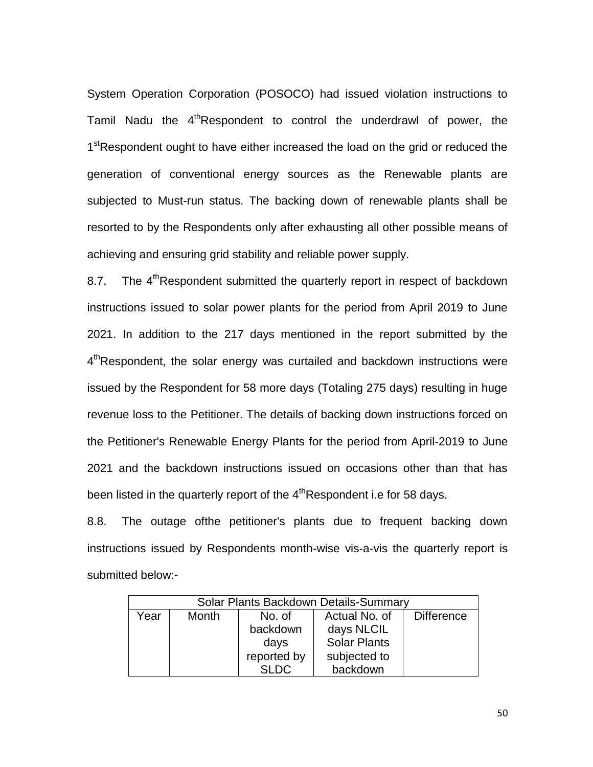System Operation Corporation (POSOCO) had issued violation instructions to Tamil Nadu the 4th Respondent to control the underdrawl of power, the 1st Respondent ought to have either increased the load on the grid or reduced the generation of conventional energy sources as the Renewable plants are subjected to Must-run status. The backing down of renewable plants shall be resorted to by the Respondents only after exhausting all other possible means of achieving and ensuring grid stability and reliable power supply.

8.7. The 4th Respondent submitted the quarterly report in respect of backdown instructions issued to solar power plants for the period from April 2019 to June 2021. In addition to the 217 days mentioned in the report submitted by the 4th Respondent, the solar energy was curtailed and backdown instructions were issued by the Respondent for 58 more days (Totaling 275 days) resulting in huge revenue loss to the Petitioner. The details of backing down instructions forced on the Petitioner's Renewable Energy Plants for the period from April-2019 to June 2021 and the backdown instructions issued on occasions other than that has been listed in the quarterly report of the 4th Respondent i.e for 58 days.

8.8. The outage ofthe petitioner's plants due to frequent backing down instructions issued by Respondents month-wise vis-a-vis the quarterly report is submitted below:-

| Solar Plants Backdown Details-Summary | | | | |
|---|---|---|---|---|
| Year | Month | No. of backdown days reported by SLDC | Actual No. of days NLCIL Solar Plants subjected to backdown | Difference |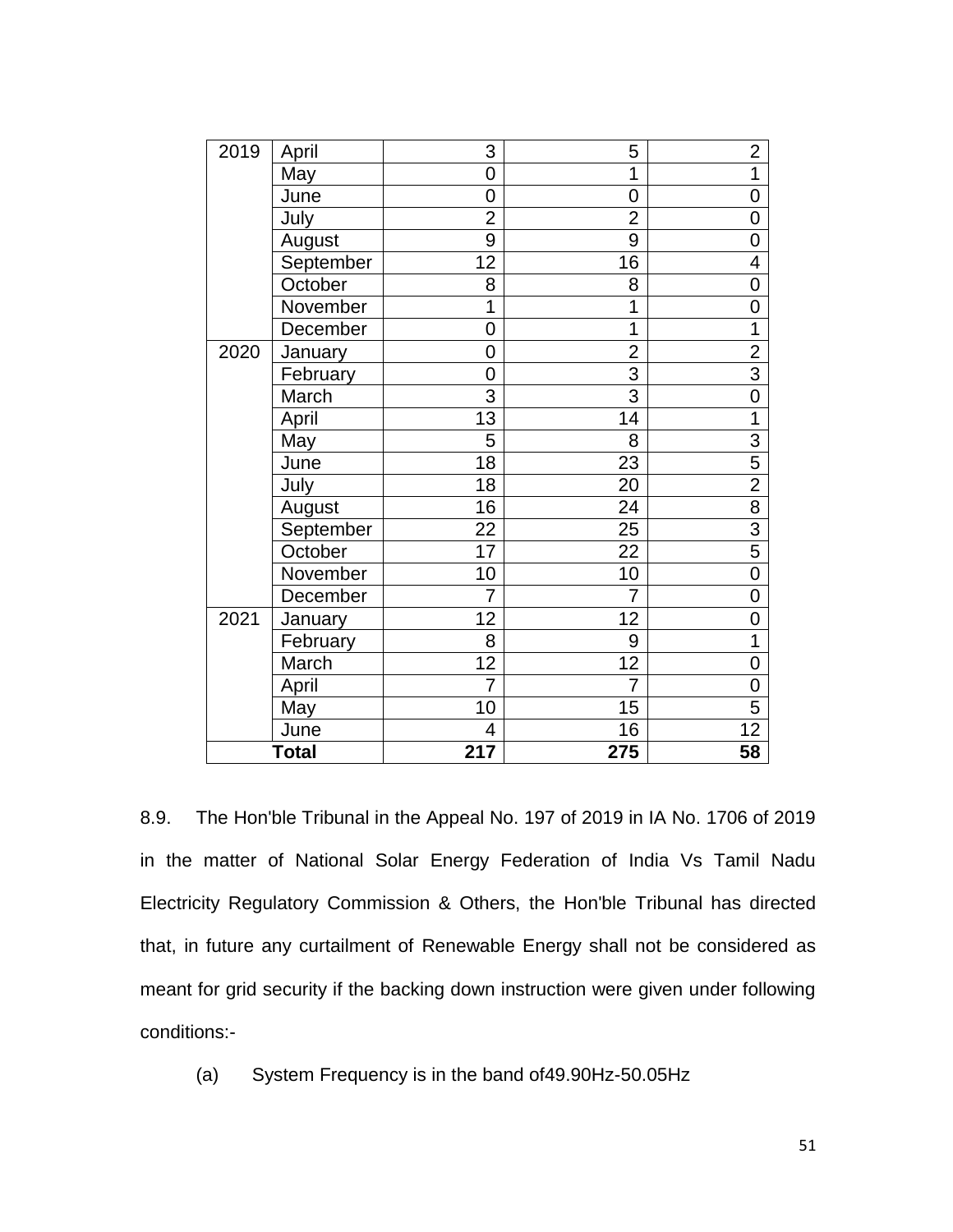| 2019 | April | 3 | 5 | 2 |
|---|---|---|---|---|
| | May | 0 | 1 | 1 |
| | June | 0 | 0 | 0 |
| | July | 2 | 2 | 0 |
| | August | 9 | 9 | 0 |
| | September | 12 | 16 | 4 |
| | October | 8 | 8 | 0 |
| | November | 1 | 1 | 0 |
| | December | 0 | 1 | 1 |
| 2020 | January | 0 | 2 | 2 |
| | February | 0 | 3 | 3 |
| | March | 3 | 3 | 0 |
| | April | 13 | 14 | 1 |
| | May | 5 | 8 | 3 |
| | June | 18 | 23 | 5 |
| | July | 18 | 20 | 2 |
| | August | 16 | 24 | 8 |
| | September | 22 | 25 | 3 |
| | October | 17 | 22 | 5 |
| | November | 10 | 10 | 0 |
| | December | 7 | 7 | 0 |
| 2021 | January | 12 | 12 | 0 |
| | February | 8 | 9 | 1 |
| | March | 12 | 12 | 0 |
| | April | 7 | 7 | 0 |
| | May | 10 | 15 | 5 |
| | June | 4 | 16 | 12 |
| **Total** | | **217** | **275** | **58** |

8.9. The Hon'ble Tribunal in the Appeal No. 197 of 2019 in IA No. 1706 of 2019 in the matter of National Solar Energy Federation of India Vs Tamil Nadu Electricity Regulatory Commission & Others, the Hon'ble Tribunal has directed that, in future any curtailment of Renewable Energy shall not be considered as meant for grid security if the backing down instruction were given under following conditions:-

(a) System Frequency is in the band of49.90Hz-50.05Hz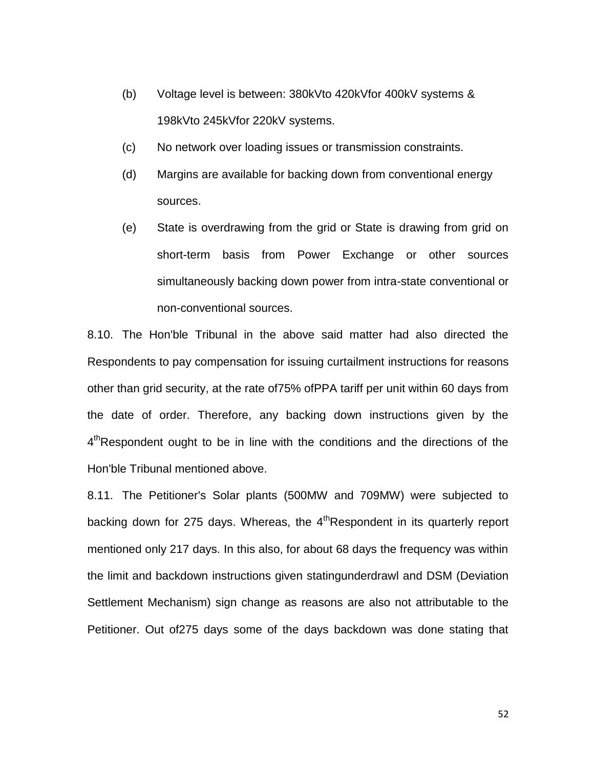(b) Voltage level is between: 380kVto 420kVfor 400kV systems & 198kVto 245kVfor 220kV systems.

(c) No network over loading issues or transmission constraints.

(d) Margins are available for backing down from conventional energy sources.

(e) State is overdrawing from the grid or State is drawing from grid on short-term basis from Power Exchange or other sources simultaneously backing down power from intra-state conventional or non-conventional sources.

8.10. The Hon'ble Tribunal in the above said matter had also directed the Respondents to pay compensation for issuing curtailment instructions for reasons other than grid security, at the rate of75% ofPPA tariff per unit within 60 days from the date of order. Therefore, any backing down instructions given by the 4thRespondent ought to be in line with the conditions and the directions of the Hon'ble Tribunal mentioned above.

8.11. The Petitioner's Solar plants (500MW and 709MW) were subjected to backing down for 275 days. Whereas, the 4thRespondent in its quarterly report mentioned only 217 days. In this also, for about 68 days the frequency was within the limit and backdown instructions given statingunderdrawl and DSM (Deviation Settlement Mechanism) sign change as reasons are also not attributable to the Petitioner. Out of275 days some of the days backdown was done stating that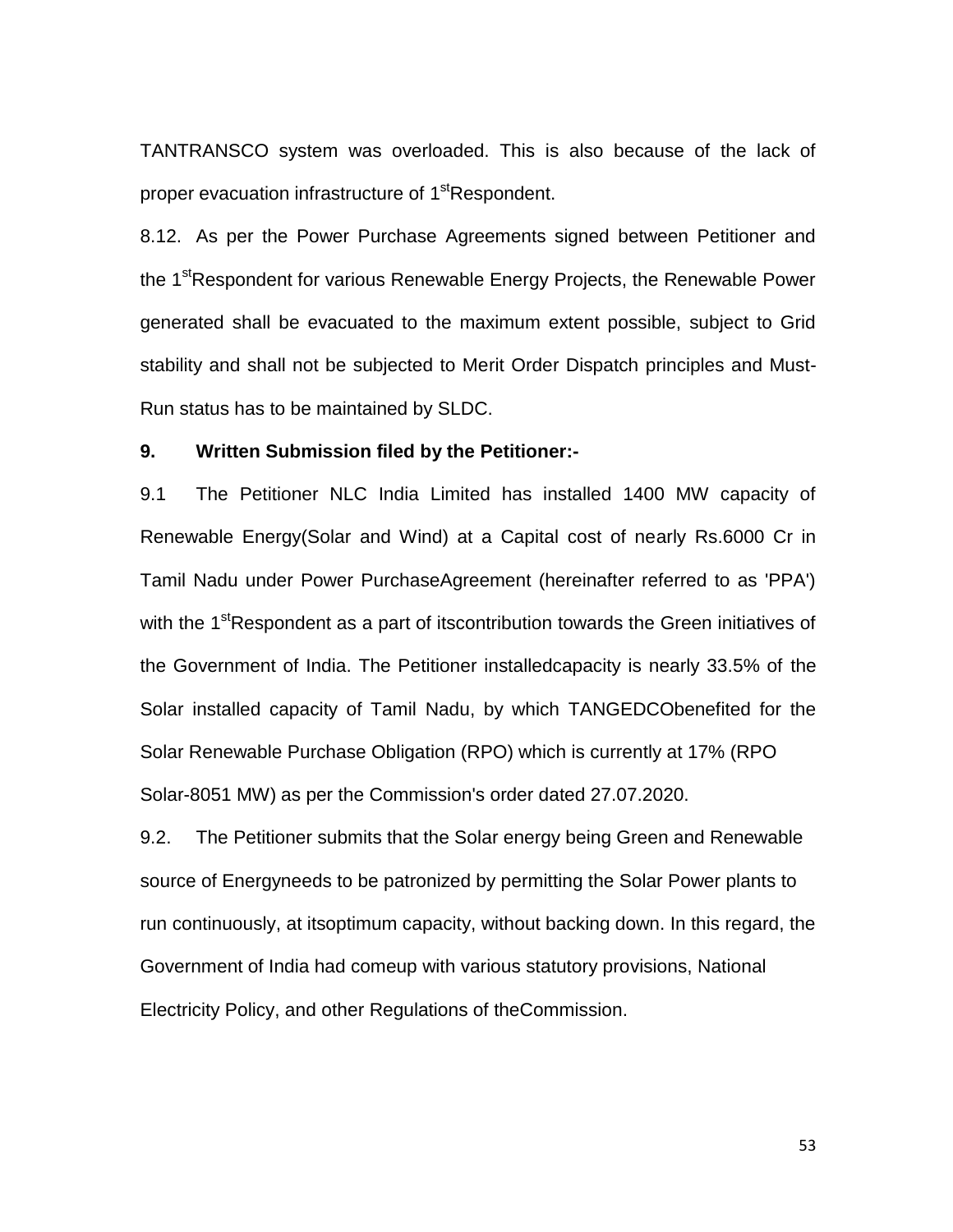TANTRANSCO system was overloaded. This is also because of the lack of proper evacuation infrastructure of 1stRespondent.

8.12. As per the Power Purchase Agreements signed between Petitioner and the 1stRespondent for various Renewable Energy Projects, the Renewable Power generated shall be evacuated to the maximum extent possible, subject to Grid stability and shall not be subjected to Merit Order Dispatch principles and Must-Run status has to be maintained by SLDC.

**9. Written Submission filed by the Petitioner:-**

9.1 The Petitioner NLC India Limited has installed 1400 MW capacity of Renewable Energy(Solar and Wind) at a Capital cost of nearly Rs.6000 Cr in Tamil Nadu under Power PurchaseAgreement (hereinafter referred to as 'PPA') with the 1stRespondent as a part of itscontribution towards the Green initiatives of the Government of India. The Petitioner installedcapacity is nearly 33.5% of the Solar installed capacity of Tamil Nadu, by which TANGEDCObenefited for the Solar Renewable Purchase Obligation (RPO) which is currently at 17% (RPO Solar-8051 MW) as per the Commission's order dated 27.07.2020.

9.2. The Petitioner submits that the Solar energy being Green and Renewable source of Energyneeds to be patronized by permitting the Solar Power plants to run continuously, at itsoptimum capacity, without backing down. In this regard, the Government of India had comeup with various statutory provisions, National Electricity Policy, and other Regulations of theCommission.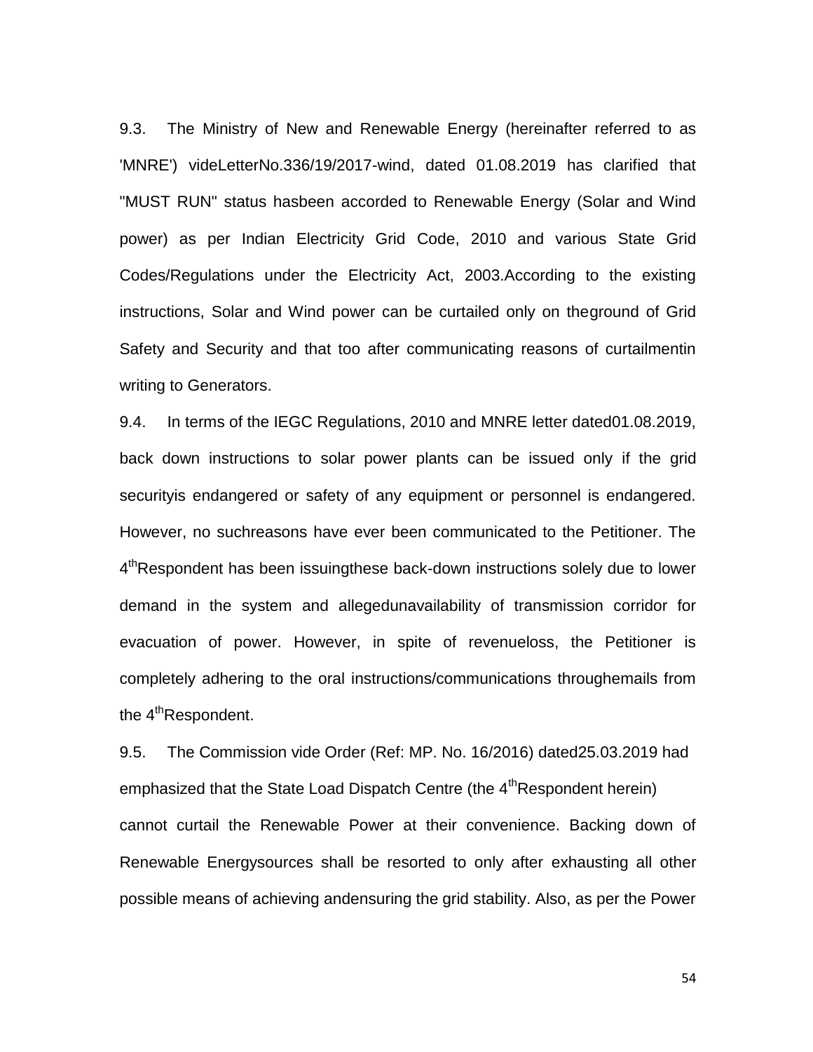9.3. The Ministry of New and Renewable Energy (hereinafter referred to as 'MNRE') videLetterNo.336/19/2017-wind, dated 01.08.2019 has clarified that "MUST RUN" status hasbeen accorded to Renewable Energy (Solar and Wind power) as per Indian Electricity Grid Code, 2010 and various State Grid Codes/Regulations under the Electricity Act, 2003.According to the existing instructions, Solar and Wind power can be curtailed only on theground of Grid Safety and Security and that too after communicating reasons of curtailmentin writing to Generators.

9.4. In terms of the IEGC Regulations, 2010 and MNRE letter dated01.08.2019, back down instructions to solar power plants can be issued only if the grid securityis endangered or safety of any equipment or personnel is endangered. However, no suchreasons have ever been communicated to the Petitioner. The 4th Respondent has been issuingthese back-down instructions solely due to lower demand in the system and allegedunavailability of transmission corridor for evacuation of power. However, in spite of revenueloss, the Petitioner is completely adhering to the oral instructions/communications throughemails from the 4th Respondent.

9.5. The Commission vide Order (Ref: MP. No. 16/2016) dated25.03.2019 had emphasized that the State Load Dispatch Centre (the 4th Respondent herein) cannot curtail the Renewable Power at their convenience. Backing down of Renewable Energysources shall be resorted to only after exhausting all other possible means of achieving andensuring the grid stability. Also, as per the Power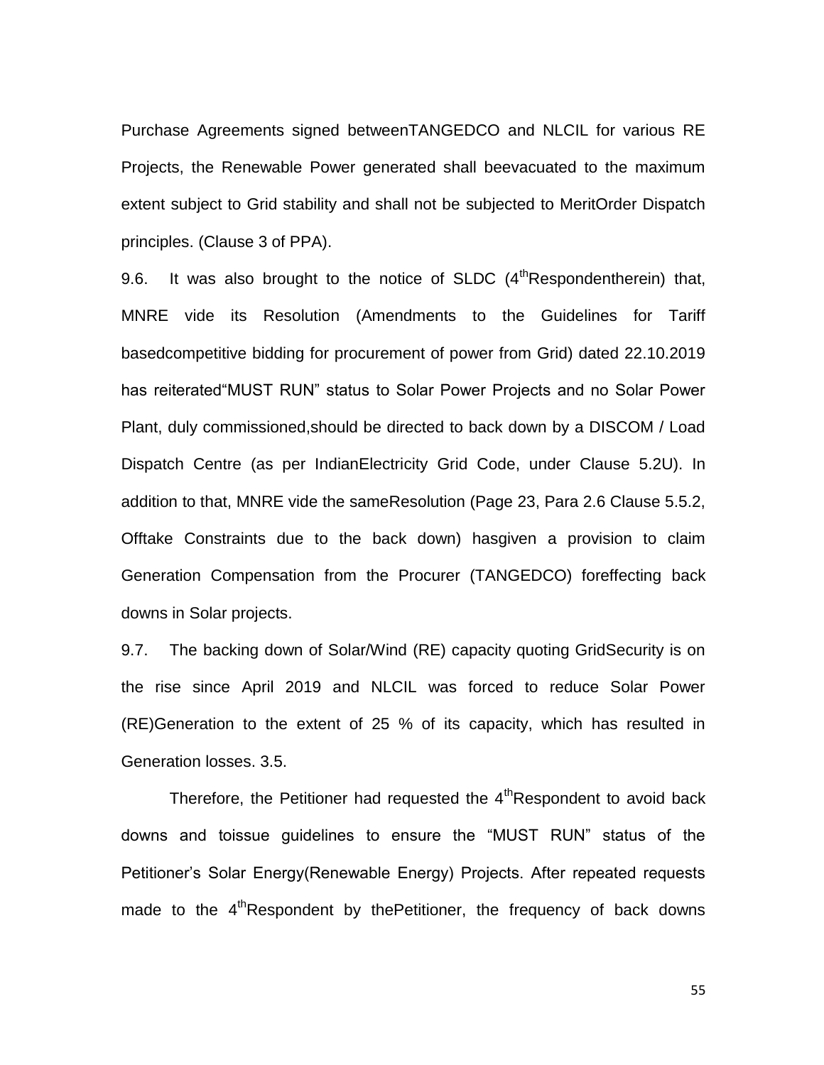Purchase Agreements signed betweenTANGEDCO and NLCIL for various RE Projects, the Renewable Power generated shall beevacuated to the maximum extent subject to Grid stability and shall not be subjected to MeritOrder Dispatch principles. (Clause 3 of PPA).

9.6. It was also brought to the notice of SLDC (4th Respondentherein) that, MNRE vide its Resolution (Amendments to the Guidelines for Tariff basedcompetitive bidding for procurement of power from Grid) dated 22.10.2019 has reiterated"MUST RUN" status to Solar Power Projects and no Solar Power Plant, duly commissioned,should be directed to back down by a DISCOM / Load Dispatch Centre (as per IndianElectricity Grid Code, under Clause 5.2U). In addition to that, MNRE vide the sameResolution (Page 23, Para 2.6 Clause 5.5.2, Offtake Constraints due to the back down) hasgiven a provision to claim Generation Compensation from the Procurer (TANGEDCO) foreffecting back downs in Solar projects.

9.7. The backing down of Solar/Wind (RE) capacity quoting GridSecurity is on the rise since April 2019 and NLCIL was forced to reduce Solar Power (RE)Generation to the extent of 25 % of its capacity, which has resulted in Generation losses. 3.5.

Therefore, the Petitioner had requested the 4th Respondent to avoid back downs and toissue guidelines to ensure the "MUST RUN" status of the Petitioner's Solar Energy(Renewable Energy) Projects. After repeated requests made to the 4th Respondent by thePetitioner, the frequency of back downs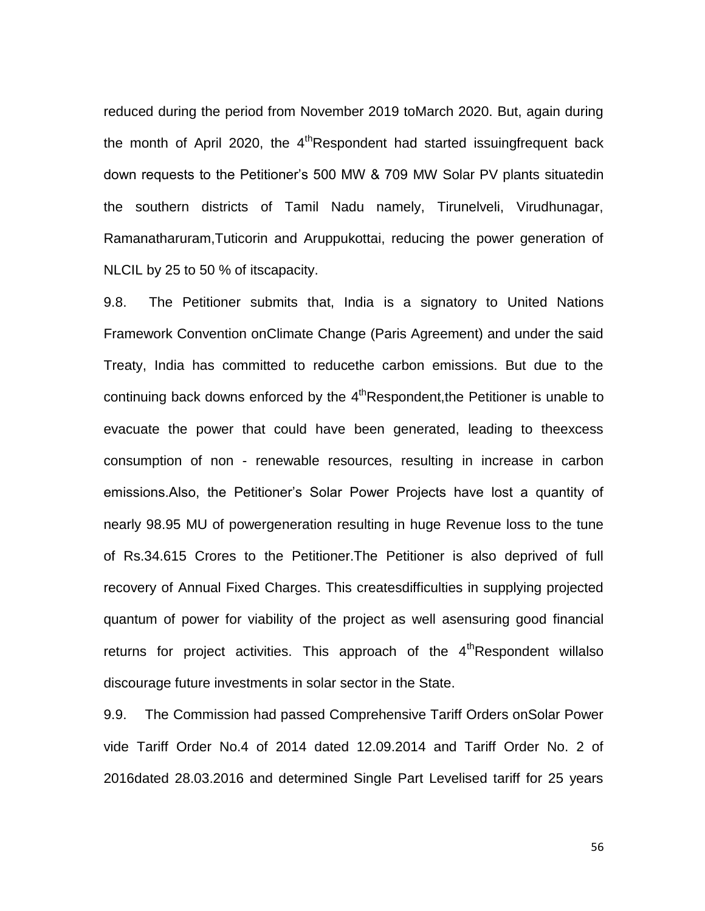reduced during the period from November 2019 toMarch 2020. But, again during the month of April 2020, the 4thRespondent had started issuingfrequent back down requests to the Petitioner's 500 MW & 709 MW Solar PV plants situatedin the southern districts of Tamil Nadu namely, Tirunelveli, Virudhunagar, Ramanatharuram,Tuticorin and Aruppukottai, reducing the power generation of NLCIL by 25 to 50 % of itscapacity.

9.8. The Petitioner submits that, India is a signatory to United Nations Framework Convention onClimate Change (Paris Agreement) and under the said Treaty, India has committed to reducethe carbon emissions. But due to the continuing back downs enforced by the 4thRespondent,the Petitioner is unable to evacuate the power that could have been generated, leading to theexcess consumption of non - renewable resources, resulting in increase in carbon emissions.Also, the Petitioner's Solar Power Projects have lost a quantity of nearly 98.95 MU of powergeneration resulting in huge Revenue loss to the tune of Rs.34.615 Crores to the Petitioner.The Petitioner is also deprived of full recovery of Annual Fixed Charges. This createsdifficulties in supplying projected quantum of power for viability of the project as well asensuring good financial returns for project activities. This approach of the 4thRespondent willalso discourage future investments in solar sector in the State.

9.9. The Commission had passed Comprehensive Tariff Orders onSolar Power vide Tariff Order No.4 of 2014 dated 12.09.2014 and Tariff Order No. 2 of 2016dated 28.03.2016 and determined Single Part Levelised tariff for 25 years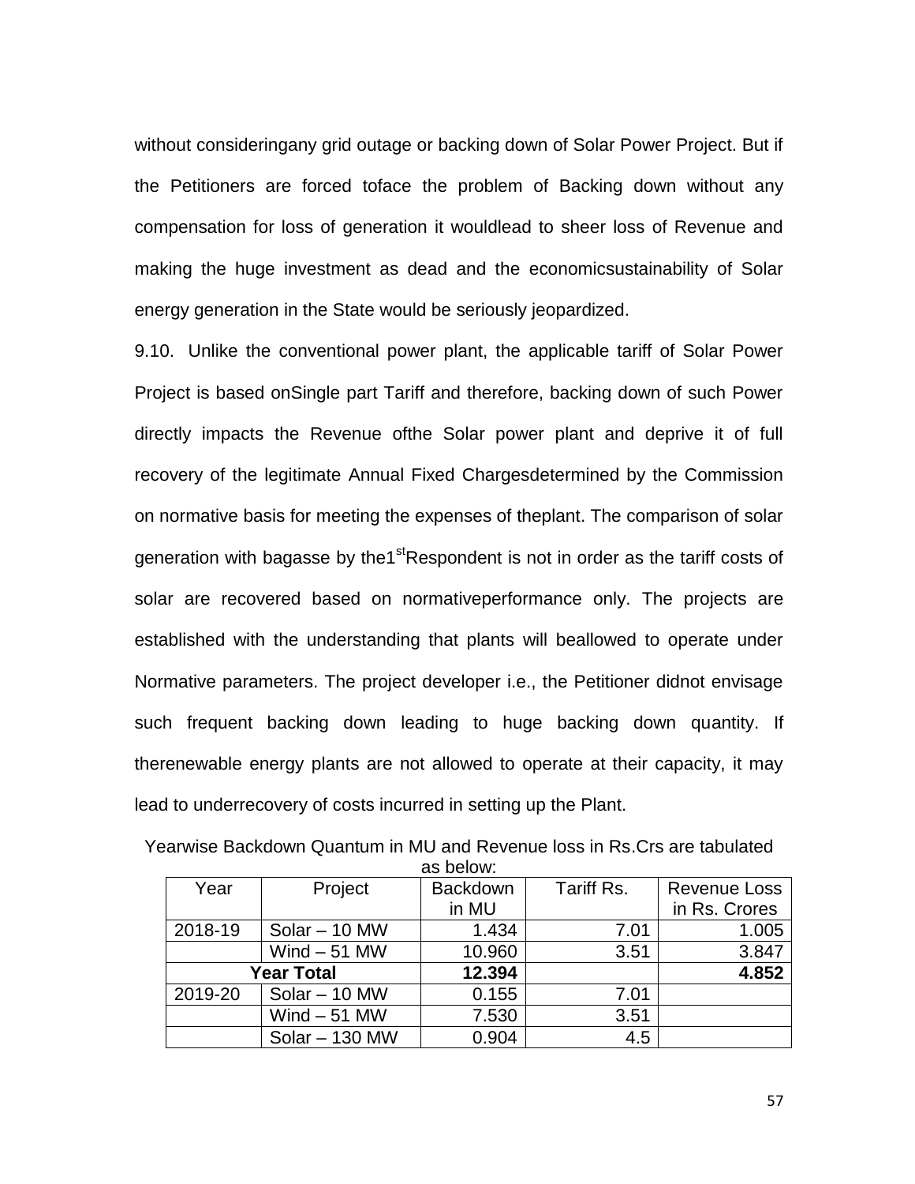without consideringany grid outage or backing down of Solar Power Project. But if the Petitioners are forced toface the problem of Backing down without any compensation for loss of generation it wouldlead to sheer loss of Revenue and making the huge investment as dead and the economicsustainability of Solar energy generation in the State would be seriously jeopardized.

9.10. Unlike the conventional power plant, the applicable tariff of Solar Power Project is based onSingle part Tariff and therefore, backing down of such Power directly impacts the Revenue ofthe Solar power plant and deprive it of full recovery of the legitimate Annual Fixed Chargesdetermined by the Commission on normative basis for meeting the expenses of theplant. The comparison of solar generation with bagasse by the1st Respondent is not in order as the tariff costs of solar are recovered based on normativeperformance only. The projects are established with the understanding that plants will beallowed to operate under Normative parameters. The project developer i.e., the Petitioner didnot envisage such frequent backing down leading to huge backing down quantity. If therenewable energy plants are not allowed to operate at their capacity, it may lead to underrecovery of costs incurred in setting up the Plant.

Yearwise Backdown Quantum in MU and Revenue loss in Rs.Crs are tabulated as below:

| Year | Project | Backdown in MU | Tariff Rs. | Revenue Loss in Rs. Crores |
|---|---|---|---|---|
| 2018-19 | Solar – 10 MW | 1.434 | 7.01 | 1.005 |
| | Wind – 51 MW | 10.960 | 3.51 | 3.847 |
| **Year Total** | | **12.394** | | **4.852** |
| 2019-20 | Solar – 10 MW | 0.155 | 7.01 | |
| | Wind – 51 MW | 7.530 | 3.51 | |
| | Solar – 130 MW | 0.904 | 4.5 | |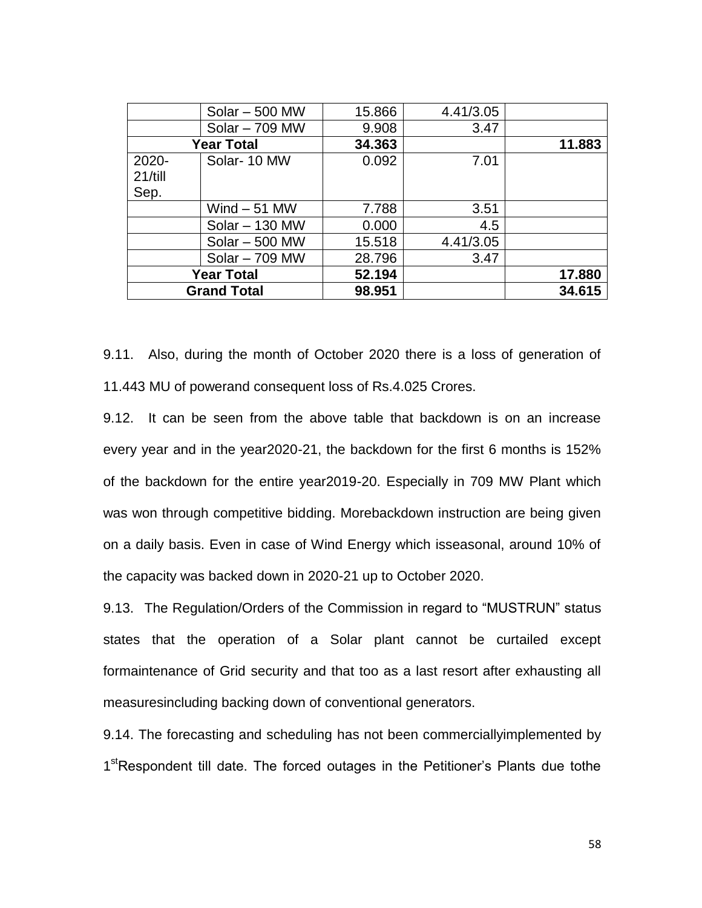| | Solar – 500 MW | 15.866 | 4.41/3.05 | |
|---|---|---|---|---|
| | Solar – 709 MW | 9.908 | 3.47 | |
| **Year Total** | | **34.363** | | **11.883** |
| 2020-21/till Sep. | Solar- 10 MW | 0.092 | 7.01 | |
| | Wind – 51 MW | 7.788 | 3.51 | |
| | Solar – 130 MW | 0.000 | 4.5 | |
| | Solar – 500 MW | 15.518 | 4.41/3.05 | |
| | Solar – 709 MW | 28.796 | 3.47 | |
| **Year Total** | | **52.194** | | **17.880** |
| **Grand Total** | | **98.951** | | **34.615** |

9.11. Also, during the month of October 2020 there is a loss of generation of 11.443 MU of powerand consequent loss of Rs.4.025 Crores.

9.12. It can be seen from the above table that backdown is on an increase every year and in the year2020-21, the backdown for the first 6 months is 152% of the backdown for the entire year2019-20. Especially in 709 MW Plant which was won through competitive bidding. Morebackdown instruction are being given on a daily basis. Even in case of Wind Energy which isseasonal, around 10% of the capacity was backed down in 2020-21 up to October 2020.

9.13. The Regulation/Orders of the Commission in regard to "MUSTRUN" status states that the operation of a Solar plant cannot be curtailed except formaintenance of Grid security and that too as a last resort after exhausting all measuresincluding backing down of conventional generators.

9.14. The forecasting and scheduling has not been commerciallyimplemented by 1stRespondent till date. The forced outages in the Petitioner's Plants due tothe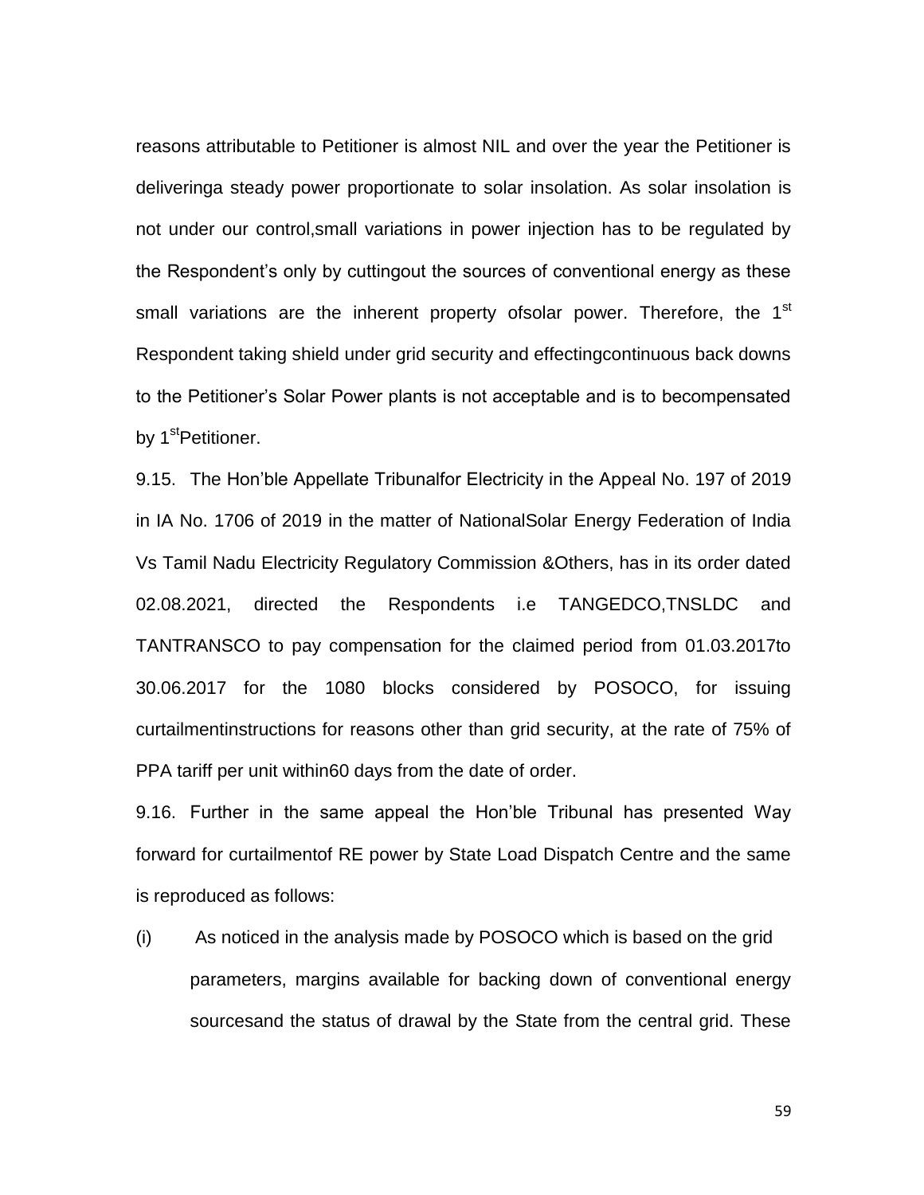reasons attributable to Petitioner is almost NIL and over the year the Petitioner is deliveringa steady power proportionate to solar insolation. As solar insolation is not under our control,small variations in power injection has to be regulated by the Respondent's only by cuttingout the sources of conventional energy as these small variations are the inherent property ofsolar power. Therefore, the 1st Respondent taking shield under grid security and effectingcontinuous back downs to the Petitioner's Solar Power plants is not acceptable and is to becompensated by 1stPetitioner.

9.15. The Hon'ble Appellate Tribunalfor Electricity in the Appeal No. 197 of 2019 in IA No. 1706 of 2019 in the matter of NationalSolar Energy Federation of India Vs Tamil Nadu Electricity Regulatory Commission &Others, has in its order dated 02.08.2021, directed the Respondents i.e TANGEDCO,TNSLDC and TANTRANSCO to pay compensation for the claimed period from 01.03.2017to 30.06.2017 for the 1080 blocks considered by POSOCO, for issuing curtailmentinstructions for reasons other than grid security, at the rate of 75% of PPA tariff per unit within60 days from the date of order.

9.16. Further in the same appeal the Hon'ble Tribunal has presented Way forward for curtailmentof RE power by State Load Dispatch Centre and the same is reproduced as follows:

(i) As noticed in the analysis made by POSOCO which is based on the grid parameters, margins available for backing down of conventional energy sourcesand the status of drawal by the State from the central grid. These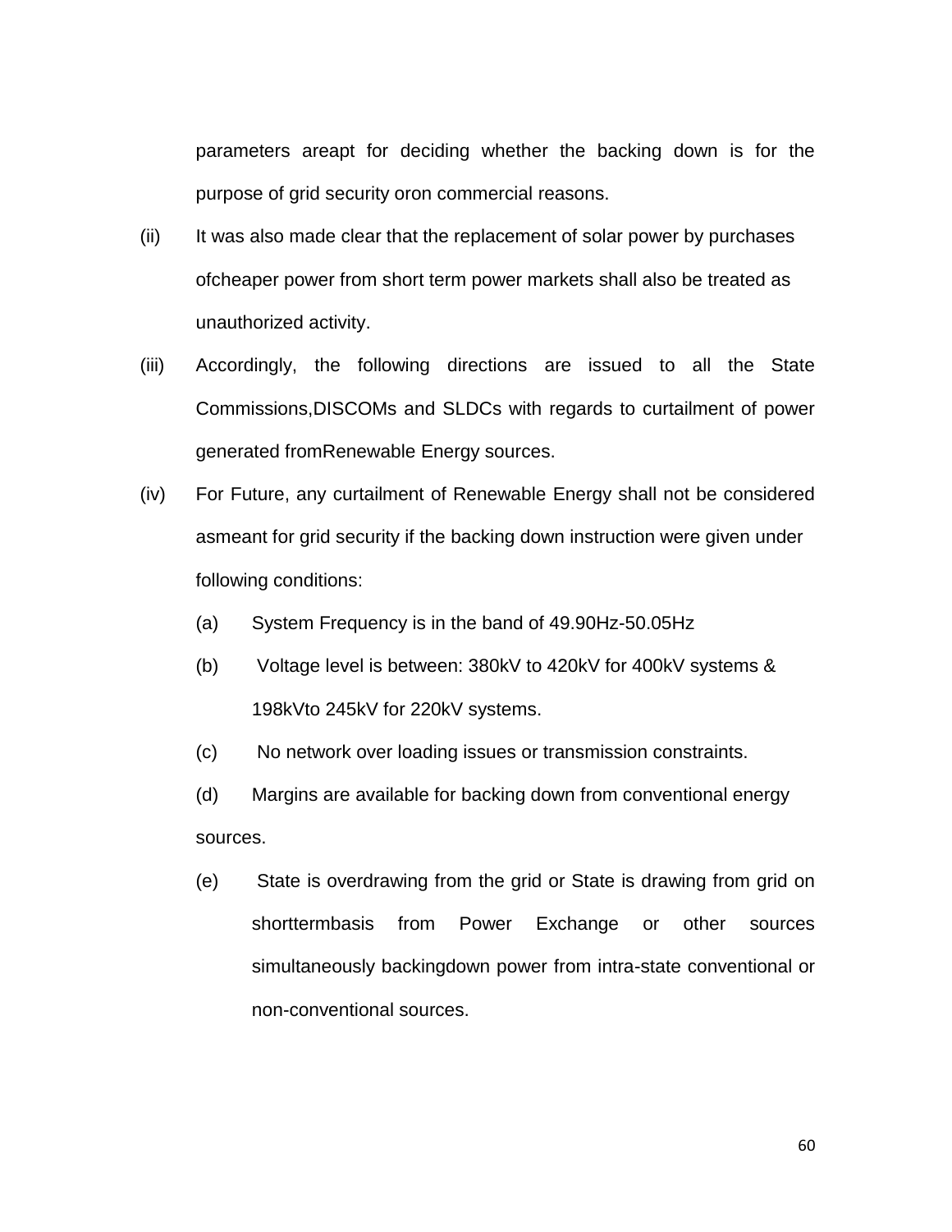parameters areapt for deciding whether the backing down is for the purpose of grid security oron commercial reasons.

(ii) It was also made clear that the replacement of solar power by purchases ofcheaper power from short term power markets shall also be treated as unauthorized activity.

(iii) Accordingly, the following directions are issued to all the State Commissions,DISCOMs and SLDCs with regards to curtailment of power generated fromRenewable Energy sources.

(iv) For Future, any curtailment of Renewable Energy shall not be considered asmeant for grid security if the backing down instruction were given under following conditions:

  (a) System Frequency is in the band of 49.90Hz-50.05Hz

  (b) Voltage level is between: 380kV to 420kV for 400kV systems & 198kVto 245kV for 220kV systems.

  (c) No network over loading issues or transmission constraints.

  (d) Margins are available for backing down from conventional energy sources.

  (e) State is overdrawing from the grid or State is drawing from grid on shorttermbasis from Power Exchange or other sources simultaneously backingdown power from intra-state conventional or non-conventional sources.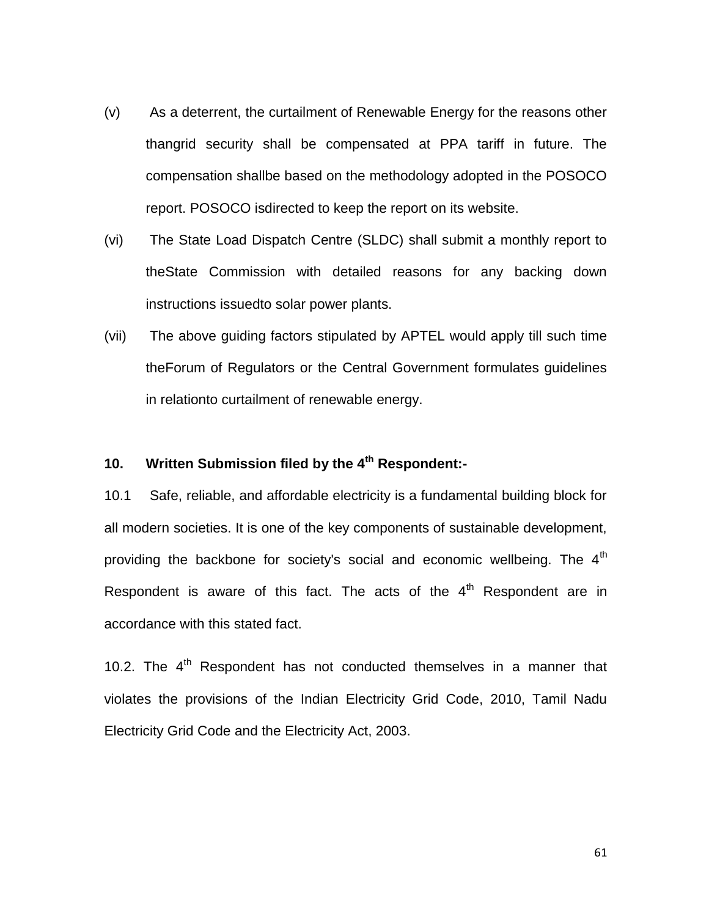(v) As a deterrent, the curtailment of Renewable Energy for the reasons other thangrid security shall be compensated at PPA tariff in future. The compensation shallbe based on the methodology adopted in the POSOCO report. POSOCO isdirected to keep the report on its website.

(vi) The State Load Dispatch Centre (SLDC) shall submit a monthly report to theState Commission with detailed reasons for any backing down instructions issuedto solar power plants.

(vii) The above guiding factors stipulated by APTEL would apply till such time theForum of Regulators or the Central Government formulates guidelines in relationto curtailment of renewable energy.

**10. Written Submission filed by the 4th Respondent:-**

10.1 Safe, reliable, and affordable electricity is a fundamental building block for all modern societies. It is one of the key components of sustainable development, providing the backbone for society's social and economic wellbeing. The 4th Respondent is aware of this fact. The acts of the 4th Respondent are in accordance with this stated fact.

10.2. The 4th Respondent has not conducted themselves in a manner that violates the provisions of the Indian Electricity Grid Code, 2010, Tamil Nadu Electricity Grid Code and the Electricity Act, 2003.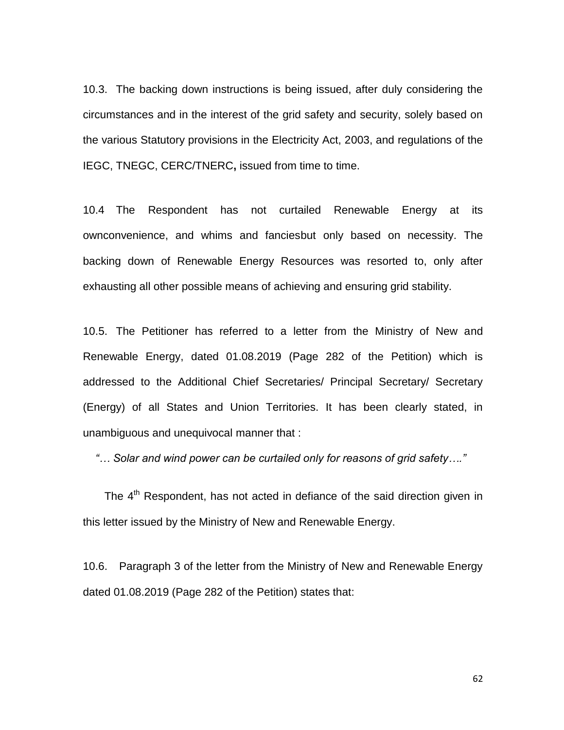10.3. The backing down instructions is being issued, after duly considering the circumstances and in the interest of the grid safety and security, solely based on the various Statutory provisions in the Electricity Act, 2003, and regulations of the IEGC, TNEGC, CERC/TNERC**,** issued from time to time.

10.4 The Respondent has not curtailed Renewable Energy at its ownconvenience, and whims and fanciesbut only based on necessity. The backing down of Renewable Energy Resources was resorted to, only after exhausting all other possible means of achieving and ensuring grid stability.

10.5. The Petitioner has referred to a letter from the Ministry of New and Renewable Energy, dated 01.08.2019 (Page 282 of the Petition) which is addressed to the Additional Chief Secretaries/ Principal Secretary/ Secretary (Energy) of all States and Union Territories. It has been clearly stated, in unambiguous and unequivocal manner that :

*"… Solar and wind power can be curtailed only for reasons of grid safety…."*

The 4th Respondent, has not acted in defiance of the said direction given in this letter issued by the Ministry of New and Renewable Energy.

10.6. Paragraph 3 of the letter from the Ministry of New and Renewable Energy dated 01.08.2019 (Page 282 of the Petition) states that: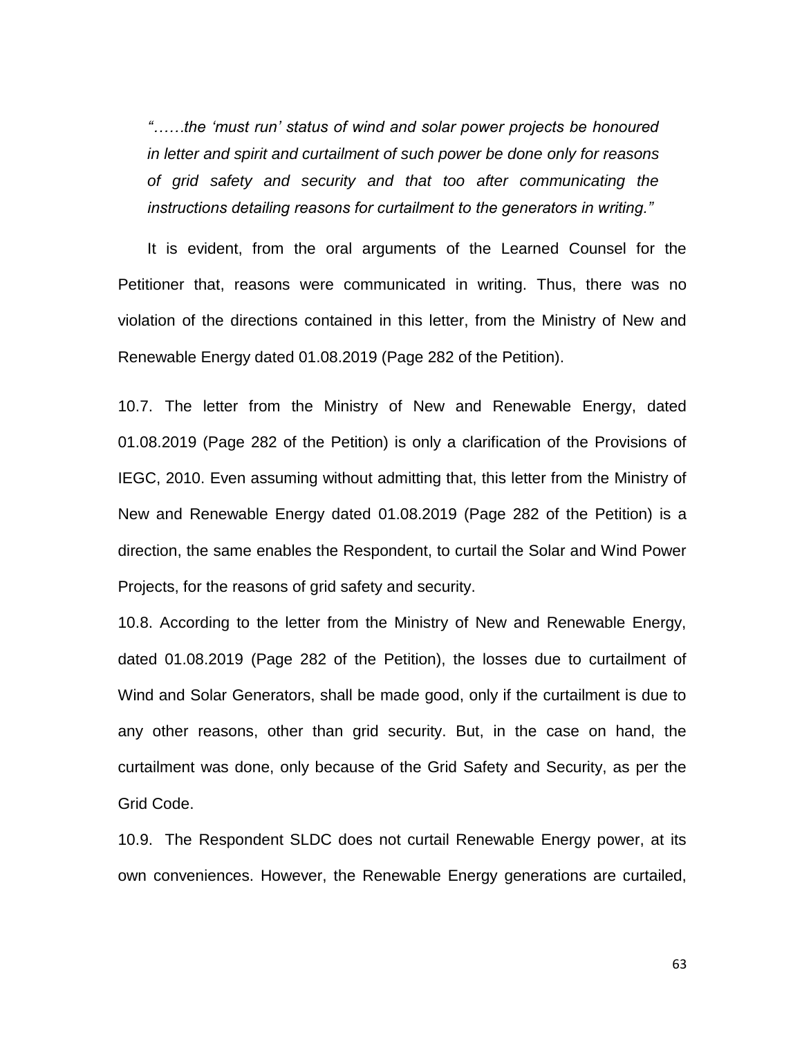*"……the 'must run' status of wind and solar power projects be honoured in letter and spirit and curtailment of such power be done only for reasons of grid safety and security and that too after communicating the instructions detailing reasons for curtailment to the generators in writing."*

It is evident, from the oral arguments of the Learned Counsel for the Petitioner that, reasons were communicated in writing. Thus, there was no violation of the directions contained in this letter, from the Ministry of New and Renewable Energy dated 01.08.2019 (Page 282 of the Petition).

10.7. The letter from the Ministry of New and Renewable Energy, dated 01.08.2019 (Page 282 of the Petition) is only a clarification of the Provisions of IEGC, 2010. Even assuming without admitting that, this letter from the Ministry of New and Renewable Energy dated 01.08.2019 (Page 282 of the Petition) is a direction, the same enables the Respondent, to curtail the Solar and Wind Power Projects, for the reasons of grid safety and security.

10.8. According to the letter from the Ministry of New and Renewable Energy, dated 01.08.2019 (Page 282 of the Petition), the losses due to curtailment of Wind and Solar Generators, shall be made good, only if the curtailment is due to any other reasons, other than grid security. But, in the case on hand, the curtailment was done, only because of the Grid Safety and Security, as per the Grid Code.

10.9. The Respondent SLDC does not curtail Renewable Energy power, at its own conveniences. However, the Renewable Energy generations are curtailed,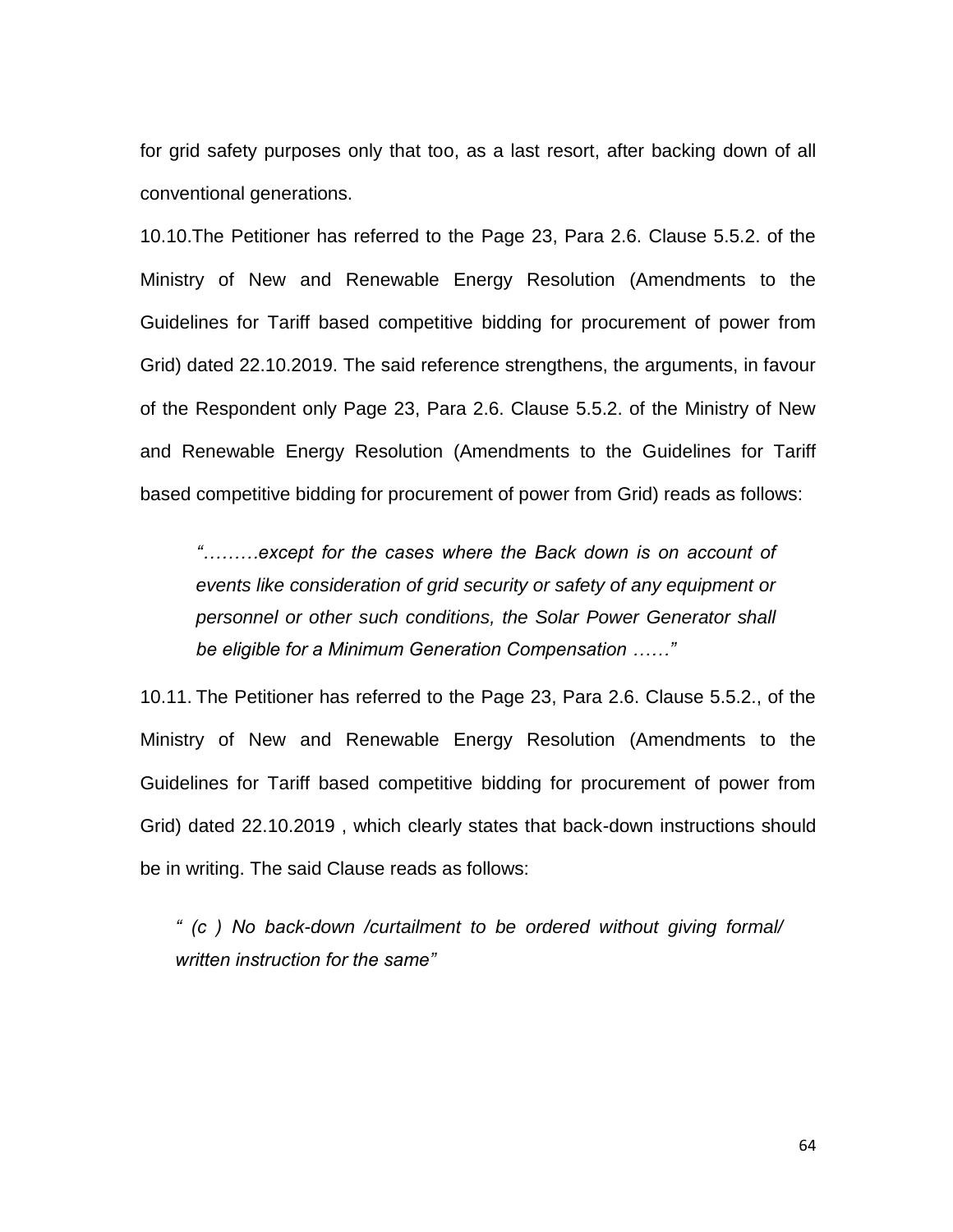for grid safety purposes only that too, as a last resort, after backing down of all conventional generations.

10.10.The Petitioner has referred to the Page 23, Para 2.6. Clause 5.5.2. of the Ministry of New and Renewable Energy Resolution (Amendments to the Guidelines for Tariff based competitive bidding for procurement of power from Grid) dated 22.10.2019. The said reference strengthens, the arguments, in favour of the Respondent only Page 23, Para 2.6. Clause 5.5.2. of the Ministry of New and Renewable Energy Resolution (Amendments to the Guidelines for Tariff based competitive bidding for procurement of power from Grid) reads as follows:

> *"………except for the cases where the Back down is on account of events like consideration of grid security or safety of any equipment or personnel or other such conditions, the Solar Power Generator shall be eligible for a Minimum Generation Compensation ……"*

10.11. The Petitioner has referred to the Page 23, Para 2.6. Clause 5.5.2., of the Ministry of New and Renewable Energy Resolution (Amendments to the Guidelines for Tariff based competitive bidding for procurement of power from Grid) dated 22.10.2019 , which clearly states that back-down instructions should be in writing. The said Clause reads as follows:

> *" (c ) No back-down /curtailment to be ordered without giving formal/ written instruction for the same"*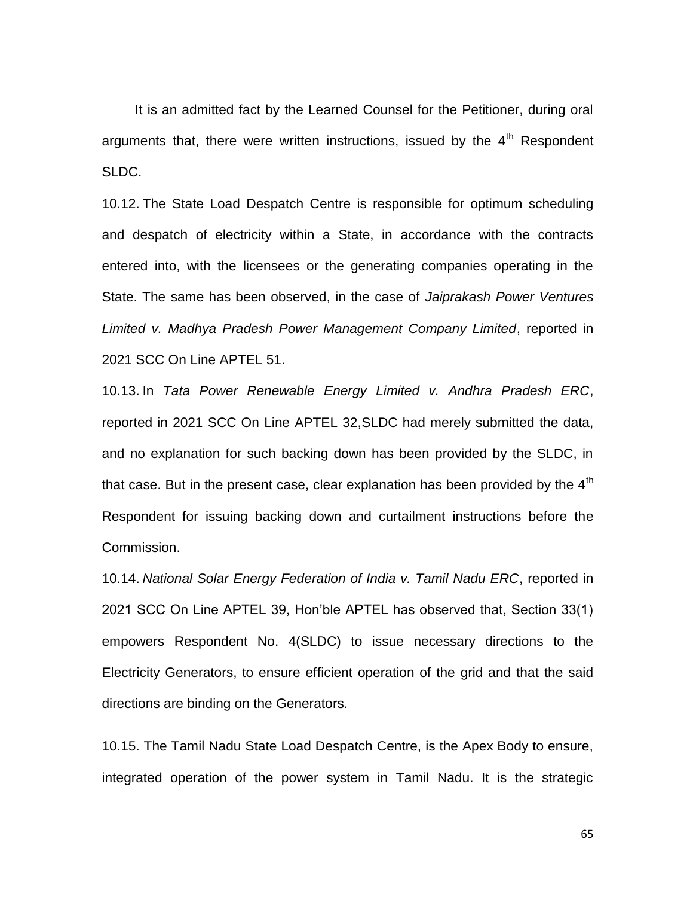It is an admitted fact by the Learned Counsel for the Petitioner, during oral arguments that, there were written instructions, issued by the 4th Respondent SLDC.

10.12. The State Load Despatch Centre is responsible for optimum scheduling and despatch of electricity within a State, in accordance with the contracts entered into, with the licensees or the generating companies operating in the State. The same has been observed, in the case of *Jaiprakash Power Ventures Limited v. Madhya Pradesh Power Management Company Limited*, reported in 2021 SCC On Line APTEL 51.

10.13. In *Tata Power Renewable Energy Limited v. Andhra Pradesh ERC*, reported in 2021 SCC On Line APTEL 32,SLDC had merely submitted the data, and no explanation for such backing down has been provided by the SLDC, in that case. But in the present case, clear explanation has been provided by the 4th Respondent for issuing backing down and curtailment instructions before the Commission.

10.14. *National Solar Energy Federation of India v. Tamil Nadu ERC*, reported in 2021 SCC On Line APTEL 39, Hon'ble APTEL has observed that, Section 33(1) empowers Respondent No. 4(SLDC) to issue necessary directions to the Electricity Generators, to ensure efficient operation of the grid and that the said directions are binding on the Generators.

10.15. The Tamil Nadu State Load Despatch Centre, is the Apex Body to ensure, integrated operation of the power system in Tamil Nadu. It is the strategic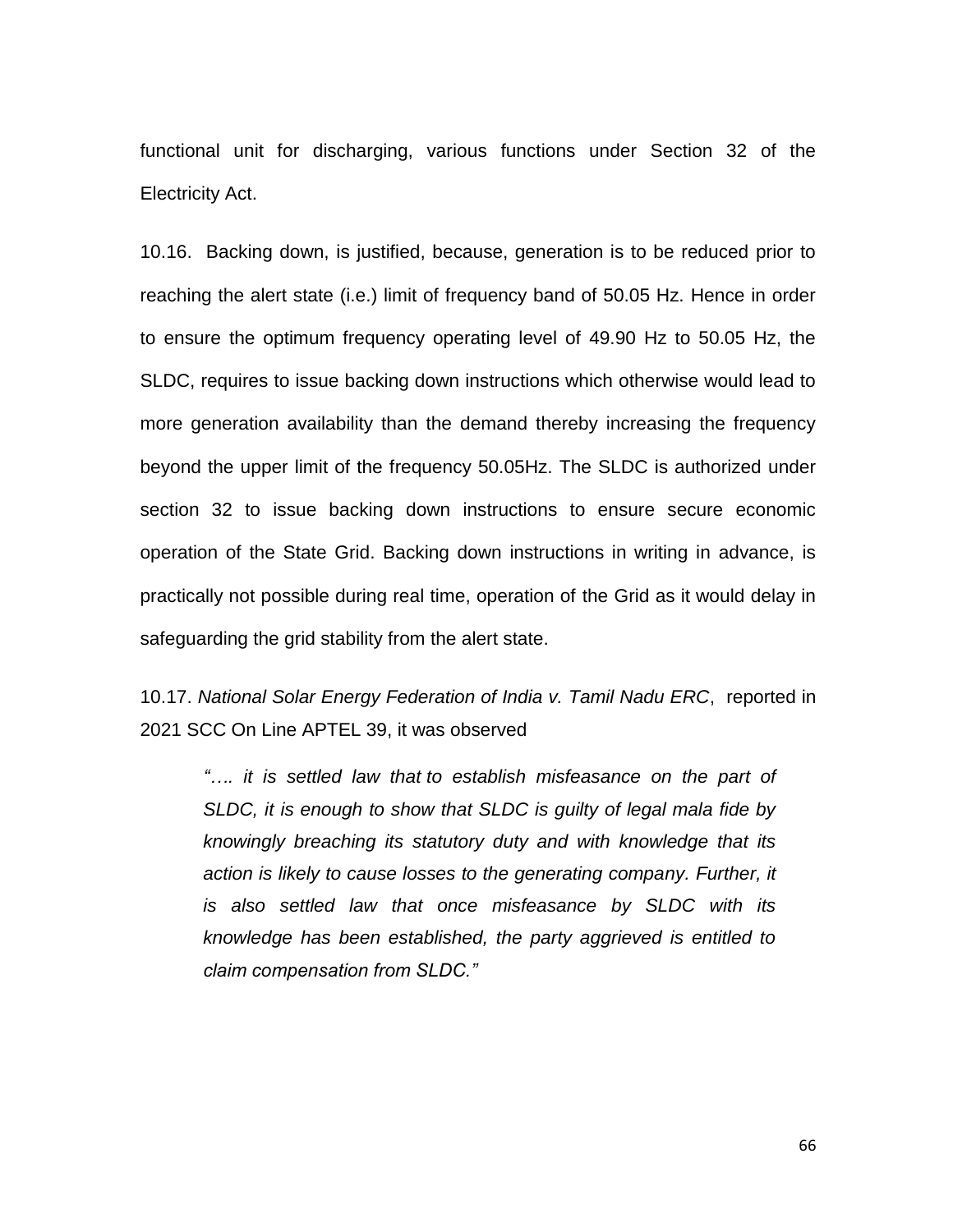functional unit for discharging, various functions under Section 32 of the Electricity Act.

10.16. Backing down, is justified, because, generation is to be reduced prior to reaching the alert state (i.e.) limit of frequency band of 50.05 Hz. Hence in order to ensure the optimum frequency operating level of 49.90 Hz to 50.05 Hz, the SLDC, requires to issue backing down instructions which otherwise would lead to more generation availability than the demand thereby increasing the frequency beyond the upper limit of the frequency 50.05Hz. The SLDC is authorized under section 32 to issue backing down instructions to ensure secure economic operation of the State Grid. Backing down instructions in writing in advance, is practically not possible during real time, operation of the Grid as it would delay in safeguarding the grid stability from the alert state.

10.17. *National Solar Energy Federation of India v. Tamil Nadu ERC*, reported in 2021 SCC On Line APTEL 39, it was observed

> *"…. it is settled law that to establish misfeasance on the part of SLDC, it is enough to show that SLDC is guilty of legal mala fide by knowingly breaching its statutory duty and with knowledge that its action is likely to cause losses to the generating company. Further, it is also settled law that once misfeasance by SLDC with its knowledge has been established, the party aggrieved is entitled to claim compensation from SLDC."*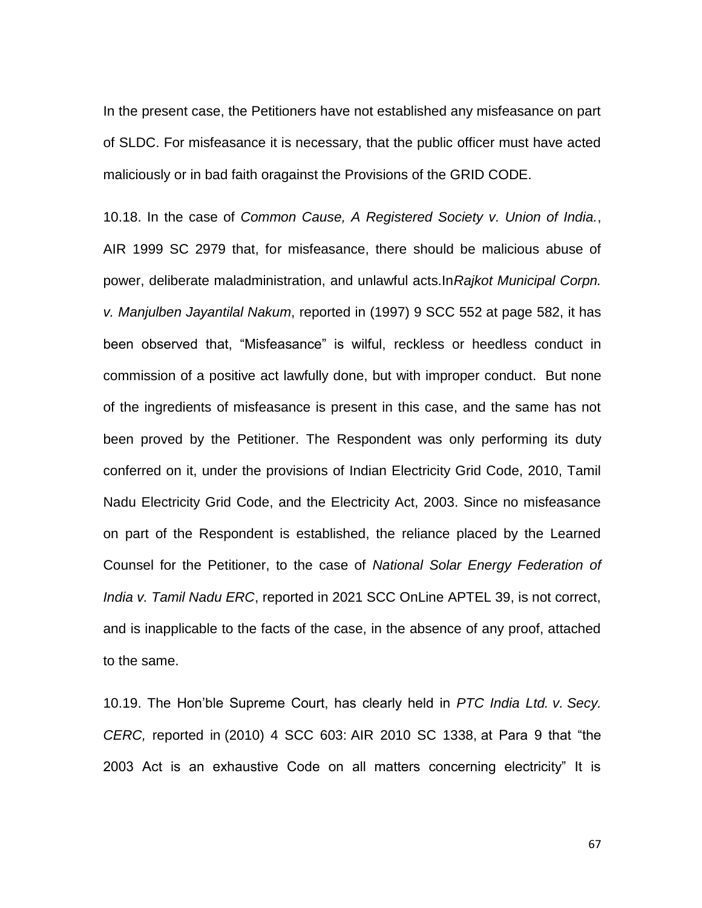In the present case, the Petitioners have not established any misfeasance on part of SLDC. For misfeasance it is necessary, that the public officer must have acted maliciously or in bad faith oragainst the Provisions of the GRID CODE.

10.18. In the case of *Common Cause, A Registered Society v. Union of India.*, AIR 1999 SC 2979 that, for misfeasance, there should be malicious abuse of power, deliberate maladministration, and unlawful acts.In*Rajkot Municipal Corpn. v. Manjulben Jayantilal Nakum*, reported in (1997) 9 SCC 552 at page 582, it has been observed that, "Misfeasance" is wilful, reckless or heedless conduct in commission of a positive act lawfully done, but with improper conduct. But none of the ingredients of misfeasance is present in this case, and the same has not been proved by the Petitioner. The Respondent was only performing its duty conferred on it, under the provisions of Indian Electricity Grid Code, 2010, Tamil Nadu Electricity Grid Code, and the Electricity Act, 2003. Since no misfeasance on part of the Respondent is established, the reliance placed by the Learned Counsel for the Petitioner, to the case of *National Solar Energy Federation of India v. Tamil Nadu ERC*, reported in 2021 SCC OnLine APTEL 39, is not correct, and is inapplicable to the facts of the case, in the absence of any proof, attached to the same.

10.19. The Hon'ble Supreme Court, has clearly held in *PTC India Ltd. v. Secy. CERC,* reported in (2010) 4 SCC 603: AIR 2010 SC 1338, at Para 9 that "the 2003 Act is an exhaustive Code on all matters concerning electricity" It is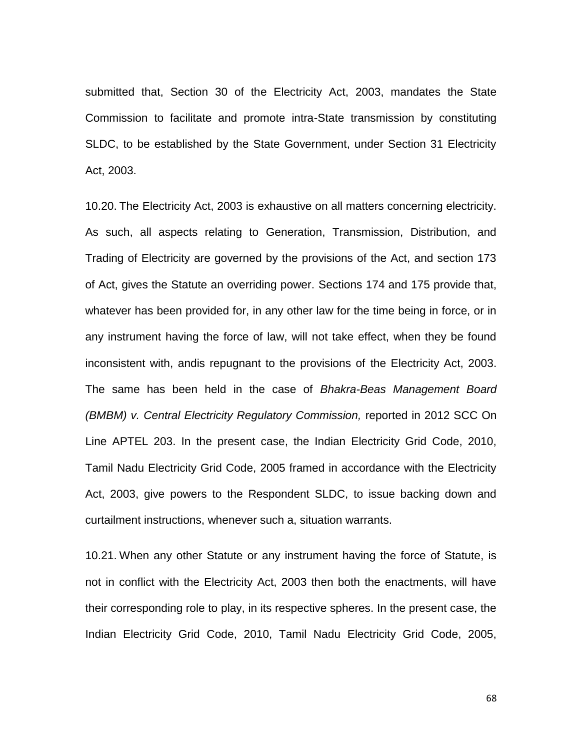submitted that, Section 30 of the Electricity Act, 2003, mandates the State Commission to facilitate and promote intra-State transmission by constituting SLDC, to be established by the State Government, under Section 31 Electricity Act, 2003.

10.20. The Electricity Act, 2003 is exhaustive on all matters concerning electricity. As such, all aspects relating to Generation, Transmission, Distribution, and Trading of Electricity are governed by the provisions of the Act, and section 173 of Act, gives the Statute an overriding power. Sections 174 and 175 provide that, whatever has been provided for, in any other law for the time being in force, or in any instrument having the force of law, will not take effect, when they be found inconsistent with, andis repugnant to the provisions of the Electricity Act, 2003. The same has been held in the case of *Bhakra-Beas Management Board (BMBM) v. Central Electricity Regulatory Commission,* reported in 2012 SCC On Line APTEL 203. In the present case, the Indian Electricity Grid Code, 2010, Tamil Nadu Electricity Grid Code, 2005 framed in accordance with the Electricity Act, 2003, give powers to the Respondent SLDC, to issue backing down and curtailment instructions, whenever such a, situation warrants.

10.21. When any other Statute or any instrument having the force of Statute, is not in conflict with the Electricity Act, 2003 then both the enactments, will have their corresponding role to play, in its respective spheres. In the present case, the Indian Electricity Grid Code, 2010, Tamil Nadu Electricity Grid Code, 2005,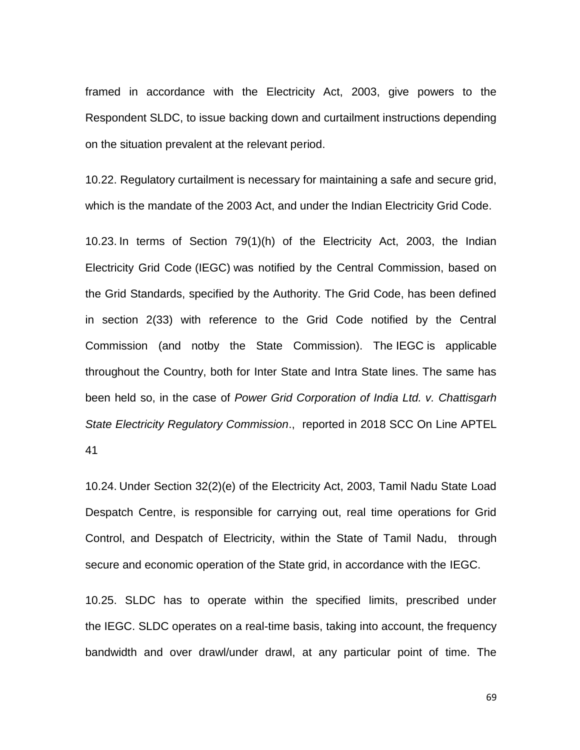framed in accordance with the Electricity Act, 2003, give powers to the Respondent SLDC, to issue backing down and curtailment instructions depending on the situation prevalent at the relevant period.

10.22. Regulatory curtailment is necessary for maintaining a safe and secure grid, which is the mandate of the 2003 Act, and under the Indian Electricity Grid Code.

10.23. In terms of Section 79(1)(h) of the Electricity Act, 2003, the Indian Electricity Grid Code (IEGC) was notified by the Central Commission, based on the Grid Standards, specified by the Authority. The Grid Code, has been defined in section 2(33) with reference to the Grid Code notified by the Central Commission (and notby the State Commission). The IEGC is applicable throughout the Country, both for Inter State and Intra State lines. The same has been held so, in the case of *Power Grid Corporation of India Ltd. v. Chattisgarh State Electricity Regulatory Commission*., reported in 2018 SCC On Line APTEL 41

10.24. Under Section 32(2)(e) of the Electricity Act, 2003, Tamil Nadu State Load Despatch Centre, is responsible for carrying out, real time operations for Grid Control, and Despatch of Electricity, within the State of Tamil Nadu, through secure and economic operation of the State grid, in accordance with the IEGC.

10.25. SLDC has to operate within the specified limits, prescribed under the IEGC. SLDC operates on a real-time basis, taking into account, the frequency bandwidth and over drawl/under drawl, at any particular point of time. The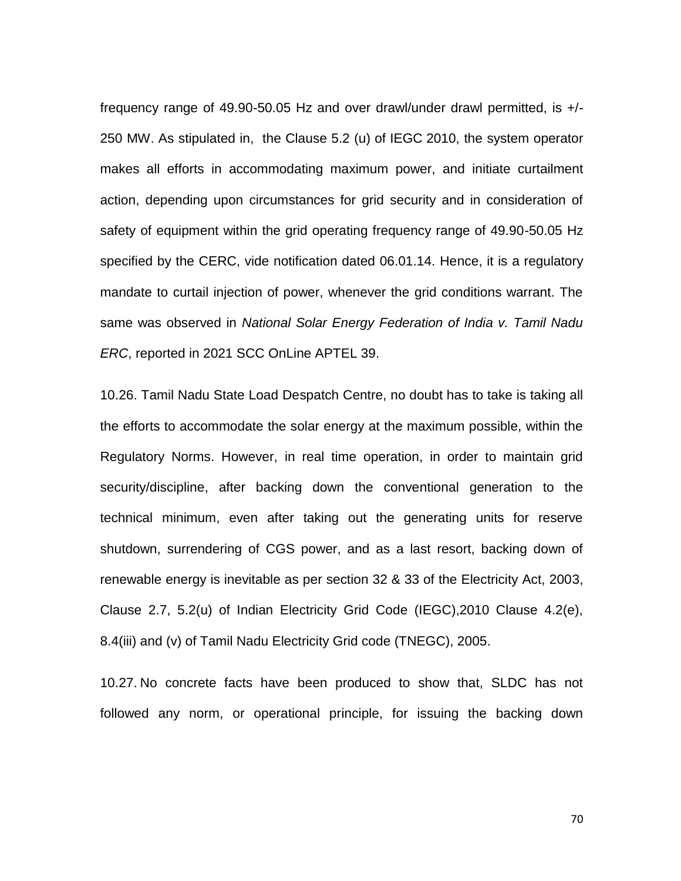frequency range of 49.90-50.05 Hz and over drawl/under drawl permitted, is +/- 250 MW. As stipulated in, the Clause 5.2 (u) of IEGC 2010, the system operator makes all efforts in accommodating maximum power, and initiate curtailment action, depending upon circumstances for grid security and in consideration of safety of equipment within the grid operating frequency range of 49.90-50.05 Hz specified by the CERC, vide notification dated 06.01.14. Hence, it is a regulatory mandate to curtail injection of power, whenever the grid conditions warrant. The same was observed in *National Solar Energy Federation of India v. Tamil Nadu ERC*, reported in 2021 SCC OnLine APTEL 39.

10.26. Tamil Nadu State Load Despatch Centre, no doubt has to take is taking all the efforts to accommodate the solar energy at the maximum possible, within the Regulatory Norms. However, in real time operation, in order to maintain grid security/discipline, after backing down the conventional generation to the technical minimum, even after taking out the generating units for reserve shutdown, surrendering of CGS power, and as a last resort, backing down of renewable energy is inevitable as per section 32 & 33 of the Electricity Act, 2003, Clause 2.7, 5.2(u) of Indian Electricity Grid Code (IEGC),2010 Clause 4.2(e), 8.4(iii) and (v) of Tamil Nadu Electricity Grid code (TNEGC), 2005.

10.27. No concrete facts have been produced to show that, SLDC has not followed any norm, or operational principle, for issuing the backing down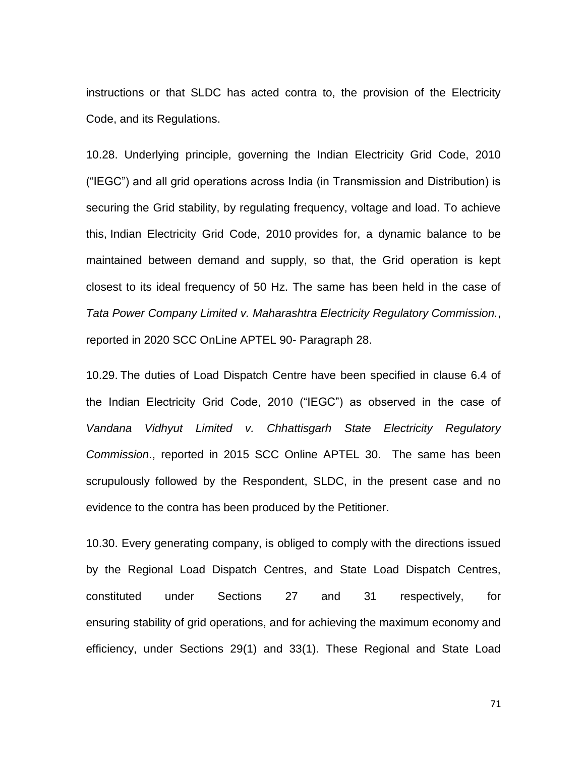instructions or that SLDC has acted contra to, the provision of the Electricity Code, and its Regulations.

10.28. Underlying principle, governing the Indian Electricity Grid Code, 2010 ("IEGC") and all grid operations across India (in Transmission and Distribution) is securing the Grid stability, by regulating frequency, voltage and load. To achieve this, Indian Electricity Grid Code, 2010 provides for, a dynamic balance to be maintained between demand and supply, so that, the Grid operation is kept closest to its ideal frequency of 50 Hz. The same has been held in the case of *Tata Power Company Limited v. Maharashtra Electricity Regulatory Commission.*, reported in 2020 SCC OnLine APTEL 90- Paragraph 28.

10.29. The duties of Load Dispatch Centre have been specified in clause 6.4 of the Indian Electricity Grid Code, 2010 ("IEGC") as observed in the case of *Vandana Vidhyut Limited v. Chhattisgarh State Electricity Regulatory Commission*., reported in 2015 SCC Online APTEL 30. The same has been scrupulously followed by the Respondent, SLDC, in the present case and no evidence to the contra has been produced by the Petitioner.

10.30. Every generating company, is obliged to comply with the directions issued by the Regional Load Dispatch Centres, and State Load Dispatch Centres, constituted under Sections 27 and 31 respectively, for ensuring stability of grid operations, and for achieving the maximum economy and efficiency, under Sections 29(1) and 33(1). These Regional and State Load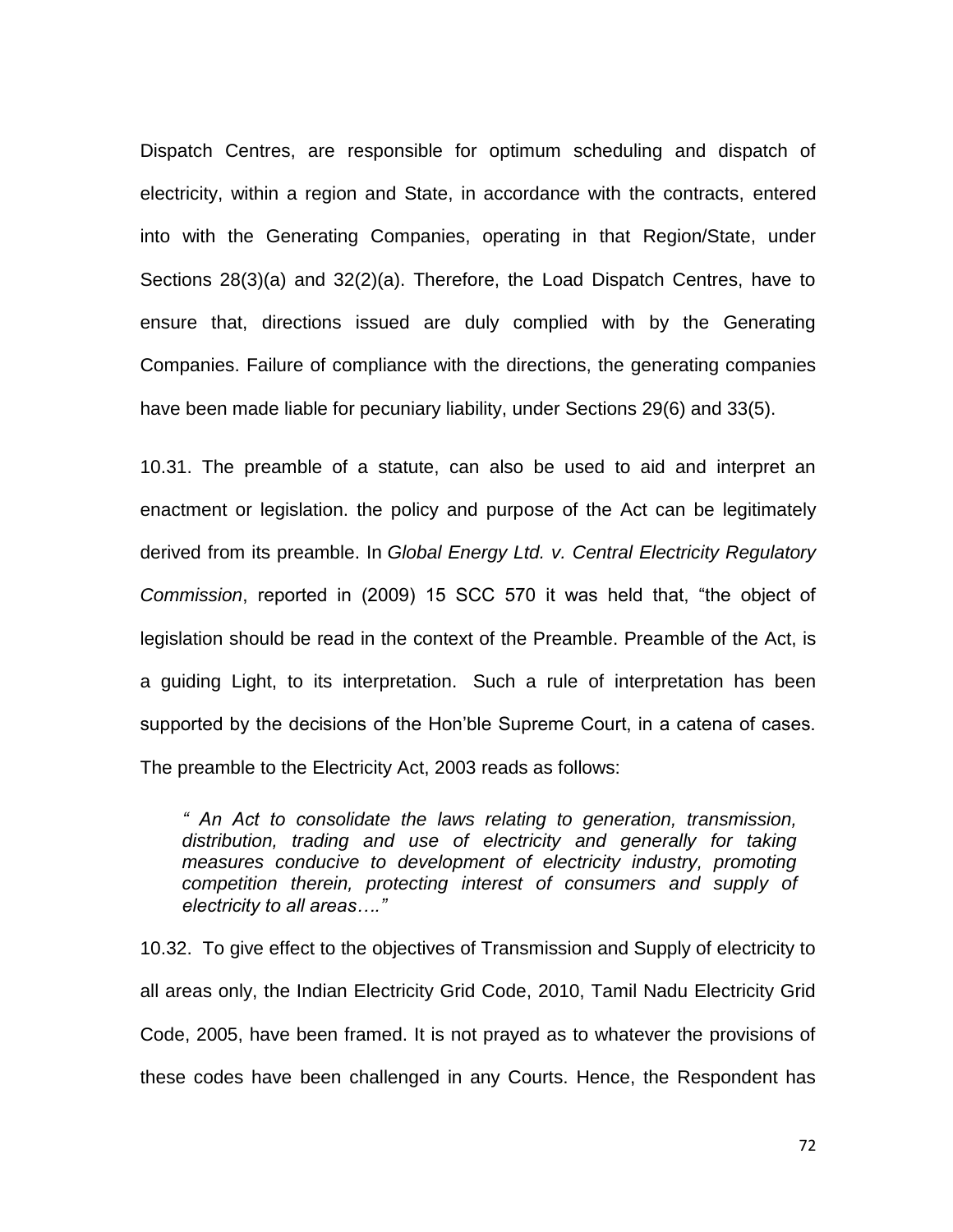Dispatch Centres, are responsible for optimum scheduling and dispatch of electricity, within a region and State, in accordance with the contracts, entered into with the Generating Companies, operating in that Region/State, under Sections 28(3)(a) and 32(2)(a). Therefore, the Load Dispatch Centres, have to ensure that, directions issued are duly complied with by the Generating Companies. Failure of compliance with the directions, the generating companies have been made liable for pecuniary liability, under Sections 29(6) and 33(5).

10.31. The preamble of a statute, can also be used to aid and interpret an enactment or legislation. the policy and purpose of the Act can be legitimately derived from its preamble. In *Global Energy Ltd. v. Central Electricity Regulatory Commission*, reported in (2009) 15 SCC 570 it was held that, "the object of legislation should be read in the context of the Preamble. Preamble of the Act, is a guiding Light, to its interpretation. Such a rule of interpretation has been supported by the decisions of the Hon'ble Supreme Court, in a catena of cases. The preamble to the Electricity Act, 2003 reads as follows:

> *" An Act to consolidate the laws relating to generation, transmission, distribution, trading and use of electricity and generally for taking measures conducive to development of electricity industry, promoting competition therein, protecting interest of consumers and supply of electricity to all areas…."*

10.32. To give effect to the objectives of Transmission and Supply of electricity to all areas only, the Indian Electricity Grid Code, 2010, Tamil Nadu Electricity Grid Code, 2005, have been framed. It is not prayed as to whatever the provisions of these codes have been challenged in any Courts. Hence, the Respondent has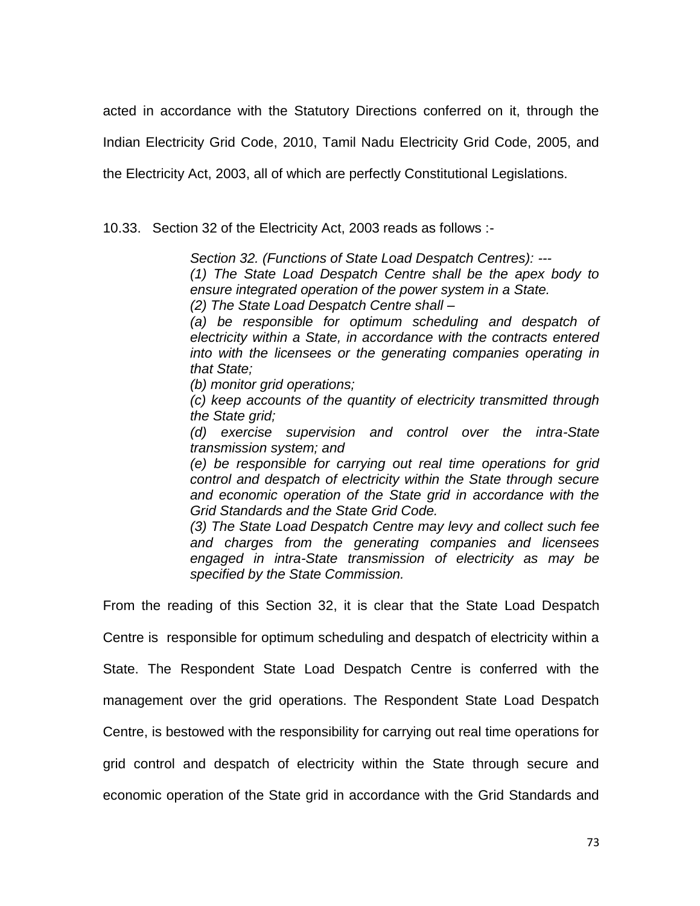acted in accordance with the Statutory Directions conferred on it, through the Indian Electricity Grid Code, 2010, Tamil Nadu Electricity Grid Code, 2005, and the Electricity Act, 2003, all of which are perfectly Constitutional Legislations.

10.33. Section 32 of the Electricity Act, 2003 reads as follows :-

> *Section 32. (Functions of State Load Despatch Centres): ---*
> *(1) The State Load Despatch Centre shall be the apex body to ensure integrated operation of the power system in a State.*
> *(2) The State Load Despatch Centre shall –*
> *(a) be responsible for optimum scheduling and despatch of electricity within a State, in accordance with the contracts entered into with the licensees or the generating companies operating in that State;*
> *(b) monitor grid operations;*
> *(c) keep accounts of the quantity of electricity transmitted through the State grid;*
> *(d) exercise supervision and control over the intra-State transmission system; and*
> *(e) be responsible for carrying out real time operations for grid control and despatch of electricity within the State through secure and economic operation of the State grid in accordance with the Grid Standards and the State Grid Code.*
> *(3) The State Load Despatch Centre may levy and collect such fee and charges from the generating companies and licensees engaged in intra-State transmission of electricity as may be specified by the State Commission.*

From the reading of this Section 32, it is clear that the State Load Despatch Centre is responsible for optimum scheduling and despatch of electricity within a State. The Respondent State Load Despatch Centre is conferred with the management over the grid operations. The Respondent State Load Despatch Centre, is bestowed with the responsibility for carrying out real time operations for grid control and despatch of electricity within the State through secure and economic operation of the State grid in accordance with the Grid Standards and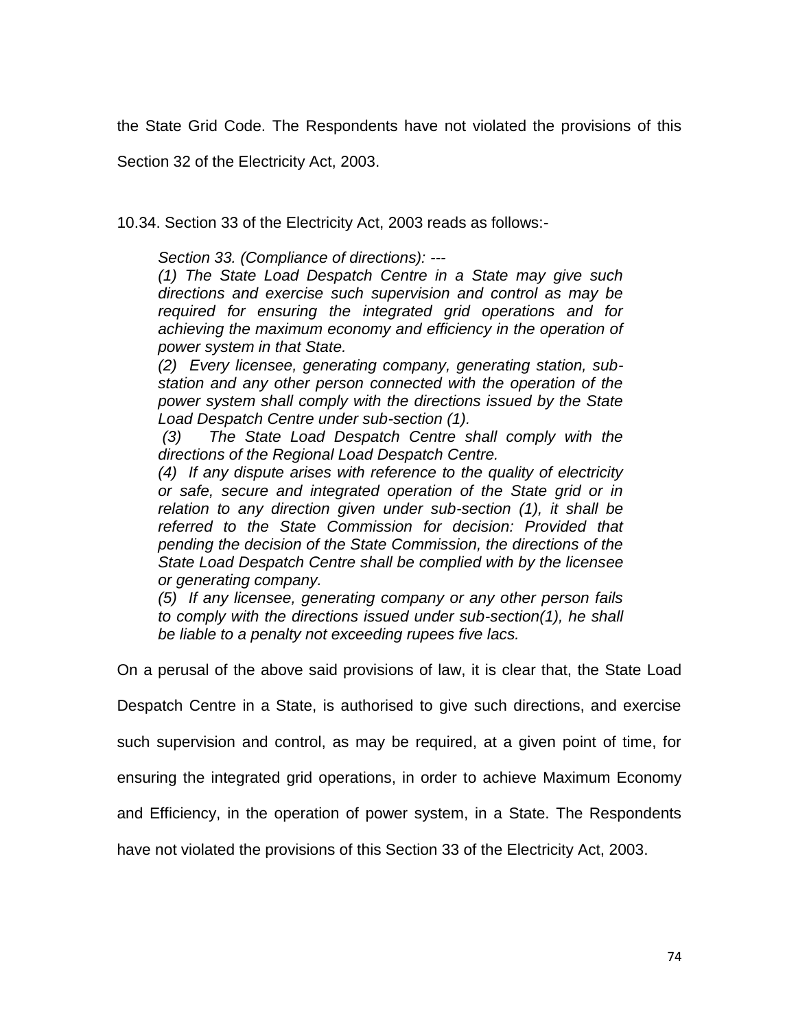the State Grid Code. The Respondents have not violated the provisions of this Section 32 of the Electricity Act, 2003.

10.34. Section 33 of the Electricity Act, 2003 reads as follows:-

> *Section 33. (Compliance of directions): ---*
> *(1) The State Load Despatch Centre in a State may give such directions and exercise such supervision and control as may be required for ensuring the integrated grid operations and for achieving the maximum economy and efficiency in the operation of power system in that State.*
> *(2) Every licensee, generating company, generating station, sub-station and any other person connected with the operation of the power system shall comply with the directions issued by the State Load Despatch Centre under sub-section (1).*
> *(3) The State Load Despatch Centre shall comply with the directions of the Regional Load Despatch Centre.*
> *(4) If any dispute arises with reference to the quality of electricity or safe, secure and integrated operation of the State grid or in relation to any direction given under sub-section (1), it shall be referred to the State Commission for decision: Provided that pending the decision of the State Commission, the directions of the State Load Despatch Centre shall be complied with by the licensee or generating company.*
> *(5) If any licensee, generating company or any other person fails to comply with the directions issued under sub-section(1), he shall be liable to a penalty not exceeding rupees five lacs.*

On a perusal of the above said provisions of law, it is clear that, the State Load Despatch Centre in a State, is authorised to give such directions, and exercise such supervision and control, as may be required, at a given point of time, for ensuring the integrated grid operations, in order to achieve Maximum Economy and Efficiency, in the operation of power system, in a State. The Respondents have not violated the provisions of this Section 33 of the Electricity Act, 2003.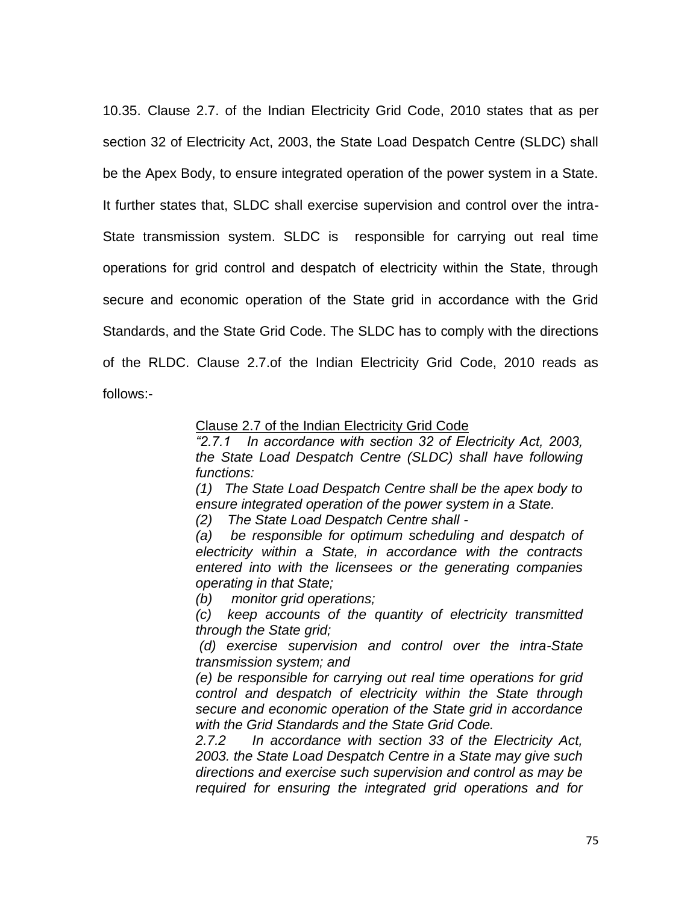10.35. Clause 2.7. of the Indian Electricity Grid Code, 2010 states that as per section 32 of Electricity Act, 2003, the State Load Despatch Centre (SLDC) shall be the Apex Body, to ensure integrated operation of the power system in a State. It further states that, SLDC shall exercise supervision and control over the intra-State transmission system. SLDC is responsible for carrying out real time operations for grid control and despatch of electricity within the State, through secure and economic operation of the State grid in accordance with the Grid Standards, and the State Grid Code. The SLDC has to comply with the directions of the RLDC. Clause 2.7.of the Indian Electricity Grid Code, 2010 reads as follows:-

> Clause 2.7 of the Indian Electricity Grid Code
>
> *"2.7.1 In accordance with section 32 of Electricity Act, 2003, the State Load Despatch Centre (SLDC) shall have following functions:*
>
> *(1) The State Load Despatch Centre shall be the apex body to ensure integrated operation of the power system in a State.*
>
> *(2) The State Load Despatch Centre shall -*
>
> *(a) be responsible for optimum scheduling and despatch of electricity within a State, in accordance with the contracts entered into with the licensees or the generating companies operating in that State;*
>
> *(b) monitor grid operations;*
>
> *(c) keep accounts of the quantity of electricity transmitted through the State grid;*
>
> *(d) exercise supervision and control over the intra-State transmission system; and*
>
> *(e) be responsible for carrying out real time operations for grid control and despatch of electricity within the State through secure and economic operation of the State grid in accordance with the Grid Standards and the State Grid Code.*
>
> *2.7.2 In accordance with section 33 of the Electricity Act, 2003. the State Load Despatch Centre in a State may give such directions and exercise such supervision and control as may be required for ensuring the integrated grid operations and for*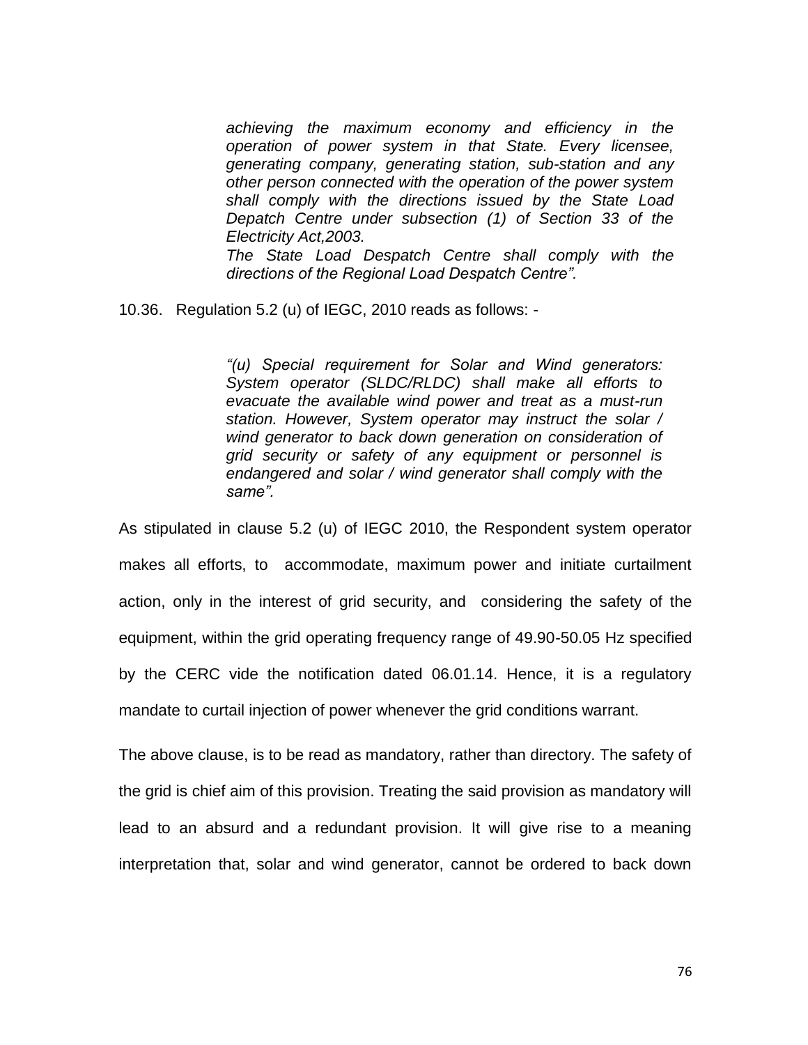> *achieving the maximum economy and efficiency in the operation of power system in that State. Every licensee, generating company, generating station, sub-station and any other person connected with the operation of the power system shall comply with the directions issued by the State Load Depatch Centre under subsection (1) of Section 33 of the Electricity Act,2003.*
>
> *The State Load Despatch Centre shall comply with the directions of the Regional Load Despatch Centre".*

10.36. Regulation 5.2 (u) of IEGC, 2010 reads as follows: -

> *"(u) Special requirement for Solar and Wind generators: System operator (SLDC/RLDC) shall make all efforts to evacuate the available wind power and treat as a must-run station. However, System operator may instruct the solar / wind generator to back down generation on consideration of grid security or safety of any equipment or personnel is endangered and solar / wind generator shall comply with the same".*

As stipulated in clause 5.2 (u) of IEGC 2010, the Respondent system operator makes all efforts, to accommodate, maximum power and initiate curtailment action, only in the interest of grid security, and considering the safety of the equipment, within the grid operating frequency range of 49.90-50.05 Hz specified by the CERC vide the notification dated 06.01.14. Hence, it is a regulatory mandate to curtail injection of power whenever the grid conditions warrant.

The above clause, is to be read as mandatory, rather than directory. The safety of the grid is chief aim of this provision. Treating the said provision as mandatory will lead to an absurd and a redundant provision. It will give rise to a meaning interpretation that, solar and wind generator, cannot be ordered to back down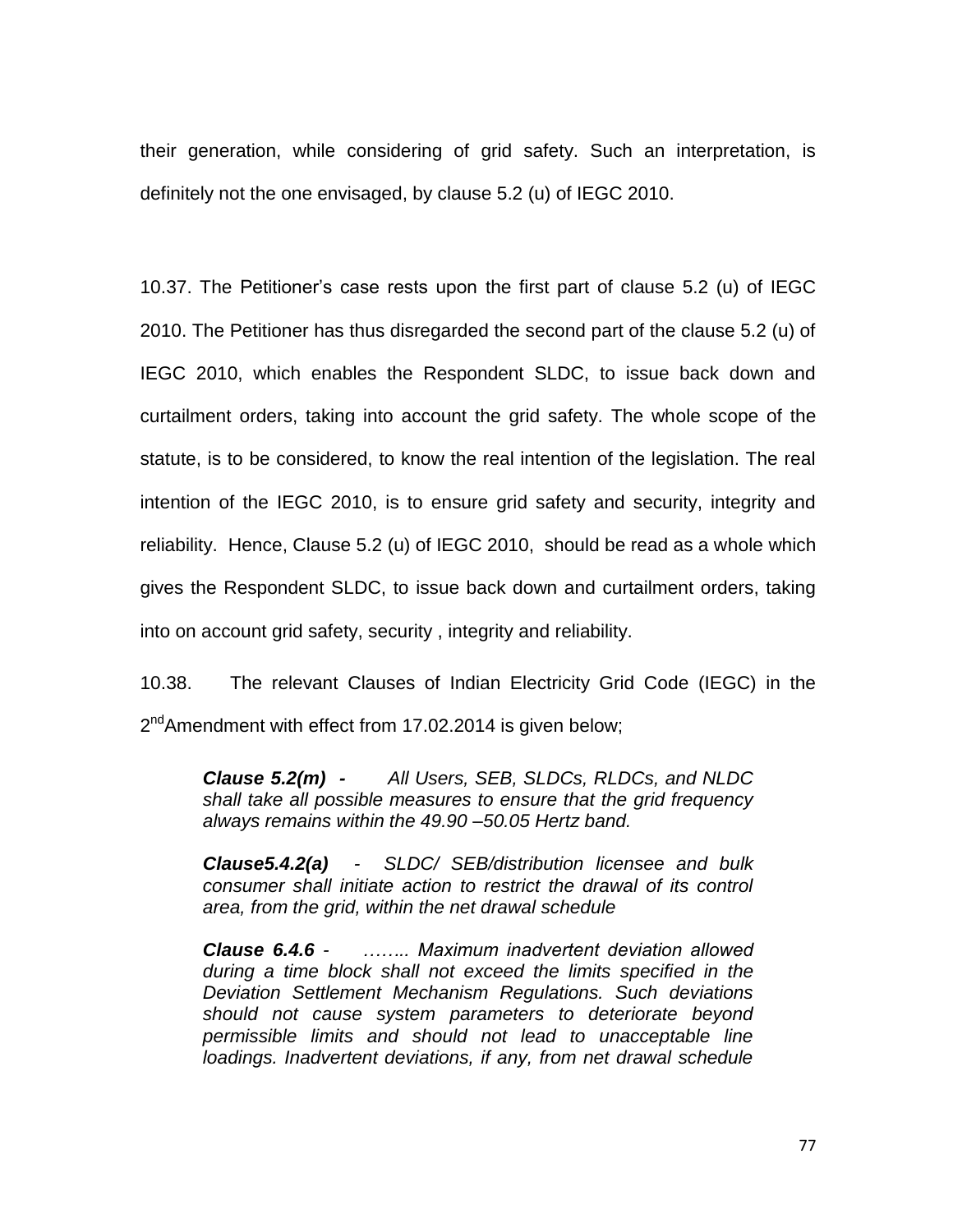their generation, while considering of grid safety. Such an interpretation, is definitely not the one envisaged, by clause 5.2 (u) of IEGC 2010.

10.37. The Petitioner's case rests upon the first part of clause 5.2 (u) of IEGC 2010. The Petitioner has thus disregarded the second part of the clause 5.2 (u) of IEGC 2010, which enables the Respondent SLDC, to issue back down and curtailment orders, taking into account the grid safety. The whole scope of the statute, is to be considered, to know the real intention of the legislation. The real intention of the IEGC 2010, is to ensure grid safety and security, integrity and reliability. Hence, Clause 5.2 (u) of IEGC 2010, should be read as a whole which gives the Respondent SLDC, to issue back down and curtailment orders, taking into on account grid safety, security , integrity and reliability.

10.38. The relevant Clauses of Indian Electricity Grid Code (IEGC) in the 2nd Amendment with effect from 17.02.2014 is given below;

> ***Clause 5.2(m) -*** *All Users, SEB, SLDCs, RLDCs, and NLDC shall take all possible measures to ensure that the grid frequency always remains within the 49.90 –50.05 Hertz band.*
>
> ***Clause5.4.2(a)*** *- SLDC/ SEB/distribution licensee and bulk consumer shall initiate action to restrict the drawal of its control area, from the grid, within the net drawal schedule*
>
> ***Clause 6.4.6*** *- …….. Maximum inadvertent deviation allowed during a time block shall not exceed the limits specified in the Deviation Settlement Mechanism Regulations. Such deviations should not cause system parameters to deteriorate beyond permissible limits and should not lead to unacceptable line loadings. Inadvertent deviations, if any, from net drawal schedule*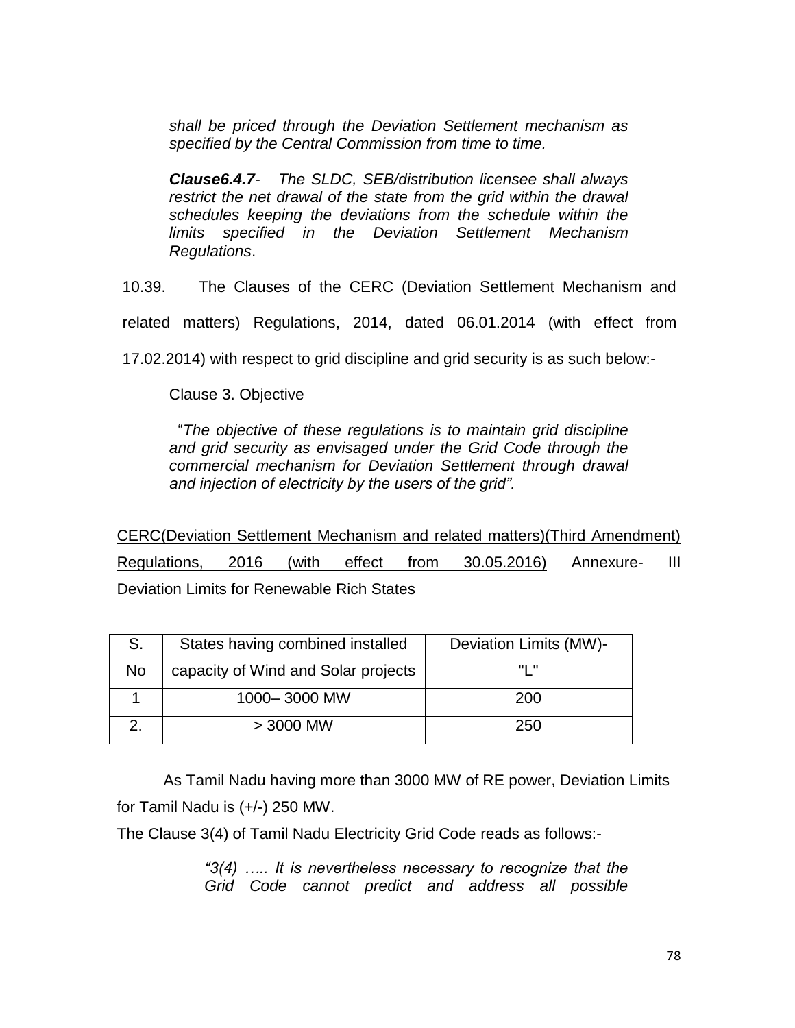*shall be priced through the Deviation Settlement mechanism as specified by the Central Commission from time to time.*

***Clause6.4.7****- The SLDC, SEB/distribution licensee shall always restrict the net drawal of the state from the grid within the drawal schedules keeping the deviations from the schedule within the limits specified in the Deviation Settlement Mechanism Regulations*.

10.39. The Clauses of the CERC (Deviation Settlement Mechanism and related matters) Regulations, 2014, dated 06.01.2014 (with effect from 17.02.2014) with respect to grid discipline and grid security is as such below:-

Clause 3. Objective

"*The objective of these regulations is to maintain grid discipline and grid security as envisaged under the Grid Code through the commercial mechanism for Deviation Settlement through drawal and injection of electricity by the users of the grid".*

<u>CERC(Deviation Settlement Mechanism and related matters)(Third Amendment) Regulations, 2016 (with effect from 30.05.2016)</u> Annexure- III Deviation Limits for Renewable Rich States

| S. No | States having combined installed capacity of Wind and Solar projects | Deviation Limits (MW)- "L" |
|---|---|---|
| 1 | 1000– 3000 MW | 200 |
| 2. | > 3000 MW | 250 |

As Tamil Nadu having more than 3000 MW of RE power, Deviation Limits for Tamil Nadu is (+/-) 250 MW.

The Clause 3(4) of Tamil Nadu Electricity Grid Code reads as follows:-

*"3(4) ….. It is nevertheless necessary to recognize that the Grid Code cannot predict and address all possible*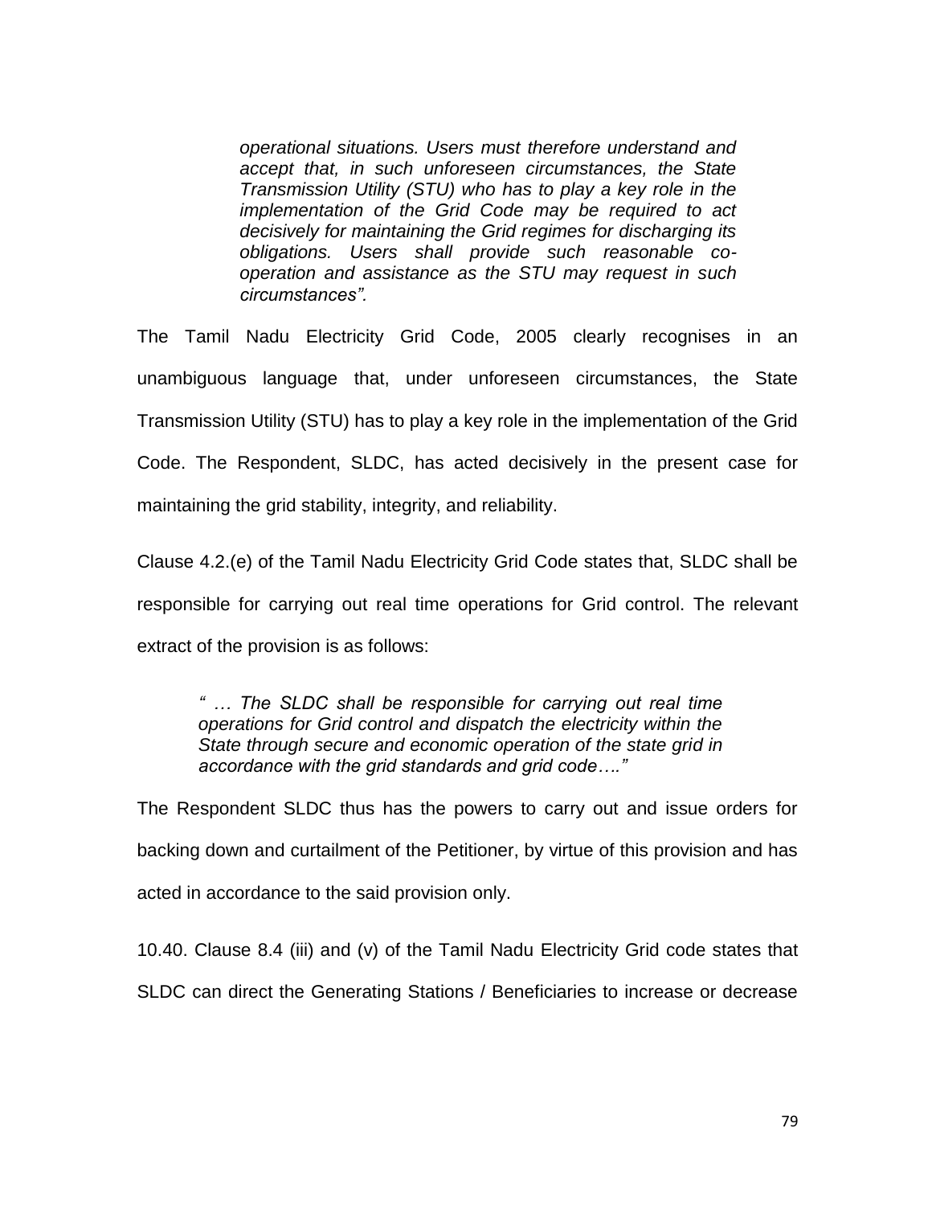> *operational situations. Users must therefore understand and accept that, in such unforeseen circumstances, the State Transmission Utility (STU) who has to play a key role in the implementation of the Grid Code may be required to act decisively for maintaining the Grid regimes for discharging its obligations. Users shall provide such reasonable co-operation and assistance as the STU may request in such circumstances".*

The Tamil Nadu Electricity Grid Code, 2005 clearly recognises in an unambiguous language that, under unforeseen circumstances, the State Transmission Utility (STU) has to play a key role in the implementation of the Grid Code. The Respondent, SLDC, has acted decisively in the present case for maintaining the grid stability, integrity, and reliability.

Clause 4.2.(e) of the Tamil Nadu Electricity Grid Code states that, SLDC shall be responsible for carrying out real time operations for Grid control. The relevant extract of the provision is as follows:

> *" … The SLDC shall be responsible for carrying out real time operations for Grid control and dispatch the electricity within the State through secure and economic operation of the state grid in accordance with the grid standards and grid code…."*

The Respondent SLDC thus has the powers to carry out and issue orders for backing down and curtailment of the Petitioner, by virtue of this provision and has acted in accordance to the said provision only.

10.40. Clause 8.4 (iii) and (v) of the Tamil Nadu Electricity Grid code states that SLDC can direct the Generating Stations / Beneficiaries to increase or decrease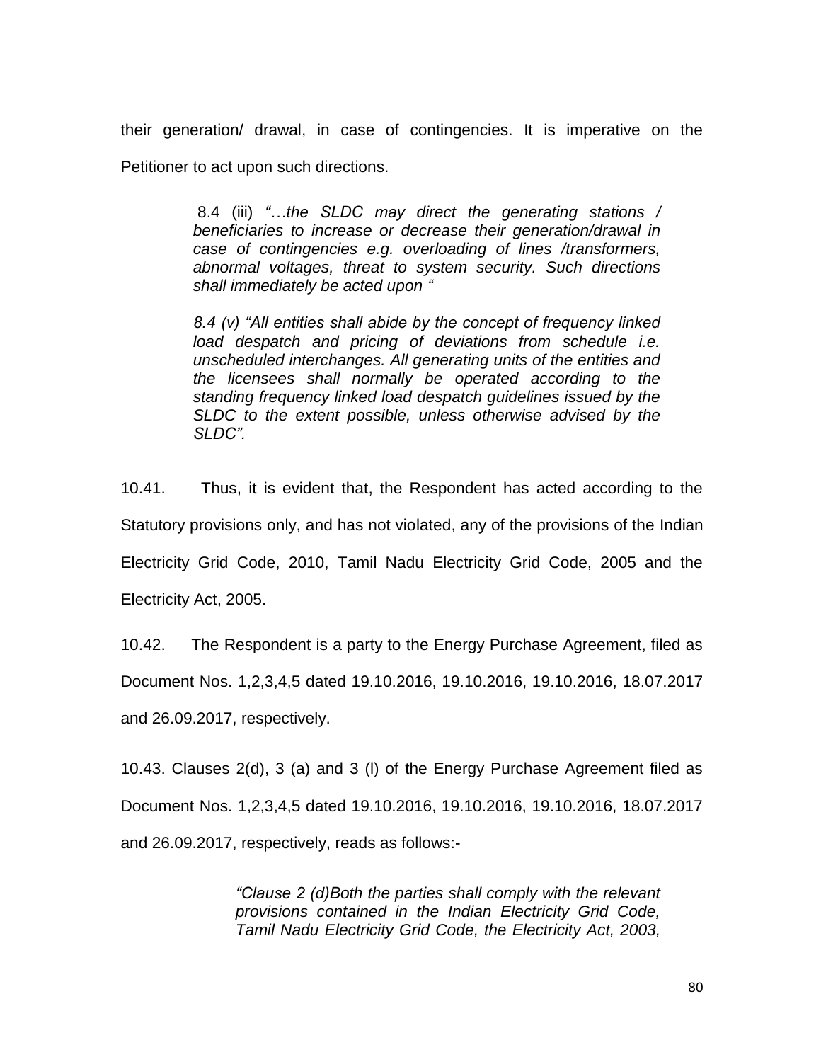their generation/ drawal, in case of contingencies. It is imperative on the Petitioner to act upon such directions.

> 8.4 (iii) *"…the SLDC may direct the generating stations / beneficiaries to increase or decrease their generation/drawal in case of contingencies e.g. overloading of lines /transformers, abnormal voltages, threat to system security. Such directions shall immediately be acted upon "*
>
> *8.4 (v) "All entities shall abide by the concept of frequency linked load despatch and pricing of deviations from schedule i.e. unscheduled interchanges. All generating units of the entities and the licensees shall normally be operated according to the standing frequency linked load despatch guidelines issued by the SLDC to the extent possible, unless otherwise advised by the SLDC".*

10.41. Thus, it is evident that, the Respondent has acted according to the Statutory provisions only, and has not violated, any of the provisions of the Indian Electricity Grid Code, 2010, Tamil Nadu Electricity Grid Code, 2005 and the Electricity Act, 2005.

10.42. The Respondent is a party to the Energy Purchase Agreement, filed as Document Nos. 1,2,3,4,5 dated 19.10.2016, 19.10.2016, 19.10.2016, 18.07.2017 and 26.09.2017, respectively.

10.43. Clauses 2(d), 3 (a) and 3 (l) of the Energy Purchase Agreement filed as Document Nos. 1,2,3,4,5 dated 19.10.2016, 19.10.2016, 19.10.2016, 18.07.2017 and 26.09.2017, respectively, reads as follows:-

> *"Clause 2 (d)Both the parties shall comply with the relevant provisions contained in the Indian Electricity Grid Code, Tamil Nadu Electricity Grid Code, the Electricity Act, 2003,*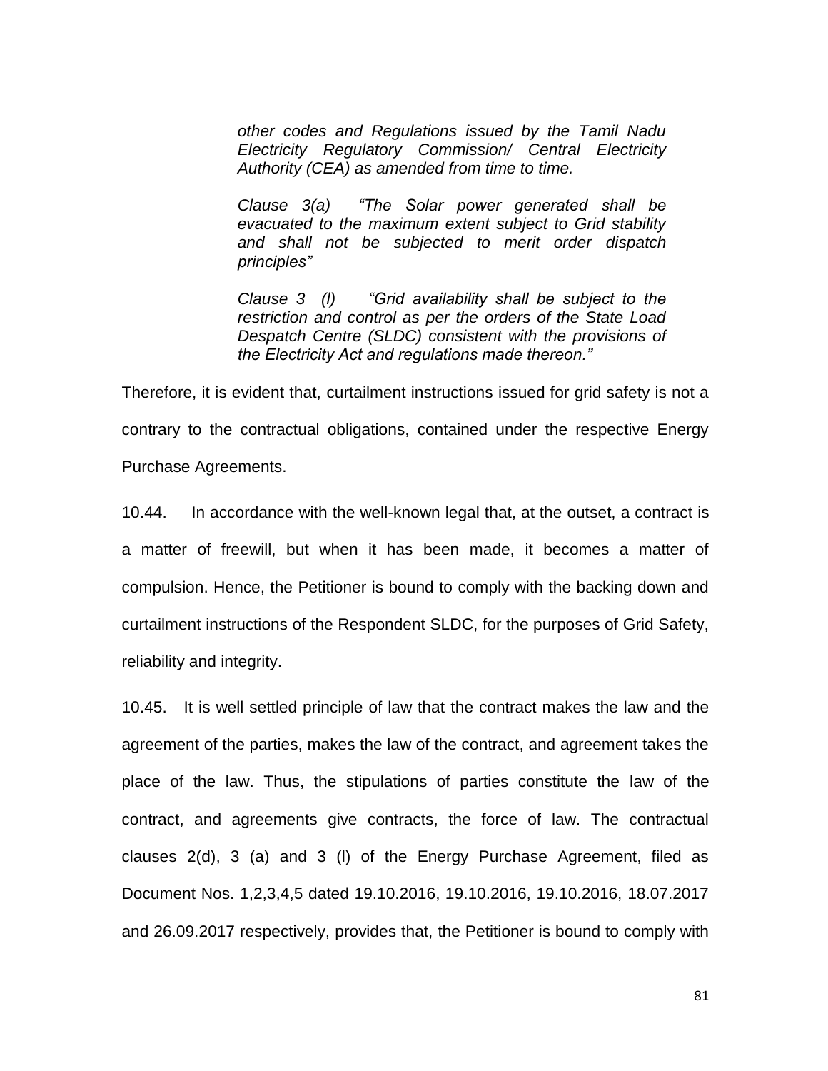> *other codes and Regulations issued by the Tamil Nadu Electricity Regulatory Commission/ Central Electricity Authority (CEA) as amended from time to time.*
>
> *Clause 3(a) "The Solar power generated shall be evacuated to the maximum extent subject to Grid stability and shall not be subjected to merit order dispatch principles"*
>
> *Clause 3 (l) "Grid availability shall be subject to the restriction and control as per the orders of the State Load Despatch Centre (SLDC) consistent with the provisions of the Electricity Act and regulations made thereon."*

Therefore, it is evident that, curtailment instructions issued for grid safety is not a contrary to the contractual obligations, contained under the respective Energy Purchase Agreements.

10.44. In accordance with the well-known legal that, at the outset, a contract is a matter of freewill, but when it has been made, it becomes a matter of compulsion. Hence, the Petitioner is bound to comply with the backing down and curtailment instructions of the Respondent SLDC, for the purposes of Grid Safety, reliability and integrity.

10.45. It is well settled principle of law that the contract makes the law and the agreement of the parties, makes the law of the contract, and agreement takes the place of the law. Thus, the stipulations of parties constitute the law of the contract, and agreements give contracts, the force of law. The contractual clauses 2(d), 3 (a) and 3 (l) of the Energy Purchase Agreement, filed as Document Nos. 1,2,3,4,5 dated 19.10.2016, 19.10.2016, 19.10.2016, 18.07.2017 and 26.09.2017 respectively, provides that, the Petitioner is bound to comply with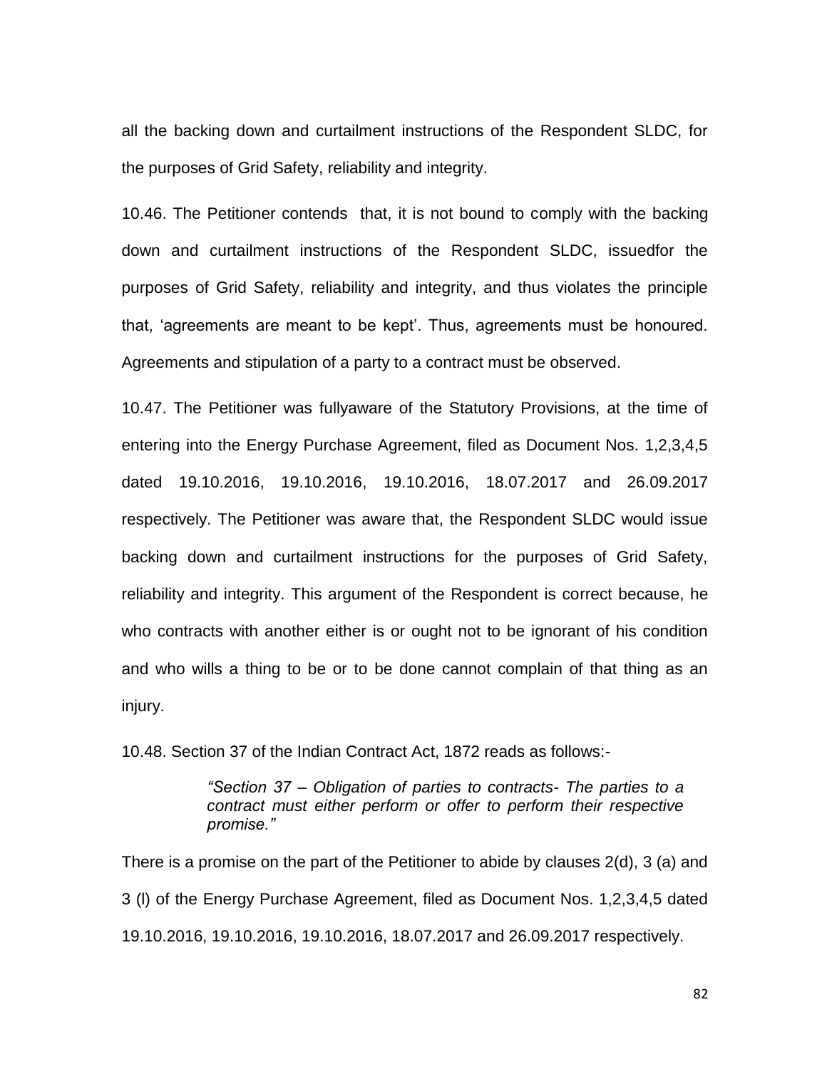all the backing down and curtailment instructions of the Respondent SLDC, for the purposes of Grid Safety, reliability and integrity.

10.46. The Petitioner contends that, it is not bound to comply with the backing down and curtailment instructions of the Respondent SLDC, issuedfor the purposes of Grid Safety, reliability and integrity, and thus violates the principle that, 'agreements are meant to be kept'. Thus, agreements must be honoured. Agreements and stipulation of a party to a contract must be observed.

10.47. The Petitioner was fullyaware of the Statutory Provisions, at the time of entering into the Energy Purchase Agreement, filed as Document Nos. 1,2,3,4,5 dated 19.10.2016, 19.10.2016, 19.10.2016, 18.07.2017 and 26.09.2017 respectively. The Petitioner was aware that, the Respondent SLDC would issue backing down and curtailment instructions for the purposes of Grid Safety, reliability and integrity. This argument of the Respondent is correct because, he who contracts with another either is or ought not to be ignorant of his condition and who wills a thing to be or to be done cannot complain of that thing as an injury.

10.48. Section 37 of the Indian Contract Act, 1872 reads as follows:-

> *"Section 37 – Obligation of parties to contracts- The parties to a contract must either perform or offer to perform their respective promise."*

There is a promise on the part of the Petitioner to abide by clauses 2(d), 3 (a) and 3 (l) of the Energy Purchase Agreement, filed as Document Nos. 1,2,3,4,5 dated 19.10.2016, 19.10.2016, 19.10.2016, 18.07.2017 and 26.09.2017 respectively.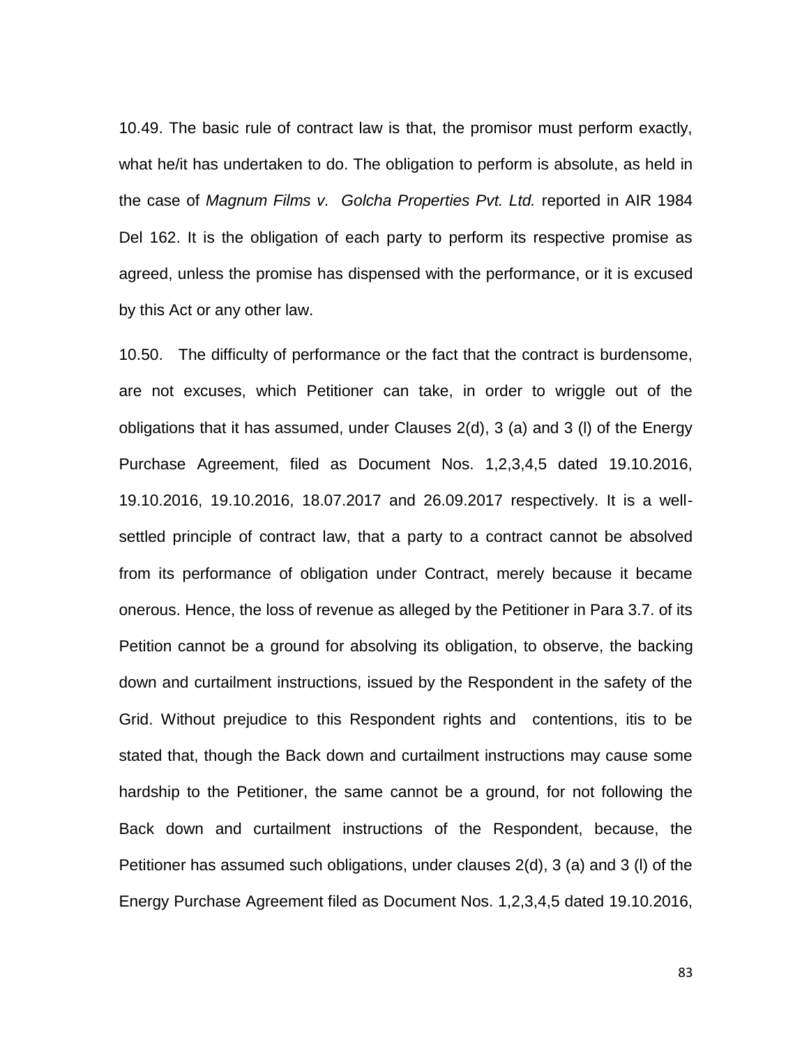10.49. The basic rule of contract law is that, the promisor must perform exactly, what he/it has undertaken to do. The obligation to perform is absolute, as held in the case of *Magnum Films v. Golcha Properties Pvt. Ltd.* reported in AIR 1984 Del 162. It is the obligation of each party to perform its respective promise as agreed, unless the promise has dispensed with the performance, or it is excused by this Act or any other law.

10.50. The difficulty of performance or the fact that the contract is burdensome, are not excuses, which Petitioner can take, in order to wriggle out of the obligations that it has assumed, under Clauses 2(d), 3 (a) and 3 (l) of the Energy Purchase Agreement, filed as Document Nos. 1,2,3,4,5 dated 19.10.2016, 19.10.2016, 19.10.2016, 18.07.2017 and 26.09.2017 respectively. It is a well-settled principle of contract law, that a party to a contract cannot be absolved from its performance of obligation under Contract, merely because it became onerous. Hence, the loss of revenue as alleged by the Petitioner in Para 3.7. of its Petition cannot be a ground for absolving its obligation, to observe, the backing down and curtailment instructions, issued by the Respondent in the safety of the Grid. Without prejudice to this Respondent rights and contentions, itis to be stated that, though the Back down and curtailment instructions may cause some hardship to the Petitioner, the same cannot be a ground, for not following the Back down and curtailment instructions of the Respondent, because, the Petitioner has assumed such obligations, under clauses 2(d), 3 (a) and 3 (l) of the Energy Purchase Agreement filed as Document Nos. 1,2,3,4,5 dated 19.10.2016,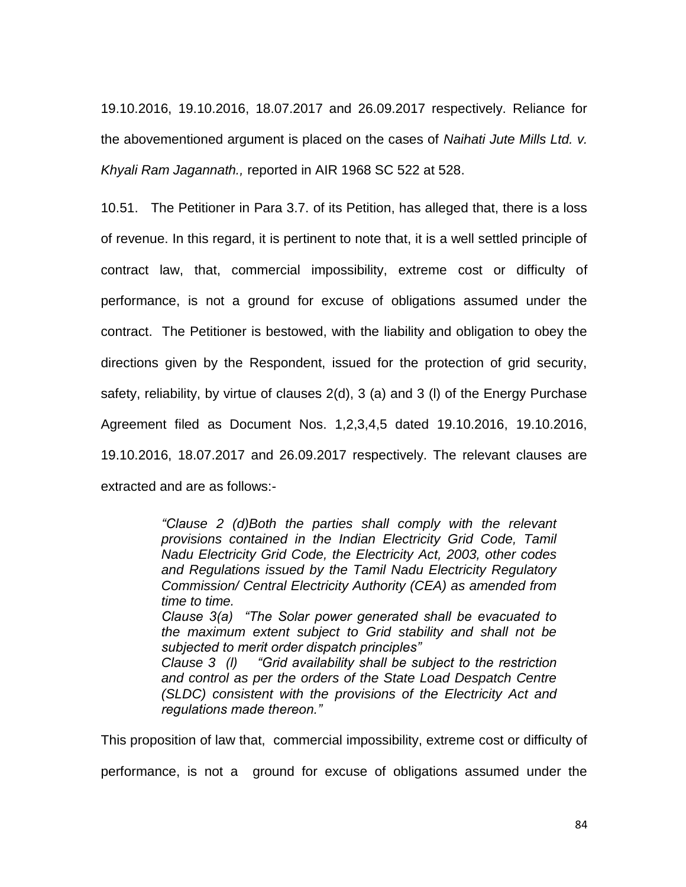19.10.2016, 19.10.2016, 18.07.2017 and 26.09.2017 respectively. Reliance for the abovementioned argument is placed on the cases of *Naihati Jute Mills Ltd. v. Khyali Ram Jagannath.,* reported in AIR 1968 SC 522 at 528.

10.51. The Petitioner in Para 3.7. of its Petition, has alleged that, there is a loss of revenue. In this regard, it is pertinent to note that, it is a well settled principle of contract law, that, commercial impossibility, extreme cost or difficulty of performance, is not a ground for excuse of obligations assumed under the contract. The Petitioner is bestowed, with the liability and obligation to obey the directions given by the Respondent, issued for the protection of grid security, safety, reliability, by virtue of clauses 2(d), 3 (a) and 3 (l) of the Energy Purchase Agreement filed as Document Nos. 1,2,3,4,5 dated 19.10.2016, 19.10.2016, 19.10.2016, 18.07.2017 and 26.09.2017 respectively. The relevant clauses are extracted and are as follows:-

> *"Clause 2 (d)Both the parties shall comply with the relevant provisions contained in the Indian Electricity Grid Code, Tamil Nadu Electricity Grid Code, the Electricity Act, 2003, other codes and Regulations issued by the Tamil Nadu Electricity Regulatory Commission/ Central Electricity Authority (CEA) as amended from time to time.*
> *Clause 3(a) "The Solar power generated shall be evacuated to the maximum extent subject to Grid stability and shall not be subjected to merit order dispatch principles"*
> *Clause 3 (l) "Grid availability shall be subject to the restriction and control as per the orders of the State Load Despatch Centre (SLDC) consistent with the provisions of the Electricity Act and regulations made thereon."*

This proposition of law that, commercial impossibility, extreme cost or difficulty of performance, is not a ground for excuse of obligations assumed under the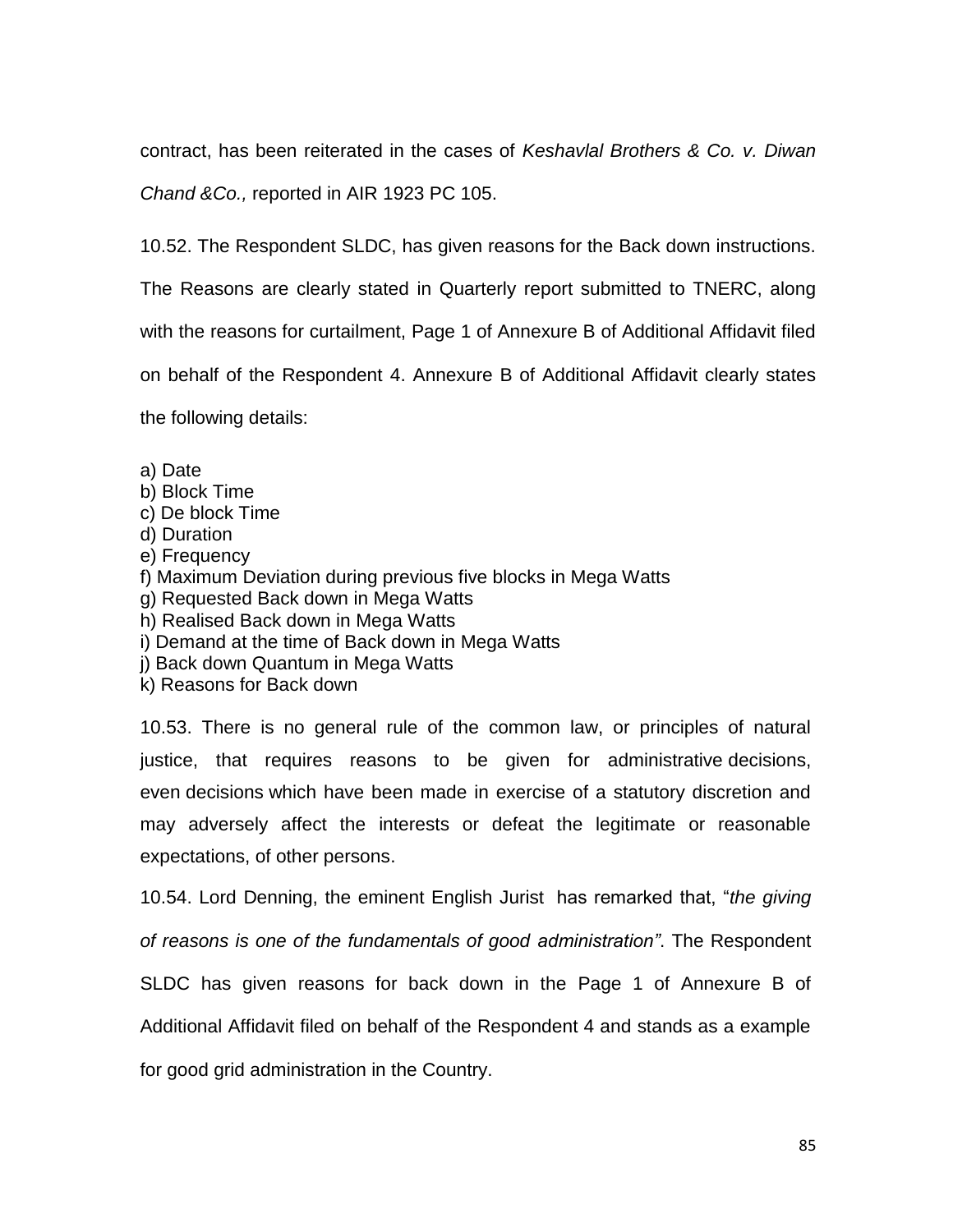contract, has been reiterated in the cases of *Keshavlal Brothers & Co. v. Diwan Chand &Co.,* reported in AIR 1923 PC 105.

10.52. The Respondent SLDC, has given reasons for the Back down instructions. The Reasons are clearly stated in Quarterly report submitted to TNERC, along with the reasons for curtailment, Page 1 of Annexure B of Additional Affidavit filed on behalf of the Respondent 4. Annexure B of Additional Affidavit clearly states the following details:

a) Date
b) Block Time
c) De block Time
d) Duration
e) Frequency
f) Maximum Deviation during previous five blocks in Mega Watts
g) Requested Back down in Mega Watts
h) Realised Back down in Mega Watts
i) Demand at the time of Back down in Mega Watts
j) Back down Quantum in Mega Watts
k) Reasons for Back down

10.53. There is no general rule of the common law, or principles of natural justice, that requires reasons to be given for administrative decisions, even decisions which have been made in exercise of a statutory discretion and may adversely affect the interests or defeat the legitimate or reasonable expectations, of other persons.

10.54. Lord Denning, the eminent English Jurist has remarked that, "*the giving of reasons is one of the fundamentals of good administration"*. The Respondent SLDC has given reasons for back down in the Page 1 of Annexure B of Additional Affidavit filed on behalf of the Respondent 4 and stands as a example for good grid administration in the Country.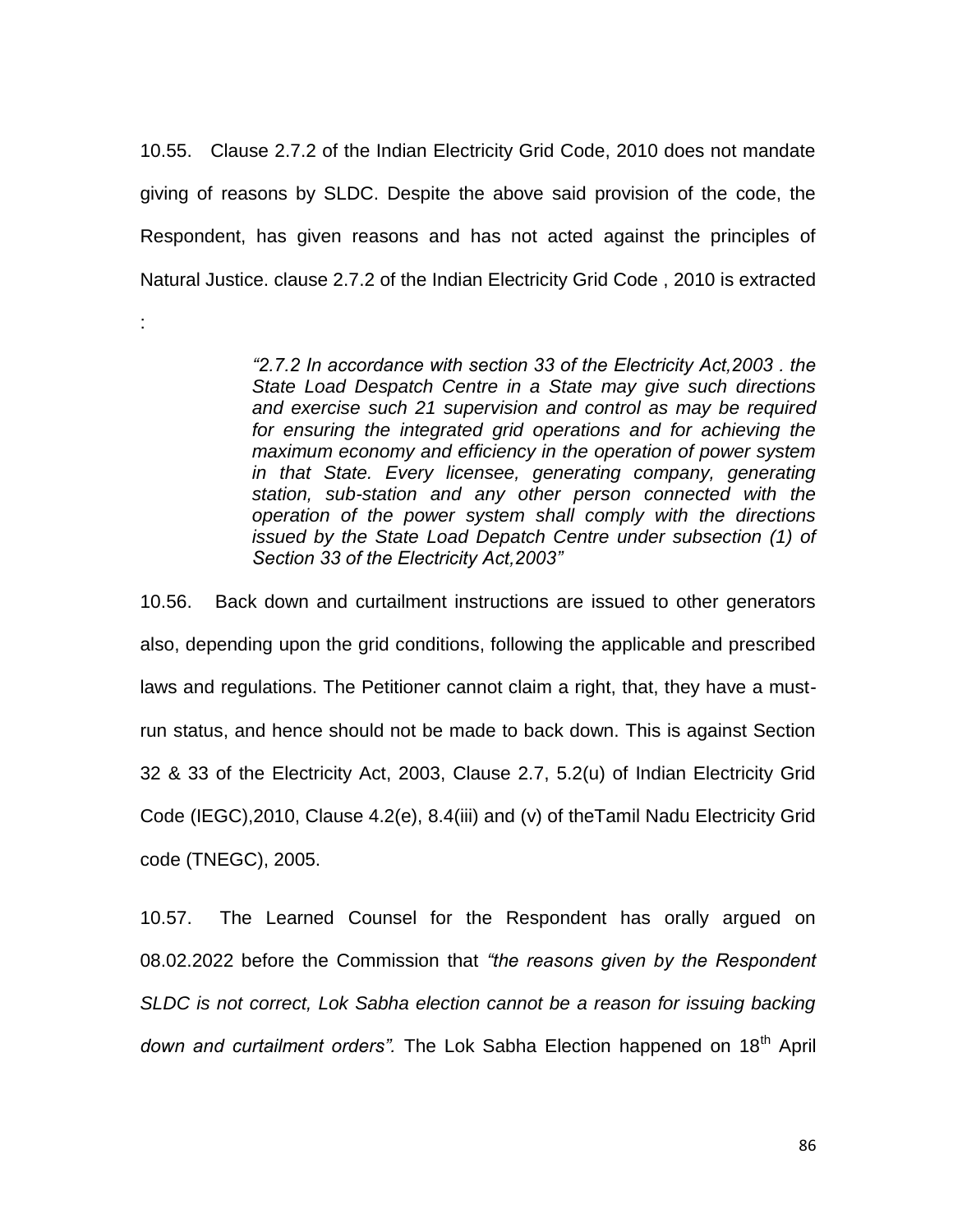10.55. Clause 2.7.2 of the Indian Electricity Grid Code, 2010 does not mandate giving of reasons by SLDC. Despite the above said provision of the code, the Respondent, has given reasons and has not acted against the principles of Natural Justice. clause 2.7.2 of the Indian Electricity Grid Code , 2010 is extracted :

> *"2.7.2 In accordance with section 33 of the Electricity Act,2003 . the State Load Despatch Centre in a State may give such directions and exercise such 21 supervision and control as may be required for ensuring the integrated grid operations and for achieving the maximum economy and efficiency in the operation of power system in that State. Every licensee, generating company, generating station, sub-station and any other person connected with the operation of the power system shall comply with the directions issued by the State Load Depatch Centre under subsection (1) of Section 33 of the Electricity Act,2003"*

10.56. Back down and curtailment instructions are issued to other generators also, depending upon the grid conditions, following the applicable and prescribed laws and regulations. The Petitioner cannot claim a right, that, they have a must-run status, and hence should not be made to back down. This is against Section 32 & 33 of the Electricity Act, 2003, Clause 2.7, 5.2(u) of Indian Electricity Grid Code (IEGC),2010, Clause 4.2(e), 8.4(iii) and (v) of theTamil Nadu Electricity Grid code (TNEGC), 2005.

10.57. The Learned Counsel for the Respondent has orally argued on 08.02.2022 before the Commission that *"the reasons given by the Respondent SLDC is not correct, Lok Sabha election cannot be a reason for issuing backing down and curtailment orders".* The Lok Sabha Election happened on 18th April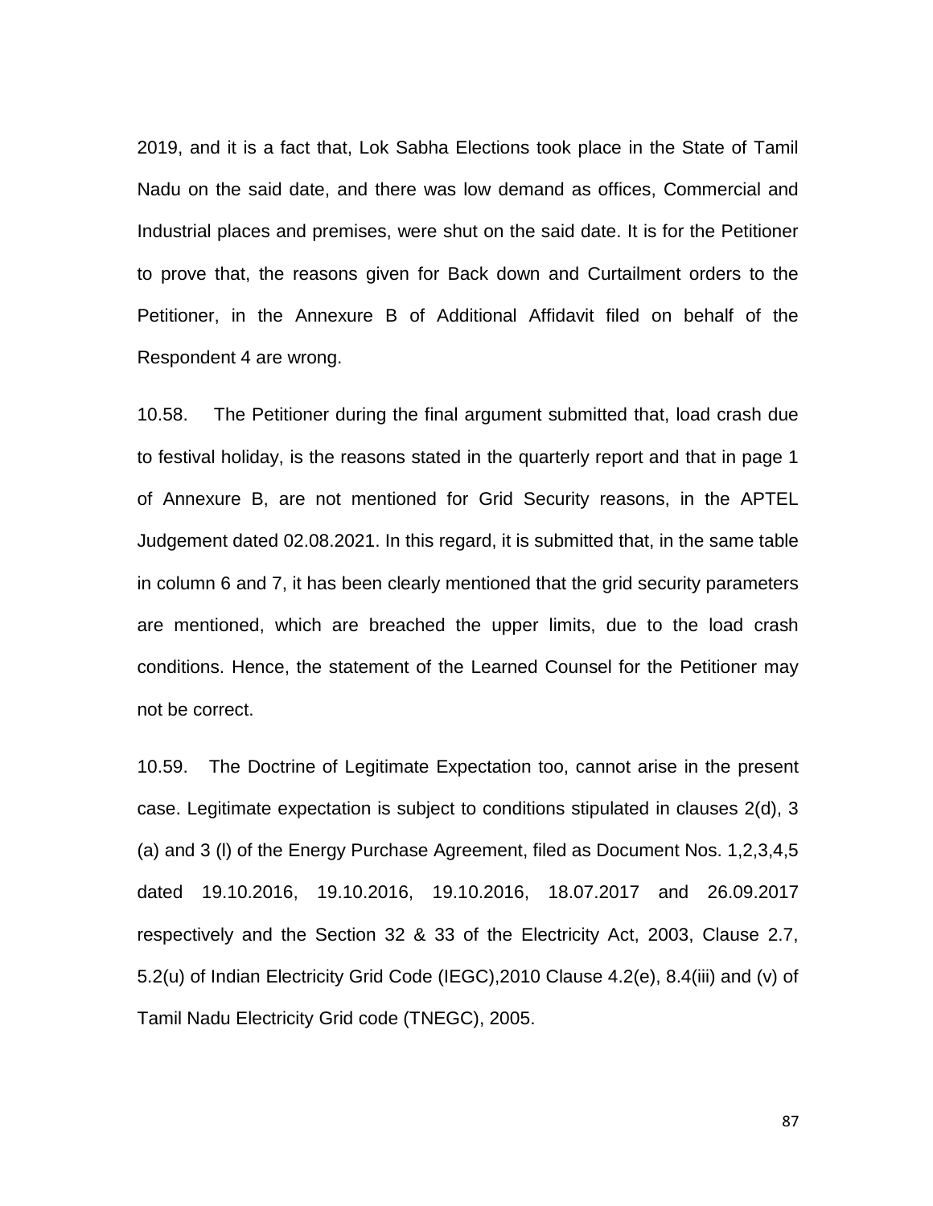2019, and it is a fact that, Lok Sabha Elections took place in the State of Tamil Nadu on the said date, and there was low demand as offices, Commercial and Industrial places and premises, were shut on the said date. It is for the Petitioner to prove that, the reasons given for Back down and Curtailment orders to the Petitioner, in the Annexure B of Additional Affidavit filed on behalf of the Respondent 4 are wrong.

10.58. The Petitioner during the final argument submitted that, load crash due to festival holiday, is the reasons stated in the quarterly report and that in page 1 of Annexure B, are not mentioned for Grid Security reasons, in the APTEL Judgement dated 02.08.2021. In this regard, it is submitted that, in the same table in column 6 and 7, it has been clearly mentioned that the grid security parameters are mentioned, which are breached the upper limits, due to the load crash conditions. Hence, the statement of the Learned Counsel for the Petitioner may not be correct.

10.59. The Doctrine of Legitimate Expectation too, cannot arise in the present case. Legitimate expectation is subject to conditions stipulated in clauses 2(d), 3 (a) and 3 (l) of the Energy Purchase Agreement, filed as Document Nos. 1,2,3,4,5 dated 19.10.2016, 19.10.2016, 19.10.2016, 18.07.2017 and 26.09.2017 respectively and the Section 32 & 33 of the Electricity Act, 2003, Clause 2.7, 5.2(u) of Indian Electricity Grid Code (IEGC),2010 Clause 4.2(e), 8.4(iii) and (v) of Tamil Nadu Electricity Grid code (TNEGC), 2005.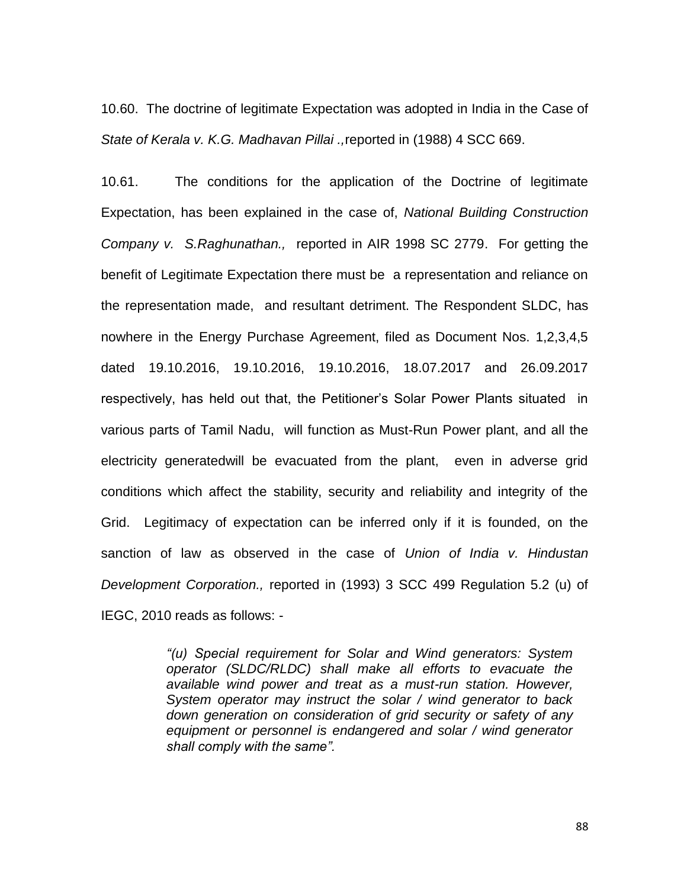10.60. The doctrine of legitimate Expectation was adopted in India in the Case of *State of Kerala v. K.G. Madhavan Pillai .,*reported in (1988) 4 SCC 669.

10.61. The conditions for the application of the Doctrine of legitimate Expectation, has been explained in the case of, *National Building Construction Company v. S.Raghunathan.,* reported in AIR 1998 SC 2779. For getting the benefit of Legitimate Expectation there must be a representation and reliance on the representation made, and resultant detriment. The Respondent SLDC, has nowhere in the Energy Purchase Agreement, filed as Document Nos. 1,2,3,4,5 dated 19.10.2016, 19.10.2016, 19.10.2016, 18.07.2017 and 26.09.2017 respectively, has held out that, the Petitioner's Solar Power Plants situated in various parts of Tamil Nadu, will function as Must-Run Power plant, and all the electricity generatedwill be evacuated from the plant, even in adverse grid conditions which affect the stability, security and reliability and integrity of the Grid. Legitimacy of expectation can be inferred only if it is founded, on the sanction of law as observed in the case of *Union of India v. Hindustan Development Corporation.,* reported in (1993) 3 SCC 499 Regulation 5.2 (u) of IEGC, 2010 reads as follows: -

> *"(u) Special requirement for Solar and Wind generators: System operator (SLDC/RLDC) shall make all efforts to evacuate the available wind power and treat as a must-run station. However, System operator may instruct the solar / wind generator to back down generation on consideration of grid security or safety of any equipment or personnel is endangered and solar / wind generator shall comply with the same".*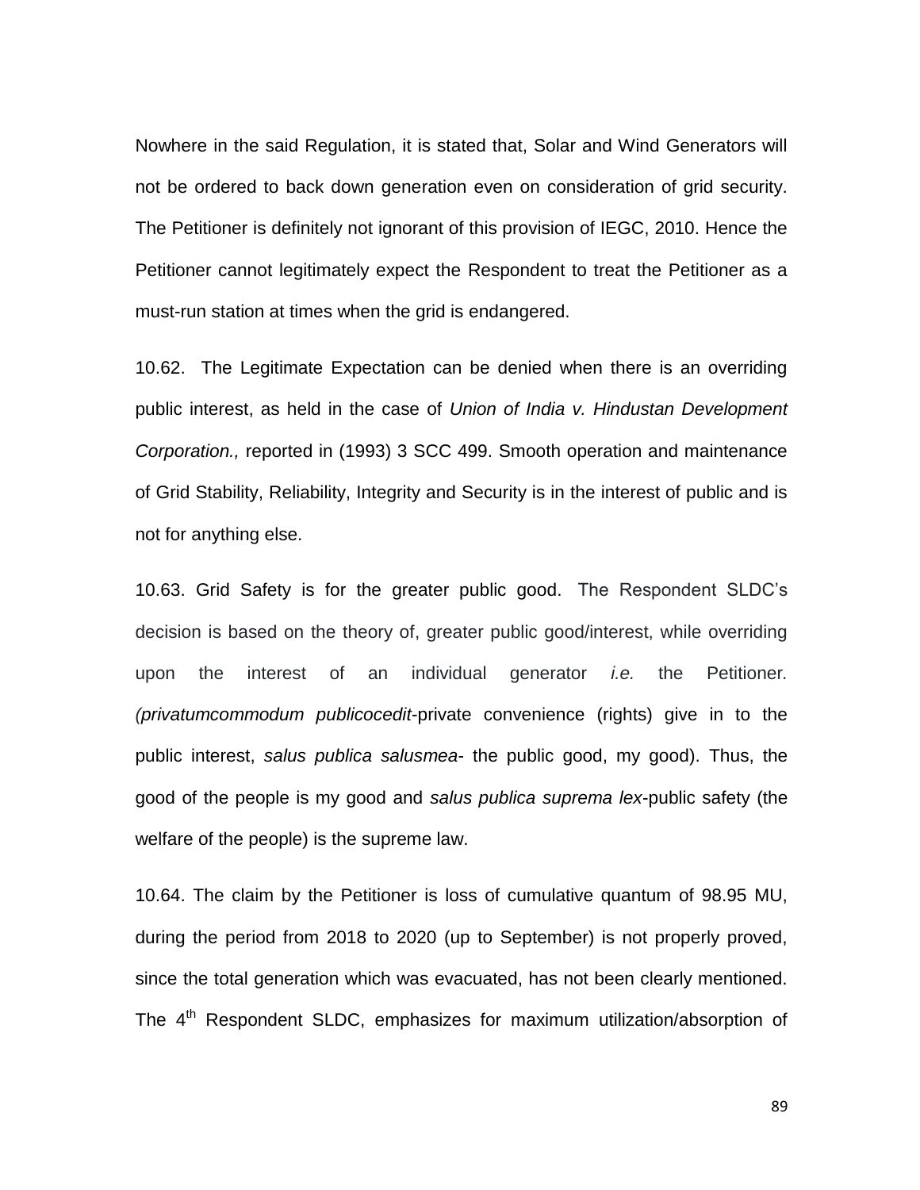Nowhere in the said Regulation, it is stated that, Solar and Wind Generators will not be ordered to back down generation even on consideration of grid security. The Petitioner is definitely not ignorant of this provision of IEGC, 2010. Hence the Petitioner cannot legitimately expect the Respondent to treat the Petitioner as a must-run station at times when the grid is endangered.

10.62. The Legitimate Expectation can be denied when there is an overriding public interest, as held in the case of *Union of India v. Hindustan Development Corporation.,* reported in (1993) 3 SCC 499. Smooth operation and maintenance of Grid Stability, Reliability, Integrity and Security is in the interest of public and is not for anything else.

10.63. Grid Safety is for the greater public good. The Respondent SLDC's decision is based on the theory of, greater public good/interest, while overriding upon the interest of an individual generator *i.e.* the Petitioner. *(privatumcommodum publicocedit*-private convenience (rights) give in to the public interest, *salus publica salusmea*- the public good, my good). Thus, the good of the people is my good and *salus publica suprema lex*-public safety (the welfare of the people) is the supreme law.

10.64. The claim by the Petitioner is loss of cumulative quantum of 98.95 MU, during the period from 2018 to 2020 (up to September) is not properly proved, since the total generation which was evacuated, has not been clearly mentioned. The 4th Respondent SLDC, emphasizes for maximum utilization/absorption of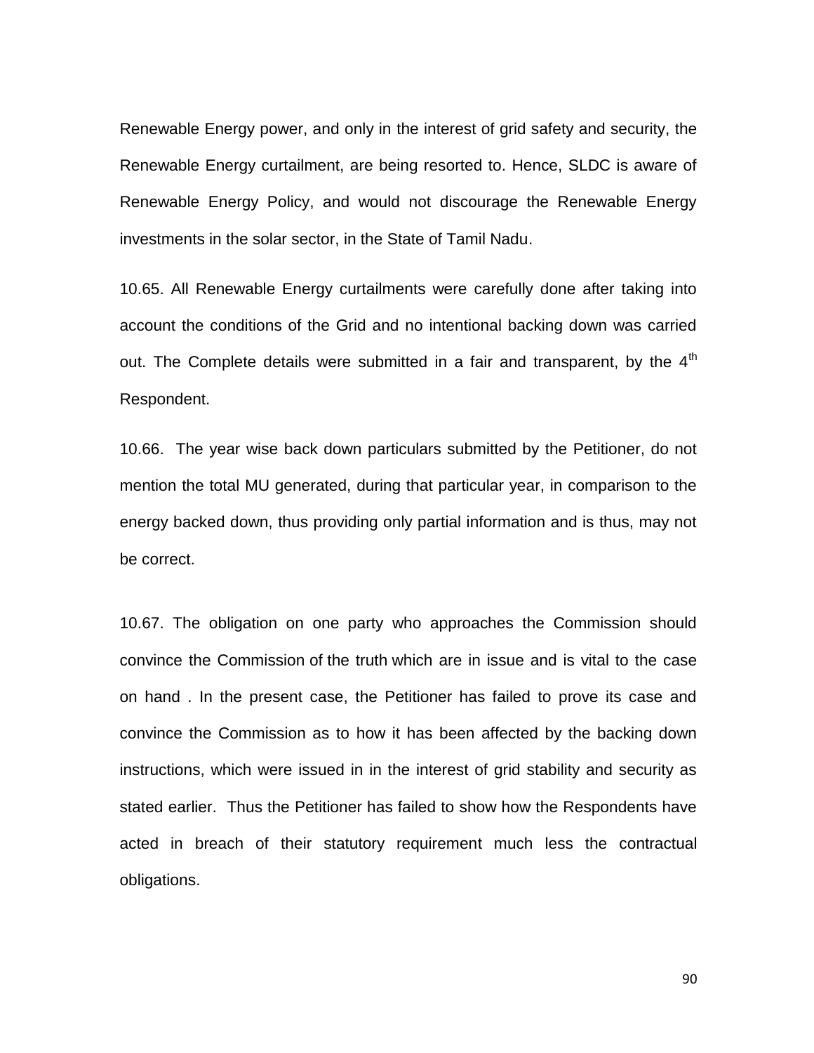Renewable Energy power, and only in the interest of grid safety and security, the Renewable Energy curtailment, are being resorted to. Hence, SLDC is aware of Renewable Energy Policy, and would not discourage the Renewable Energy investments in the solar sector, in the State of Tamil Nadu.

10.65. All Renewable Energy curtailments were carefully done after taking into account the conditions of the Grid and no intentional backing down was carried out. The Complete details were submitted in a fair and transparent, by the 4th Respondent.

10.66. The year wise back down particulars submitted by the Petitioner, do not mention the total MU generated, during that particular year, in comparison to the energy backed down, thus providing only partial information and is thus, may not be correct.

10.67. The obligation on one party who approaches the Commission should convince the Commission of the truth which are in issue and is vital to the case on hand . In the present case, the Petitioner has failed to prove its case and convince the Commission as to how it has been affected by the backing down instructions, which were issued in in the interest of grid stability and security as stated earlier. Thus the Petitioner has failed to show how the Respondents have acted in breach of their statutory requirement much less the contractual obligations.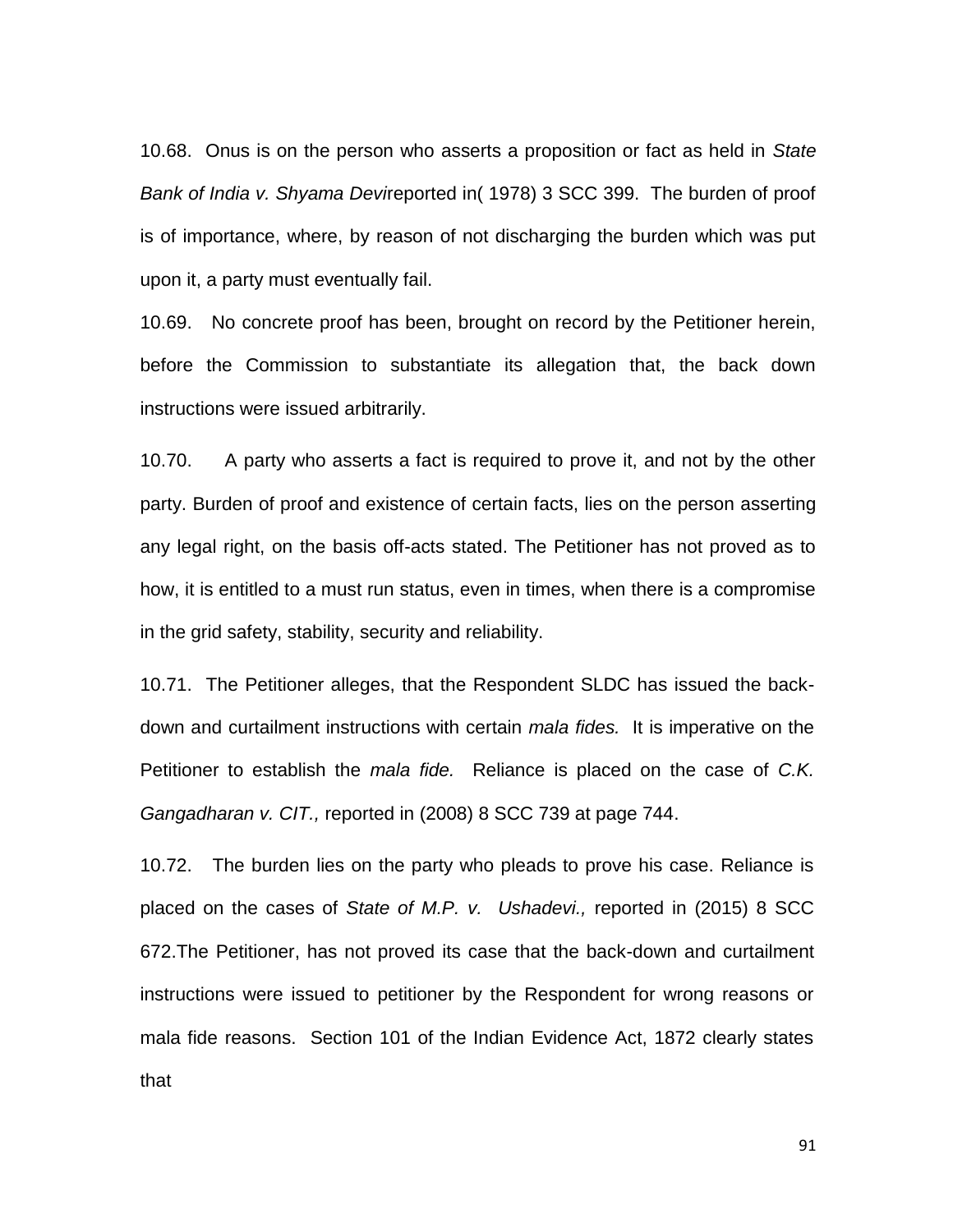10.68. Onus is on the person who asserts a proposition or fact as held in *State Bank of India v. Shyama Devi*reported in( 1978) 3 SCC 399. The burden of proof is of importance, where, by reason of not discharging the burden which was put upon it, a party must eventually fail.

10.69. No concrete proof has been, brought on record by the Petitioner herein, before the Commission to substantiate its allegation that, the back down instructions were issued arbitrarily.

10.70. A party who asserts a fact is required to prove it, and not by the other party. Burden of proof and existence of certain facts, lies on the person asserting any legal right, on the basis off-acts stated. The Petitioner has not proved as to how, it is entitled to a must run status, even in times, when there is a compromise in the grid safety, stability, security and reliability.

10.71. The Petitioner alleges, that the Respondent SLDC has issued the back-down and curtailment instructions with certain *mala fides.* It is imperative on the Petitioner to establish the *mala fide.* Reliance is placed on the case of *C.K. Gangadharan v. CIT.,* reported in (2008) 8 SCC 739 at page 744.

10.72. The burden lies on the party who pleads to prove his case. Reliance is placed on the cases of *State of M.P. v. Ushadevi.,* reported in (2015) 8 SCC 672.The Petitioner, has not proved its case that the back-down and curtailment instructions were issued to petitioner by the Respondent for wrong reasons or mala fide reasons. Section 101 of the Indian Evidence Act, 1872 clearly states that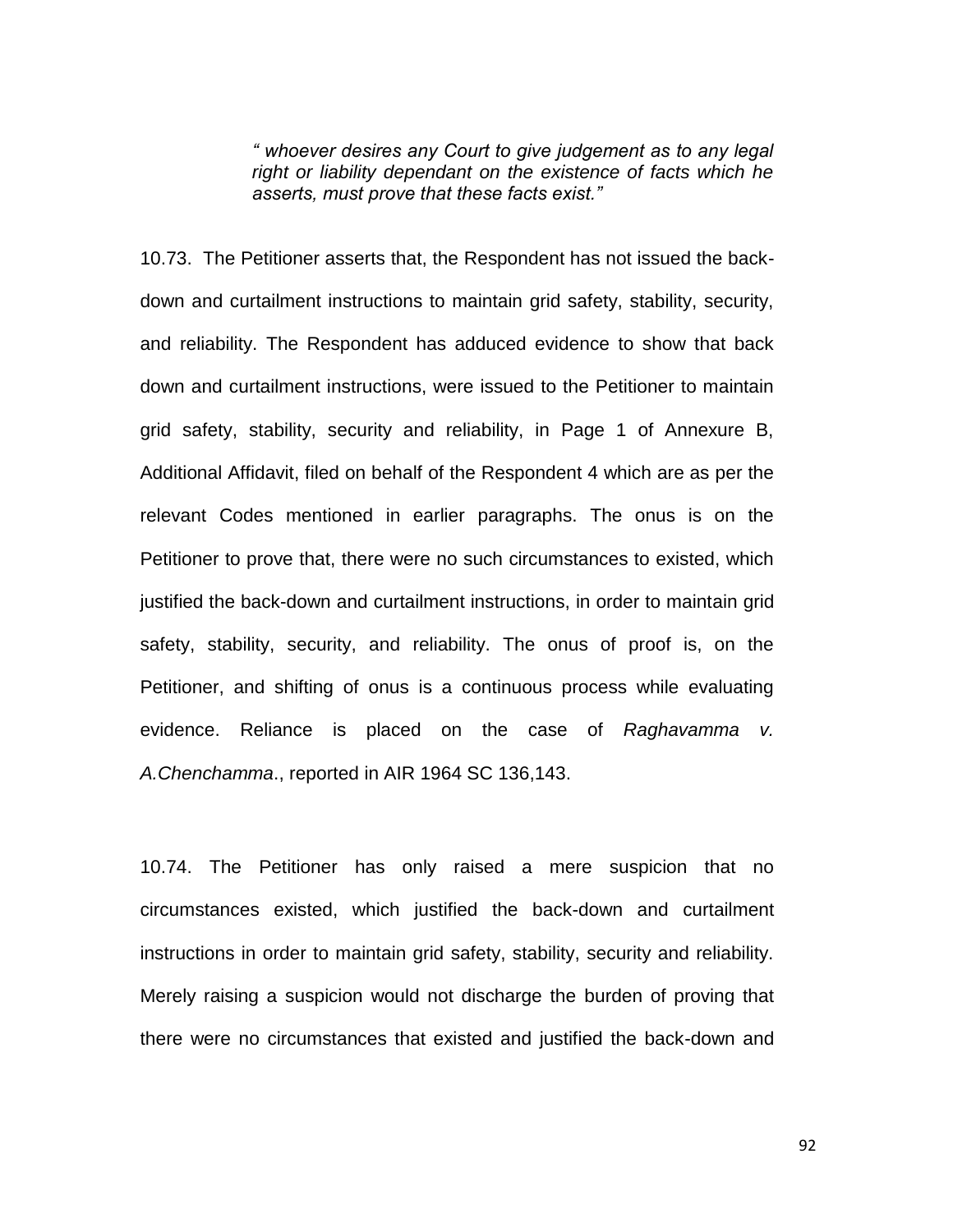> *" whoever desires any Court to give judgement as to any legal right or liability dependant on the existence of facts which he asserts, must prove that these facts exist."*

10.73. The Petitioner asserts that, the Respondent has not issued the back-down and curtailment instructions to maintain grid safety, stability, security, and reliability. The Respondent has adduced evidence to show that back down and curtailment instructions, were issued to the Petitioner to maintain grid safety, stability, security and reliability, in Page 1 of Annexure B, Additional Affidavit, filed on behalf of the Respondent 4 which are as per the relevant Codes mentioned in earlier paragraphs. The onus is on the Petitioner to prove that, there were no such circumstances to existed, which justified the back-down and curtailment instructions, in order to maintain grid safety, stability, security, and reliability. The onus of proof is, on the Petitioner, and shifting of onus is a continuous process while evaluating evidence. Reliance is placed on the case of *Raghavamma v. A.Chenchamma*., reported in AIR 1964 SC 136,143.

10.74. The Petitioner has only raised a mere suspicion that no circumstances existed, which justified the back-down and curtailment instructions in order to maintain grid safety, stability, security and reliability. Merely raising a suspicion would not discharge the burden of proving that there were no circumstances that existed and justified the back-down and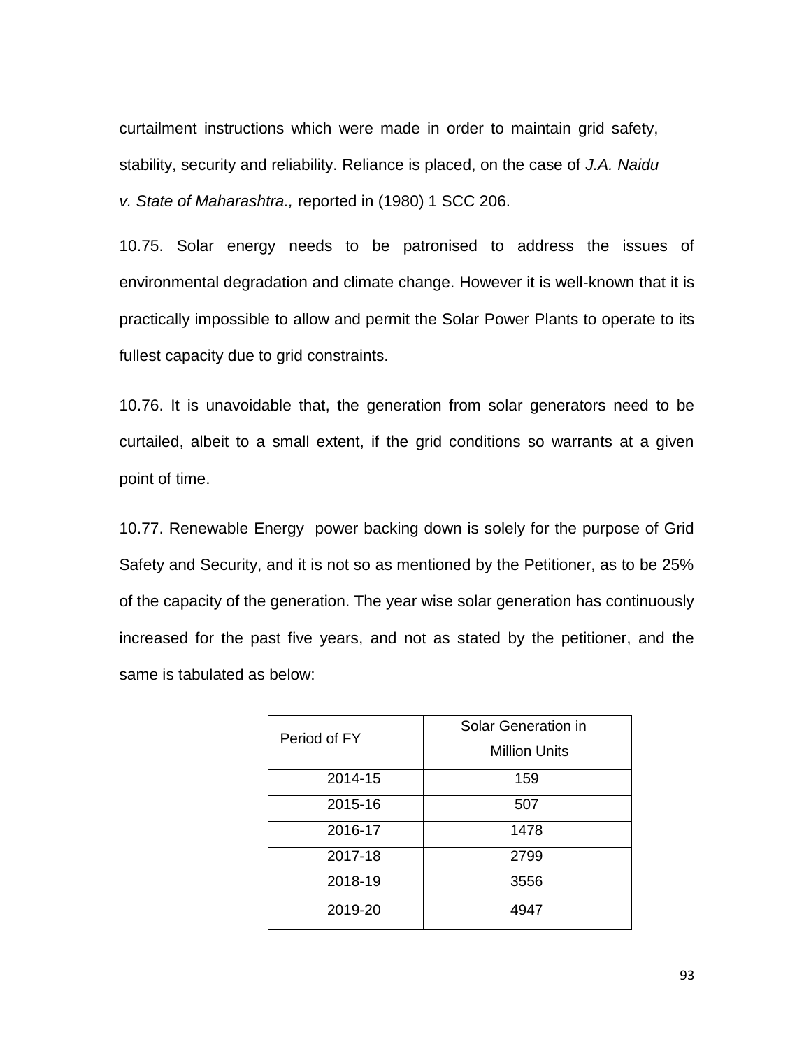curtailment instructions which were made in order to maintain grid safety, stability, security and reliability. Reliance is placed, on the case of *J.A. Naidu v. State of Maharashtra.,* reported in (1980) 1 SCC 206.

10.75. Solar energy needs to be patronised to address the issues of environmental degradation and climate change. However it is well-known that it is practically impossible to allow and permit the Solar Power Plants to operate to its fullest capacity due to grid constraints.

10.76. It is unavoidable that, the generation from solar generators need to be curtailed, albeit to a small extent, if the grid conditions so warrants at a given point of time.

10.77. Renewable Energy power backing down is solely for the purpose of Grid Safety and Security, and it is not so as mentioned by the Petitioner, as to be 25% of the capacity of the generation. The year wise solar generation has continuously increased for the past five years, and not as stated by the petitioner, and the same is tabulated as below:

| Period of FY | Solar Generation in Million Units |
|---|---|
| 2014-15 | 159 |
| 2015-16 | 507 |
| 2016-17 | 1478 |
| 2017-18 | 2799 |
| 2018-19 | 3556 |
| 2019-20 | 4947 |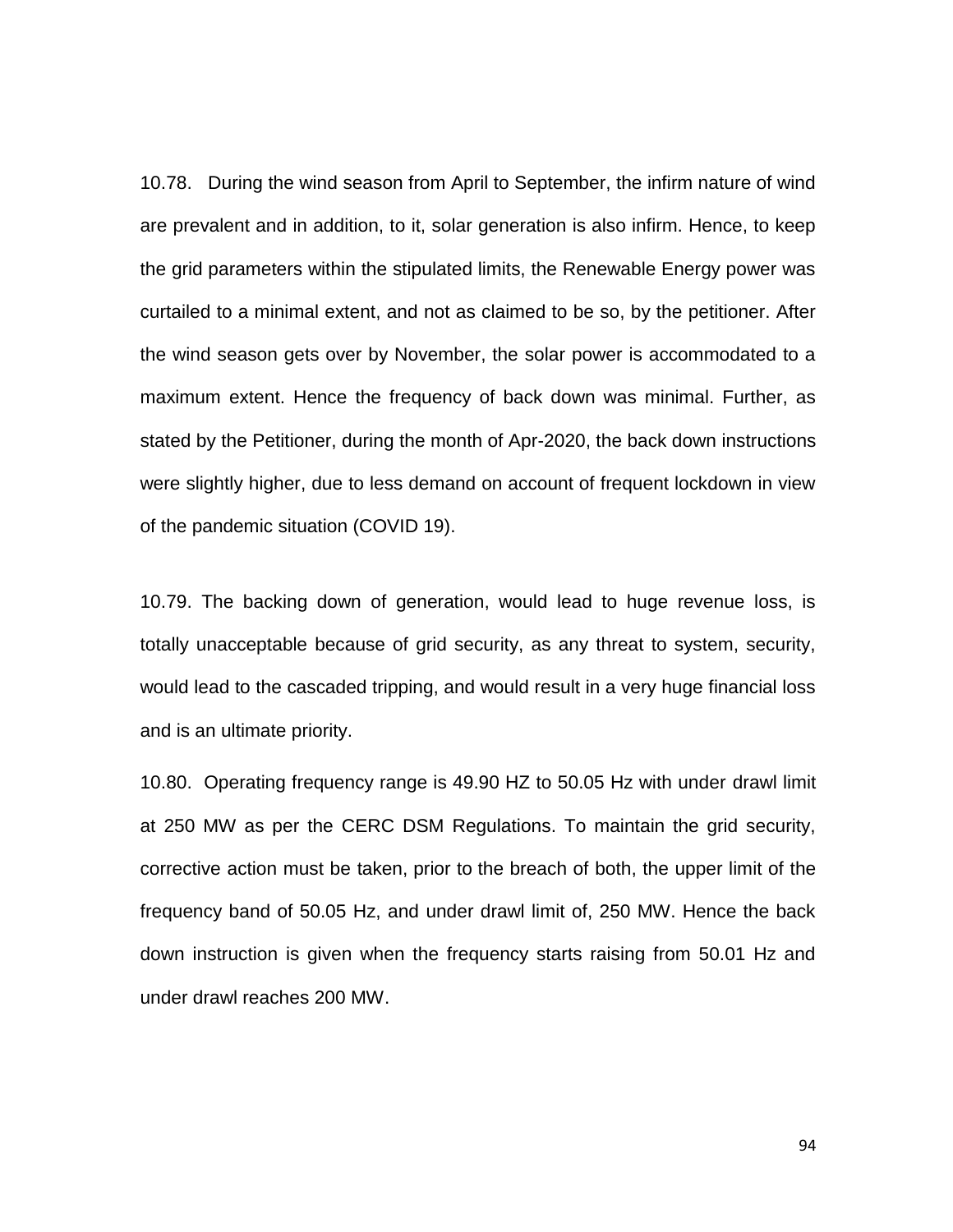10.78. During the wind season from April to September, the infirm nature of wind are prevalent and in addition, to it, solar generation is also infirm. Hence, to keep the grid parameters within the stipulated limits, the Renewable Energy power was curtailed to a minimal extent, and not as claimed to be so, by the petitioner. After the wind season gets over by November, the solar power is accommodated to a maximum extent. Hence the frequency of back down was minimal. Further, as stated by the Petitioner, during the month of Apr-2020, the back down instructions were slightly higher, due to less demand on account of frequent lockdown in view of the pandemic situation (COVID 19).

10.79. The backing down of generation, would lead to huge revenue loss, is totally unacceptable because of grid security, as any threat to system, security, would lead to the cascaded tripping, and would result in a very huge financial loss and is an ultimate priority.

10.80. Operating frequency range is 49.90 HZ to 50.05 Hz with under drawl limit at 250 MW as per the CERC DSM Regulations. To maintain the grid security, corrective action must be taken, prior to the breach of both, the upper limit of the frequency band of 50.05 Hz, and under drawl limit of, 250 MW. Hence the back down instruction is given when the frequency starts raising from 50.01 Hz and under drawl reaches 200 MW.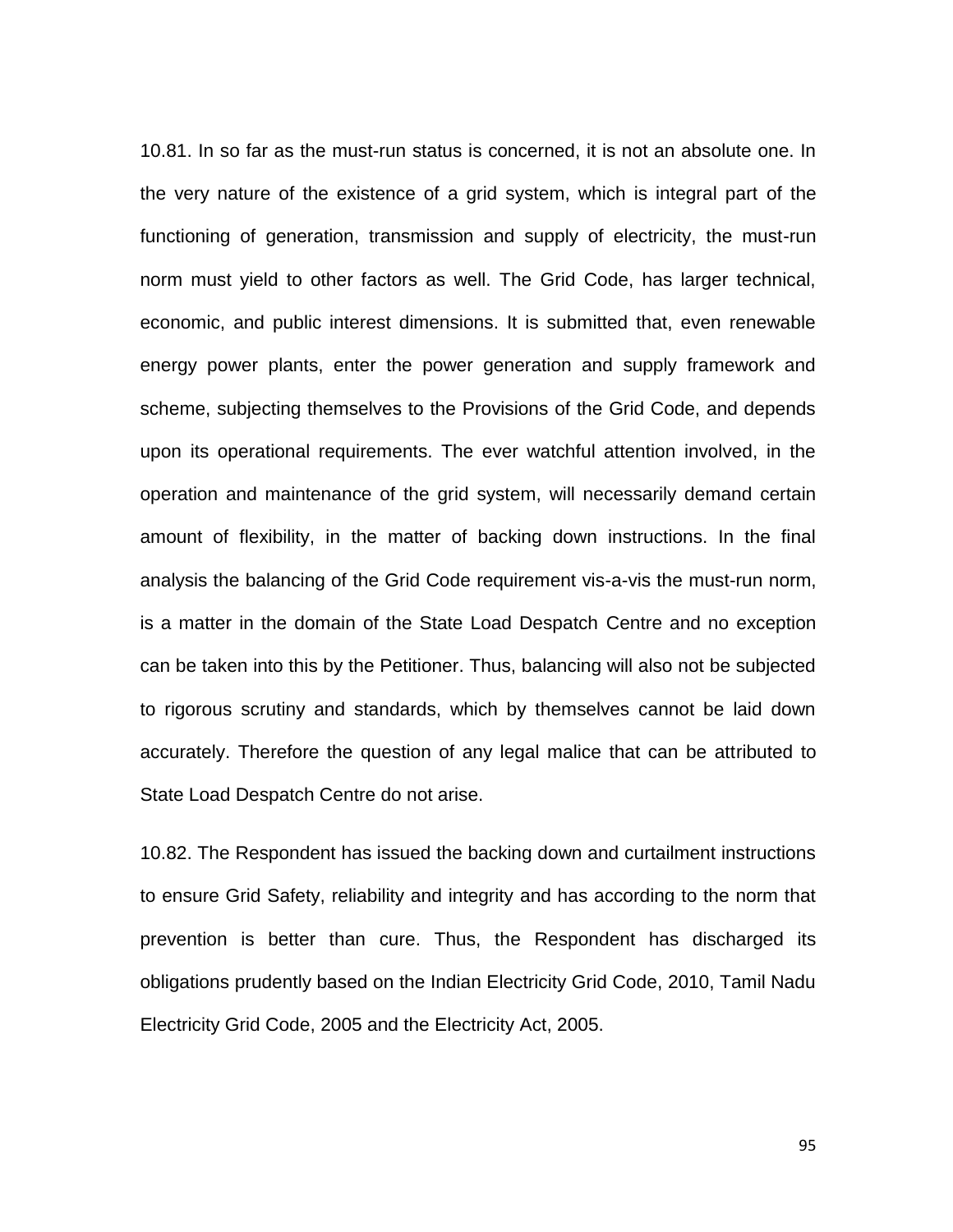10.81. In so far as the must-run status is concerned, it is not an absolute one. In the very nature of the existence of a grid system, which is integral part of the functioning of generation, transmission and supply of electricity, the must-run norm must yield to other factors as well. The Grid Code, has larger technical, economic, and public interest dimensions. It is submitted that, even renewable energy power plants, enter the power generation and supply framework and scheme, subjecting themselves to the Provisions of the Grid Code, and depends upon its operational requirements. The ever watchful attention involved, in the operation and maintenance of the grid system, will necessarily demand certain amount of flexibility, in the matter of backing down instructions. In the final analysis the balancing of the Grid Code requirement vis-a-vis the must-run norm, is a matter in the domain of the State Load Despatch Centre and no exception can be taken into this by the Petitioner. Thus, balancing will also not be subjected to rigorous scrutiny and standards, which by themselves cannot be laid down accurately. Therefore the question of any legal malice that can be attributed to State Load Despatch Centre do not arise.

10.82. The Respondent has issued the backing down and curtailment instructions to ensure Grid Safety, reliability and integrity and has according to the norm that prevention is better than cure. Thus, the Respondent has discharged its obligations prudently based on the Indian Electricity Grid Code, 2010, Tamil Nadu Electricity Grid Code, 2005 and the Electricity Act, 2005.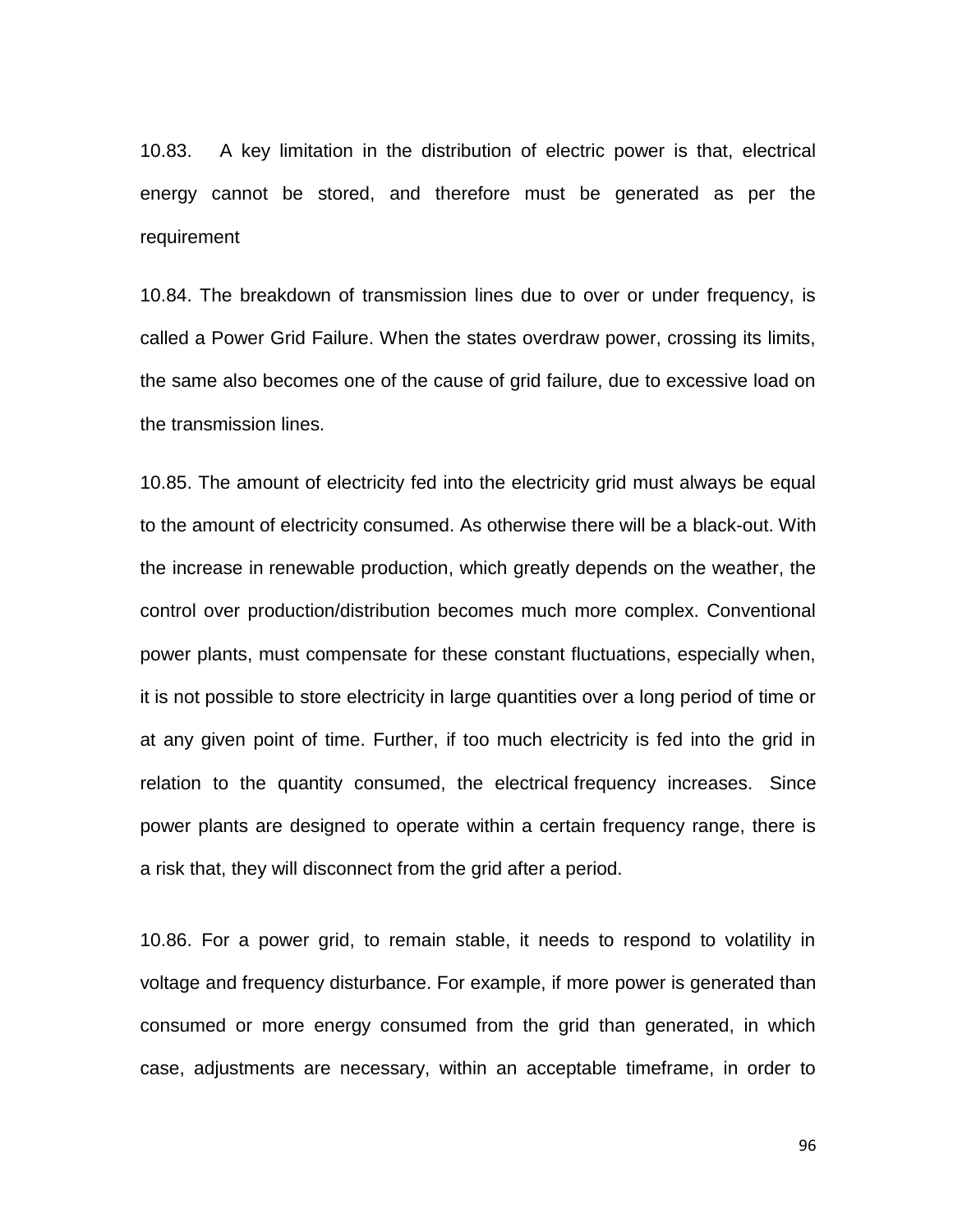10.83. A key limitation in the distribution of electric power is that, electrical energy cannot be stored, and therefore must be generated as per the requirement

10.84. The breakdown of transmission lines due to over or under frequency, is called a Power Grid Failure. When the states overdraw power, crossing its limits, the same also becomes one of the cause of grid failure, due to excessive load on the transmission lines.

10.85. The amount of electricity fed into the electricity grid must always be equal to the amount of electricity consumed. As otherwise there will be a black-out. With the increase in renewable production, which greatly depends on the weather, the control over production/distribution becomes much more complex. Conventional power plants, must compensate for these constant fluctuations, especially when, it is not possible to store electricity in large quantities over a long period of time or at any given point of time. Further, if too much electricity is fed into the grid in relation to the quantity consumed, the electrical frequency increases. Since power plants are designed to operate within a certain frequency range, there is a risk that, they will disconnect from the grid after a period.

10.86. For a power grid, to remain stable, it needs to respond to volatility in voltage and frequency disturbance. For example, if more power is generated than consumed or more energy consumed from the grid than generated, in which case, adjustments are necessary, within an acceptable timeframe, in order to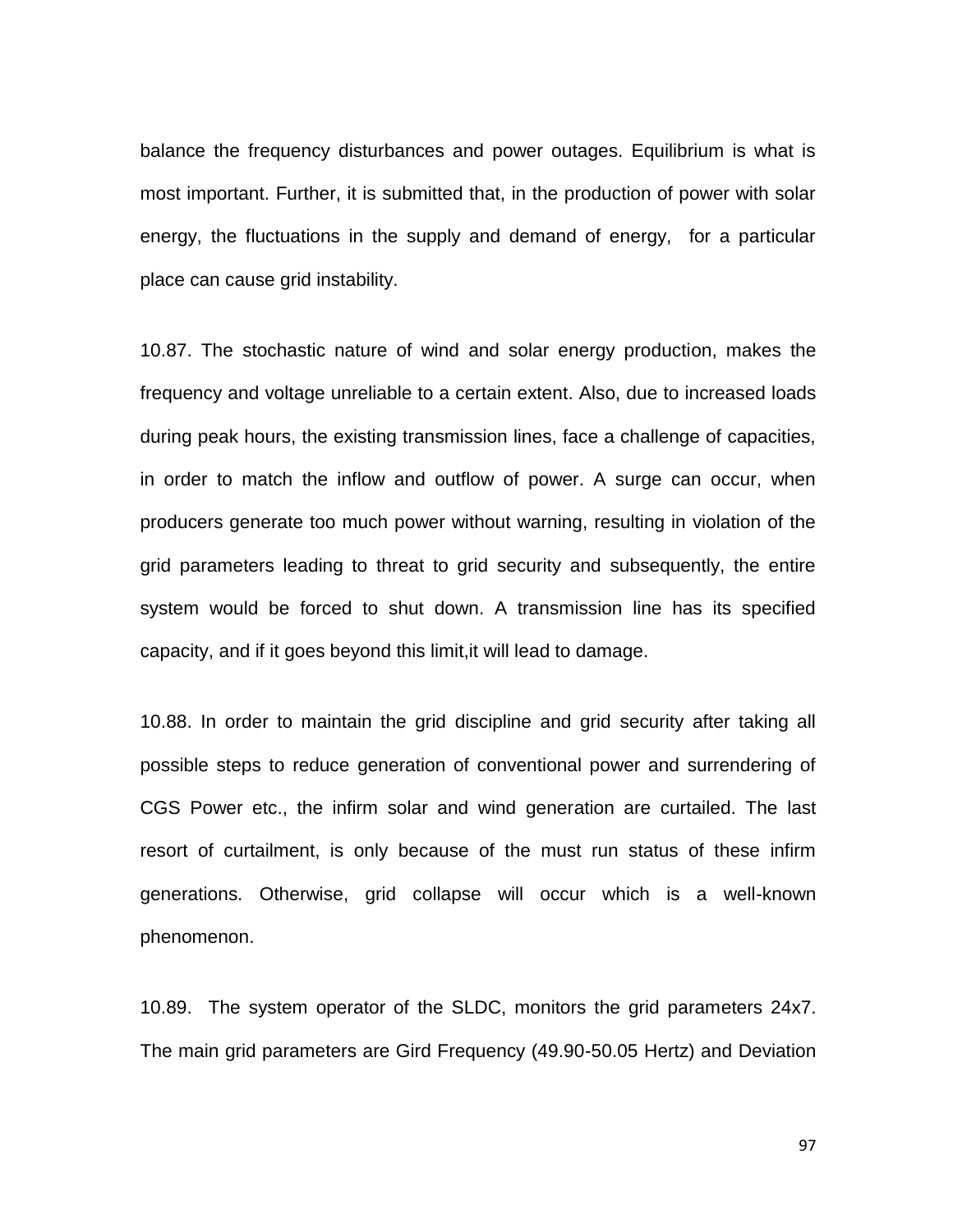balance the frequency disturbances and power outages. Equilibrium is what is most important. Further, it is submitted that, in the production of power with solar energy, the fluctuations in the supply and demand of energy, for a particular place can cause grid instability.

10.87. The stochastic nature of wind and solar energy production, makes the frequency and voltage unreliable to a certain extent. Also, due to increased loads during peak hours, the existing transmission lines, face a challenge of capacities, in order to match the inflow and outflow of power. A surge can occur, when producers generate too much power without warning, resulting in violation of the grid parameters leading to threat to grid security and subsequently, the entire system would be forced to shut down. A transmission line has its specified capacity, and if it goes beyond this limit,it will lead to damage.

10.88. In order to maintain the grid discipline and grid security after taking all possible steps to reduce generation of conventional power and surrendering of CGS Power etc., the infirm solar and wind generation are curtailed. The last resort of curtailment, is only because of the must run status of these infirm generations. Otherwise, grid collapse will occur which is a well-known phenomenon.

10.89. The system operator of the SLDC, monitors the grid parameters 24x7. The main grid parameters are Gird Frequency (49.90-50.05 Hertz) and Deviation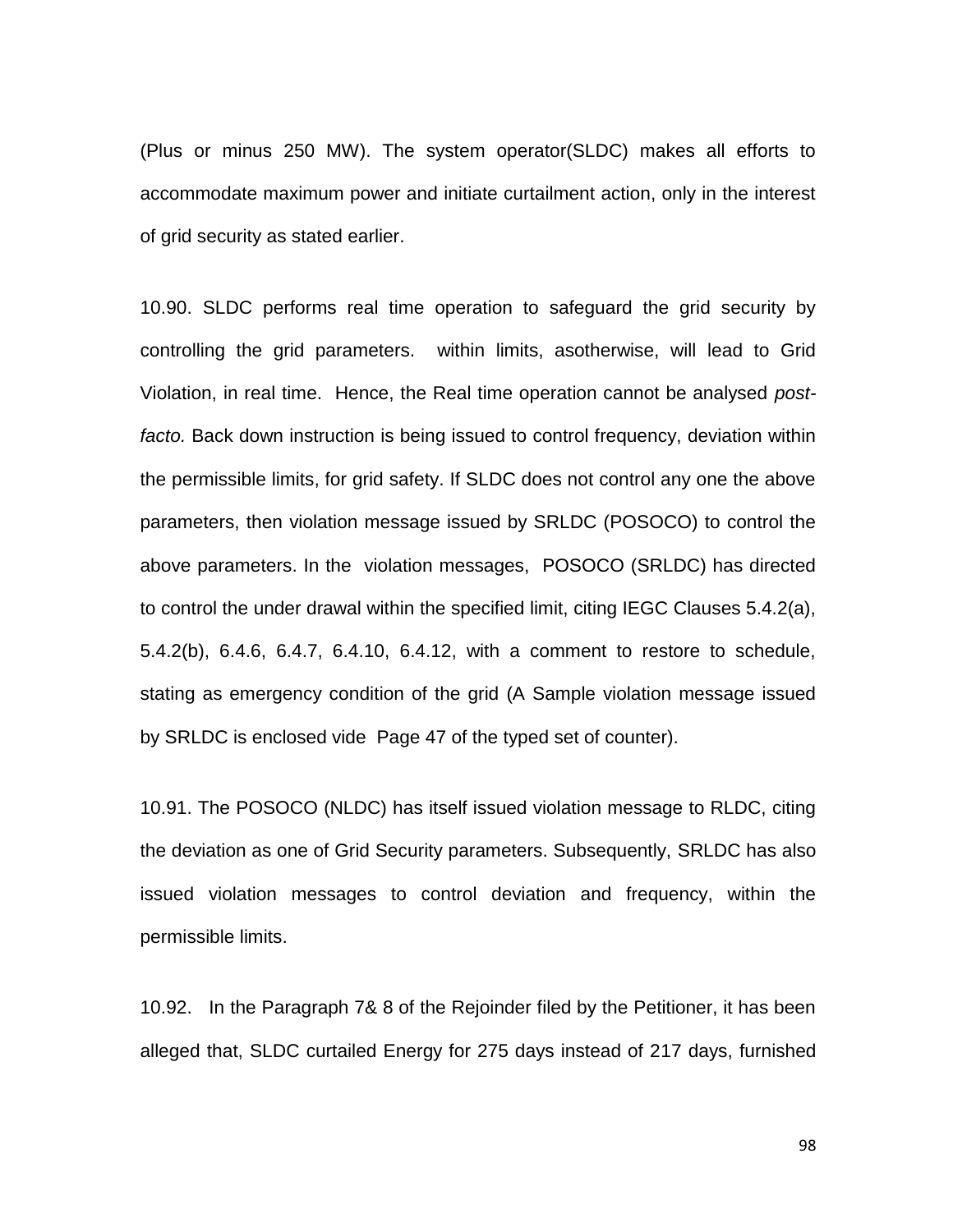(Plus or minus 250 MW). The system operator(SLDC) makes all efforts to accommodate maximum power and initiate curtailment action, only in the interest of grid security as stated earlier.

10.90. SLDC performs real time operation to safeguard the grid security by controlling the grid parameters. within limits, asotherwise, will lead to Grid Violation, in real time. Hence, the Real time operation cannot be analysed *post-facto.* Back down instruction is being issued to control frequency, deviation within the permissible limits, for grid safety. If SLDC does not control any one the above parameters, then violation message issued by SRLDC (POSOCO) to control the above parameters. In the violation messages, POSOCO (SRLDC) has directed to control the under drawal within the specified limit, citing IEGC Clauses 5.4.2(a), 5.4.2(b), 6.4.6, 6.4.7, 6.4.10, 6.4.12, with a comment to restore to schedule, stating as emergency condition of the grid (A Sample violation message issued by SRLDC is enclosed vide Page 47 of the typed set of counter).

10.91. The POSOCO (NLDC) has itself issued violation message to RLDC, citing the deviation as one of Grid Security parameters. Subsequently, SRLDC has also issued violation messages to control deviation and frequency, within the permissible limits.

10.92. In the Paragraph 7& 8 of the Rejoinder filed by the Petitioner, it has been alleged that, SLDC curtailed Energy for 275 days instead of 217 days, furnished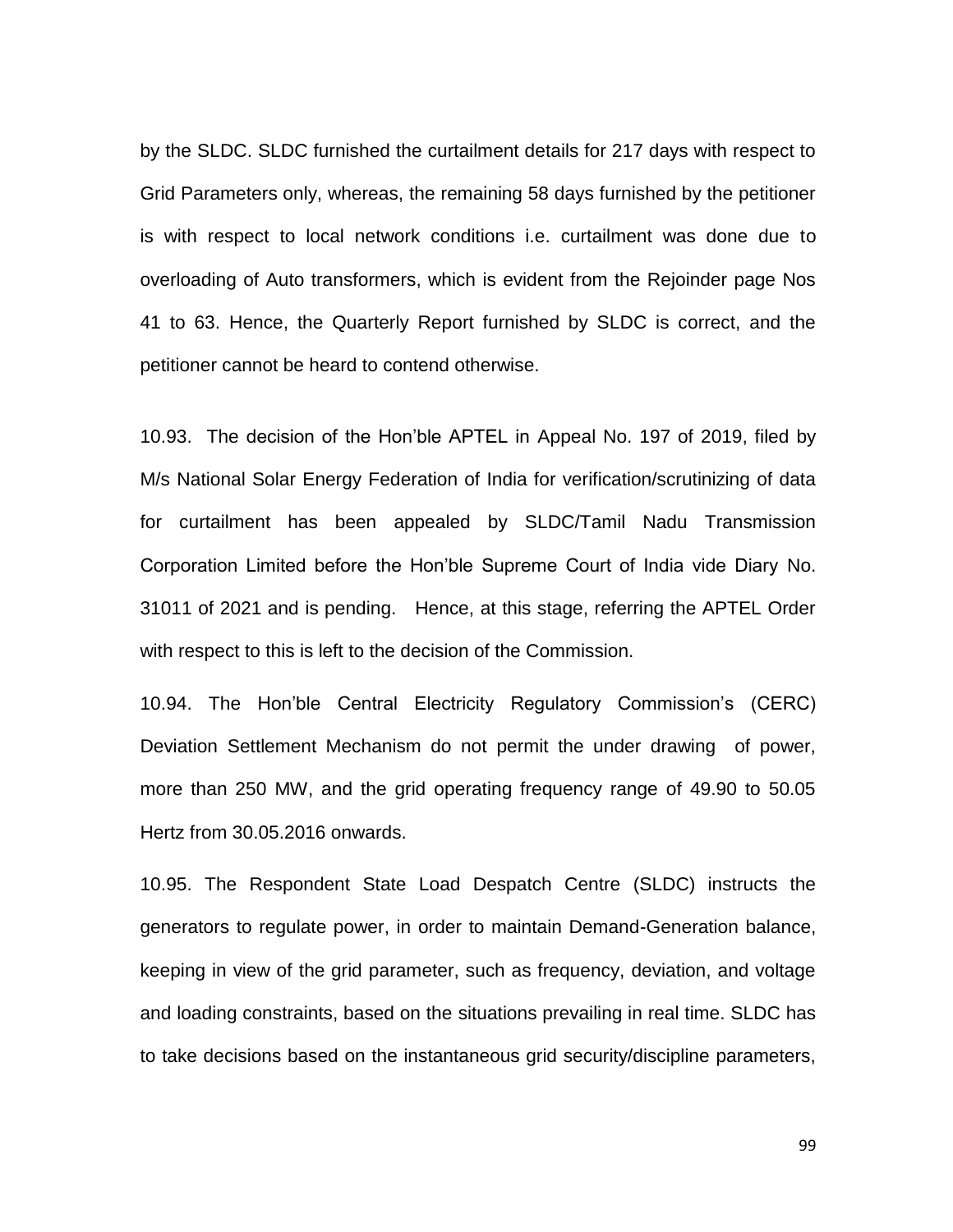by the SLDC. SLDC furnished the curtailment details for 217 days with respect to Grid Parameters only, whereas, the remaining 58 days furnished by the petitioner is with respect to local network conditions i.e. curtailment was done due to overloading of Auto transformers, which is evident from the Rejoinder page Nos 41 to 63. Hence, the Quarterly Report furnished by SLDC is correct, and the petitioner cannot be heard to contend otherwise.

10.93. The decision of the Hon'ble APTEL in Appeal No. 197 of 2019, filed by M/s National Solar Energy Federation of India for verification/scrutinizing of data for curtailment has been appealed by SLDC/Tamil Nadu Transmission Corporation Limited before the Hon'ble Supreme Court of India vide Diary No. 31011 of 2021 and is pending. Hence, at this stage, referring the APTEL Order with respect to this is left to the decision of the Commission.

10.94. The Hon'ble Central Electricity Regulatory Commission's (CERC) Deviation Settlement Mechanism do not permit the under drawing of power, more than 250 MW, and the grid operating frequency range of 49.90 to 50.05 Hertz from 30.05.2016 onwards.

10.95. The Respondent State Load Despatch Centre (SLDC) instructs the generators to regulate power, in order to maintain Demand-Generation balance, keeping in view of the grid parameter, such as frequency, deviation, and voltage and loading constraints, based on the situations prevailing in real time. SLDC has to take decisions based on the instantaneous grid security/discipline parameters,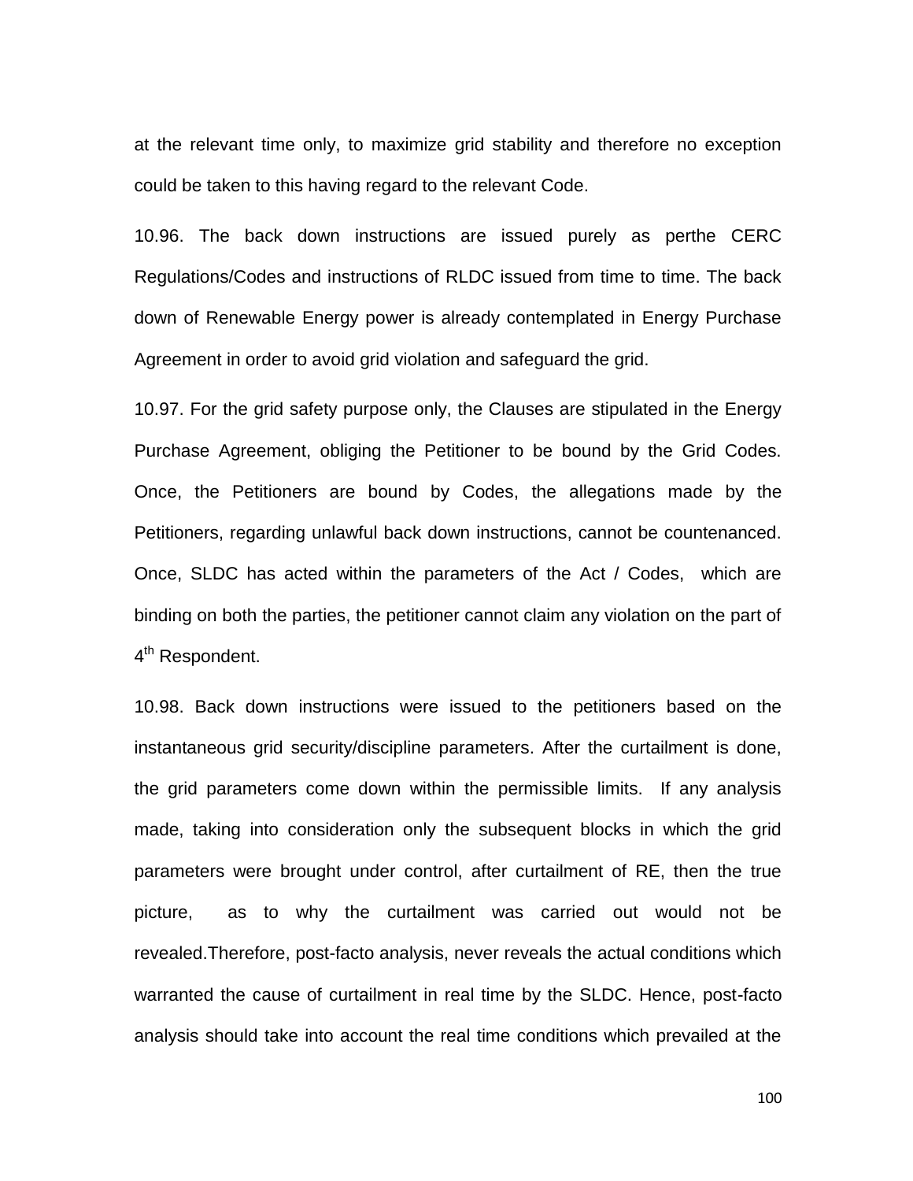at the relevant time only, to maximize grid stability and therefore no exception could be taken to this having regard to the relevant Code.

10.96. The back down instructions are issued purely as perthe CERC Regulations/Codes and instructions of RLDC issued from time to time. The back down of Renewable Energy power is already contemplated in Energy Purchase Agreement in order to avoid grid violation and safeguard the grid.

10.97. For the grid safety purpose only, the Clauses are stipulated in the Energy Purchase Agreement, obliging the Petitioner to be bound by the Grid Codes. Once, the Petitioners are bound by Codes, the allegations made by the Petitioners, regarding unlawful back down instructions, cannot be countenanced. Once, SLDC has acted within the parameters of the Act / Codes, which are binding on both the parties, the petitioner cannot claim any violation on the part of 4th Respondent.

10.98. Back down instructions were issued to the petitioners based on the instantaneous grid security/discipline parameters. After the curtailment is done, the grid parameters come down within the permissible limits. If any analysis made, taking into consideration only the subsequent blocks in which the grid parameters were brought under control, after curtailment of RE, then the true picture, as to why the curtailment was carried out would not be revealed.Therefore, post-facto analysis, never reveals the actual conditions which warranted the cause of curtailment in real time by the SLDC. Hence, post-facto analysis should take into account the real time conditions which prevailed at the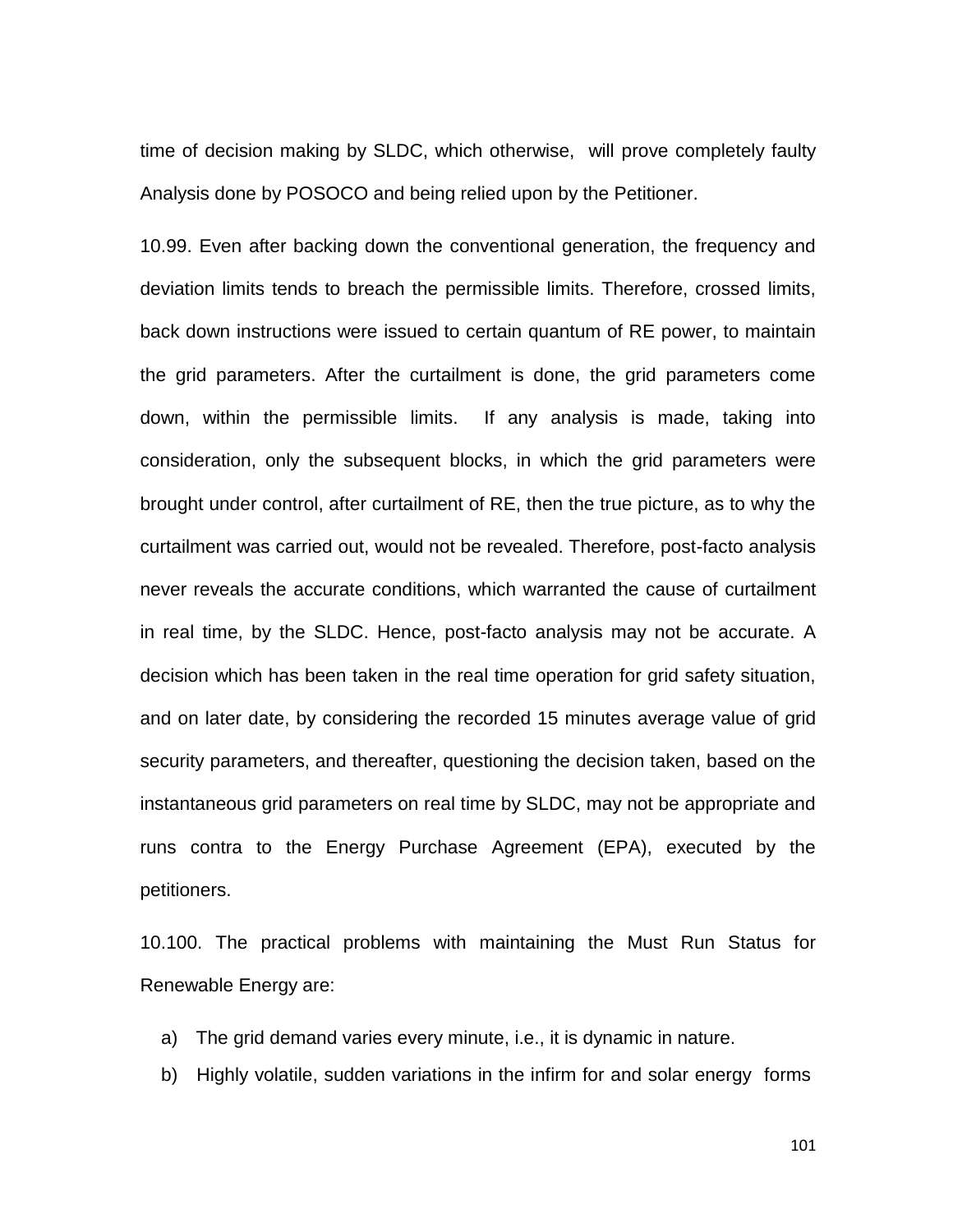time of decision making by SLDC, which otherwise, will prove completely faulty Analysis done by POSOCO and being relied upon by the Petitioner.

10.99. Even after backing down the conventional generation, the frequency and deviation limits tends to breach the permissible limits. Therefore, crossed limits, back down instructions were issued to certain quantum of RE power, to maintain the grid parameters. After the curtailment is done, the grid parameters come down, within the permissible limits. If any analysis is made, taking into consideration, only the subsequent blocks, in which the grid parameters were brought under control, after curtailment of RE, then the true picture, as to why the curtailment was carried out, would not be revealed. Therefore, post-facto analysis never reveals the accurate conditions, which warranted the cause of curtailment in real time, by the SLDC. Hence, post-facto analysis may not be accurate. A decision which has been taken in the real time operation for grid safety situation, and on later date, by considering the recorded 15 minutes average value of grid security parameters, and thereafter, questioning the decision taken, based on the instantaneous grid parameters on real time by SLDC, may not be appropriate and runs contra to the Energy Purchase Agreement (EPA), executed by the petitioners.

10.100. The practical problems with maintaining the Must Run Status for Renewable Energy are:

a) The grid demand varies every minute, i.e., it is dynamic in nature.
b) Highly volatile, sudden variations in the infirm for and solar energy forms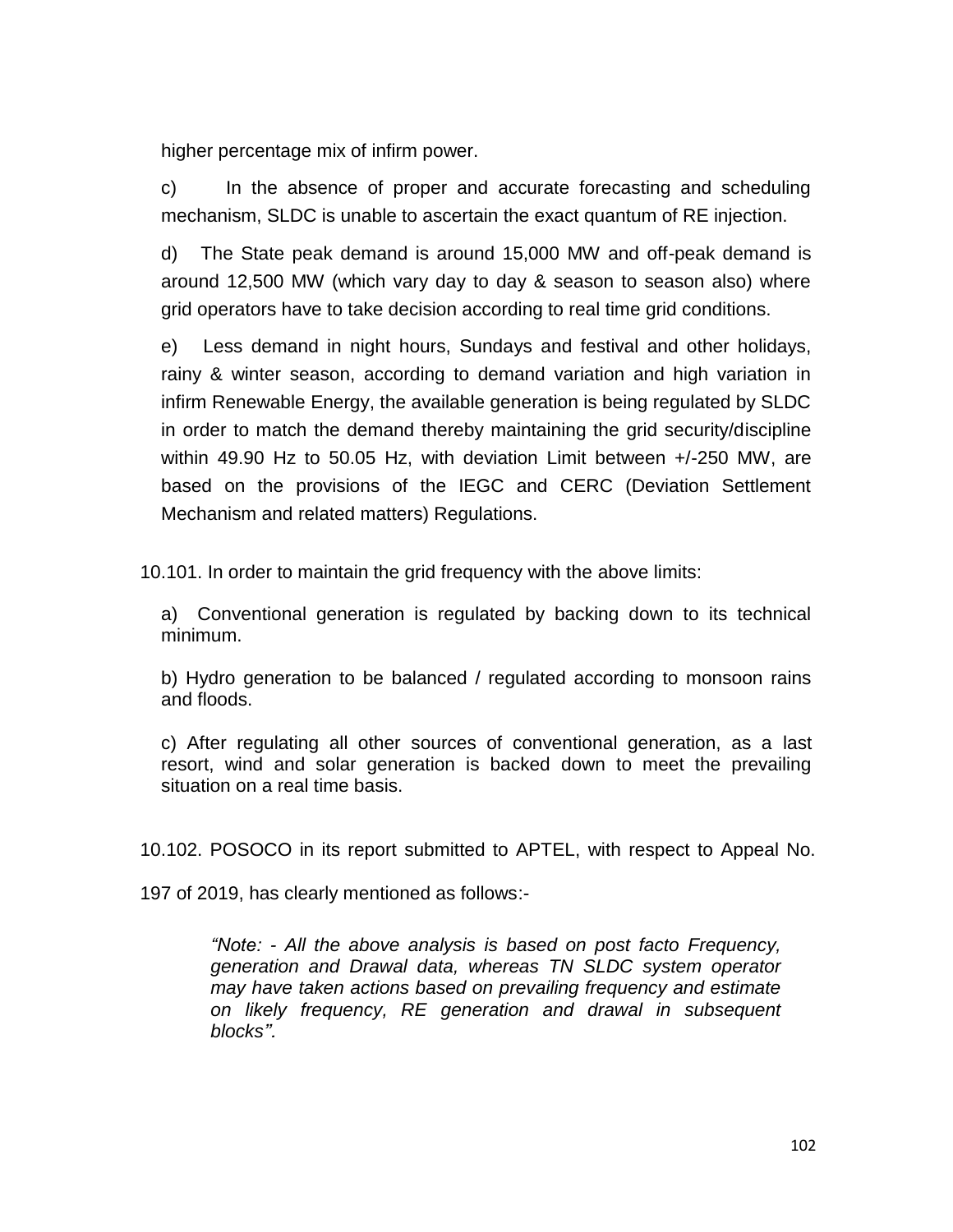higher percentage mix of infirm power.

c) In the absence of proper and accurate forecasting and scheduling mechanism, SLDC is unable to ascertain the exact quantum of RE injection.

d) The State peak demand is around 15,000 MW and off-peak demand is around 12,500 MW (which vary day to day & season to season also) where grid operators have to take decision according to real time grid conditions.

e) Less demand in night hours, Sundays and festival and other holidays, rainy & winter season, according to demand variation and high variation in infirm Renewable Energy, the available generation is being regulated by SLDC in order to match the demand thereby maintaining the grid security/discipline within 49.90 Hz to 50.05 Hz, with deviation Limit between +/-250 MW, are based on the provisions of the IEGC and CERC (Deviation Settlement Mechanism and related matters) Regulations.

10.101. In order to maintain the grid frequency with the above limits:

a) Conventional generation is regulated by backing down to its technical minimum.

b) Hydro generation to be balanced / regulated according to monsoon rains and floods.

c) After regulating all other sources of conventional generation, as a last resort, wind and solar generation is backed down to meet the prevailing situation on a real time basis.

10.102. POSOCO in its report submitted to APTEL, with respect to Appeal No. 197 of 2019, has clearly mentioned as follows:-

> *"Note: - All the above analysis is based on post facto Frequency, generation and Drawal data, whereas TN SLDC system operator may have taken actions based on prevailing frequency and estimate on likely frequency, RE generation and drawal in subsequent blocks".*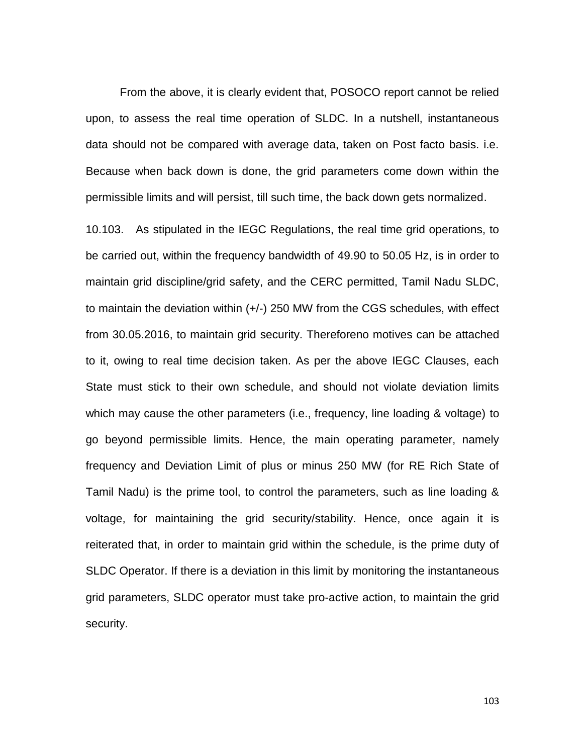From the above, it is clearly evident that, POSOCO report cannot be relied upon, to assess the real time operation of SLDC. In a nutshell, instantaneous data should not be compared with average data, taken on Post facto basis. i.e. Because when back down is done, the grid parameters come down within the permissible limits and will persist, till such time, the back down gets normalized.

10.103. As stipulated in the IEGC Regulations, the real time grid operations, to be carried out, within the frequency bandwidth of 49.90 to 50.05 Hz, is in order to maintain grid discipline/grid safety, and the CERC permitted, Tamil Nadu SLDC, to maintain the deviation within (+/-) 250 MW from the CGS schedules, with effect from 30.05.2016, to maintain grid security. Thereforeno motives can be attached to it, owing to real time decision taken. As per the above IEGC Clauses, each State must stick to their own schedule, and should not violate deviation limits which may cause the other parameters (i.e., frequency, line loading & voltage) to go beyond permissible limits. Hence, the main operating parameter, namely frequency and Deviation Limit of plus or minus 250 MW (for RE Rich State of Tamil Nadu) is the prime tool, to control the parameters, such as line loading & voltage, for maintaining the grid security/stability. Hence, once again it is reiterated that, in order to maintain grid within the schedule, is the prime duty of SLDC Operator. If there is a deviation in this limit by monitoring the instantaneous grid parameters, SLDC operator must take pro-active action, to maintain the grid security.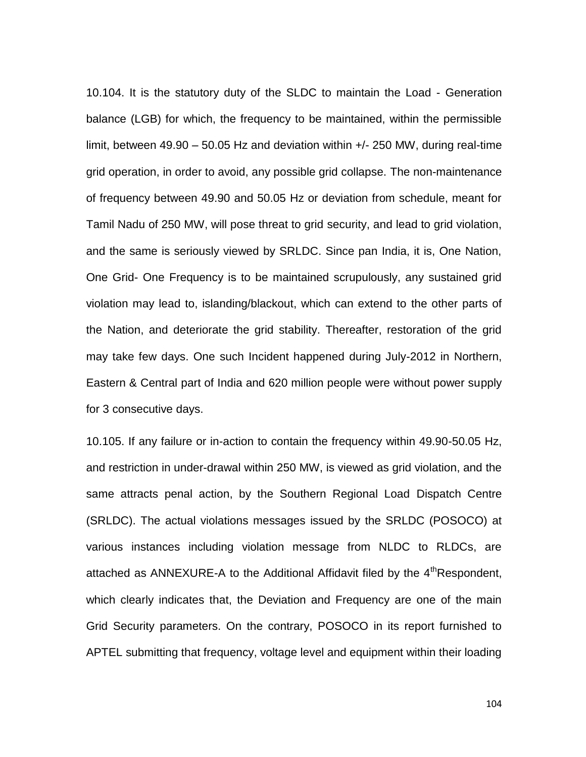10.104. It is the statutory duty of the SLDC to maintain the Load - Generation balance (LGB) for which, the frequency to be maintained, within the permissible limit, between 49.90 – 50.05 Hz and deviation within +/- 250 MW, during real-time grid operation, in order to avoid, any possible grid collapse. The non-maintenance of frequency between 49.90 and 50.05 Hz or deviation from schedule, meant for Tamil Nadu of 250 MW, will pose threat to grid security, and lead to grid violation, and the same is seriously viewed by SRLDC. Since pan India, it is, One Nation, One Grid- One Frequency is to be maintained scrupulously, any sustained grid violation may lead to, islanding/blackout, which can extend to the other parts of the Nation, and deteriorate the grid stability. Thereafter, restoration of the grid may take few days. One such Incident happened during July-2012 in Northern, Eastern & Central part of India and 620 million people were without power supply for 3 consecutive days.

10.105. If any failure or in-action to contain the frequency within 49.90-50.05 Hz, and restriction in under-drawal within 250 MW, is viewed as grid violation, and the same attracts penal action, by the Southern Regional Load Dispatch Centre (SRLDC). The actual violations messages issued by the SRLDC (POSOCO) at various instances including violation message from NLDC to RLDCs, are attached as ANNEXURE-A to the Additional Affidavit filed by the 4th Respondent, which clearly indicates that, the Deviation and Frequency are one of the main Grid Security parameters. On the contrary, POSOCO in its report furnished to APTEL submitting that frequency, voltage level and equipment within their loading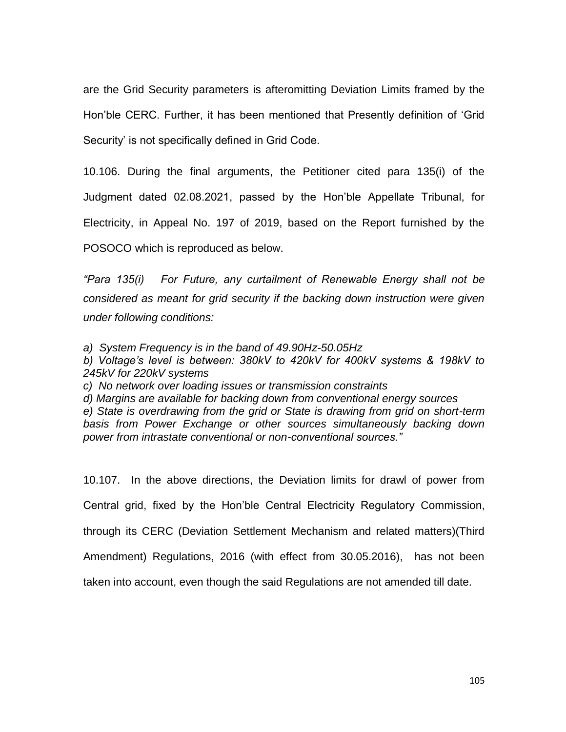are the Grid Security parameters is afteromitting Deviation Limits framed by the Hon'ble CERC. Further, it has been mentioned that Presently definition of 'Grid Security' is not specifically defined in Grid Code.

10.106. During the final arguments, the Petitioner cited para 135(i) of the Judgment dated 02.08.2021, passed by the Hon'ble Appellate Tribunal, for Electricity, in Appeal No. 197 of 2019, based on the Report furnished by the POSOCO which is reproduced as below.

*"Para 135(i) For Future, any curtailment of Renewable Energy shall not be considered as meant for grid security if the backing down instruction were given under following conditions:*

*a) System Frequency is in the band of 49.90Hz-50.05Hz*
*b) Voltage's level is between: 380kV to 420kV for 400kV systems & 198kV to 245kV for 220kV systems*
*c) No network over loading issues or transmission constraints*
*d) Margins are available for backing down from conventional energy sources*
*e) State is overdrawing from the grid or State is drawing from grid on short-term basis from Power Exchange or other sources simultaneously backing down power from intrastate conventional or non-conventional sources."*

10.107. In the above directions, the Deviation limits for drawl of power from Central grid, fixed by the Hon'ble Central Electricity Regulatory Commission, through its CERC (Deviation Settlement Mechanism and related matters)(Third Amendment) Regulations, 2016 (with effect from 30.05.2016), has not been taken into account, even though the said Regulations are not amended till date.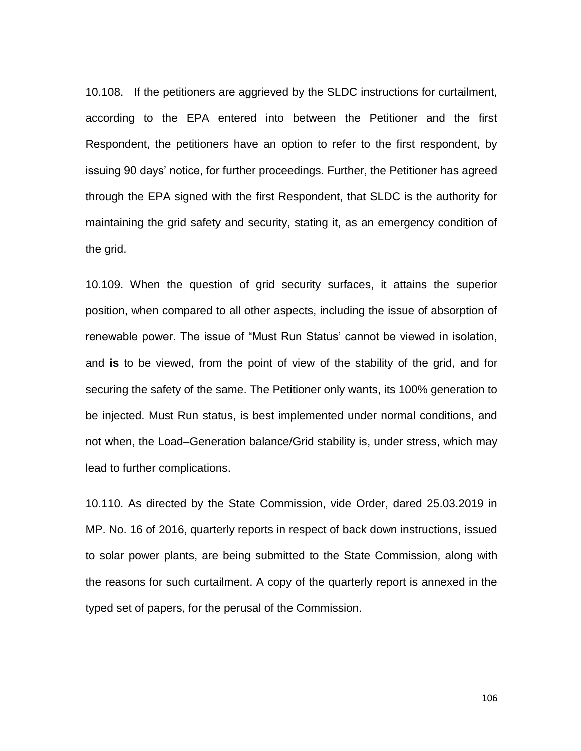10.108. If the petitioners are aggrieved by the SLDC instructions for curtailment, according to the EPA entered into between the Petitioner and the first Respondent, the petitioners have an option to refer to the first respondent, by issuing 90 days' notice, for further proceedings. Further, the Petitioner has agreed through the EPA signed with the first Respondent, that SLDC is the authority for maintaining the grid safety and security, stating it, as an emergency condition of the grid.

10.109. When the question of grid security surfaces, it attains the superior position, when compared to all other aspects, including the issue of absorption of renewable power. The issue of "Must Run Status' cannot be viewed in isolation, and **is** to be viewed, from the point of view of the stability of the grid, and for securing the safety of the same. The Petitioner only wants, its 100% generation to be injected. Must Run status, is best implemented under normal conditions, and not when, the Load–Generation balance/Grid stability is, under stress, which may lead to further complications.

10.110. As directed by the State Commission, vide Order, dared 25.03.2019 in MP. No. 16 of 2016, quarterly reports in respect of back down instructions, issued to solar power plants, are being submitted to the State Commission, along with the reasons for such curtailment. A copy of the quarterly report is annexed in the typed set of papers, for the perusal of the Commission.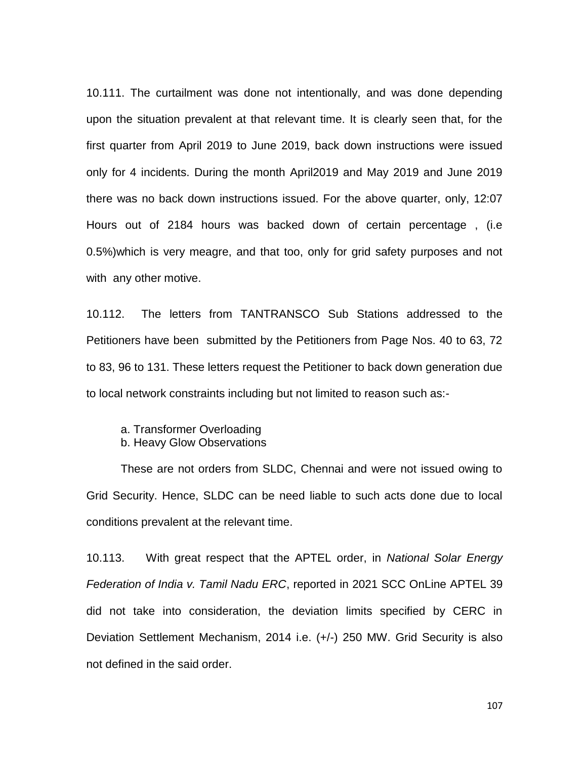10.111. The curtailment was done not intentionally, and was done depending upon the situation prevalent at that relevant time. It is clearly seen that, for the first quarter from April 2019 to June 2019, back down instructions were issued only for 4 incidents. During the month April2019 and May 2019 and June 2019 there was no back down instructions issued. For the above quarter, only, 12:07 Hours out of 2184 hours was backed down of certain percentage , (i.e 0.5%)which is very meagre, and that too, only for grid safety purposes and not with any other motive.

10.112. The letters from TANTRANSCO Sub Stations addressed to the Petitioners have been submitted by the Petitioners from Page Nos. 40 to 63, 72 to 83, 96 to 131. These letters request the Petitioner to back down generation due to local network constraints including but not limited to reason such as:-

a. Transformer Overloading
b. Heavy Glow Observations

These are not orders from SLDC, Chennai and were not issued owing to Grid Security. Hence, SLDC can be need liable to such acts done due to local conditions prevalent at the relevant time.

10.113. With great respect that the APTEL order, in *National Solar Energy Federation of India v. Tamil Nadu ERC*, reported in 2021 SCC OnLine APTEL 39 did not take into consideration, the deviation limits specified by CERC in Deviation Settlement Mechanism, 2014 i.e. (+/-) 250 MW. Grid Security is also not defined in the said order.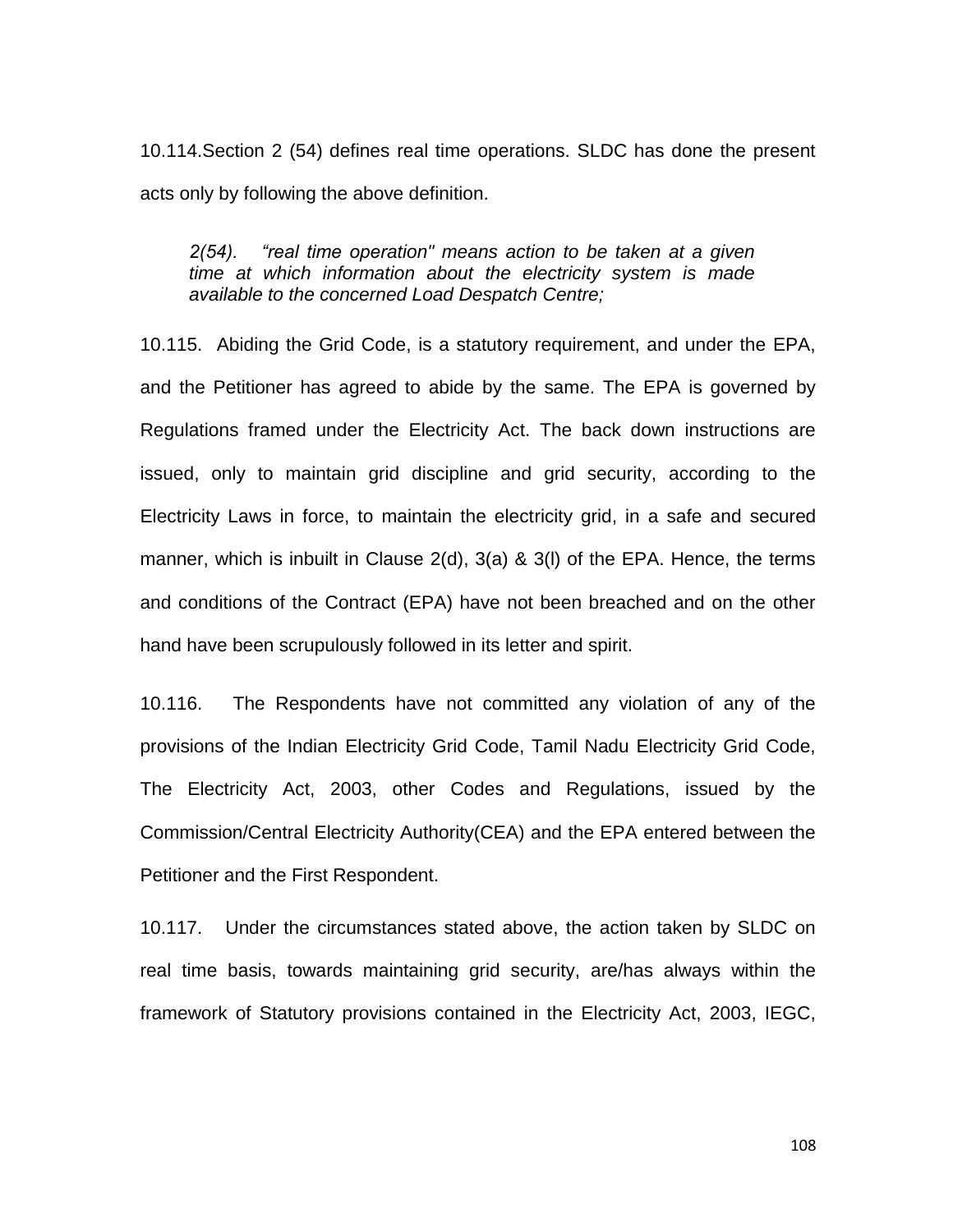10.114.Section 2 (54) defines real time operations. SLDC has done the present acts only by following the above definition.

> *2(54). “real time operation" means action to be taken at a given time at which information about the electricity system is made available to the concerned Load Despatch Centre;*

10.115. Abiding the Grid Code, is a statutory requirement, and under the EPA, and the Petitioner has agreed to abide by the same. The EPA is governed by Regulations framed under the Electricity Act. The back down instructions are issued, only to maintain grid discipline and grid security, according to the Electricity Laws in force, to maintain the electricity grid, in a safe and secured manner, which is inbuilt in Clause 2(d), 3(a) & 3(l) of the EPA. Hence, the terms and conditions of the Contract (EPA) have not been breached and on the other hand have been scrupulously followed in its letter and spirit.

10.116. The Respondents have not committed any violation of any of the provisions of the Indian Electricity Grid Code, Tamil Nadu Electricity Grid Code, The Electricity Act, 2003, other Codes and Regulations, issued by the Commission/Central Electricity Authority(CEA) and the EPA entered between the Petitioner and the First Respondent.

10.117. Under the circumstances stated above, the action taken by SLDC on real time basis, towards maintaining grid security, are/has always within the framework of Statutory provisions contained in the Electricity Act, 2003, IEGC,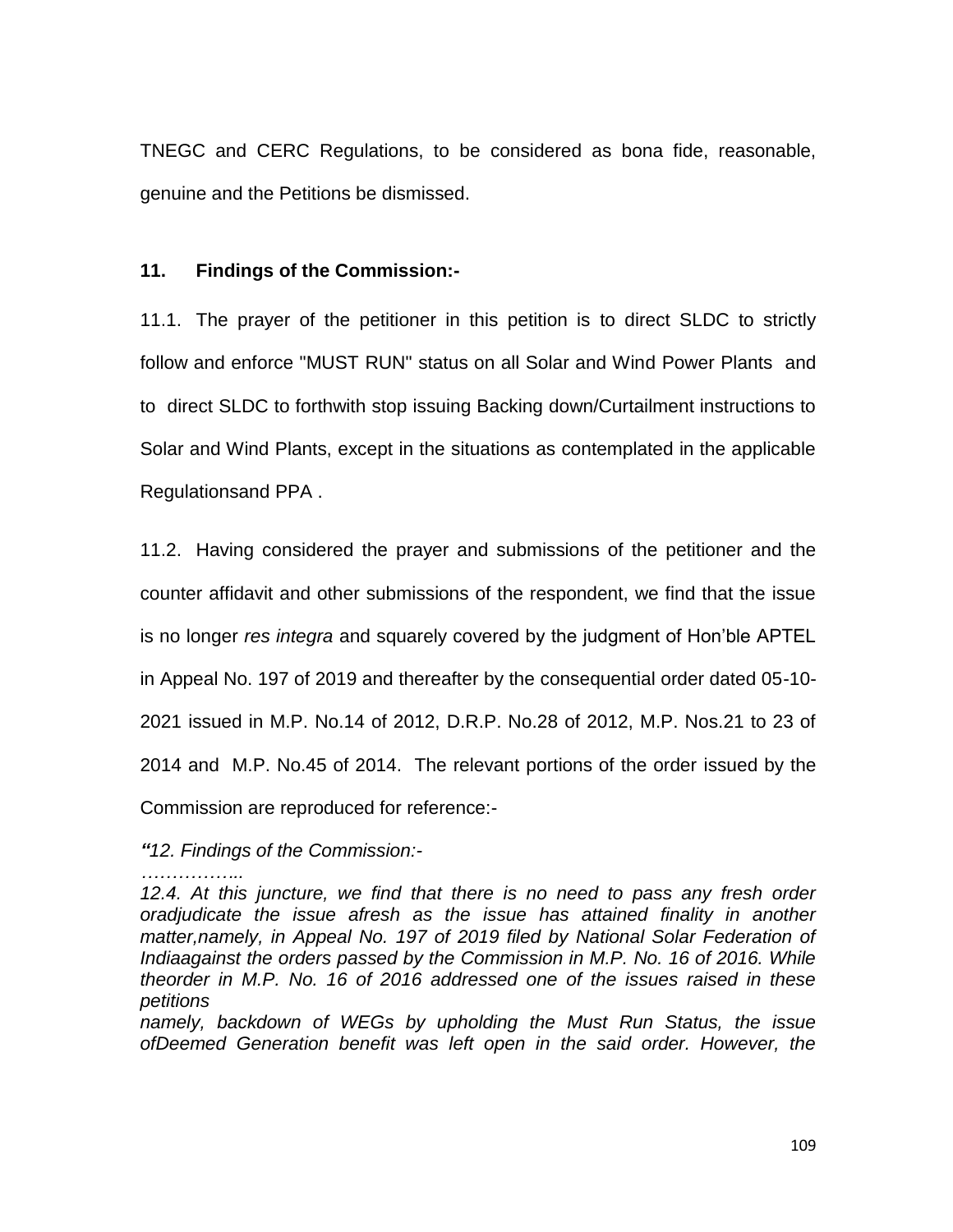TNEGC and CERC Regulations, to be considered as bona fide, reasonable, genuine and the Petitions be dismissed.

**11. Findings of the Commission:-**

11.1. The prayer of the petitioner in this petition is to direct SLDC to strictly follow and enforce "MUST RUN" status on all Solar and Wind Power Plants and to direct SLDC to forthwith stop issuing Backing down/Curtailment instructions to Solar and Wind Plants, except in the situations as contemplated in the applicable Regulationsand PPA .

11.2. Having considered the prayer and submissions of the petitioner and the counter affidavit and other submissions of the respondent, we find that the issue is no longer *res integra* and squarely covered by the judgment of Hon'ble APTEL in Appeal No. 197 of 2019 and thereafter by the consequential order dated 05-10-2021 issued in M.P. No.14 of 2012, D.R.P. No.28 of 2012, M.P. Nos.21 to 23 of 2014 and M.P. No.45 of 2014. The relevant portions of the order issued by the Commission are reproduced for reference:-

*"12. Findings of the Commission:-*

*……………..*

*12.4. At this juncture, we find that there is no need to pass any fresh order oradjudicate the issue afresh as the issue has attained finality in another matter,namely, in Appeal No. 197 of 2019 filed by National Solar Federation of Indiaagainst the orders passed by the Commission in M.P. No. 16 of 2016. While theorder in M.P. No. 16 of 2016 addressed one of the issues raised in these petitions*

*namely, backdown of WEGs by upholding the Must Run Status, the issue ofDeemed Generation benefit was left open in the said order. However, the*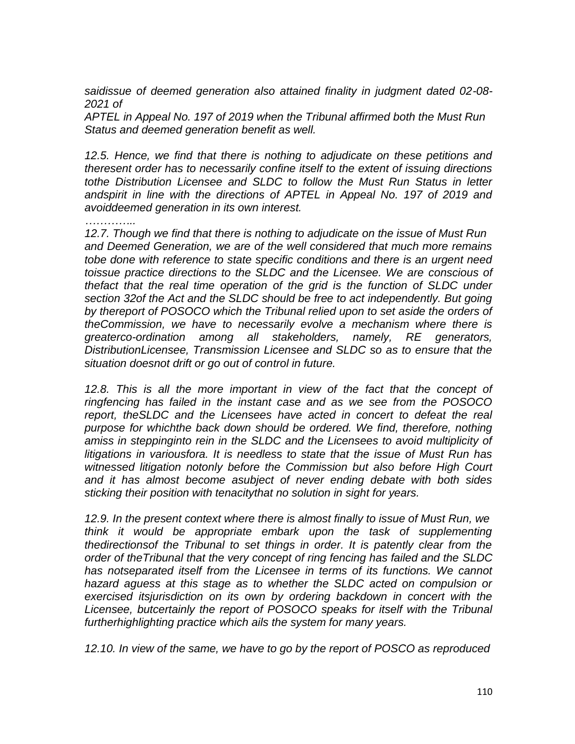*saidissue of deemed generation also attained finality in judgment dated 02-08-2021 of APTEL in Appeal No. 197 of 2019 when the Tribunal affirmed both the Must Run Status and deemed generation benefit as well.*

*12.5. Hence, we find that there is nothing to adjudicate on these petitions and theresent order has to necessarily confine itself to the extent of issuing directions tothe Distribution Licensee and SLDC to follow the Must Run Status in letter andspirit in line with the directions of APTEL in Appeal No. 197 of 2019 and avoiddeemed generation in its own interest.*

*…………..*

*12.7. Though we find that there is nothing to adjudicate on the issue of Must Run and Deemed Generation, we are of the well considered that much more remains tobe done with reference to state specific conditions and there is an urgent need toissue practice directions to the SLDC and the Licensee. We are conscious of thefact that the real time operation of the grid is the function of SLDC under section 32of the Act and the SLDC should be free to act independently. But going by thereport of POSOCO which the Tribunal relied upon to set aside the orders of theCommission, we have to necessarily evolve a mechanism where there is greaterco-ordination among all stakeholders, namely, RE generators, DistributionLicensee, Transmission Licensee and SLDC so as to ensure that the situation doesnot drift or go out of control in future.*

*12.8. This is all the more important in view of the fact that the concept of ringfencing has failed in the instant case and as we see from the POSOCO report, theSLDC and the Licensees have acted in concert to defeat the real purpose for whichthe back down should be ordered. We find, therefore, nothing amiss in steppinginto rein in the SLDC and the Licensees to avoid multiplicity of litigations in variousfora. It is needless to state that the issue of Must Run has witnessed litigation notonly before the Commission but also before High Court and it has almost become asubject of never ending debate with both sides sticking their position with tenacitythat no solution in sight for years.*

*12.9. In the present context where there is almost finally to issue of Must Run, we think it would be appropriate embark upon the task of supplementing thedirectionsof the Tribunal to set things in order. It is patently clear from the order of theTribunal that the very concept of ring fencing has failed and the SLDC has notseparated itself from the Licensee in terms of its functions. We cannot hazard aguess at this stage as to whether the SLDC acted on compulsion or exercised itsjurisdiction on its own by ordering backdown in concert with the Licensee, butcertainly the report of POSOCO speaks for itself with the Tribunal furtherhighlighting practice which ails the system for many years.*

*12.10. In view of the same, we have to go by the report of POSCO as reproduced*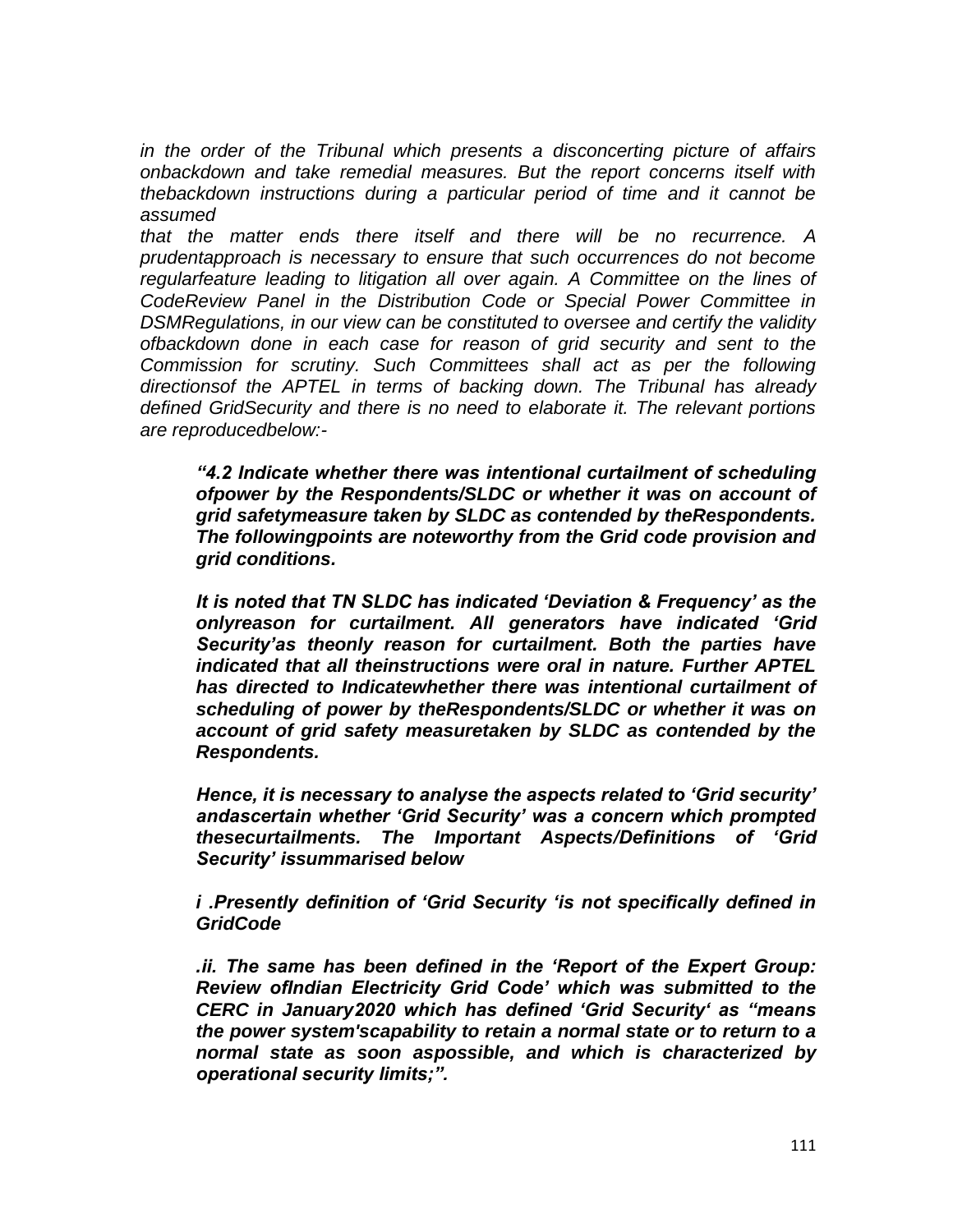*in the order of the Tribunal which presents a disconcerting picture of affairs onbackdown and take remedial measures. But the report concerns itself with thebackdown instructions during a particular period of time and it cannot be assumed*
*that the matter ends there itself and there will be no recurrence. A prudentapproach is necessary to ensure that such occurrences do not become regularfeature leading to litigation all over again. A Committee on the lines of CodeReview Panel in the Distribution Code or Special Power Committee in DSMRegulations, in our view can be constituted to oversee and certify the validity ofbackdown done in each case for reason of grid security and sent to the Commission for scrutiny. Such Committees shall act as per the following directionsof the APTEL in terms of backing down. The Tribunal has already defined GridSecurity and there is no need to elaborate it. The relevant portions are reproducedbelow:-*

> ***"4.2 Indicate whether there was intentional curtailment of scheduling ofpower by the Respondents/SLDC or whether it was on account of grid safetymeasure taken by SLDC as contended by theRespondents. The followingpoints are noteworthy from the Grid code provision and grid conditions.***
>
> ***It is noted that TN SLDC has indicated 'Deviation & Frequency' as the onlyreason for curtailment. All generators have indicated 'Grid Security'as theonly reason for curtailment. Both the parties have indicated that all theinstructions were oral in nature. Further APTEL has directed to Indicatewhether there was intentional curtailment of scheduling of power by theRespondents/SLDC or whether it was on account of grid safety measuretaken by SLDC as contended by the Respondents.***
>
> ***Hence, it is necessary to analyse the aspects related to 'Grid security' andascertain whether 'Grid Security' was a concern which prompted thesecurtailments. The Important Aspects/Definitions of 'Grid Security' issummarised below***
>
> ***i .Presently definition of 'Grid Security 'is not specifically defined in GridCode***
>
> ***.ii. The same has been defined in the 'Report of the Expert Group: Review ofIndian Electricity Grid Code' which was submitted to the CERC in January2020 which has defined 'Grid Security' as "means the power system'scapability to retain a normal state or to return to a normal state as soon aspossible, and which is characterized by operational security limits;".***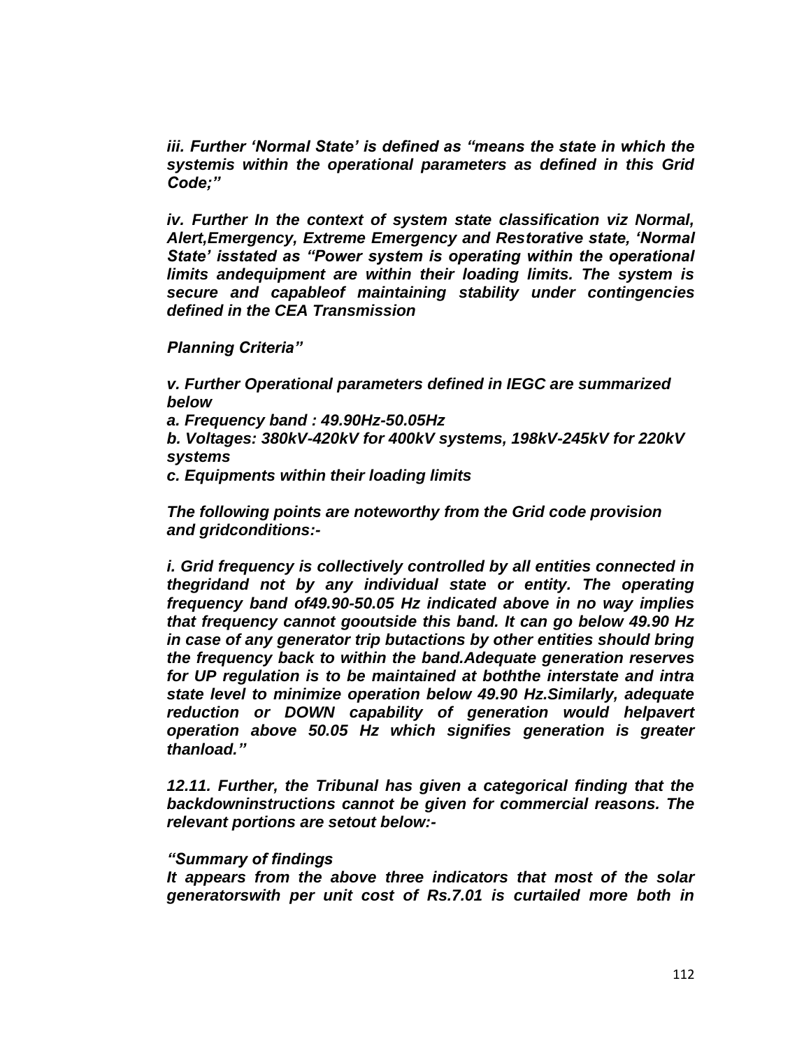*iii. Further 'Normal State' is defined as "means the state in which the systemis within the operational parameters as defined in this Grid Code;"*

*iv. Further In the context of system state classification viz Normal, Alert,Emergency, Extreme Emergency and Restorative state, 'Normal State' isstated as "Power system is operating within the operational limits andequipment are within their loading limits. The system is secure and capableof maintaining stability under contingencies defined in the CEA Transmission*

*Planning Criteria"*

*v. Further Operational parameters defined in IEGC are summarized below*

*a. Frequency band : 49.90Hz-50.05Hz*

*b. Voltages: 380kV-420kV for 400kV systems, 198kV-245kV for 220kV systems*

*c. Equipments within their loading limits*

*The following points are noteworthy from the Grid code provision and gridconditions:-*

*i. Grid frequency is collectively controlled by all entities connected in thegridand not by any individual state or entity. The operating frequency band of49.90-50.05 Hz indicated above in no way implies that frequency cannot gooutside this band. It can go below 49.90 Hz in case of any generator trip butactions by other entities should bring the frequency back to within the band.Adequate generation reserves for UP regulation is to be maintained at boththe interstate and intra state level to minimize operation below 49.90 Hz.Similarly, adequate reduction or DOWN capability of generation would helpavert operation above 50.05 Hz which signifies generation is greater thanload."*

*12.11. Further, the Tribunal has given a categorical finding that the backdowninstructions cannot be given for commercial reasons. The relevant portions are setout below:-*

*"Summary of findings*

*It appears from the above three indicators that most of the solar generatorswith per unit cost of Rs.7.01 is curtailed more both in*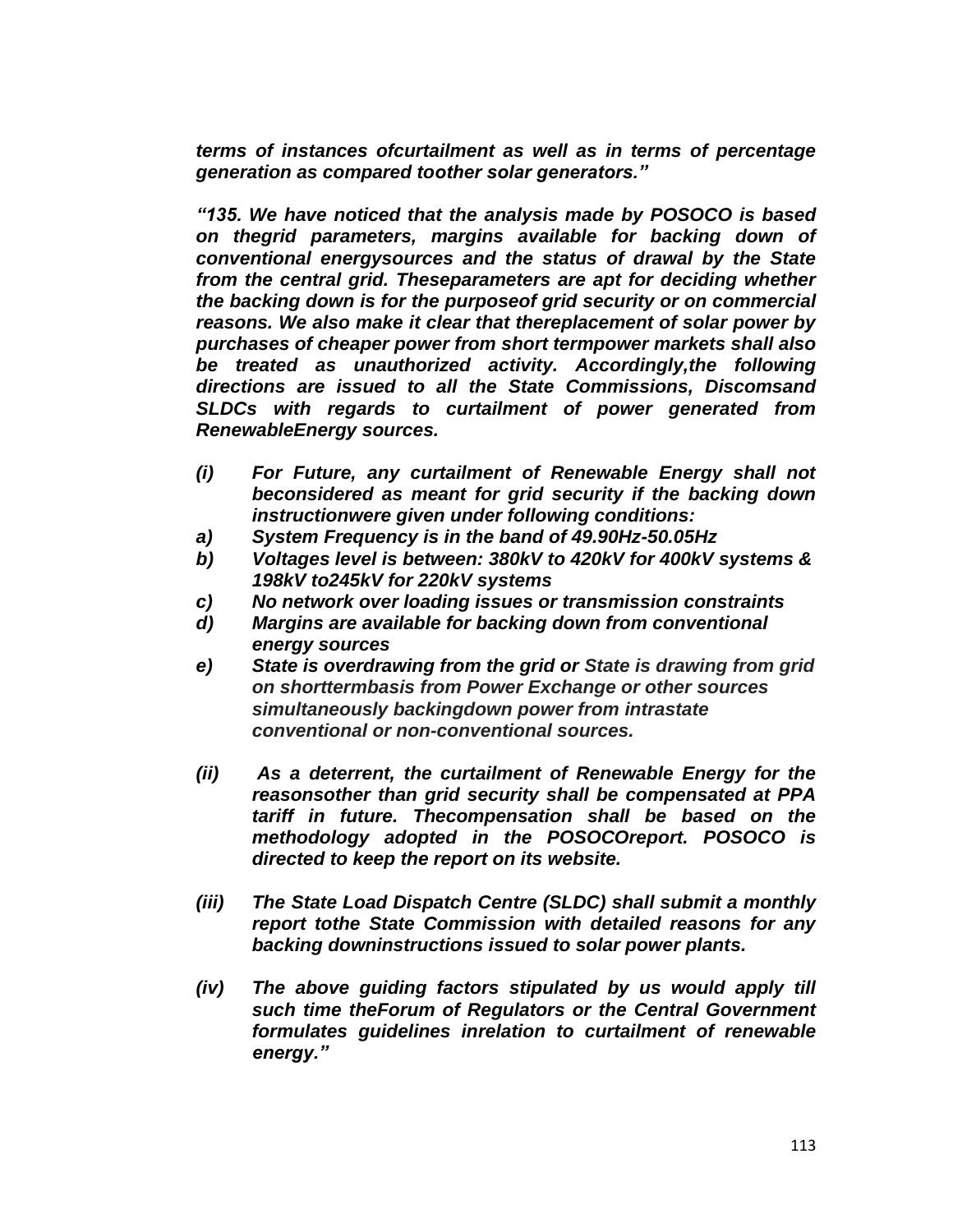***terms of instances ofcurtailment as well as in terms of percentage generation as compared toother solar generators."***

***"135. We have noticed that the analysis made by POSOCO is based on thegrid parameters, margins available for backing down of conventional energysources and the status of drawal by the State from the central grid. Theseparameters are apt for deciding whether the backing down is for the purposeof grid security or on commercial reasons. We also make it clear thatreplacement of solar power by purchases of cheaper power from short termpower markets shall also be treated as unauthorized activity. Accordingly,the following directions are issued to all the State Commissions, Discomsand SLDCs with regards to curtailment of power generated from RenewableEnergy sources.***

***(i) For Future, any curtailment of Renewable Energy shall not beconsidered as meant for grid security if the backing down instructionwere given under following conditions:***

***a) System Frequency is in the band of 49.90Hz-50.05Hz***

***b) Voltages level is between: 380kV to 420kV for 400kV systems & 198kV to245kV for 220kV systems***

***c) No network over loading issues or transmission constraints***

***d) Margins are available for backing down from conventional energy sources***

***e) State is overdrawing from the grid or State is drawing from grid on shorttermbasis from Power Exchange or other sources simultaneously backingdown power from intrastate conventional or non-conventional sources.***

***(ii) As a deterrent, the curtailment of Renewable Energy for the reasonsother than grid security shall be compensated at PPA tariff in future. Thecompensation shall be based on the methodology adopted in the POSOCOreport. POSOCO is directed to keep the report on its website.***

***(iii) The State Load Dispatch Centre (SLDC) shall submit a monthly report tothe State Commission with detailed reasons for any backing downinstructions issued to solar power plants.***

***(iv) The above guiding factors stipulated by us would apply till such time theForum of Regulators or the Central Government formulates guidelines inrelation to curtailment of renewable energy."***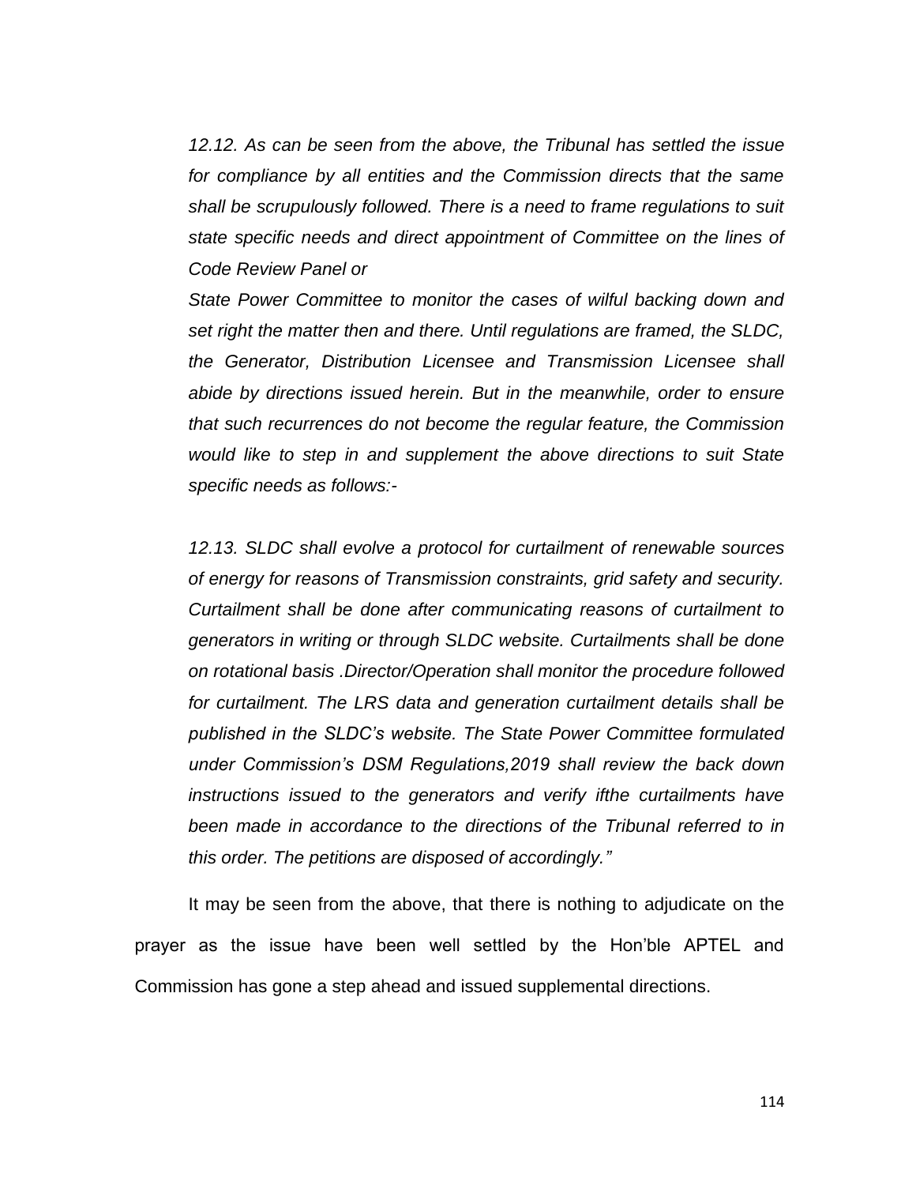*12.12. As can be seen from the above, the Tribunal has settled the issue for compliance by all entities and the Commission directs that the same shall be scrupulously followed. There is a need to frame regulations to suit state specific needs and direct appointment of Committee on the lines of Code Review Panel or*

*State Power Committee to monitor the cases of wilful backing down and set right the matter then and there. Until regulations are framed, the SLDC, the Generator, Distribution Licensee and Transmission Licensee shall abide by directions issued herein. But in the meanwhile, order to ensure that such recurrences do not become the regular feature, the Commission would like to step in and supplement the above directions to suit State specific needs as follows:-*

*12.13. SLDC shall evolve a protocol for curtailment of renewable sources of energy for reasons of Transmission constraints, grid safety and security. Curtailment shall be done after communicating reasons of curtailment to generators in writing or through SLDC website. Curtailments shall be done on rotational basis .Director/Operation shall monitor the procedure followed for curtailment. The LRS data and generation curtailment details shall be published in the SLDC's website. The State Power Committee formulated under Commission's DSM Regulations,2019 shall review the back down instructions issued to the generators and verify ifthe curtailments have been made in accordance to the directions of the Tribunal referred to in this order. The petitions are disposed of accordingly."*

It may be seen from the above, that there is nothing to adjudicate on the prayer as the issue have been well settled by the Hon'ble APTEL and Commission has gone a step ahead and issued supplemental directions.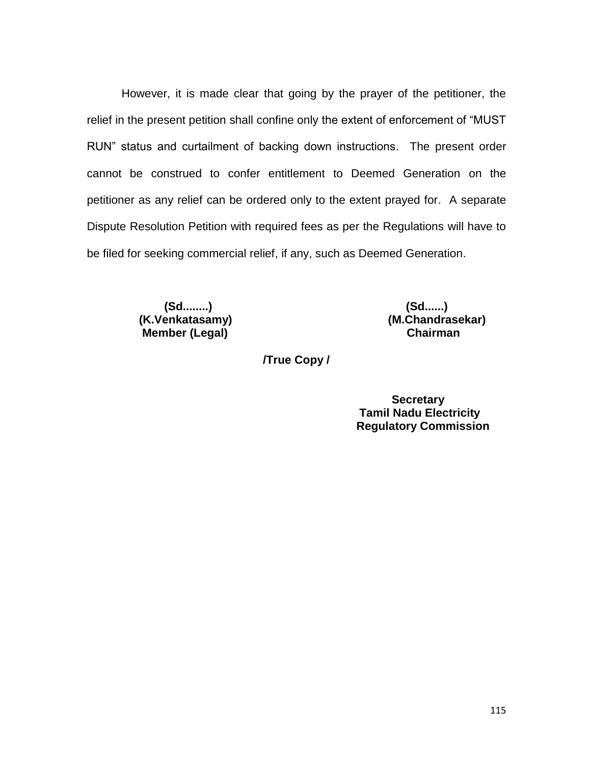However, it is made clear that going by the prayer of the petitioner, the relief in the present petition shall confine only the extent of enforcement of “MUST RUN” status and curtailment of backing down instructions. The present order cannot be construed to confer entitlement to Deemed Generation on the petitioner as any relief can be ordered only to the extent prayed for. A separate Dispute Resolution Petition with required fees as per the Regulations will have to be filed for seeking commercial relief, if any, such as Deemed Generation.

| | |
|---|---|
| **(Sd........)** | **(Sd......)** |
| **(K.Venkatasamy)** | **(M.Chandrasekar)** |
| **Member (Legal)** | **Chairman** |

**/True Copy /**

**Secretary**
**Tamil Nadu Electricity**
**Regulatory Commission**